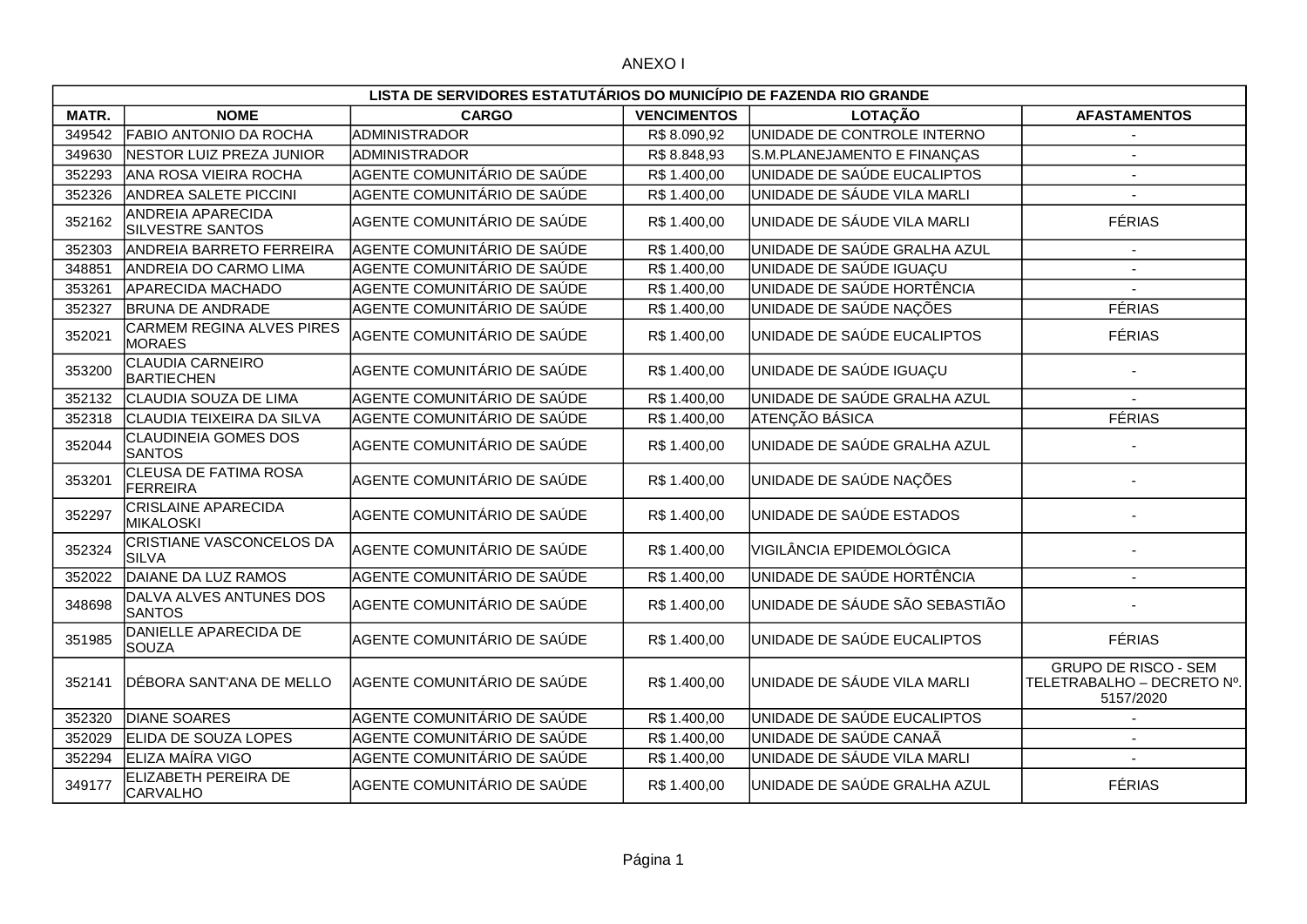ANEXO I

| LISTA DE SERVIDORES ESTATUTÁRIOS DO MUNICÍPIO DE FAZENDA RIO GRANDE | | | | | |
|---|---|---|---|---|---|
| **MATR.** | **NOME** | **CARGO** | **VENCIMENTOS** | **LOTAÇÃO** | **AFASTAMENTOS** |
| 349542 | FABIO ANTONIO DA ROCHA | ADMINISTRADOR | R$ 8.090,92 | UNIDADE DE CONTROLE INTERNO | - |
| 349630 | NESTOR LUIZ PREZA JUNIOR | ADMINISTRADOR | R$ 8.848,93 | S.M.PLANEJAMENTO E FINANÇAS | - |
| 352293 | ANA ROSA VIEIRA ROCHA | AGENTE COMUNITÁRIO DE SAÚDE | R$ 1.400,00 | UNIDADE DE SAÚDE EUCALIPTOS | - |
| 352326 | ANDREA SALETE PICCINI | AGENTE COMUNITÁRIO DE SAÚDE | R$ 1.400,00 | UNIDADE DE SÁUDE VILA MARLI | - |
| 352162 | ANDREIA APARECIDA SILVESTRE SANTOS | AGENTE COMUNITÁRIO DE SAÚDE | R$ 1.400,00 | UNIDADE DE SÁUDE VILA MARLI | FÉRIAS |
| 352303 | ANDREIA BARRETO FERREIRA | AGENTE COMUNITÁRIO DE SAÚDE | R$ 1.400,00 | UNIDADE DE SAÚDE GRALHA AZUL | - |
| 348851 | ANDREIA DO CARMO LIMA | AGENTE COMUNITÁRIO DE SAÚDE | R$ 1.400,00 | UNIDADE DE SAÚDE IGUAÇU | - |
| 353261 | APARECIDA MACHADO | AGENTE COMUNITÁRIO DE SAÚDE | R$ 1.400,00 | UNIDADE DE SAÚDE HORTÊNCIA | - |
| 352327 | BRUNA DE ANDRADE | AGENTE COMUNITÁRIO DE SAÚDE | R$ 1.400,00 | UNIDADE DE SAÚDE NAÇÕES | FÉRIAS |
| 352021 | CARMEM REGINA ALVES PIRES MORAES | AGENTE COMUNITÁRIO DE SAÚDE | R$ 1.400,00 | UNIDADE DE SAÚDE EUCALIPTOS | FÉRIAS |
| 353200 | CLAUDIA CARNEIRO BARTIECHEN | AGENTE COMUNITÁRIO DE SAÚDE | R$ 1.400,00 | UNIDADE DE SAÚDE IGUAÇU | - |
| 352132 | CLAUDIA SOUZA DE LIMA | AGENTE COMUNITÁRIO DE SAÚDE | R$ 1.400,00 | UNIDADE DE SAÚDE GRALHA AZUL | - |
| 352318 | CLAUDIA TEIXEIRA DA SILVA | AGENTE COMUNITÁRIO DE SAÚDE | R$ 1.400,00 | ATENÇÃO BÁSICA | FÉRIAS |
| 352044 | CLAUDINEIA GOMES DOS SANTOS | AGENTE COMUNITÁRIO DE SAÚDE | R$ 1.400,00 | UNIDADE DE SAÚDE GRALHA AZUL | - |
| 353201 | CLEUSA DE FATIMA ROSA FERREIRA | AGENTE COMUNITÁRIO DE SAÚDE | R$ 1.400,00 | UNIDADE DE SAÚDE NAÇÕES | - |
| 352297 | CRISLAINE APARECIDA MIKALOSKI | AGENTE COMUNITÁRIO DE SAÚDE | R$ 1.400,00 | UNIDADE DE SAÚDE ESTADOS | - |
| 352324 | CRISTIANE VASCONCELOS DA SILVA | AGENTE COMUNITÁRIO DE SAÚDE | R$ 1.400,00 | VIGILÂNCIA EPIDEMOLÓGICA | - |
| 352022 | DAIANE DA LUZ RAMOS | AGENTE COMUNITÁRIO DE SAÚDE | R$ 1.400,00 | UNIDADE DE SAÚDE HORTÊNCIA | - |
| 348698 | DALVA ALVES ANTUNES DOS SANTOS | AGENTE COMUNITÁRIO DE SAÚDE | R$ 1.400,00 | UNIDADE DE SÁUDE SÃO SEBASTIÃO | - |
| 351985 | DANIELLE APARECIDA DE SOUZA | AGENTE COMUNITÁRIO DE SAÚDE | R$ 1.400,00 | UNIDADE DE SAÚDE EUCALIPTOS | FÉRIAS |
| 352141 | DÉBORA SANT'ANA DE MELLO | AGENTE COMUNITÁRIO DE SAÚDE | R$ 1.400,00 | UNIDADE DE SÁUDE VILA MARLI | GRUPO DE RISCO - SEM TELETRABALHO – DECRETO Nº. 5157/2020 |
| 352320 | DIANE SOARES | AGENTE COMUNITÁRIO DE SAÚDE | R$ 1.400,00 | UNIDADE DE SAÚDE EUCALIPTOS | - |
| 352029 | ELIDA DE SOUZA LOPES | AGENTE COMUNITÁRIO DE SAÚDE | R$ 1.400,00 | UNIDADE DE SAÚDE CANAÃ | - |
| 352294 | ELIZA MAÍRA VIGO | AGENTE COMUNITÁRIO DE SAÚDE | R$ 1.400,00 | UNIDADE DE SÁUDE VILA MARLI | - |
| 349177 | ELIZABETH PEREIRA DE CARVALHO | AGENTE COMUNITÁRIO DE SAÚDE | R$ 1.400,00 | UNIDADE DE SAÚDE GRALHA AZUL | FÉRIAS |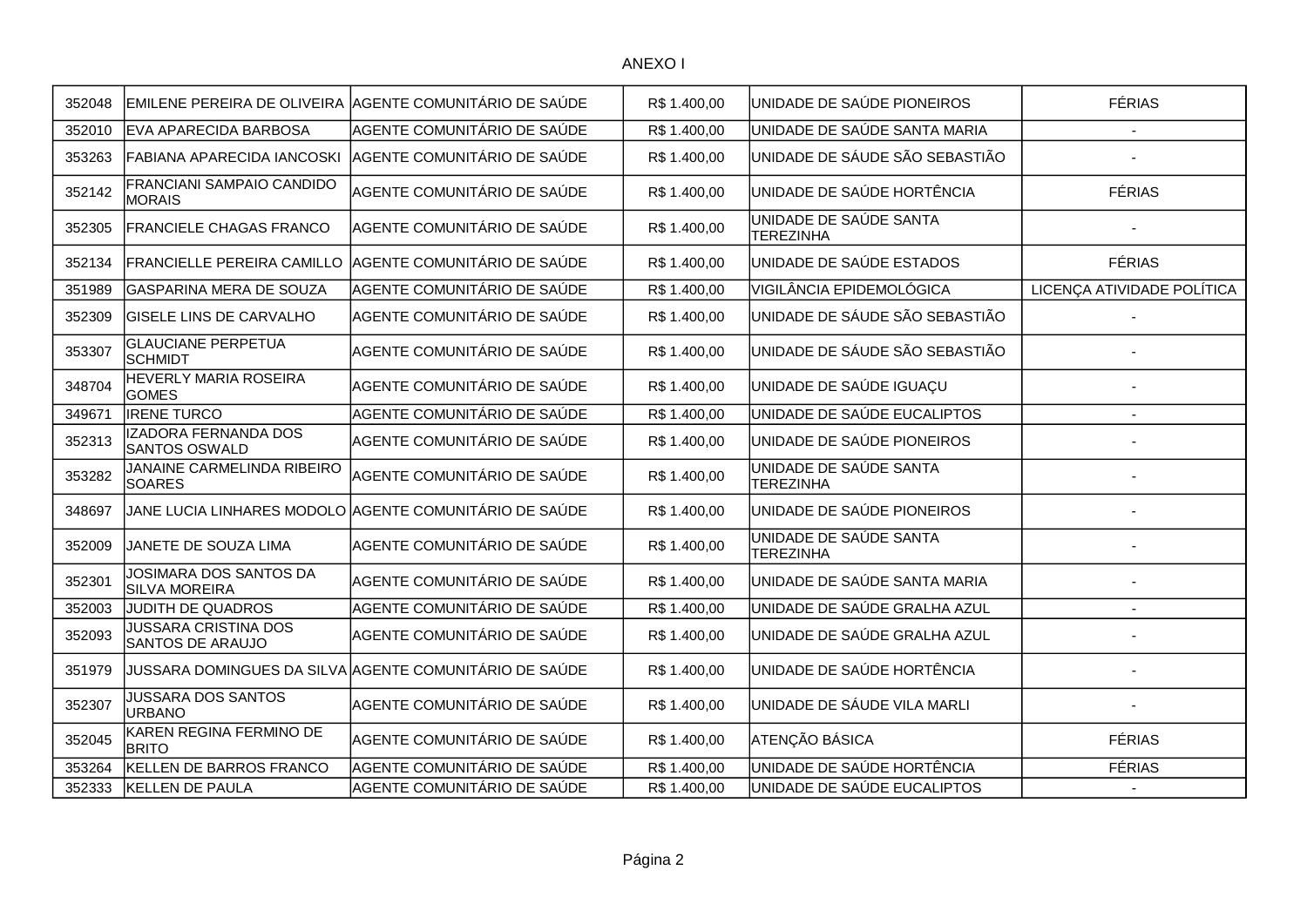ANEXO I

| | | | | | |
|---|---|---|---|---|---|
| 352048 | EMILENE PEREIRA DE OLIVEIRA | AGENTE COMUNITÁRIO DE SAÚDE | R$ 1.400,00 | UNIDADE DE SAÚDE PIONEIROS | FÉRIAS |
| 352010 | EVA APARECIDA BARBOSA | AGENTE COMUNITÁRIO DE SAÚDE | R$ 1.400,00 | UNIDADE DE SAÚDE SANTA MARIA | - |
| 353263 | FABIANA APARECIDA IANCOSKI | AGENTE COMUNITÁRIO DE SAÚDE | R$ 1.400,00 | UNIDADE DE SÁUDE SÃO SEBASTIÃO | - |
| 352142 | FRANCIANI SAMPAIO CANDIDO MORAIS | AGENTE COMUNITÁRIO DE SAÚDE | R$ 1.400,00 | UNIDADE DE SAÚDE HORTÊNCIA | FÉRIAS |
| 352305 | FRANCIELE CHAGAS FRANCO | AGENTE COMUNITÁRIO DE SAÚDE | R$ 1.400,00 | UNIDADE DE SAÚDE SANTA TEREZINHA | - |
| 352134 | FRANCIELLE PEREIRA CAMILLO | AGENTE COMUNITÁRIO DE SAÚDE | R$ 1.400,00 | UNIDADE DE SAÚDE ESTADOS | FÉRIAS |
| 351989 | GASPARINA MERA DE SOUZA | AGENTE COMUNITÁRIO DE SAÚDE | R$ 1.400,00 | VIGILÂNCIA EPIDEMOLÓGICA | LICENÇA ATIVIDADE POLÍTICA |
| 352309 | GISELE LINS DE CARVALHO | AGENTE COMUNITÁRIO DE SAÚDE | R$ 1.400,00 | UNIDADE DE SÁUDE SÃO SEBASTIÃO | - |
| 353307 | GLAUCIANE PERPETUA SCHMIDT | AGENTE COMUNITÁRIO DE SAÚDE | R$ 1.400,00 | UNIDADE DE SÁUDE SÃO SEBASTIÃO | - |
| 348704 | HEVERLY MARIA ROSEIRA GOMES | AGENTE COMUNITÁRIO DE SAÚDE | R$ 1.400,00 | UNIDADE DE SAÚDE IGUAÇU | - |
| 349671 | IRENE TURCO | AGENTE COMUNITÁRIO DE SAÚDE | R$ 1.400,00 | UNIDADE DE SAÚDE EUCALIPTOS | - |
| 352313 | IZADORA FERNANDA DOS SANTOS OSWALD | AGENTE COMUNITÁRIO DE SAÚDE | R$ 1.400,00 | UNIDADE DE SAÚDE PIONEIROS | - |
| 353282 | JANAINE CARMELINDA RIBEIRO SOARES | AGENTE COMUNITÁRIO DE SAÚDE | R$ 1.400,00 | UNIDADE DE SAÚDE SANTA TEREZINHA | - |
| 348697 | JANE LUCIA LINHARES MODOLO | AGENTE COMUNITÁRIO DE SAÚDE | R$ 1.400,00 | UNIDADE DE SAÚDE PIONEIROS | - |
| 352009 | JANETE DE SOUZA LIMA | AGENTE COMUNITÁRIO DE SAÚDE | R$ 1.400,00 | UNIDADE DE SAÚDE SANTA TEREZINHA | - |
| 352301 | JOSIMARA DOS SANTOS DA SILVA MOREIRA | AGENTE COMUNITÁRIO DE SAÚDE | R$ 1.400,00 | UNIDADE DE SAÚDE SANTA MARIA | - |
| 352003 | JUDITH DE QUADROS | AGENTE COMUNITÁRIO DE SAÚDE | R$ 1.400,00 | UNIDADE DE SAÚDE GRALHA AZUL | - |
| 352093 | JUSSARA CRISTINA DOS SANTOS DE ARAUJO | AGENTE COMUNITÁRIO DE SAÚDE | R$ 1.400,00 | UNIDADE DE SAÚDE GRALHA AZUL | - |
| 351979 | JUSSARA DOMINGUES DA SILVA | AGENTE COMUNITÁRIO DE SAÚDE | R$ 1.400,00 | UNIDADE DE SAÚDE HORTÊNCIA | - |
| 352307 | JUSSARA DOS SANTOS URBANO | AGENTE COMUNITÁRIO DE SAÚDE | R$ 1.400,00 | UNIDADE DE SÁUDE VILA MARLI | - |
| 352045 | KAREN REGINA FERMINO DE BRITO | AGENTE COMUNITÁRIO DE SAÚDE | R$ 1.400,00 | ATENÇÃO BÁSICA | FÉRIAS |
| 353264 | KELLEN DE BARROS FRANCO | AGENTE COMUNITÁRIO DE SAÚDE | R$ 1.400,00 | UNIDADE DE SAÚDE HORTÊNCIA | FÉRIAS |
| 352333 | KELLEN DE PAULA | AGENTE COMUNITÁRIO DE SAÚDE | R$ 1.400,00 | UNIDADE DE SAÚDE EUCALIPTOS | - |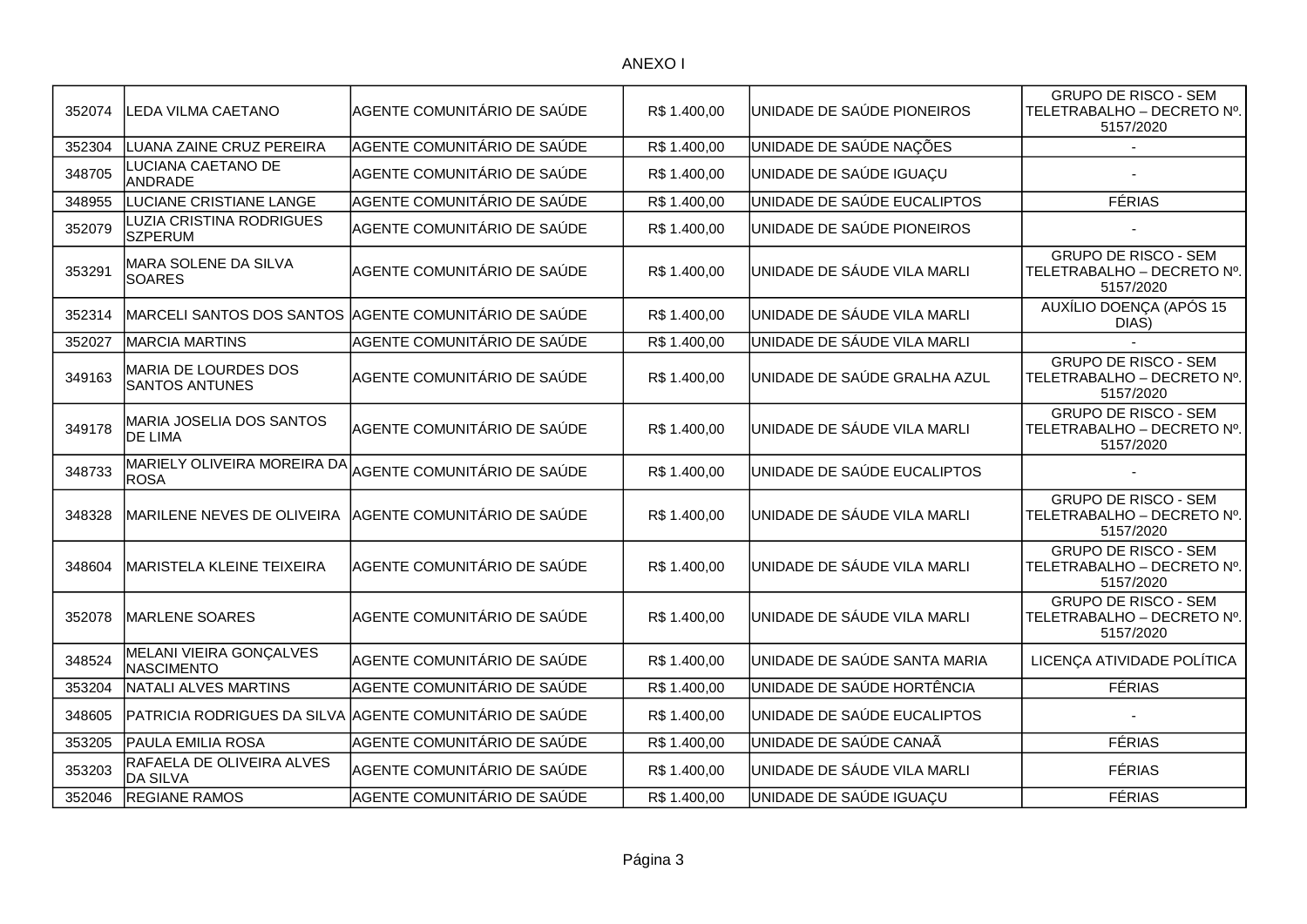ANEXO I

| | | | | | |
|---|---|---|---|---|---|
| 352074 | LEDA VILMA CAETANO | AGENTE COMUNITÁRIO DE SAÚDE | R$ 1.400,00 | UNIDADE DE SAÚDE PIONEIROS | GRUPO DE RISCO - SEM TELETRABALHO – DECRETO Nº. 5157/2020 |
| 352304 | LUANA ZAINE CRUZ PEREIRA | AGENTE COMUNITÁRIO DE SAÚDE | R$ 1.400,00 | UNIDADE DE SAÚDE NAÇÕES | - |
| 348705 | LUCIANA CAETANO DE ANDRADE | AGENTE COMUNITÁRIO DE SAÚDE | R$ 1.400,00 | UNIDADE DE SAÚDE IGUAÇU | - |
| 348955 | LUCIANE CRISTIANE LANGE | AGENTE COMUNITÁRIO DE SAÚDE | R$ 1.400,00 | UNIDADE DE SAÚDE EUCALIPTOS | FÉRIAS |
| 352079 | LUZIA CRISTINA RODRIGUES SZPERUM | AGENTE COMUNITÁRIO DE SAÚDE | R$ 1.400,00 | UNIDADE DE SAÚDE PIONEIROS | - |
| 353291 | MARA SOLENE DA SILVA SOARES | AGENTE COMUNITÁRIO DE SAÚDE | R$ 1.400,00 | UNIDADE DE SÁUDE VILA MARLI | GRUPO DE RISCO - SEM TELETRABALHO – DECRETO Nº. 5157/2020 |
| 352314 | MARCELI SANTOS DOS SANTOS | AGENTE COMUNITÁRIO DE SAÚDE | R$ 1.400,00 | UNIDADE DE SÁUDE VILA MARLI | AUXÍLIO DOENÇA (APÓS 15 DIAS) |
| 352027 | MARCIA MARTINS | AGENTE COMUNITÁRIO DE SAÚDE | R$ 1.400,00 | UNIDADE DE SÁUDE VILA MARLI | - |
| 349163 | MARIA DE LOURDES DOS SANTOS ANTUNES | AGENTE COMUNITÁRIO DE SAÚDE | R$ 1.400,00 | UNIDADE DE SAÚDE GRALHA AZUL | GRUPO DE RISCO - SEM TELETRABALHO – DECRETO Nº. 5157/2020 |
| 349178 | MARIA JOSELIA DOS SANTOS DE LIMA | AGENTE COMUNITÁRIO DE SAÚDE | R$ 1.400,00 | UNIDADE DE SÁUDE VILA MARLI | GRUPO DE RISCO - SEM TELETRABALHO – DECRETO Nº. 5157/2020 |
| 348733 | MARIELY OLIVEIRA MOREIRA DA ROSA | AGENTE COMUNITÁRIO DE SAÚDE | R$ 1.400,00 | UNIDADE DE SAÚDE EUCALIPTOS | - |
| 348328 | MARILENE NEVES DE OLIVEIRA | AGENTE COMUNITÁRIO DE SAÚDE | R$ 1.400,00 | UNIDADE DE SÁUDE VILA MARLI | GRUPO DE RISCO - SEM TELETRABALHO – DECRETO Nº. 5157/2020 |
| 348604 | MARISTELA KLEINE TEIXEIRA | AGENTE COMUNITÁRIO DE SAÚDE | R$ 1.400,00 | UNIDADE DE SÁUDE VILA MARLI | GRUPO DE RISCO - SEM TELETRABALHO – DECRETO Nº. 5157/2020 |
| 352078 | MARLENE SOARES | AGENTE COMUNITÁRIO DE SAÚDE | R$ 1.400,00 | UNIDADE DE SÁUDE VILA MARLI | GRUPO DE RISCO - SEM TELETRABALHO – DECRETO Nº. 5157/2020 |
| 348524 | MELANI VIEIRA GONÇALVES NASCIMENTO | AGENTE COMUNITÁRIO DE SAÚDE | R$ 1.400,00 | UNIDADE DE SAÚDE SANTA MARIA | LICENÇA ATIVIDADE POLÍTICA |
| 353204 | NATALI ALVES MARTINS | AGENTE COMUNITÁRIO DE SAÚDE | R$ 1.400,00 | UNIDADE DE SAÚDE HORTÊNCIA | FÉRIAS |
| 348605 | PATRICIA RODRIGUES DA SILVA | AGENTE COMUNITÁRIO DE SAÚDE | R$ 1.400,00 | UNIDADE DE SAÚDE EUCALIPTOS | - |
| 353205 | PAULA EMILIA ROSA | AGENTE COMUNITÁRIO DE SAÚDE | R$ 1.400,00 | UNIDADE DE SAÚDE CANAÃ | FÉRIAS |
| 353203 | RAFAELA DE OLIVEIRA ALVES DA SILVA | AGENTE COMUNITÁRIO DE SAÚDE | R$ 1.400,00 | UNIDADE DE SÁUDE VILA MARLI | FÉRIAS |
| 352046 | REGIANE RAMOS | AGENTE COMUNITÁRIO DE SAÚDE | R$ 1.400,00 | UNIDADE DE SAÚDE IGUAÇU | FÉRIAS |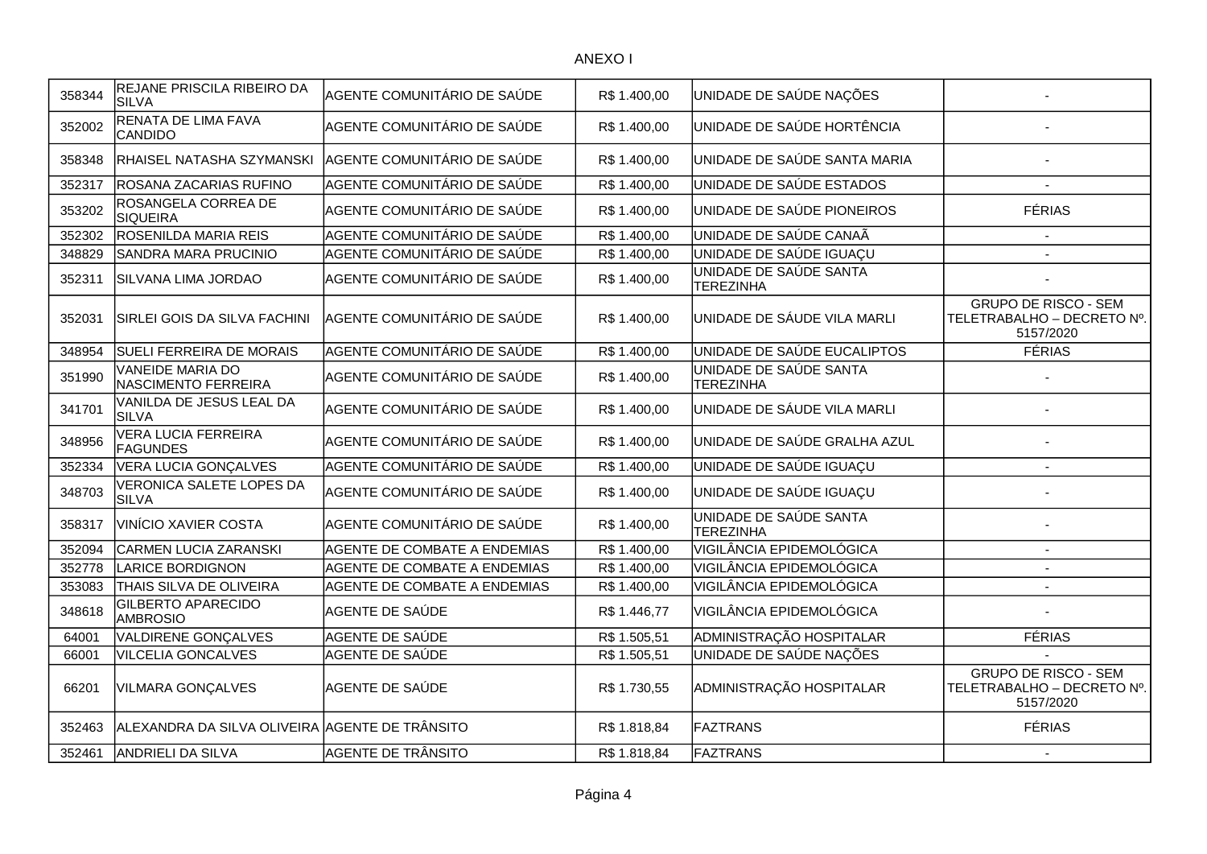ANEXO I

| | | | | | |
|---|---|---|---|---|---|
| 358344 | REJANE PRISCILA RIBEIRO DA SILVA | AGENTE COMUNITÁRIO DE SAÚDE | R$ 1.400,00 | UNIDADE DE SAÚDE NAÇÕES | - |
| 352002 | RENATA DE LIMA FAVA CANDIDO | AGENTE COMUNITÁRIO DE SAÚDE | R$ 1.400,00 | UNIDADE DE SAÚDE HORTÊNCIA | - |
| 358348 | RHAISEL NATASHA SZYMANSKI | AGENTE COMUNITÁRIO DE SAÚDE | R$ 1.400,00 | UNIDADE DE SAÚDE SANTA MARIA | - |
| 352317 | ROSANA ZACARIAS RUFINO | AGENTE COMUNITÁRIO DE SAÚDE | R$ 1.400,00 | UNIDADE DE SAÚDE ESTADOS | - |
| 353202 | ROSANGELA CORREA DE SIQUEIRA | AGENTE COMUNITÁRIO DE SAÚDE | R$ 1.400,00 | UNIDADE DE SAÚDE PIONEIROS | FÉRIAS |
| 352302 | ROSENILDA MARIA REIS | AGENTE COMUNITÁRIO DE SAÚDE | R$ 1.400,00 | UNIDADE DE SAÚDE CANAÃ | - |
| 348829 | SANDRA MARA PRUCINIO | AGENTE COMUNITÁRIO DE SAÚDE | R$ 1.400,00 | UNIDADE DE SAÚDE IGUAÇU | - |
| 352311 | SILVANA LIMA JORDAO | AGENTE COMUNITÁRIO DE SAÚDE | R$ 1.400,00 | UNIDADE DE SAÚDE SANTA TEREZINHA | - |
| 352031 | SIRLEI GOIS DA SILVA FACHINI | AGENTE COMUNITÁRIO DE SAÚDE | R$ 1.400,00 | UNIDADE DE SÁUDE VILA MARLI | GRUPO DE RISCO - SEM TELETRABALHO – DECRETO Nº. 5157/2020 |
| 348954 | SUELI FERREIRA DE MORAIS | AGENTE COMUNITÁRIO DE SAÚDE | R$ 1.400,00 | UNIDADE DE SAÚDE EUCALIPTOS | FÉRIAS |
| 351990 | VANEIDE MARIA DO NASCIMENTO FERREIRA | AGENTE COMUNITÁRIO DE SAÚDE | R$ 1.400,00 | UNIDADE DE SAÚDE SANTA TEREZINHA | - |
| 341701 | VANILDA DE JESUS LEAL DA SILVA | AGENTE COMUNITÁRIO DE SAÚDE | R$ 1.400,00 | UNIDADE DE SÁUDE VILA MARLI | - |
| 348956 | VERA LUCIA FERREIRA FAGUNDES | AGENTE COMUNITÁRIO DE SAÚDE | R$ 1.400,00 | UNIDADE DE SAÚDE GRALHA AZUL | - |
| 352334 | VERA LUCIA GONÇALVES | AGENTE COMUNITÁRIO DE SAÚDE | R$ 1.400,00 | UNIDADE DE SAÚDE IGUAÇU | - |
| 348703 | VERONICA SALETE LOPES DA SILVA | AGENTE COMUNITÁRIO DE SAÚDE | R$ 1.400,00 | UNIDADE DE SAÚDE IGUAÇU | - |
| 358317 | VINÍCIO XAVIER COSTA | AGENTE COMUNITÁRIO DE SAÚDE | R$ 1.400,00 | UNIDADE DE SAÚDE SANTA TEREZINHA | - |
| 352094 | CARMEN LUCIA ZARANSKI | AGENTE DE COMBATE A ENDEMIAS | R$ 1.400,00 | VIGILÂNCIA EPIDEMOLÓGICA | - |
| 352778 | LARICE BORDIGNON | AGENTE DE COMBATE A ENDEMIAS | R$ 1.400,00 | VIGILÂNCIA EPIDEMOLÓGICA | - |
| 353083 | THAIS SILVA DE OLIVEIRA | AGENTE DE COMBATE A ENDEMIAS | R$ 1.400,00 | VIGILÂNCIA EPIDEMOLÓGICA | - |
| 348618 | GILBERTO APARECIDO AMBROSIO | AGENTE DE SAÚDE | R$ 1.446,77 | VIGILÂNCIA EPIDEMOLÓGICA | - |
| 64001 | VALDIRENE GONÇALVES | AGENTE DE SAÚDE | R$ 1.505,51 | ADMINISTRAÇÃO HOSPITALAR | FÉRIAS |
| 66001 | VILCELIA GONCALVES | AGENTE DE SAÚDE | R$ 1.505,51 | UNIDADE DE SAÚDE NAÇÕES | - |
| 66201 | VILMARA GONÇALVES | AGENTE DE SAÚDE | R$ 1.730,55 | ADMINISTRAÇÃO HOSPITALAR | GRUPO DE RISCO - SEM TELETRABALHO – DECRETO Nº. 5157/2020 |
| 352463 | ALEXANDRA DA SILVA OLIVEIRA | AGENTE DE TRÂNSITO | R$ 1.818,84 | FAZTRANS | FÉRIAS |
| 352461 | ANDRIELI DA SILVA | AGENTE DE TRÂNSITO | R$ 1.818,84 | FAZTRANS | - |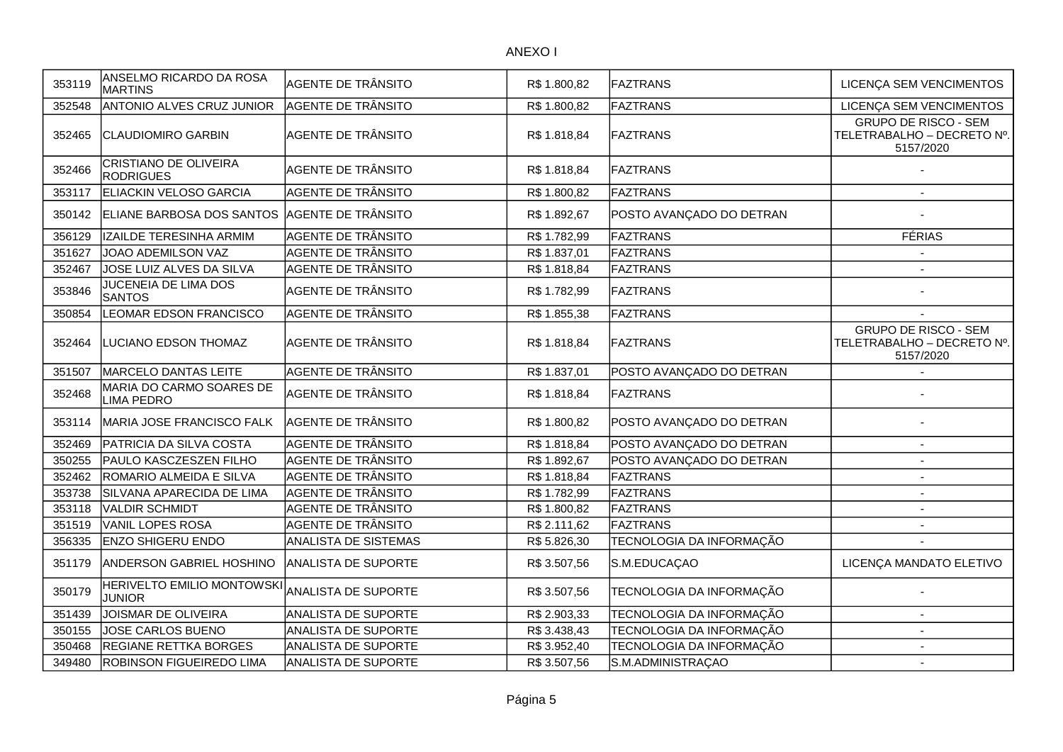ANEXO I

| | | | | | |
|---|---|---|---|---|---|
| 353119 | ANSELMO RICARDO DA ROSA MARTINS | AGENTE DE TRÂNSITO | R$ 1.800,82 | FAZTRANS | LICENÇA SEM VENCIMENTOS |
| 352548 | ANTONIO ALVES CRUZ JUNIOR | AGENTE DE TRÂNSITO | R$ 1.800,82 | FAZTRANS | LICENÇA SEM VENCIMENTOS |
| 352465 | CLAUDIOMIRO GARBIN | AGENTE DE TRÂNSITO | R$ 1.818,84 | FAZTRANS | GRUPO DE RISCO - SEM TELETRABALHO – DECRETO Nº. 5157/2020 |
| 352466 | CRISTIANO DE OLIVEIRA RODRIGUES | AGENTE DE TRÂNSITO | R$ 1.818,84 | FAZTRANS | - |
| 353117 | ELIACKIN VELOSO GARCIA | AGENTE DE TRÂNSITO | R$ 1.800,82 | FAZTRANS | - |
| 350142 | ELIANE BARBOSA DOS SANTOS | AGENTE DE TRÂNSITO | R$ 1.892,67 | POSTO AVANÇADO DO DETRAN | - |
| 356129 | IZAILDE TERESINHA ARMIM | AGENTE DE TRÂNSITO | R$ 1.782,99 | FAZTRANS | FÉRIAS |
| 351627 | JOAO ADEMILSON VAZ | AGENTE DE TRÂNSITO | R$ 1.837,01 | FAZTRANS | - |
| 352467 | JOSE LUIZ ALVES DA SILVA | AGENTE DE TRÂNSITO | R$ 1.818,84 | FAZTRANS | - |
| 353846 | JUCENEIA DE LIMA DOS SANTOS | AGENTE DE TRÂNSITO | R$ 1.782,99 | FAZTRANS | - |
| 350854 | LEOMAR EDSON FRANCISCO | AGENTE DE TRÂNSITO | R$ 1.855,38 | FAZTRANS | - |
| 352464 | LUCIANO EDSON THOMAZ | AGENTE DE TRÂNSITO | R$ 1.818,84 | FAZTRANS | GRUPO DE RISCO - SEM TELETRABALHO – DECRETO Nº. 5157/2020 |
| 351507 | MARCELO DANTAS LEITE | AGENTE DE TRÂNSITO | R$ 1.837,01 | POSTO AVANÇADO DO DETRAN | - |
| 352468 | MARIA DO CARMO SOARES DE LIMA PEDRO | AGENTE DE TRÂNSITO | R$ 1.818,84 | FAZTRANS | - |
| 353114 | MARIA JOSE FRANCISCO FALK | AGENTE DE TRÂNSITO | R$ 1.800,82 | POSTO AVANÇADO DO DETRAN | - |
| 352469 | PATRICIA DA SILVA COSTA | AGENTE DE TRÂNSITO | R$ 1.818,84 | POSTO AVANÇADO DO DETRAN | - |
| 350255 | PAULO KASCZESZEN FILHO | AGENTE DE TRÂNSITO | R$ 1.892,67 | POSTO AVANÇADO DO DETRAN | - |
| 352462 | ROMARIO ALMEIDA E SILVA | AGENTE DE TRÂNSITO | R$ 1.818,84 | FAZTRANS | - |
| 353738 | SILVANA APARECIDA DE LIMA | AGENTE DE TRÂNSITO | R$ 1.782,99 | FAZTRANS | - |
| 353118 | VALDIR SCHMIDT | AGENTE DE TRÂNSITO | R$ 1.800,82 | FAZTRANS | - |
| 351519 | VANIL LOPES ROSA | AGENTE DE TRÂNSITO | R$ 2.111,62 | FAZTRANS | - |
| 356335 | ENZO SHIGERU ENDO | ANALISTA DE SISTEMAS | R$ 5.826,30 | TECNOLOGIA DA INFORMAÇÃO | - |
| 351179 | ANDERSON GABRIEL HOSHINO | ANALISTA DE SUPORTE | R$ 3.507,56 | S.M.EDUCAÇAO | LICENÇA MANDATO ELETIVO |
| 350179 | HERIVELTO EMILIO MONTOWSKI JUNIOR | ANALISTA DE SUPORTE | R$ 3.507,56 | TECNOLOGIA DA INFORMAÇÃO | - |
| 351439 | JOISMAR DE OLIVEIRA | ANALISTA DE SUPORTE | R$ 2.903,33 | TECNOLOGIA DA INFORMAÇÃO | - |
| 350155 | JOSE CARLOS BUENO | ANALISTA DE SUPORTE | R$ 3.438,43 | TECNOLOGIA DA INFORMAÇÃO | - |
| 350468 | REGIANE RETTKA BORGES | ANALISTA DE SUPORTE | R$ 3.952,40 | TECNOLOGIA DA INFORMAÇÃO | - |
| 349480 | ROBINSON FIGUEIREDO LIMA | ANALISTA DE SUPORTE | R$ 3.507,56 | S.M.ADMINISTRAÇAO | - |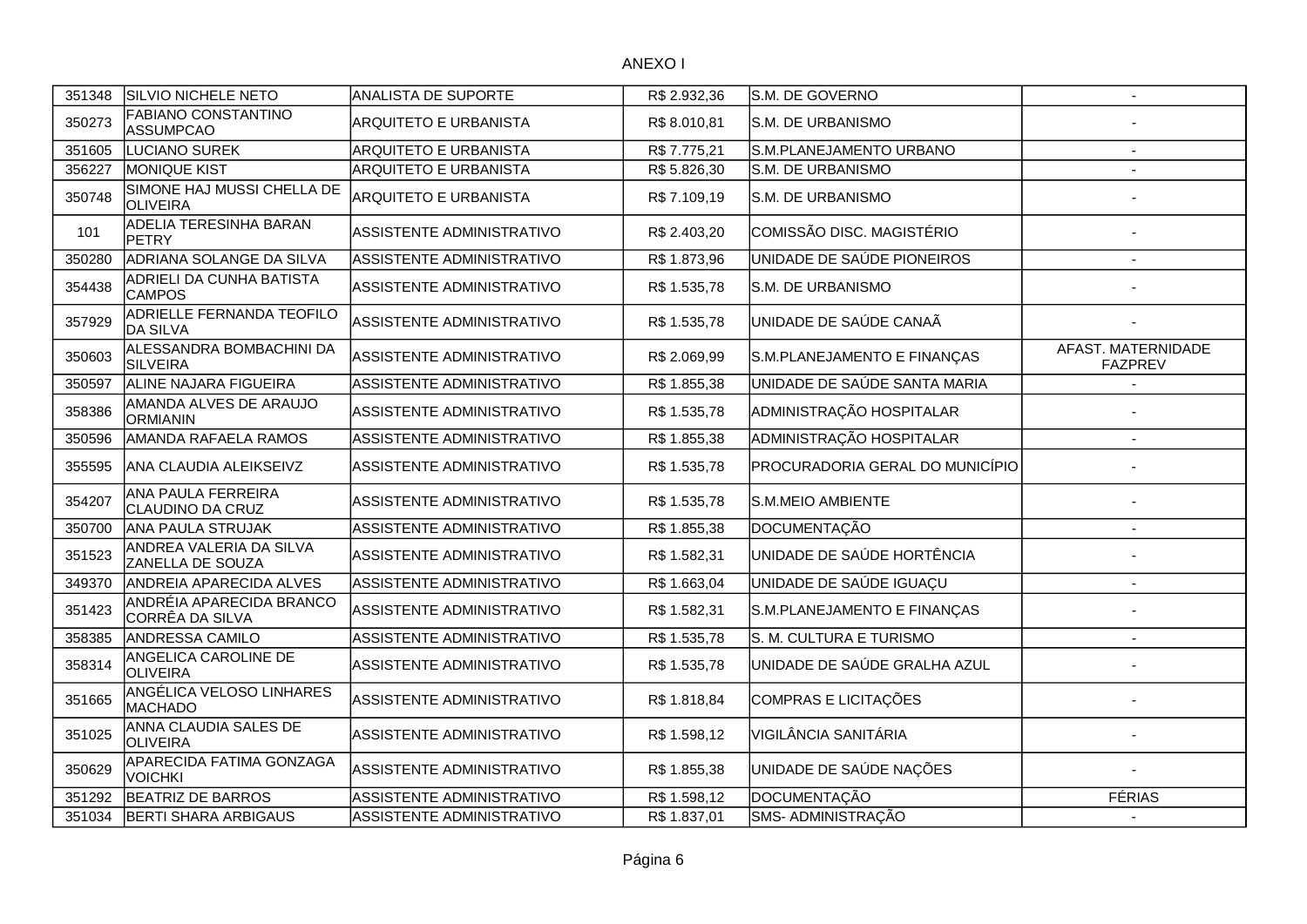ANEXO I

| | | | | | |
|---|---|---|---|---|---|
| 351348 | SILVIO NICHELE NETO | ANALISTA DE SUPORTE | R$ 2.932,36 | S.M. DE GOVERNO | - |
| 350273 | FABIANO CONSTANTINO ASSUMPCAO | ARQUITETO E URBANISTA | R$ 8.010,81 | S.M. DE URBANISMO | - |
| 351605 | LUCIANO SUREK | ARQUITETO E URBANISTA | R$ 7.775,21 | S.M.PLANEJAMENTO URBANO | - |
| 356227 | MONIQUE KIST | ARQUITETO E URBANISTA | R$ 5.826,30 | S.M. DE URBANISMO | - |
| 350748 | SIMONE HAJ MUSSI CHELLA DE OLIVEIRA | ARQUITETO E URBANISTA | R$ 7.109,19 | S.M. DE URBANISMO | - |
| 101 | ADELIA TERESINHA BARAN PETRY | ASSISTENTE ADMINISTRATIVO | R$ 2.403,20 | COMISSÃO DISC. MAGISTÉRIO | - |
| 350280 | ADRIANA SOLANGE DA SILVA | ASSISTENTE ADMINISTRATIVO | R$ 1.873,96 | UNIDADE DE SAÚDE PIONEIROS | - |
| 354438 | ADRIELI DA CUNHA BATISTA CAMPOS | ASSISTENTE ADMINISTRATIVO | R$ 1.535,78 | S.M. DE URBANISMO | - |
| 357929 | ADRIELLE FERNANDA TEOFILO DA SILVA | ASSISTENTE ADMINISTRATIVO | R$ 1.535,78 | UNIDADE DE SAÚDE CANAÃ | - |
| 350603 | ALESSANDRA BOMBACHINI DA SILVEIRA | ASSISTENTE ADMINISTRATIVO | R$ 2.069,99 | S.M.PLANEJAMENTO E FINANÇAS | AFAST. MATERNIDADE FAZPREV |
| 350597 | ALINE NAJARA FIGUEIRA | ASSISTENTE ADMINISTRATIVO | R$ 1.855,38 | UNIDADE DE SAÚDE SANTA MARIA | - |
| 358386 | AMANDA ALVES DE ARAUJO ORMIANIN | ASSISTENTE ADMINISTRATIVO | R$ 1.535,78 | ADMINISTRAÇÃO HOSPITALAR | - |
| 350596 | AMANDA RAFAELA RAMOS | ASSISTENTE ADMINISTRATIVO | R$ 1.855,38 | ADMINISTRAÇÃO HOSPITALAR | - |
| 355595 | ANA CLAUDIA ALEIKSEIVZ | ASSISTENTE ADMINISTRATIVO | R$ 1.535,78 | PROCURADORIA GERAL DO MUNICÍPIO | - |
| 354207 | ANA PAULA FERREIRA CLAUDINO DA CRUZ | ASSISTENTE ADMINISTRATIVO | R$ 1.535,78 | S.M.MEIO AMBIENTE | - |
| 350700 | ANA PAULA STRUJAK | ASSISTENTE ADMINISTRATIVO | R$ 1.855,38 | DOCUMENTAÇÃO | - |
| 351523 | ANDREA VALERIA DA SILVA ZANELLA DE SOUZA | ASSISTENTE ADMINISTRATIVO | R$ 1.582,31 | UNIDADE DE SAÚDE HORTÊNCIA | - |
| 349370 | ANDREIA APARECIDA ALVES | ASSISTENTE ADMINISTRATIVO | R$ 1.663,04 | UNIDADE DE SAÚDE IGUAÇU | - |
| 351423 | ANDRÉIA APARECIDA BRANCO CORRÊA DA SILVA | ASSISTENTE ADMINISTRATIVO | R$ 1.582,31 | S.M.PLANEJAMENTO E FINANÇAS | - |
| 358385 | ANDRESSA CAMILO | ASSISTENTE ADMINISTRATIVO | R$ 1.535,78 | S. M. CULTURA E TURISMO | - |
| 358314 | ANGELICA CAROLINE DE OLIVEIRA | ASSISTENTE ADMINISTRATIVO | R$ 1.535,78 | UNIDADE DE SAÚDE GRALHA AZUL | - |
| 351665 | ANGÉLICA VELOSO LINHARES MACHADO | ASSISTENTE ADMINISTRATIVO | R$ 1.818,84 | COMPRAS E LICITAÇÕES | - |
| 351025 | ANNA CLAUDIA SALES DE OLIVEIRA | ASSISTENTE ADMINISTRATIVO | R$ 1.598,12 | VIGILÂNCIA SANITÁRIA | - |
| 350629 | APARECIDA FATIMA GONZAGA VOICHKI | ASSISTENTE ADMINISTRATIVO | R$ 1.855,38 | UNIDADE DE SAÚDE NAÇÕES | - |
| 351292 | BEATRIZ DE BARROS | ASSISTENTE ADMINISTRATIVO | R$ 1.598,12 | DOCUMENTAÇÃO | FÉRIAS |
| 351034 | BERTI SHARA ARBIGAUS | ASSISTENTE ADMINISTRATIVO | R$ 1.837,01 | SMS- ADMINISTRAÇÃO | - |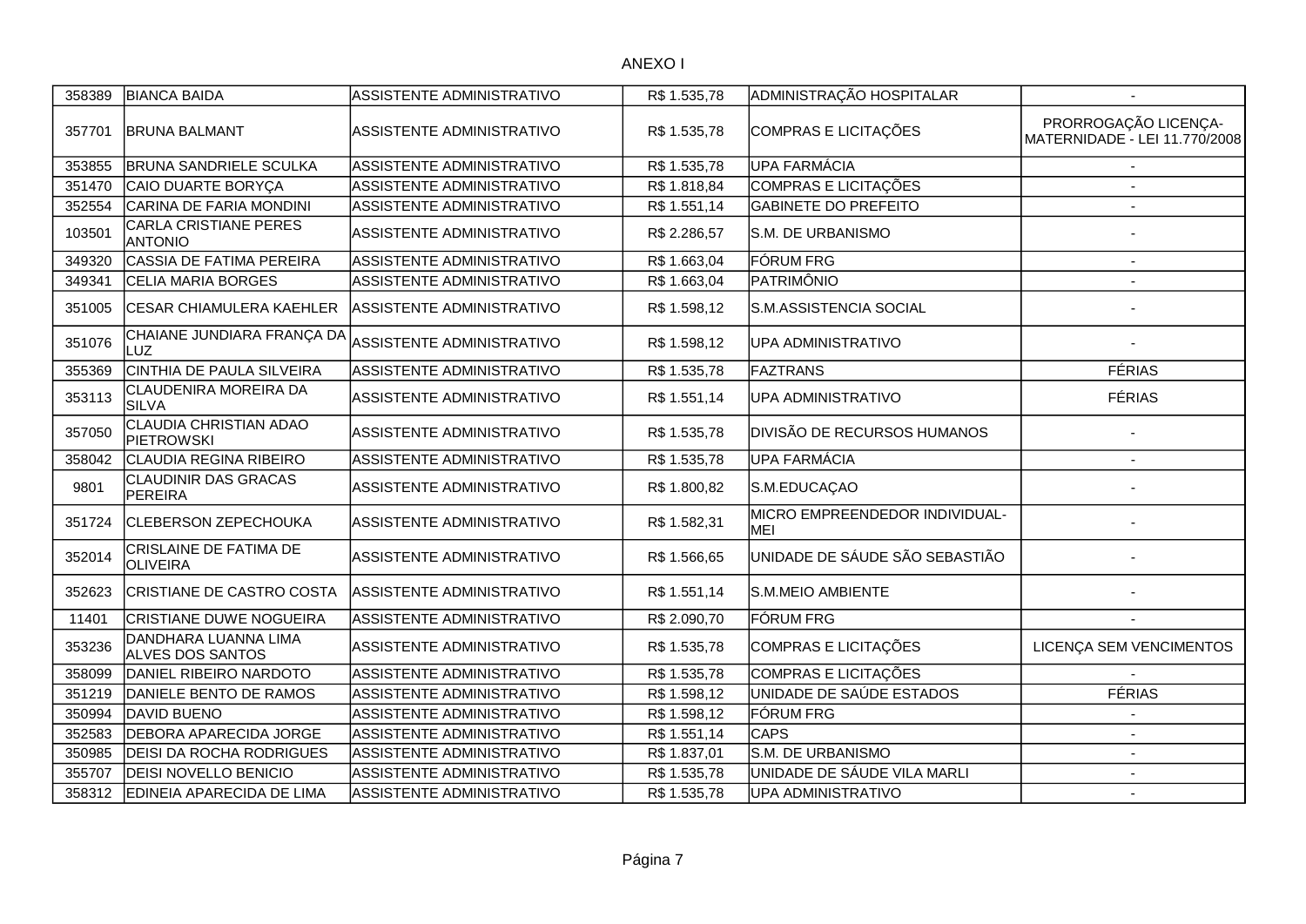# ANEXO I

| | | | | | |
|---|---|---|---|---|---|
| 358389 | BIANCA BAIDA | ASSISTENTE ADMINISTRATIVO | R$ 1.535,78 | ADMINISTRAÇÃO HOSPITALAR | - |
| 357701 | BRUNA BALMANT | ASSISTENTE ADMINISTRATIVO | R$ 1.535,78 | COMPRAS E LICITAÇÕES | PRORROGAÇÃO LICENÇA-MATERNIDADE - LEI 11.770/2008 |
| 353855 | BRUNA SANDRIELE SCULKA | ASSISTENTE ADMINISTRATIVO | R$ 1.535,78 | UPA FARMÁCIA | - |
| 351470 | CAIO DUARTE BORYÇA | ASSISTENTE ADMINISTRATIVO | R$ 1.818,84 | COMPRAS E LICITAÇÕES | - |
| 352554 | CARINA DE FARIA MONDINI | ASSISTENTE ADMINISTRATIVO | R$ 1.551,14 | GABINETE DO PREFEITO | - |
| 103501 | CARLA CRISTIANE PERES ANTONIO | ASSISTENTE ADMINISTRATIVO | R$ 2.286,57 | S.M. DE URBANISMO | - |
| 349320 | CASSIA DE FATIMA PEREIRA | ASSISTENTE ADMINISTRATIVO | R$ 1.663,04 | FÓRUM FRG | - |
| 349341 | CELIA MARIA BORGES | ASSISTENTE ADMINISTRATIVO | R$ 1.663,04 | PATRIMÔNIO | - |
| 351005 | CESAR CHIAMULERA KAEHLER | ASSISTENTE ADMINISTRATIVO | R$ 1.598,12 | S.M.ASSISTENCIA SOCIAL | - |
| 351076 | CHAIANE JUNDIARA FRANÇA DA LUZ | ASSISTENTE ADMINISTRATIVO | R$ 1.598,12 | UPA ADMINISTRATIVO | - |
| 355369 | CINTHIA DE PAULA SILVEIRA | ASSISTENTE ADMINISTRATIVO | R$ 1.535,78 | FAZTRANS | FÉRIAS |
| 353113 | CLAUDENIRA MOREIRA DA SILVA | ASSISTENTE ADMINISTRATIVO | R$ 1.551,14 | UPA ADMINISTRATIVO | FÉRIAS |
| 357050 | CLAUDIA CHRISTIAN ADAO PIETROWSKI | ASSISTENTE ADMINISTRATIVO | R$ 1.535,78 | DIVISÃO DE RECURSOS HUMANOS | - |
| 358042 | CLAUDIA REGINA RIBEIRO | ASSISTENTE ADMINISTRATIVO | R$ 1.535,78 | UPA FARMÁCIA | - |
| 9801 | CLAUDINIR DAS GRACAS PEREIRA | ASSISTENTE ADMINISTRATIVO | R$ 1.800,82 | S.M.EDUCAÇAO | - |
| 351724 | CLEBERSON ZEPECHOUKA | ASSISTENTE ADMINISTRATIVO | R$ 1.582,31 | MICRO EMPREENDEDOR INDIVIDUAL-MEI | - |
| 352014 | CRISLAINE DE FATIMA DE OLIVEIRA | ASSISTENTE ADMINISTRATIVO | R$ 1.566,65 | UNIDADE DE SÁUDE SÃO SEBASTIÃO | - |
| 352623 | CRISTIANE DE CASTRO COSTA | ASSISTENTE ADMINISTRATIVO | R$ 1.551,14 | S.M.MEIO AMBIENTE | - |
| 11401 | CRISTIANE DUWE NOGUEIRA | ASSISTENTE ADMINISTRATIVO | R$ 2.090,70 | FÓRUM FRG | - |
| 353236 | DANDHARA LUANNA LIMA ALVES DOS SANTOS | ASSISTENTE ADMINISTRATIVO | R$ 1.535,78 | COMPRAS E LICITAÇÕES | LICENÇA SEM VENCIMENTOS |
| 358099 | DANIEL RIBEIRO NARDOTO | ASSISTENTE ADMINISTRATIVO | R$ 1.535,78 | COMPRAS E LICITAÇÕES | - |
| 351219 | DANIELE BENTO DE RAMOS | ASSISTENTE ADMINISTRATIVO | R$ 1.598,12 | UNIDADE DE SAÚDE ESTADOS | FÉRIAS |
| 350994 | DAVID BUENO | ASSISTENTE ADMINISTRATIVO | R$ 1.598,12 | FÓRUM FRG | - |
| 352583 | DEBORA APARECIDA JORGE | ASSISTENTE ADMINISTRATIVO | R$ 1.551,14 | CAPS | - |
| 350985 | DEISI DA ROCHA RODRIGUES | ASSISTENTE ADMINISTRATIVO | R$ 1.837,01 | S.M. DE URBANISMO | - |
| 355707 | DEISI NOVELLO BENICIO | ASSISTENTE ADMINISTRATIVO | R$ 1.535,78 | UNIDADE DE SÁUDE VILA MARLI | - |
| 358312 | EDINEIA APARECIDA DE LIMA | ASSISTENTE ADMINISTRATIVO | R$ 1.535,78 | UPA ADMINISTRATIVO | - |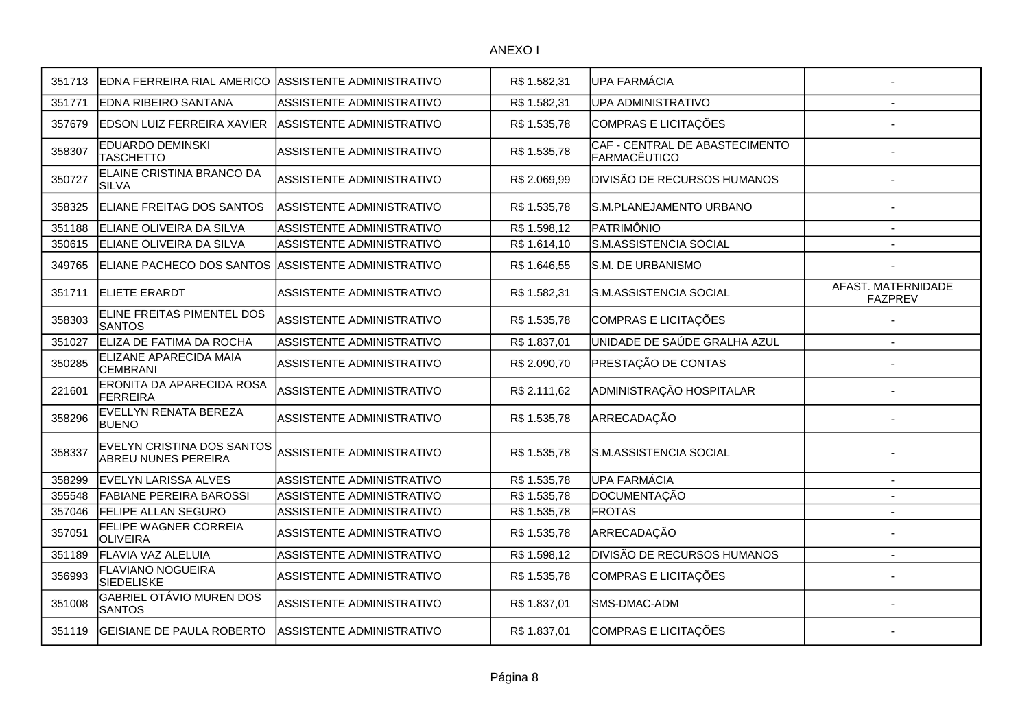ANEXO I

| | | | | | |
|---|---|---|---|---|---|
| 351713 | EDNA FERREIRA RIAL AMERICO | ASSISTENTE ADMINISTRATIVO | R$ 1.582,31 | UPA FARMÁCIA | - |
| 351771 | EDNA RIBEIRO SANTANA | ASSISTENTE ADMINISTRATIVO | R$ 1.582,31 | UPA ADMINISTRATIVO | - |
| 357679 | EDSON LUIZ FERREIRA XAVIER | ASSISTENTE ADMINISTRATIVO | R$ 1.535,78 | COMPRAS E LICITAÇÕES | - |
| 358307 | EDUARDO DEMINSKI TASCHETTO | ASSISTENTE ADMINISTRATIVO | R$ 1.535,78 | CAF - CENTRAL DE ABASTECIMENTO FARMACÊUTICO | - |
| 350727 | ELAINE CRISTINA BRANCO DA SILVA | ASSISTENTE ADMINISTRATIVO | R$ 2.069,99 | DIVISÃO DE RECURSOS HUMANOS | - |
| 358325 | ELIANE FREITAG DOS SANTOS | ASSISTENTE ADMINISTRATIVO | R$ 1.535,78 | S.M.PLANEJAMENTO URBANO | - |
| 351188 | ELIANE OLIVEIRA DA SILVA | ASSISTENTE ADMINISTRATIVO | R$ 1.598,12 | PATRIMÔNIO | - |
| 350615 | ELIANE OLIVEIRA DA SILVA | ASSISTENTE ADMINISTRATIVO | R$ 1.614,10 | S.M.ASSISTENCIA SOCIAL | - |
| 349765 | ELIANE PACHECO DOS SANTOS | ASSISTENTE ADMINISTRATIVO | R$ 1.646,55 | S.M. DE URBANISMO | - |
| 351711 | ELIETE ERARDT | ASSISTENTE ADMINISTRATIVO | R$ 1.582,31 | S.M.ASSISTENCIA SOCIAL | AFAST. MATERNIDADE FAZPREV |
| 358303 | ELINE FREITAS PIMENTEL DOS SANTOS | ASSISTENTE ADMINISTRATIVO | R$ 1.535,78 | COMPRAS E LICITAÇÕES | - |
| 351027 | ELIZA DE FATIMA DA ROCHA | ASSISTENTE ADMINISTRATIVO | R$ 1.837,01 | UNIDADE DE SAÚDE GRALHA AZUL | - |
| 350285 | ELIZANE APARECIDA MAIA CEMBRANI | ASSISTENTE ADMINISTRATIVO | R$ 2.090,70 | PRESTAÇÃO DE CONTAS | - |
| 221601 | ERONITA DA APARECIDA ROSA FERREIRA | ASSISTENTE ADMINISTRATIVO | R$ 2.111,62 | ADMINISTRAÇÃO HOSPITALAR | - |
| 358296 | EVELLYN RENATA BEREZA BUENO | ASSISTENTE ADMINISTRATIVO | R$ 1.535,78 | ARRECADAÇÃO | - |
| 358337 | EVELYN CRISTINA DOS SANTOS ABREU NUNES PEREIRA | ASSISTENTE ADMINISTRATIVO | R$ 1.535,78 | S.M.ASSISTENCIA SOCIAL | - |
| 358299 | EVELYN LARISSA ALVES | ASSISTENTE ADMINISTRATIVO | R$ 1.535,78 | UPA FARMÁCIA | - |
| 355548 | FABIANE PEREIRA BAROSSI | ASSISTENTE ADMINISTRATIVO | R$ 1.535,78 | DOCUMENTAÇÃO | - |
| 357046 | FELIPE ALLAN SEGURO | ASSISTENTE ADMINISTRATIVO | R$ 1.535,78 | FROTAS | - |
| 357051 | FELIPE WAGNER CORREIA OLIVEIRA | ASSISTENTE ADMINISTRATIVO | R$ 1.535,78 | ARRECADAÇÃO | - |
| 351189 | FLAVIA VAZ ALELUIA | ASSISTENTE ADMINISTRATIVO | R$ 1.598,12 | DIVISÃO DE RECURSOS HUMANOS | - |
| 356993 | FLAVIANO NOGUEIRA SIEDELISKE | ASSISTENTE ADMINISTRATIVO | R$ 1.535,78 | COMPRAS E LICITAÇÕES | - |
| 351008 | GABRIEL OTÁVIO MUREN DOS SANTOS | ASSISTENTE ADMINISTRATIVO | R$ 1.837,01 | SMS-DMAC-ADM | - |
| 351119 | GEISIANE DE PAULA ROBERTO | ASSISTENTE ADMINISTRATIVO | R$ 1.837,01 | COMPRAS E LICITAÇÕES | - |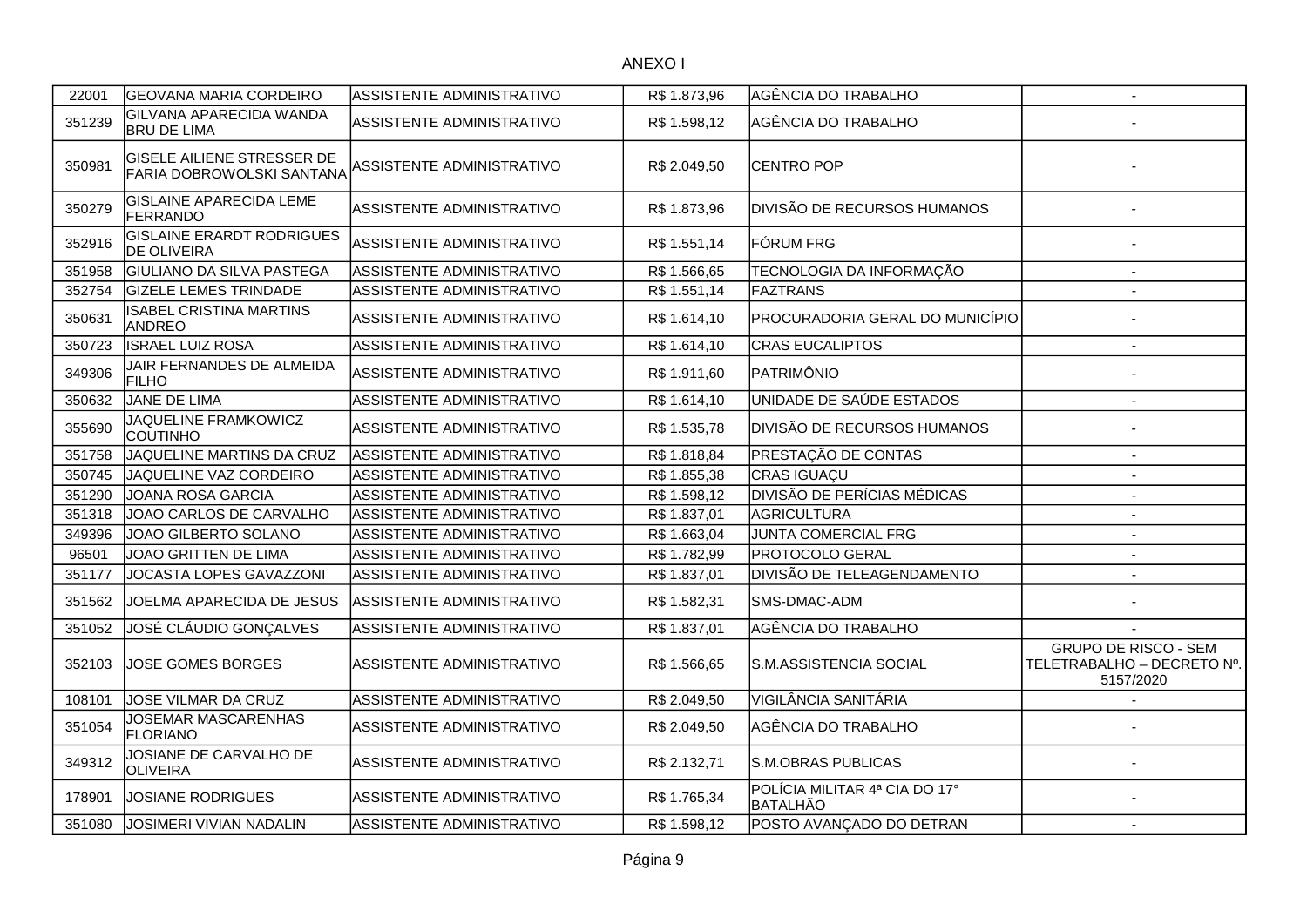ANEXO I

| | | | | | |
|---|---|---|---|---|---|
| 22001 | GEOVANA MARIA CORDEIRO | ASSISTENTE ADMINISTRATIVO | R$ 1.873,96 | AGÊNCIA DO TRABALHO | - |
| 351239 | GILVANA APARECIDA WANDA BRU DE LIMA | ASSISTENTE ADMINISTRATIVO | R$ 1.598,12 | AGÊNCIA DO TRABALHO | - |
| 350981 | GISELE AILIENE STRESSER DE FARIA DOBROWOLSKI SANTANA | ASSISTENTE ADMINISTRATIVO | R$ 2.049,50 | CENTRO POP | - |
| 350279 | GISLAINE APARECIDA LEME FERRANDO | ASSISTENTE ADMINISTRATIVO | R$ 1.873,96 | DIVISÃO DE RECURSOS HUMANOS | - |
| 352916 | GISLAINE ERARDT RODRIGUES DE OLIVEIRA | ASSISTENTE ADMINISTRATIVO | R$ 1.551,14 | FÓRUM FRG | - |
| 351958 | GIULIANO DA SILVA PASTEGA | ASSISTENTE ADMINISTRATIVO | R$ 1.566,65 | TECNOLOGIA DA INFORMAÇÃO | - |
| 352754 | GIZELE LEMES TRINDADE | ASSISTENTE ADMINISTRATIVO | R$ 1.551,14 | FAZTRANS | - |
| 350631 | ISABEL CRISTINA MARTINS ANDREO | ASSISTENTE ADMINISTRATIVO | R$ 1.614,10 | PROCURADORIA GERAL DO MUNICÍPIO | - |
| 350723 | ISRAEL LUIZ ROSA | ASSISTENTE ADMINISTRATIVO | R$ 1.614,10 | CRAS EUCALIPTOS | - |
| 349306 | JAIR FERNANDES DE ALMEIDA FILHO | ASSISTENTE ADMINISTRATIVO | R$ 1.911,60 | PATRIMÔNIO | - |
| 350632 | JANE DE LIMA | ASSISTENTE ADMINISTRATIVO | R$ 1.614,10 | UNIDADE DE SAÚDE ESTADOS | - |
| 355690 | JAQUELINE FRAMKOWICZ COUTINHO | ASSISTENTE ADMINISTRATIVO | R$ 1.535,78 | DIVISÃO DE RECURSOS HUMANOS | - |
| 351758 | JAQUELINE MARTINS DA CRUZ | ASSISTENTE ADMINISTRATIVO | R$ 1.818,84 | PRESTAÇÃO DE CONTAS | - |
| 350745 | JAQUELINE VAZ CORDEIRO | ASSISTENTE ADMINISTRATIVO | R$ 1.855,38 | CRAS IGUAÇU | - |
| 351290 | JOANA ROSA GARCIA | ASSISTENTE ADMINISTRATIVO | R$ 1.598,12 | DIVISÃO DE PERÍCIAS MÉDICAS | - |
| 351318 | JOAO CARLOS DE CARVALHO | ASSISTENTE ADMINISTRATIVO | R$ 1.837,01 | AGRICULTURA | - |
| 349396 | JOAO GILBERTO SOLANO | ASSISTENTE ADMINISTRATIVO | R$ 1.663,04 | JUNTA COMERCIAL FRG | - |
| 96501 | JOAO GRITTEN DE LIMA | ASSISTENTE ADMINISTRATIVO | R$ 1.782,99 | PROTOCOLO GERAL | - |
| 351177 | JOCASTA LOPES GAVAZZONI | ASSISTENTE ADMINISTRATIVO | R$ 1.837,01 | DIVISÃO DE TELEAGENDAMENTO | - |
| 351562 | JOELMA APARECIDA DE JESUS | ASSISTENTE ADMINISTRATIVO | R$ 1.582,31 | SMS-DMAC-ADM | - |
| 351052 | JOSÉ CLÁUDIO GONÇALVES | ASSISTENTE ADMINISTRATIVO | R$ 1.837,01 | AGÊNCIA DO TRABALHO | - |
| 352103 | JOSE GOMES BORGES | ASSISTENTE ADMINISTRATIVO | R$ 1.566,65 | S.M.ASSISTENCIA SOCIAL | GRUPO DE RISCO - SEM TELETRABALHO – DECRETO Nº. 5157/2020 |
| 108101 | JOSE VILMAR DA CRUZ | ASSISTENTE ADMINISTRATIVO | R$ 2.049,50 | VIGILÂNCIA SANITÁRIA | - |
| 351054 | JOSEMAR MASCARENHAS FLORIANO | ASSISTENTE ADMINISTRATIVO | R$ 2.049,50 | AGÊNCIA DO TRABALHO | - |
| 349312 | JOSIANE DE CARVALHO DE OLIVEIRA | ASSISTENTE ADMINISTRATIVO | R$ 2.132,71 | S.M.OBRAS PUBLICAS | - |
| 178901 | JOSIANE RODRIGUES | ASSISTENTE ADMINISTRATIVO | R$ 1.765,34 | POLÍCIA MILITAR 4ª CIA DO 17° BATALHÃO | - |
| 351080 | JOSIMERI VIVIAN NADALIN | ASSISTENTE ADMINISTRATIVO | R$ 1.598,12 | POSTO AVANÇADO DO DETRAN | - |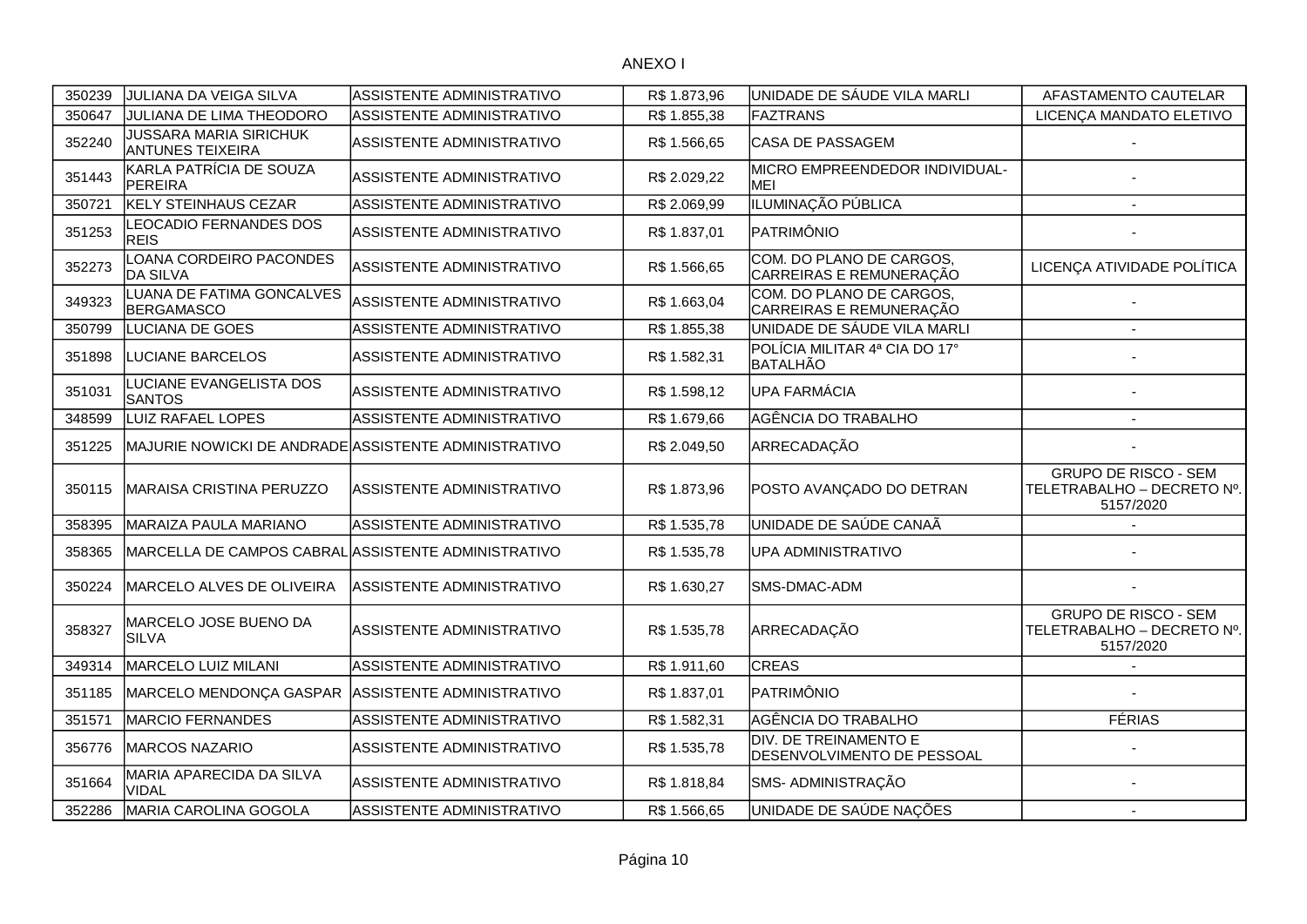ANEXO I

| | | | | | |
|---|---|---|---|---|---|
| 350239 | JULIANA DA VEIGA SILVA | ASSISTENTE ADMINISTRATIVO | R$ 1.873,96 | UNIDADE DE SÁUDE VILA MARLI | AFASTAMENTO CAUTELAR |
| 350647 | JULIANA DE LIMA THEODORO | ASSISTENTE ADMINISTRATIVO | R$ 1.855,38 | FAZTRANS | LICENÇA MANDATO ELETIVO |
| 352240 | JUSSARA MARIA SIRICHUK ANTUNES TEIXEIRA | ASSISTENTE ADMINISTRATIVO | R$ 1.566,65 | CASA DE PASSAGEM | - |
| 351443 | KARLA PATRÍCIA DE SOUZA PEREIRA | ASSISTENTE ADMINISTRATIVO | R$ 2.029,22 | MICRO EMPREENDEDOR INDIVIDUAL-MEI | - |
| 350721 | KELY STEINHAUS CEZAR | ASSISTENTE ADMINISTRATIVO | R$ 2.069,99 | ILUMINAÇÃO PÚBLICA | - |
| 351253 | LEOCADIO FERNANDES DOS REIS | ASSISTENTE ADMINISTRATIVO | R$ 1.837,01 | PATRIMÔNIO | - |
| 352273 | LOANA CORDEIRO PACONDES DA SILVA | ASSISTENTE ADMINISTRATIVO | R$ 1.566,65 | COM. DO PLANO DE CARGOS, CARREIRAS E REMUNERAÇÃO | LICENÇA ATIVIDADE POLÍTICA |
| 349323 | LUANA DE FATIMA GONCALVES BERGAMASCO | ASSISTENTE ADMINISTRATIVO | R$ 1.663,04 | COM. DO PLANO DE CARGOS, CARREIRAS E REMUNERAÇÃO | - |
| 350799 | LUCIANA DE GOES | ASSISTENTE ADMINISTRATIVO | R$ 1.855,38 | UNIDADE DE SÁUDE VILA MARLI | - |
| 351898 | LUCIANE BARCELOS | ASSISTENTE ADMINISTRATIVO | R$ 1.582,31 | POLÍCIA MILITAR 4ª CIA DO 17° BATALHÃO | - |
| 351031 | LUCIANE EVANGELISTA DOS SANTOS | ASSISTENTE ADMINISTRATIVO | R$ 1.598,12 | UPA FARMÁCIA | - |
| 348599 | LUIZ RAFAEL LOPES | ASSISTENTE ADMINISTRATIVO | R$ 1.679,66 | AGÊNCIA DO TRABALHO | - |
| 351225 | MAJURIE NOWICKI DE ANDRADE | ASSISTENTE ADMINISTRATIVO | R$ 2.049,50 | ARRECADAÇÃO | - |
| 350115 | MARAISA CRISTINA PERUZZO | ASSISTENTE ADMINISTRATIVO | R$ 1.873,96 | POSTO AVANÇADO DO DETRAN | GRUPO DE RISCO - SEM TELETRABALHO – DECRETO Nº. 5157/2020 |
| 358395 | MARAIZA PAULA MARIANO | ASSISTENTE ADMINISTRATIVO | R$ 1.535,78 | UNIDADE DE SAÚDE CANAÃ | - |
| 358365 | MARCELLA DE CAMPOS CABRAL | ASSISTENTE ADMINISTRATIVO | R$ 1.535,78 | UPA ADMINISTRATIVO | - |
| 350224 | MARCELO ALVES DE OLIVEIRA | ASSISTENTE ADMINISTRATIVO | R$ 1.630,27 | SMS-DMAC-ADM | - |
| 358327 | MARCELO JOSE BUENO DA SILVA | ASSISTENTE ADMINISTRATIVO | R$ 1.535,78 | ARRECADAÇÃO | GRUPO DE RISCO - SEM TELETRABALHO – DECRETO Nº. 5157/2020 |
| 349314 | MARCELO LUIZ MILANI | ASSISTENTE ADMINISTRATIVO | R$ 1.911,60 | CREAS | - |
| 351185 | MARCELO MENDONÇA GASPAR | ASSISTENTE ADMINISTRATIVO | R$ 1.837,01 | PATRIMÔNIO | - |
| 351571 | MARCIO FERNANDES | ASSISTENTE ADMINISTRATIVO | R$ 1.582,31 | AGÊNCIA DO TRABALHO | FÉRIAS |
| 356776 | MARCOS NAZARIO | ASSISTENTE ADMINISTRATIVO | R$ 1.535,78 | DIV. DE TREINAMENTO E DESENVOLVIMENTO DE PESSOAL | - |
| 351664 | MARIA APARECIDA DA SILVA VIDAL | ASSISTENTE ADMINISTRATIVO | R$ 1.818,84 | SMS- ADMINISTRAÇÃO | - |
| 352286 | MARIA CAROLINA GOGOLA | ASSISTENTE ADMINISTRATIVO | R$ 1.566,65 | UNIDADE DE SAÚDE NAÇÕES | - |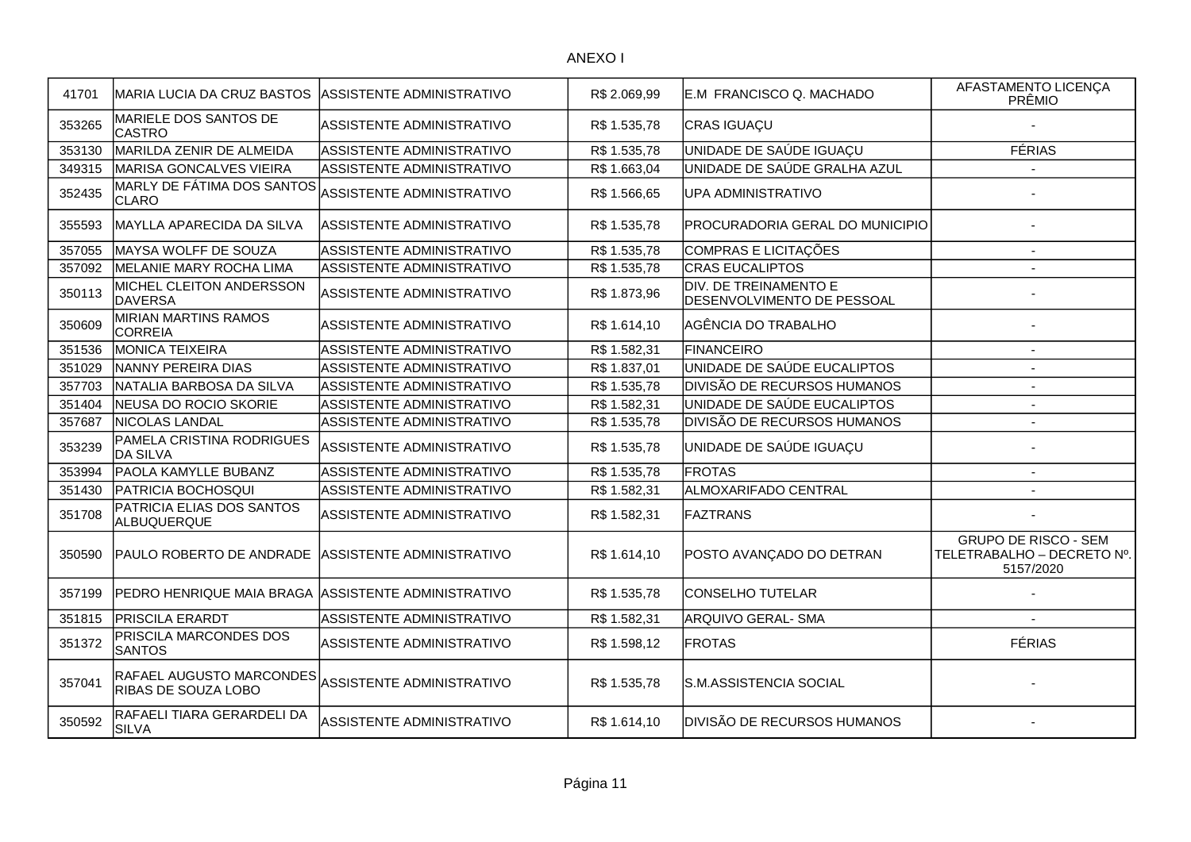ANEXO I

| | | | | | |
|---|---|---|---|---|---|
| 41701 | MARIA LUCIA DA CRUZ BASTOS | ASSISTENTE ADMINISTRATIVO | R$ 2.069,99 | E.M FRANCISCO Q. MACHADO | AFASTAMENTO LICENÇA PRÊMIO |
| 353265 | MARIELE DOS SANTOS DE CASTRO | ASSISTENTE ADMINISTRATIVO | R$ 1.535,78 | CRAS IGUAÇU | - |
| 353130 | MARILDA ZENIR DE ALMEIDA | ASSISTENTE ADMINISTRATIVO | R$ 1.535,78 | UNIDADE DE SAÚDE IGUAÇU | FÉRIAS |
| 349315 | MARISA GONCALVES VIEIRA | ASSISTENTE ADMINISTRATIVO | R$ 1.663,04 | UNIDADE DE SAÚDE GRALHA AZUL | - |
| 352435 | MARLY DE FÁTIMA DOS SANTOS CLARO | ASSISTENTE ADMINISTRATIVO | R$ 1.566,65 | UPA ADMINISTRATIVO | - |
| 355593 | MAYLLA APARECIDA DA SILVA | ASSISTENTE ADMINISTRATIVO | R$ 1.535,78 | PROCURADORIA GERAL DO MUNICIPIO | - |
| 357055 | MAYSA WOLFF DE SOUZA | ASSISTENTE ADMINISTRATIVO | R$ 1.535,78 | COMPRAS E LICITAÇÕES | - |
| 357092 | MELANIE MARY ROCHA LIMA | ASSISTENTE ADMINISTRATIVO | R$ 1.535,78 | CRAS EUCALIPTOS | - |
| 350113 | MICHEL CLEITON ANDERSSON DAVERSA | ASSISTENTE ADMINISTRATIVO | R$ 1.873,96 | DIV. DE TREINAMENTO E DESENVOLVIMENTO DE PESSOAL | - |
| 350609 | MIRIAN MARTINS RAMOS CORREIA | ASSISTENTE ADMINISTRATIVO | R$ 1.614,10 | AGÊNCIA DO TRABALHO | - |
| 351536 | MONICA TEIXEIRA | ASSISTENTE ADMINISTRATIVO | R$ 1.582,31 | FINANCEIRO | - |
| 351029 | NANNY PEREIRA DIAS | ASSISTENTE ADMINISTRATIVO | R$ 1.837,01 | UNIDADE DE SAÚDE EUCALIPTOS | - |
| 357703 | NATALIA BARBOSA DA SILVA | ASSISTENTE ADMINISTRATIVO | R$ 1.535,78 | DIVISÃO DE RECURSOS HUMANOS | - |
| 351404 | NEUSA DO ROCIO SKORIE | ASSISTENTE ADMINISTRATIVO | R$ 1.582,31 | UNIDADE DE SAÚDE EUCALIPTOS | - |
| 357687 | NICOLAS LANDAL | ASSISTENTE ADMINISTRATIVO | R$ 1.535,78 | DIVISÃO DE RECURSOS HUMANOS | - |
| 353239 | PAMELA CRISTINA RODRIGUES DA SILVA | ASSISTENTE ADMINISTRATIVO | R$ 1.535,78 | UNIDADE DE SAÚDE IGUAÇU | - |
| 353994 | PAOLA KAMYLLE BUBANZ | ASSISTENTE ADMINISTRATIVO | R$ 1.535,78 | FROTAS | - |
| 351430 | PATRICIA BOCHOSQUI | ASSISTENTE ADMINISTRATIVO | R$ 1.582,31 | ALMOXARIFADO CENTRAL | - |
| 351708 | PATRICIA ELIAS DOS SANTOS ALBUQUERQUE | ASSISTENTE ADMINISTRATIVO | R$ 1.582,31 | FAZTRANS | - |
| 350590 | PAULO ROBERTO DE ANDRADE | ASSISTENTE ADMINISTRATIVO | R$ 1.614,10 | POSTO AVANÇADO DO DETRAN | GRUPO DE RISCO - SEM TELETRABALHO – DECRETO Nº. 5157/2020 |
| 357199 | PEDRO HENRIQUE MAIA BRAGA | ASSISTENTE ADMINISTRATIVO | R$ 1.535,78 | CONSELHO TUTELAR | - |
| 351815 | PRISCILA ERARDT | ASSISTENTE ADMINISTRATIVO | R$ 1.582,31 | ARQUIVO GERAL- SMA | - |
| 351372 | PRISCILA MARCONDES DOS SANTOS | ASSISTENTE ADMINISTRATIVO | R$ 1.598,12 | FROTAS | FÉRIAS |
| 357041 | RAFAEL AUGUSTO MARCONDES RIBAS DE SOUZA LOBO | ASSISTENTE ADMINISTRATIVO | R$ 1.535,78 | S.M.ASSISTENCIA SOCIAL | - |
| 350592 | RAFAELI TIARA GERARDELI DA SILVA | ASSISTENTE ADMINISTRATIVO | R$ 1.614,10 | DIVISÃO DE RECURSOS HUMANOS | - |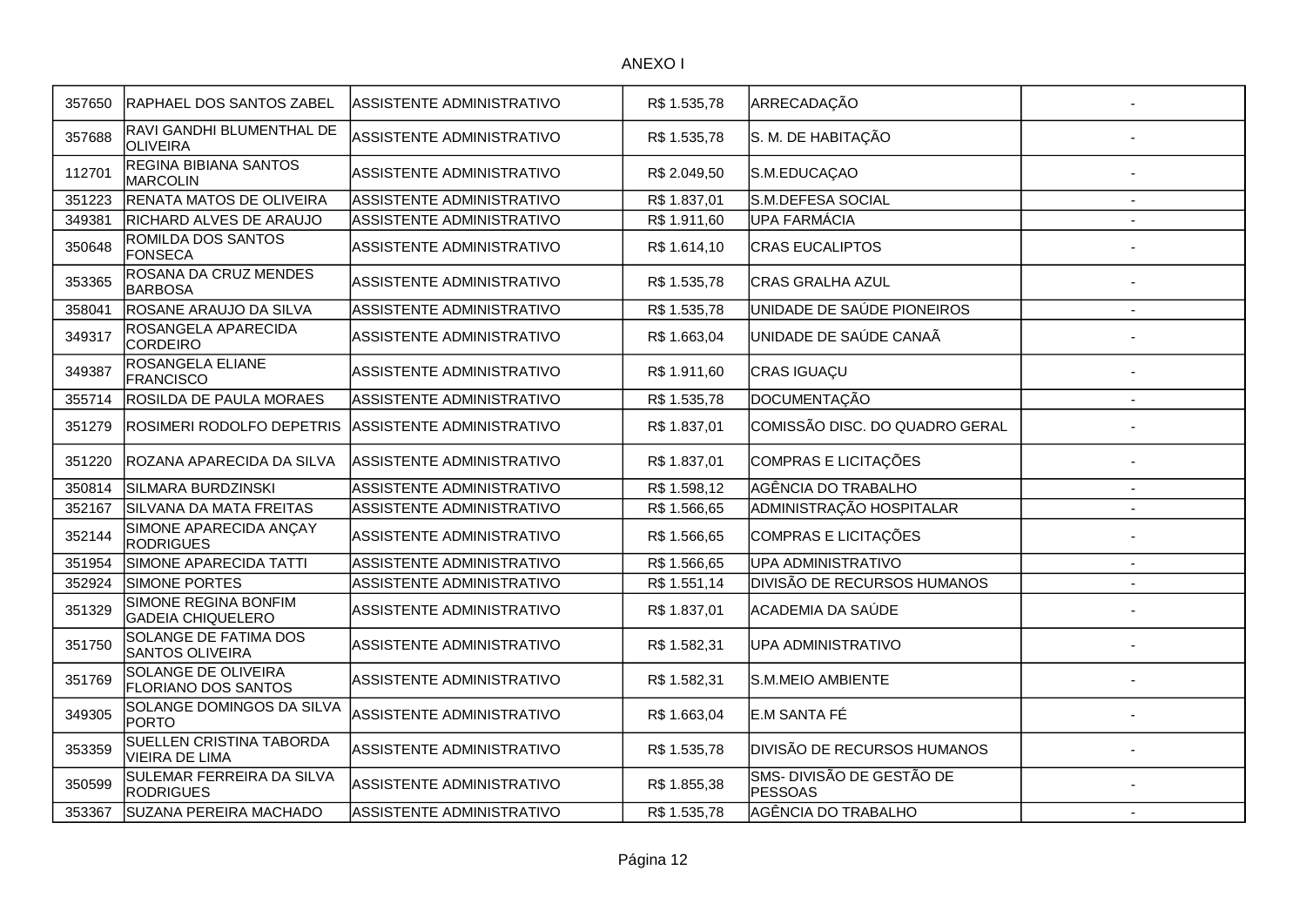ANEXO I

| | | | | | |
|---|---|---|---|---|---|
| 357650 | RAPHAEL DOS SANTOS ZABEL | ASSISTENTE ADMINISTRATIVO | R$ 1.535,78 | ARRECADAÇÃO | - |
| 357688 | RAVI GANDHI BLUMENTHAL DE OLIVEIRA | ASSISTENTE ADMINISTRATIVO | R$ 1.535,78 | S. M. DE HABITAÇÃO | - |
| 112701 | REGINA BIBIANA SANTOS MARCOLIN | ASSISTENTE ADMINISTRATIVO | R$ 2.049,50 | S.M.EDUCAÇAO | - |
| 351223 | RENATA MATOS DE OLIVEIRA | ASSISTENTE ADMINISTRATIVO | R$ 1.837,01 | S.M.DEFESA SOCIAL | - |
| 349381 | RICHARD ALVES DE ARAUJO | ASSISTENTE ADMINISTRATIVO | R$ 1.911,60 | UPA FARMÁCIA | - |
| 350648 | ROMILDA DOS SANTOS FONSECA | ASSISTENTE ADMINISTRATIVO | R$ 1.614,10 | CRAS EUCALIPTOS | - |
| 353365 | ROSANA DA CRUZ MENDES BARBOSA | ASSISTENTE ADMINISTRATIVO | R$ 1.535,78 | CRAS GRALHA AZUL | - |
| 358041 | ROSANE ARAUJO DA SILVA | ASSISTENTE ADMINISTRATIVO | R$ 1.535,78 | UNIDADE DE SAÚDE PIONEIROS | - |
| 349317 | ROSANGELA APARECIDA CORDEIRO | ASSISTENTE ADMINISTRATIVO | R$ 1.663,04 | UNIDADE DE SAÚDE CANAÃ | - |
| 349387 | ROSANGELA ELIANE FRANCISCO | ASSISTENTE ADMINISTRATIVO | R$ 1.911,60 | CRAS IGUAÇU | - |
| 355714 | ROSILDA DE PAULA MORAES | ASSISTENTE ADMINISTRATIVO | R$ 1.535,78 | DOCUMENTAÇÃO | - |
| 351279 | ROSIMERI RODOLFO DEPETRIS | ASSISTENTE ADMINISTRATIVO | R$ 1.837,01 | COMISSÃO DISC. DO QUADRO GERAL | - |
| 351220 | ROZANA APARECIDA DA SILVA | ASSISTENTE ADMINISTRATIVO | R$ 1.837,01 | COMPRAS E LICITAÇÕES | - |
| 350814 | SILMARA BURDZINSKI | ASSISTENTE ADMINISTRATIVO | R$ 1.598,12 | AGÊNCIA DO TRABALHO | - |
| 352167 | SILVANA DA MATA FREITAS | ASSISTENTE ADMINISTRATIVO | R$ 1.566,65 | ADMINISTRAÇÃO HOSPITALAR | - |
| 352144 | SIMONE APARECIDA ANÇAY RODRIGUES | ASSISTENTE ADMINISTRATIVO | R$ 1.566,65 | COMPRAS E LICITAÇÕES | - |
| 351954 | SIMONE APARECIDA TATTI | ASSISTENTE ADMINISTRATIVO | R$ 1.566,65 | UPA ADMINISTRATIVO | - |
| 352924 | SIMONE PORTES | ASSISTENTE ADMINISTRATIVO | R$ 1.551,14 | DIVISÃO DE RECURSOS HUMANOS | - |
| 351329 | SIMONE REGINA BONFIM GADEIA CHIQUELERO | ASSISTENTE ADMINISTRATIVO | R$ 1.837,01 | ACADEMIA DA SAÚDE | - |
| 351750 | SOLANGE DE FATIMA DOS SANTOS OLIVEIRA | ASSISTENTE ADMINISTRATIVO | R$ 1.582,31 | UPA ADMINISTRATIVO | - |
| 351769 | SOLANGE DE OLIVEIRA FLORIANO DOS SANTOS | ASSISTENTE ADMINISTRATIVO | R$ 1.582,31 | S.M.MEIO AMBIENTE | - |
| 349305 | SOLANGE DOMINGOS DA SILVA PORTO | ASSISTENTE ADMINISTRATIVO | R$ 1.663,04 | E.M SANTA FÉ | - |
| 353359 | SUELLEN CRISTINA TABORDA VIEIRA DE LIMA | ASSISTENTE ADMINISTRATIVO | R$ 1.535,78 | DIVISÃO DE RECURSOS HUMANOS | - |
| 350599 | SULEMAR FERREIRA DA SILVA RODRIGUES | ASSISTENTE ADMINISTRATIVO | R$ 1.855,38 | SMS- DIVISÃO DE GESTÃO DE PESSOAS | - |
| 353367 | SUZANA PEREIRA MACHADO | ASSISTENTE ADMINISTRATIVO | R$ 1.535,78 | AGÊNCIA DO TRABALHO | - |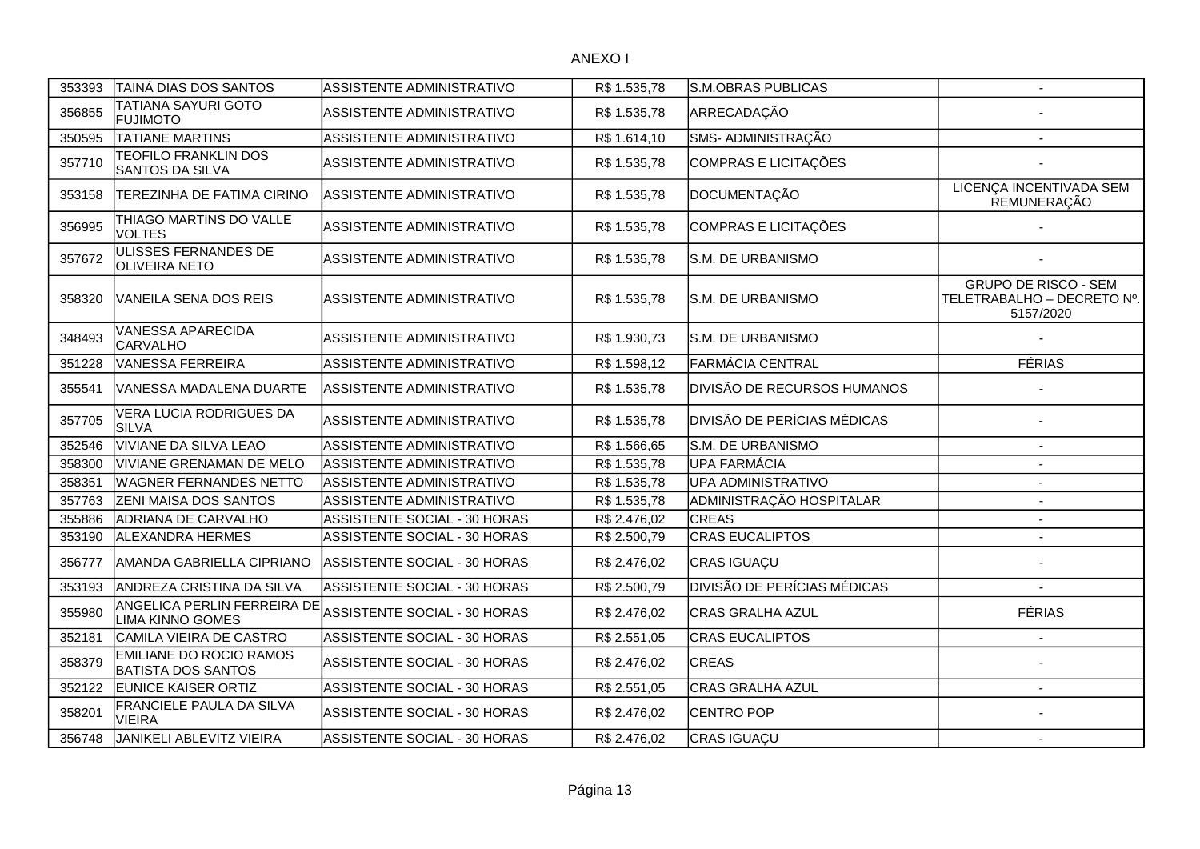ANEXO I

| | | | | | |
|---|---|---|---|---|---|
| 353393 | TAINÁ DIAS DOS SANTOS | ASSISTENTE ADMINISTRATIVO | R$ 1.535,78 | S.M.OBRAS PUBLICAS | - |
| 356855 | TATIANA SAYURI GOTO FUJIMOTO | ASSISTENTE ADMINISTRATIVO | R$ 1.535,78 | ARRECADAÇÃO | - |
| 350595 | TATIANE MARTINS | ASSISTENTE ADMINISTRATIVO | R$ 1.614,10 | SMS- ADMINISTRAÇÃO | - |
| 357710 | TEOFILO FRANKLIN DOS SANTOS DA SILVA | ASSISTENTE ADMINISTRATIVO | R$ 1.535,78 | COMPRAS E LICITAÇÕES | - |
| 353158 | TEREZINHA DE FATIMA CIRINO | ASSISTENTE ADMINISTRATIVO | R$ 1.535,78 | DOCUMENTAÇÃO | LICENÇA INCENTIVADA SEM REMUNERAÇÃO |
| 356995 | THIAGO MARTINS DO VALLE VOLTES | ASSISTENTE ADMINISTRATIVO | R$ 1.535,78 | COMPRAS E LICITAÇÕES | - |
| 357672 | ULISSES FERNANDES DE OLIVEIRA NETO | ASSISTENTE ADMINISTRATIVO | R$ 1.535,78 | S.M. DE URBANISMO | - |
| 358320 | VANEILA SENA DOS REIS | ASSISTENTE ADMINISTRATIVO | R$ 1.535,78 | S.M. DE URBANISMO | GRUPO DE RISCO - SEM TELETRABALHO – DECRETO Nº. 5157/2020 |
| 348493 | VANESSA APARECIDA CARVALHO | ASSISTENTE ADMINISTRATIVO | R$ 1.930,73 | S.M. DE URBANISMO | - |
| 351228 | VANESSA FERREIRA | ASSISTENTE ADMINISTRATIVO | R$ 1.598,12 | FARMÁCIA CENTRAL | FÉRIAS |
| 355541 | VANESSA MADALENA DUARTE | ASSISTENTE ADMINISTRATIVO | R$ 1.535,78 | DIVISÃO DE RECURSOS HUMANOS | - |
| 357705 | VERA LUCIA RODRIGUES DA SILVA | ASSISTENTE ADMINISTRATIVO | R$ 1.535,78 | DIVISÃO DE PERÍCIAS MÉDICAS | - |
| 352546 | VIVIANE DA SILVA LEAO | ASSISTENTE ADMINISTRATIVO | R$ 1.566,65 | S.M. DE URBANISMO | - |
| 358300 | VIVIANE GRENAMAN DE MELO | ASSISTENTE ADMINISTRATIVO | R$ 1.535,78 | UPA FARMÁCIA | - |
| 358351 | WAGNER FERNANDES NETTO | ASSISTENTE ADMINISTRATIVO | R$ 1.535,78 | UPA ADMINISTRATIVO | - |
| 357763 | ZENI MAISA DOS SANTOS | ASSISTENTE ADMINISTRATIVO | R$ 1.535,78 | ADMINISTRAÇÃO HOSPITALAR | - |
| 355886 | ADRIANA DE CARVALHO | ASSISTENTE SOCIAL - 30 HORAS | R$ 2.476,02 | CREAS | - |
| 353190 | ALEXANDRA HERMES | ASSISTENTE SOCIAL - 30 HORAS | R$ 2.500,79 | CRAS EUCALIPTOS | - |
| 356777 | AMANDA GABRIELLA CIPRIANO | ASSISTENTE SOCIAL - 30 HORAS | R$ 2.476,02 | CRAS IGUAÇU | - |
| 353193 | ANDREZA CRISTINA DA SILVA | ASSISTENTE SOCIAL - 30 HORAS | R$ 2.500,79 | DIVISÃO DE PERÍCIAS MÉDICAS | - |
| 355980 | ANGELICA PERLIN FERREIRA DE LIMA KINNO GOMES | ASSISTENTE SOCIAL - 30 HORAS | R$ 2.476,02 | CRAS GRALHA AZUL | FÉRIAS |
| 352181 | CAMILA VIEIRA DE CASTRO | ASSISTENTE SOCIAL - 30 HORAS | R$ 2.551,05 | CRAS EUCALIPTOS | - |
| 358379 | EMILIANE DO ROCIO RAMOS BATISTA DOS SANTOS | ASSISTENTE SOCIAL - 30 HORAS | R$ 2.476,02 | CREAS | - |
| 352122 | EUNICE KAISER ORTIZ | ASSISTENTE SOCIAL - 30 HORAS | R$ 2.551,05 | CRAS GRALHA AZUL | - |
| 358201 | FRANCIELE PAULA DA SILVA VIEIRA | ASSISTENTE SOCIAL - 30 HORAS | R$ 2.476,02 | CENTRO POP | - |
| 356748 | JANIKELI ABLEVITZ VIEIRA | ASSISTENTE SOCIAL - 30 HORAS | R$ 2.476,02 | CRAS IGUAÇU | - |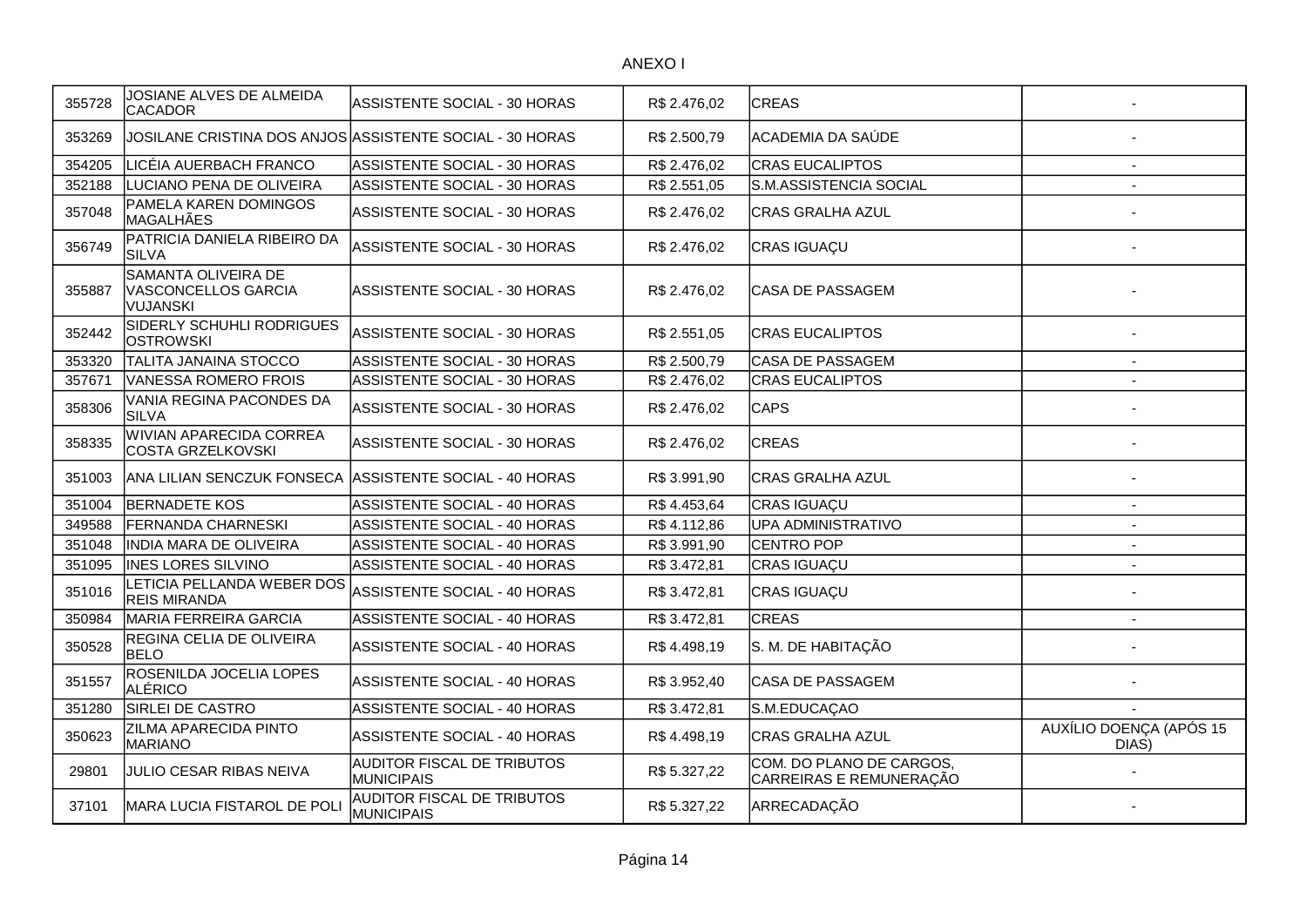ANEXO I

| | | | | | |
|---|---|---|---|---|---|
| 355728 | JOSIANE ALVES DE ALMEIDA CACADOR | ASSISTENTE SOCIAL - 30 HORAS | R$ 2.476,02 | CREAS | - |
| 353269 | JOSILANE CRISTINA DOS ANJOS | ASSISTENTE SOCIAL - 30 HORAS | R$ 2.500,79 | ACADEMIA DA SAÚDE | - |
| 354205 | LICÉIA AUERBACH FRANCO | ASSISTENTE SOCIAL - 30 HORAS | R$ 2.476,02 | CRAS EUCALIPTOS | - |
| 352188 | LUCIANO PENA DE OLIVEIRA | ASSISTENTE SOCIAL - 30 HORAS | R$ 2.551,05 | S.M.ASSISTENCIA SOCIAL | - |
| 357048 | PAMELA KAREN DOMINGOS MAGALHÃES | ASSISTENTE SOCIAL - 30 HORAS | R$ 2.476,02 | CRAS GRALHA AZUL | - |
| 356749 | PATRICIA DANIELA RIBEIRO DA SILVA | ASSISTENTE SOCIAL - 30 HORAS | R$ 2.476,02 | CRAS IGUAÇU | - |
| 355887 | SAMANTA OLIVEIRA DE VASCONCELLOS GARCIA VUJANSKI | ASSISTENTE SOCIAL - 30 HORAS | R$ 2.476,02 | CASA DE PASSAGEM | - |
| 352442 | SIDERLY SCHUHLI RODRIGUES OSTROWSKI | ASSISTENTE SOCIAL - 30 HORAS | R$ 2.551,05 | CRAS EUCALIPTOS | - |
| 353320 | TALITA JANAINA STOCCO | ASSISTENTE SOCIAL - 30 HORAS | R$ 2.500,79 | CASA DE PASSAGEM | - |
| 357671 | VANESSA ROMERO FROIS | ASSISTENTE SOCIAL - 30 HORAS | R$ 2.476,02 | CRAS EUCALIPTOS | - |
| 358306 | VANIA REGINA PACONDES DA SILVA | ASSISTENTE SOCIAL - 30 HORAS | R$ 2.476,02 | CAPS | - |
| 358335 | WIVIAN APARECIDA CORREA COSTA GRZELKOVSKI | ASSISTENTE SOCIAL - 30 HORAS | R$ 2.476,02 | CREAS | - |
| 351003 | ANA LILIAN SENCZUK FONSECA | ASSISTENTE SOCIAL - 40 HORAS | R$ 3.991,90 | CRAS GRALHA AZUL | - |
| 351004 | BERNADETE KOS | ASSISTENTE SOCIAL - 40 HORAS | R$ 4.453,64 | CRAS IGUAÇU | - |
| 349588 | FERNANDA CHARNESKI | ASSISTENTE SOCIAL - 40 HORAS | R$ 4.112,86 | UPA ADMINISTRATIVO | - |
| 351048 | INDIA MARA DE OLIVEIRA | ASSISTENTE SOCIAL - 40 HORAS | R$ 3.991,90 | CENTRO POP | - |
| 351095 | INES LORES SILVINO | ASSISTENTE SOCIAL - 40 HORAS | R$ 3.472,81 | CRAS IGUAÇU | - |
| 351016 | LETICIA PELLANDA WEBER DOS REIS MIRANDA | ASSISTENTE SOCIAL - 40 HORAS | R$ 3.472,81 | CRAS IGUAÇU | - |
| 350984 | MARIA FERREIRA GARCIA | ASSISTENTE SOCIAL - 40 HORAS | R$ 3.472,81 | CREAS | - |
| 350528 | REGINA CELIA DE OLIVEIRA BELO | ASSISTENTE SOCIAL - 40 HORAS | R$ 4.498,19 | S. M. DE HABITAÇÃO | - |
| 351557 | ROSENILDA JOCELIA LOPES ALÉRICO | ASSISTENTE SOCIAL - 40 HORAS | R$ 3.952,40 | CASA DE PASSAGEM | - |
| 351280 | SIRLEI DE CASTRO | ASSISTENTE SOCIAL - 40 HORAS | R$ 3.472,81 | S.M.EDUCAÇAO | - |
| 350623 | ZILMA APARECIDA PINTO MARIANO | ASSISTENTE SOCIAL - 40 HORAS | R$ 4.498,19 | CRAS GRALHA AZUL | AUXÍLIO DOENÇA (APÓS 15 DIAS) |
| 29801 | JULIO CESAR RIBAS NEIVA | AUDITOR FISCAL DE TRIBUTOS MUNICIPAIS | R$ 5.327,22 | COM. DO PLANO DE CARGOS, CARREIRAS E REMUNERAÇÃO | - |
| 37101 | MARA LUCIA FISTAROL DE POLI | AUDITOR FISCAL DE TRIBUTOS MUNICIPAIS | R$ 5.327,22 | ARRECADAÇÃO | - |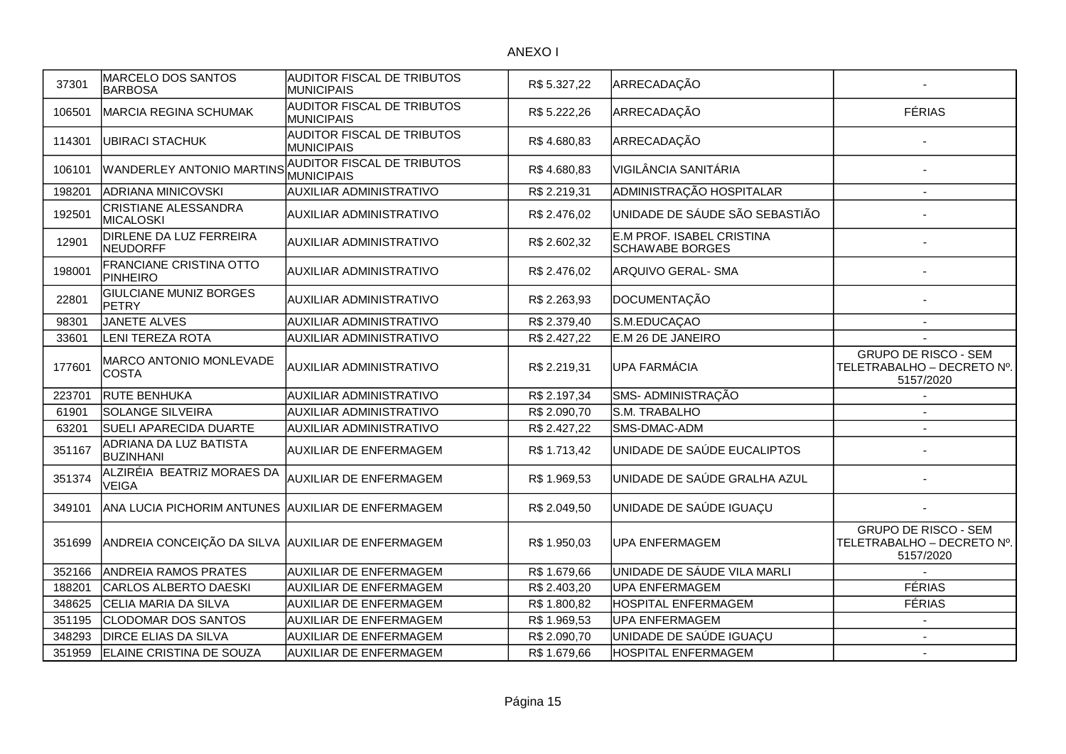ANEXO I

| | | | | | |
|---|---|---|---|---|---|
| 37301 | MARCELO DOS SANTOS BARBOSA | AUDITOR FISCAL DE TRIBUTOS MUNICIPAIS | R$ 5.327,22 | ARRECADAÇÃO | - |
| 106501 | MARCIA REGINA SCHUMAK | AUDITOR FISCAL DE TRIBUTOS MUNICIPAIS | R$ 5.222,26 | ARRECADAÇÃO | FÉRIAS |
| 114301 | UBIRACI STACHUK | AUDITOR FISCAL DE TRIBUTOS MUNICIPAIS | R$ 4.680,83 | ARRECADAÇÃO | - |
| 106101 | WANDERLEY ANTONIO MARTINS | AUDITOR FISCAL DE TRIBUTOS MUNICIPAIS | R$ 4.680,83 | VIGILÂNCIA SANITÁRIA | - |
| 198201 | ADRIANA MINICOVSKI | AUXILIAR ADMINISTRATIVO | R$ 2.219,31 | ADMINISTRAÇÃO HOSPITALAR | - |
| 192501 | CRISTIANE ALESSANDRA MICALOSKI | AUXILIAR ADMINISTRATIVO | R$ 2.476,02 | UNIDADE DE SÁUDE SÃO SEBASTIÃO | - |
| 12901 | DIRLENE DA LUZ FERREIRA NEUDORFF | AUXILIAR ADMINISTRATIVO | R$ 2.602,32 | E.M PROF. ISABEL CRISTINA SCHAWABE BORGES | - |
| 198001 | FRANCIANE CRISTINA OTTO PINHEIRO | AUXILIAR ADMINISTRATIVO | R$ 2.476,02 | ARQUIVO GERAL- SMA | - |
| 22801 | GIULCIANE MUNIZ BORGES PETRY | AUXILIAR ADMINISTRATIVO | R$ 2.263,93 | DOCUMENTAÇÃO | - |
| 98301 | JANETE ALVES | AUXILIAR ADMINISTRATIVO | R$ 2.379,40 | S.M.EDUCAÇAO | - |
| 33601 | LENI TEREZA ROTA | AUXILIAR ADMINISTRATIVO | R$ 2.427,22 | E.M 26 DE JANEIRO | - |
| 177601 | MARCO ANTONIO MONLEVADE COSTA | AUXILIAR ADMINISTRATIVO | R$ 2.219,31 | UPA FARMÁCIA | GRUPO DE RISCO - SEM TELETRABALHO – DECRETO Nº. 5157/2020 |
| 223701 | RUTE BENHUKA | AUXILIAR ADMINISTRATIVO | R$ 2.197,34 | SMS- ADMINISTRAÇÃO | - |
| 61901 | SOLANGE SILVEIRA | AUXILIAR ADMINISTRATIVO | R$ 2.090,70 | S.M. TRABALHO | - |
| 63201 | SUELI APARECIDA DUARTE | AUXILIAR ADMINISTRATIVO | R$ 2.427,22 | SMS-DMAC-ADM | - |
| 351167 | ADRIANA DA LUZ BATISTA BUZINHANI | AUXILIAR DE ENFERMAGEM | R$ 1.713,42 | UNIDADE DE SAÚDE EUCALIPTOS | - |
| 351374 | ALZIRÉIA BEATRIZ MORAES DA VEIGA | AUXILIAR DE ENFERMAGEM | R$ 1.969,53 | UNIDADE DE SAÚDE GRALHA AZUL | - |
| 349101 | ANA LUCIA PICHORIM ANTUNES | AUXILIAR DE ENFERMAGEM | R$ 2.049,50 | UNIDADE DE SAÚDE IGUAÇU | - |
| 351699 | ANDREIA CONCEIÇÃO DA SILVA | AUXILIAR DE ENFERMAGEM | R$ 1.950,03 | UPA ENFERMAGEM | GRUPO DE RISCO - SEM TELETRABALHO – DECRETO Nº. 5157/2020 |
| 352166 | ANDREIA RAMOS PRATES | AUXILIAR DE ENFERMAGEM | R$ 1.679,66 | UNIDADE DE SÁUDE VILA MARLI | - |
| 188201 | CARLOS ALBERTO DAESKI | AUXILIAR DE ENFERMAGEM | R$ 2.403,20 | UPA ENFERMAGEM | FÉRIAS |
| 348625 | CELIA MARIA DA SILVA | AUXILIAR DE ENFERMAGEM | R$ 1.800,82 | HOSPITAL ENFERMAGEM | FÉRIAS |
| 351195 | CLODOMAR DOS SANTOS | AUXILIAR DE ENFERMAGEM | R$ 1.969,53 | UPA ENFERMAGEM | - |
| 348293 | DIRCE ELIAS DA SILVA | AUXILIAR DE ENFERMAGEM | R$ 2.090,70 | UNIDADE DE SAÚDE IGUAÇU | - |
| 351959 | ELAINE CRISTINA DE SOUZA | AUXILIAR DE ENFERMAGEM | R$ 1.679,66 | HOSPITAL ENFERMAGEM | - |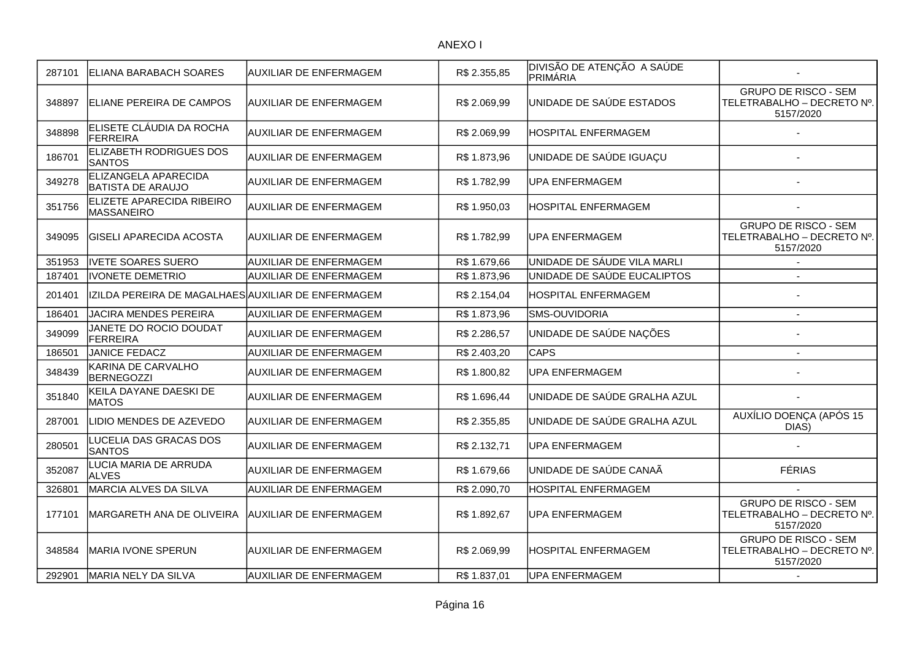ANEXO I

| | | | | | |
|---|---|---|---|---|---|
| 287101 | ELIANA BARABACH SOARES | AUXILIAR DE ENFERMAGEM | R$ 2.355,85 | DIVISÃO DE ATENÇÃO A SAÚDE PRIMÁRIA | - |
| 348897 | ELIANE PEREIRA DE CAMPOS | AUXILIAR DE ENFERMAGEM | R$ 2.069,99 | UNIDADE DE SAÚDE ESTADOS | GRUPO DE RISCO - SEM TELETRABALHO – DECRETO Nº. 5157/2020 |
| 348898 | ELISETE CLÁUDIA DA ROCHA FERREIRA | AUXILIAR DE ENFERMAGEM | R$ 2.069,99 | HOSPITAL ENFERMAGEM | - |
| 186701 | ELIZABETH RODRIGUES DOS SANTOS | AUXILIAR DE ENFERMAGEM | R$ 1.873,96 | UNIDADE DE SAÚDE IGUAÇU | - |
| 349278 | ELIZANGELA APARECIDA BATISTA DE ARAUJO | AUXILIAR DE ENFERMAGEM | R$ 1.782,99 | UPA ENFERMAGEM | - |
| 351756 | ELIZETE APARECIDA RIBEIRO MASSANEIRO | AUXILIAR DE ENFERMAGEM | R$ 1.950,03 | HOSPITAL ENFERMAGEM | - |
| 349095 | GISELI APARECIDA ACOSTA | AUXILIAR DE ENFERMAGEM | R$ 1.782,99 | UPA ENFERMAGEM | GRUPO DE RISCO - SEM TELETRABALHO – DECRETO Nº. 5157/2020 |
| 351953 | IVETE SOARES SUERO | AUXILIAR DE ENFERMAGEM | R$ 1.679,66 | UNIDADE DE SÁUDE VILA MARLI | - |
| 187401 | IVONETE DEMETRIO | AUXILIAR DE ENFERMAGEM | R$ 1.873,96 | UNIDADE DE SAÚDE EUCALIPTOS | - |
| 201401 | IZILDA PEREIRA DE MAGALHAES | AUXILIAR DE ENFERMAGEM | R$ 2.154,04 | HOSPITAL ENFERMAGEM | - |
| 186401 | JACIRA MENDES PEREIRA | AUXILIAR DE ENFERMAGEM | R$ 1.873,96 | SMS-OUVIDORIA | - |
| 349099 | JANETE DO ROCIO DOUDAT FERREIRA | AUXILIAR DE ENFERMAGEM | R$ 2.286,57 | UNIDADE DE SAÚDE NAÇÕES | - |
| 186501 | JANICE FEDACZ | AUXILIAR DE ENFERMAGEM | R$ 2.403,20 | CAPS | - |
| 348439 | KARINA DE CARVALHO BERNEGOZZI | AUXILIAR DE ENFERMAGEM | R$ 1.800,82 | UPA ENFERMAGEM | - |
| 351840 | KEILA DAYANE DAESKI DE MATOS | AUXILIAR DE ENFERMAGEM | R$ 1.696,44 | UNIDADE DE SAÚDE GRALHA AZUL | - |
| 287001 | LIDIO MENDES DE AZEVEDO | AUXILIAR DE ENFERMAGEM | R$ 2.355,85 | UNIDADE DE SAÚDE GRALHA AZUL | AUXÍLIO DOENÇA (APÓS 15 DIAS) |
| 280501 | LUCELIA DAS GRACAS DOS SANTOS | AUXILIAR DE ENFERMAGEM | R$ 2.132,71 | UPA ENFERMAGEM | - |
| 352087 | LUCIA MARIA DE ARRUDA ALVES | AUXILIAR DE ENFERMAGEM | R$ 1.679,66 | UNIDADE DE SAÚDE CANAÃ | FÉRIAS |
| 326801 | MARCIA ALVES DA SILVA | AUXILIAR DE ENFERMAGEM | R$ 2.090,70 | HOSPITAL ENFERMAGEM | - |
| 177101 | MARGARETH ANA DE OLIVEIRA | AUXILIAR DE ENFERMAGEM | R$ 1.892,67 | UPA ENFERMAGEM | GRUPO DE RISCO - SEM TELETRABALHO – DECRETO Nº. 5157/2020 |
| 348584 | MARIA IVONE SPERUN | AUXILIAR DE ENFERMAGEM | R$ 2.069,99 | HOSPITAL ENFERMAGEM | GRUPO DE RISCO - SEM TELETRABALHO – DECRETO Nº. 5157/2020 |
| 292901 | MARIA NELY DA SILVA | AUXILIAR DE ENFERMAGEM | R$ 1.837,01 | UPA ENFERMAGEM | - |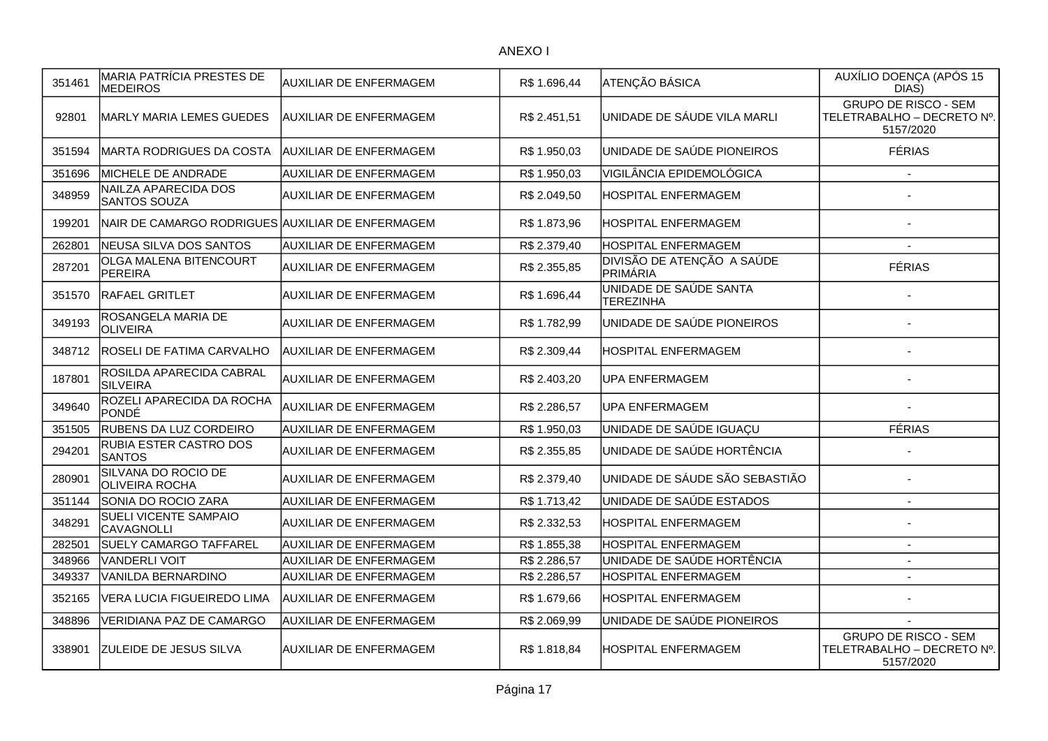ANEXO I

| | | | | | |
|---|---|---|---|---|---|
| 351461 | MARIA PATRÍCIA PRESTES DE MEDEIROS | AUXILIAR DE ENFERMAGEM | R$ 1.696,44 | ATENÇÃO BÁSICA | AUXÍLIO DOENÇA (APÓS 15 DIAS) |
| 92801 | MARLY MARIA LEMES GUEDES | AUXILIAR DE ENFERMAGEM | R$ 2.451,51 | UNIDADE DE SÁUDE VILA MARLI | GRUPO DE RISCO - SEM TELETRABALHO – DECRETO Nº. 5157/2020 |
| 351594 | MARTA RODRIGUES DA COSTA | AUXILIAR DE ENFERMAGEM | R$ 1.950,03 | UNIDADE DE SAÚDE PIONEIROS | FÉRIAS |
| 351696 | MICHELE DE ANDRADE | AUXILIAR DE ENFERMAGEM | R$ 1.950,03 | VIGILÂNCIA EPIDEMOLÓGICA | - |
| 348959 | NAILZA APARECIDA DOS SANTOS SOUZA | AUXILIAR DE ENFERMAGEM | R$ 2.049,50 | HOSPITAL ENFERMAGEM | - |
| 199201 | NAIR DE CAMARGO RODRIGUES | AUXILIAR DE ENFERMAGEM | R$ 1.873,96 | HOSPITAL ENFERMAGEM | - |
| 262801 | NEUSA SILVA DOS SANTOS | AUXILIAR DE ENFERMAGEM | R$ 2.379,40 | HOSPITAL ENFERMAGEM | - |
| 287201 | OLGA MALENA BITENCOURT PEREIRA | AUXILIAR DE ENFERMAGEM | R$ 2.355,85 | DIVISÃO DE ATENÇÃO A SAÚDE PRIMÁRIA | FÉRIAS |
| 351570 | RAFAEL GRITLET | AUXILIAR DE ENFERMAGEM | R$ 1.696,44 | UNIDADE DE SAÚDE SANTA TEREZINHA | - |
| 349193 | ROSANGELA MARIA DE OLIVEIRA | AUXILIAR DE ENFERMAGEM | R$ 1.782,99 | UNIDADE DE SAÚDE PIONEIROS | - |
| 348712 | ROSELI DE FATIMA CARVALHO | AUXILIAR DE ENFERMAGEM | R$ 2.309,44 | HOSPITAL ENFERMAGEM | - |
| 187801 | ROSILDA APARECIDA CABRAL SILVEIRA | AUXILIAR DE ENFERMAGEM | R$ 2.403,20 | UPA ENFERMAGEM | - |
| 349640 | ROZELI APARECIDA DA ROCHA PONDÉ | AUXILIAR DE ENFERMAGEM | R$ 2.286,57 | UPA ENFERMAGEM | - |
| 351505 | RUBENS DA LUZ CORDEIRO | AUXILIAR DE ENFERMAGEM | R$ 1.950,03 | UNIDADE DE SAÚDE IGUAÇU | FÉRIAS |
| 294201 | RUBIA ESTER CASTRO DOS SANTOS | AUXILIAR DE ENFERMAGEM | R$ 2.355,85 | UNIDADE DE SAÚDE HORTÊNCIA | - |
| 280901 | SILVANA DO ROCIO DE OLIVEIRA ROCHA | AUXILIAR DE ENFERMAGEM | R$ 2.379,40 | UNIDADE DE SÁUDE SÃO SEBASTIÃO | - |
| 351144 | SONIA DO ROCIO ZARA | AUXILIAR DE ENFERMAGEM | R$ 1.713,42 | UNIDADE DE SAÚDE ESTADOS | - |
| 348291 | SUELI VICENTE SAMPAIO CAVAGNOLLI | AUXILIAR DE ENFERMAGEM | R$ 2.332,53 | HOSPITAL ENFERMAGEM | - |
| 282501 | SUELY CAMARGO TAFFAREL | AUXILIAR DE ENFERMAGEM | R$ 1.855,38 | HOSPITAL ENFERMAGEM | - |
| 348966 | VANDERLI VOIT | AUXILIAR DE ENFERMAGEM | R$ 2.286,57 | UNIDADE DE SAÚDE HORTÊNCIA | - |
| 349337 | VANILDA BERNARDINO | AUXILIAR DE ENFERMAGEM | R$ 2.286,57 | HOSPITAL ENFERMAGEM | - |
| 352165 | VERA LUCIA FIGUEIREDO LIMA | AUXILIAR DE ENFERMAGEM | R$ 1.679,66 | HOSPITAL ENFERMAGEM | - |
| 348896 | VERIDIANA PAZ DE CAMARGO | AUXILIAR DE ENFERMAGEM | R$ 2.069,99 | UNIDADE DE SAÚDE PIONEIROS | - |
| 338901 | ZULEIDE DE JESUS SILVA | AUXILIAR DE ENFERMAGEM | R$ 1.818,84 | HOSPITAL ENFERMAGEM | GRUPO DE RISCO - SEM TELETRABALHO – DECRETO Nº. 5157/2020 |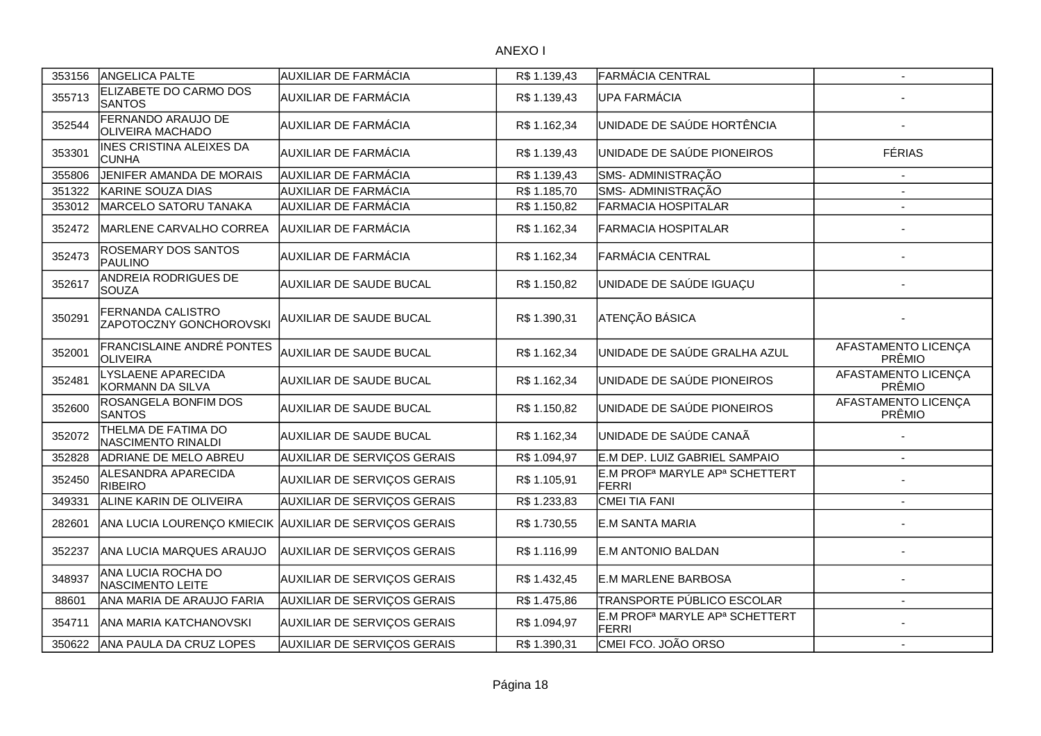ANEXO I

| | | | | | |
|---|---|---|---|---|---|
| 353156 | ANGELICA PALTE | AUXILIAR DE FARMÁCIA | R$ 1.139,43 | FARMÁCIA CENTRAL | - |
| 355713 | ELIZABETE DO CARMO DOS SANTOS | AUXILIAR DE FARMÁCIA | R$ 1.139,43 | UPA FARMÁCIA | - |
| 352544 | FERNANDO ARAUJO DE OLIVEIRA MACHADO | AUXILIAR DE FARMÁCIA | R$ 1.162,34 | UNIDADE DE SAÚDE HORTÊNCIA | - |
| 353301 | INES CRISTINA ALEIXES DA CUNHA | AUXILIAR DE FARMÁCIA | R$ 1.139,43 | UNIDADE DE SAÚDE PIONEIROS | FÉRIAS |
| 355806 | JENIFER AMANDA DE MORAIS | AUXILIAR DE FARMÁCIA | R$ 1.139,43 | SMS- ADMINISTRAÇÃO | - |
| 351322 | KARINE SOUZA DIAS | AUXILIAR DE FARMÁCIA | R$ 1.185,70 | SMS- ADMINISTRAÇÃO | - |
| 353012 | MARCELO SATORU TANAKA | AUXILIAR DE FARMÁCIA | R$ 1.150,82 | FARMACIA HOSPITALAR | - |
| 352472 | MARLENE CARVALHO CORREA | AUXILIAR DE FARMÁCIA | R$ 1.162,34 | FARMACIA HOSPITALAR | - |
| 352473 | ROSEMARY DOS SANTOS PAULINO | AUXILIAR DE FARMÁCIA | R$ 1.162,34 | FARMÁCIA CENTRAL | - |
| 352617 | ANDREIA RODRIGUES DE SOUZA | AUXILIAR DE SAUDE BUCAL | R$ 1.150,82 | UNIDADE DE SAÚDE IGUAÇU | - |
| 350291 | FERNANDA CALISTRO ZAPOTOCZNY GONCHOROVSKI | AUXILIAR DE SAUDE BUCAL | R$ 1.390,31 | ATENÇÃO BÁSICA | - |
| 352001 | FRANCISLAINE ANDRÉ PONTES OLIVEIRA | AUXILIAR DE SAUDE BUCAL | R$ 1.162,34 | UNIDADE DE SAÚDE GRALHA AZUL | AFASTAMENTO LICENÇA PRÊMIO |
| 352481 | LYSLAENE APARECIDA KORMANN DA SILVA | AUXILIAR DE SAUDE BUCAL | R$ 1.162,34 | UNIDADE DE SAÚDE PIONEIROS | AFASTAMENTO LICENÇA PRÊMIO |
| 352600 | ROSANGELA BONFIM DOS SANTOS | AUXILIAR DE SAUDE BUCAL | R$ 1.150,82 | UNIDADE DE SAÚDE PIONEIROS | AFASTAMENTO LICENÇA PRÊMIO |
| 352072 | THELMA DE FATIMA DO NASCIMENTO RINALDI | AUXILIAR DE SAUDE BUCAL | R$ 1.162,34 | UNIDADE DE SAÚDE CANAÃ | - |
| 352828 | ADRIANE DE MELO ABREU | AUXILIAR DE SERVIÇOS GERAIS | R$ 1.094,97 | E.M DEP. LUIZ GABRIEL SAMPAIO | - |
| 352450 | ALESANDRA APARECIDA RIBEIRO | AUXILIAR DE SERVIÇOS GERAIS | R$ 1.105,91 | E.M PROFª MARYLE APª SCHETTERT FERRI | - |
| 349331 | ALINE KARIN DE OLIVEIRA | AUXILIAR DE SERVIÇOS GERAIS | R$ 1.233,83 | CMEI TIA FANI | - |
| 282601 | ANA LUCIA LOURENÇO KMIECIK | AUXILIAR DE SERVIÇOS GERAIS | R$ 1.730,55 | E.M SANTA MARIA | - |
| 352237 | ANA LUCIA MARQUES ARAUJO | AUXILIAR DE SERVIÇOS GERAIS | R$ 1.116,99 | E.M ANTONIO BALDAN | - |
| 348937 | ANA LUCIA ROCHA DO NASCIMENTO LEITE | AUXILIAR DE SERVIÇOS GERAIS | R$ 1.432,45 | E.M MARLENE BARBOSA | - |
| 88601 | ANA MARIA DE ARAUJO FARIA | AUXILIAR DE SERVIÇOS GERAIS | R$ 1.475,86 | TRANSPORTE PÚBLICO ESCOLAR | - |
| 354711 | ANA MARIA KATCHANOVSKI | AUXILIAR DE SERVIÇOS GERAIS | R$ 1.094,97 | E.M PROFª MARYLE APª SCHETTERT FERRI | - |
| 350622 | ANA PAULA DA CRUZ LOPES | AUXILIAR DE SERVIÇOS GERAIS | R$ 1.390,31 | CMEI FCO. JOÃO ORSO | - |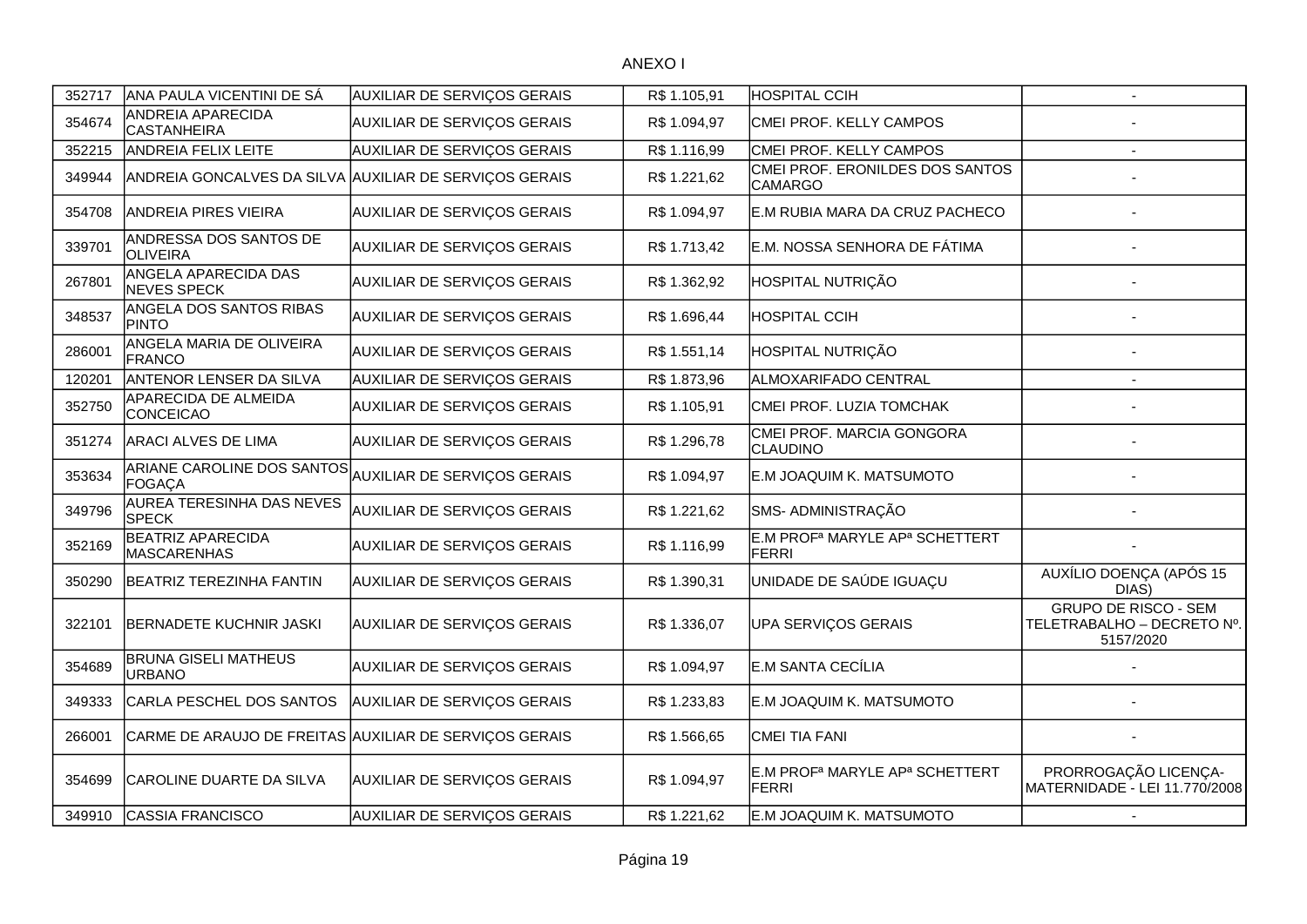ANEXO I

| | | | | | |
|---|---|---|---|---|---|
| 352717 | ANA PAULA VICENTINI DE SÁ | AUXILIAR DE SERVIÇOS GERAIS | R$ 1.105,91 | HOSPITAL CCIH | - |
| 354674 | ANDREIA APARECIDA CASTANHEIRA | AUXILIAR DE SERVIÇOS GERAIS | R$ 1.094,97 | CMEI PROF. KELLY CAMPOS | - |
| 352215 | ANDREIA FELIX LEITE | AUXILIAR DE SERVIÇOS GERAIS | R$ 1.116,99 | CMEI PROF. KELLY CAMPOS | - |
| 349944 | ANDREIA GONCALVES DA SILVA | AUXILIAR DE SERVIÇOS GERAIS | R$ 1.221,62 | CMEI PROF. ERONILDES DOS SANTOS CAMARGO | - |
| 354708 | ANDREIA PIRES VIEIRA | AUXILIAR DE SERVIÇOS GERAIS | R$ 1.094,97 | E.M RUBIA MARA DA CRUZ PACHECO | - |
| 339701 | ANDRESSA DOS SANTOS DE OLIVEIRA | AUXILIAR DE SERVIÇOS GERAIS | R$ 1.713,42 | E.M. NOSSA SENHORA DE FÁTIMA | - |
| 267801 | ANGELA APARECIDA DAS NEVES SPECK | AUXILIAR DE SERVIÇOS GERAIS | R$ 1.362,92 | HOSPITAL NUTRIÇÃO | - |
| 348537 | ANGELA DOS SANTOS RIBAS PINTO | AUXILIAR DE SERVIÇOS GERAIS | R$ 1.696,44 | HOSPITAL CCIH | - |
| 286001 | ANGELA MARIA DE OLIVEIRA FRANCO | AUXILIAR DE SERVIÇOS GERAIS | R$ 1.551,14 | HOSPITAL NUTRIÇÃO | - |
| 120201 | ANTENOR LENSER DA SILVA | AUXILIAR DE SERVIÇOS GERAIS | R$ 1.873,96 | ALMOXARIFADO CENTRAL | - |
| 352750 | APARECIDA DE ALMEIDA CONCEICAO | AUXILIAR DE SERVIÇOS GERAIS | R$ 1.105,91 | CMEI PROF. LUZIA TOMCHAK | - |
| 351274 | ARACI ALVES DE LIMA | AUXILIAR DE SERVIÇOS GERAIS | R$ 1.296,78 | CMEI PROF. MARCIA GONGORA CLAUDINO | - |
| 353634 | ARIANE CAROLINE DOS SANTOS FOGAÇA | AUXILIAR DE SERVIÇOS GERAIS | R$ 1.094,97 | E.M JOAQUIM K. MATSUMOTO | - |
| 349796 | AUREA TERESINHA DAS NEVES SPECK | AUXILIAR DE SERVIÇOS GERAIS | R$ 1.221,62 | SMS- ADMINISTRAÇÃO | - |
| 352169 | BEATRIZ APARECIDA MASCARENHAS | AUXILIAR DE SERVIÇOS GERAIS | R$ 1.116,99 | E.M PROFª MARYLE APª SCHETTERT FERRI | - |
| 350290 | BEATRIZ TEREZINHA FANTIN | AUXILIAR DE SERVIÇOS GERAIS | R$ 1.390,31 | UNIDADE DE SAÚDE IGUAÇU | AUXÍLIO DOENÇA (APÓS 15 DIAS) |
| 322101 | BERNADETE KUCHNIR JASKI | AUXILIAR DE SERVIÇOS GERAIS | R$ 1.336,07 | UPA SERVIÇOS GERAIS | GRUPO DE RISCO - SEM TELETRABALHO – DECRETO Nº. 5157/2020 |
| 354689 | BRUNA GISELI MATHEUS URBANO | AUXILIAR DE SERVIÇOS GERAIS | R$ 1.094,97 | E.M SANTA CECÍLIA | - |
| 349333 | CARLA PESCHEL DOS SANTOS | AUXILIAR DE SERVIÇOS GERAIS | R$ 1.233,83 | E.M JOAQUIM K. MATSUMOTO | - |
| 266001 | CARME DE ARAUJO DE FREITAS | AUXILIAR DE SERVIÇOS GERAIS | R$ 1.566,65 | CMEI TIA FANI | - |
| 354699 | CAROLINE DUARTE DA SILVA | AUXILIAR DE SERVIÇOS GERAIS | R$ 1.094,97 | E.M PROFª MARYLE APª SCHETTERT FERRI | PRORROGAÇÃO LICENÇA-MATERNIDADE - LEI 11.770/2008 |
| 349910 | CASSIA FRANCISCO | AUXILIAR DE SERVIÇOS GERAIS | R$ 1.221,62 | E.M JOAQUIM K. MATSUMOTO | - |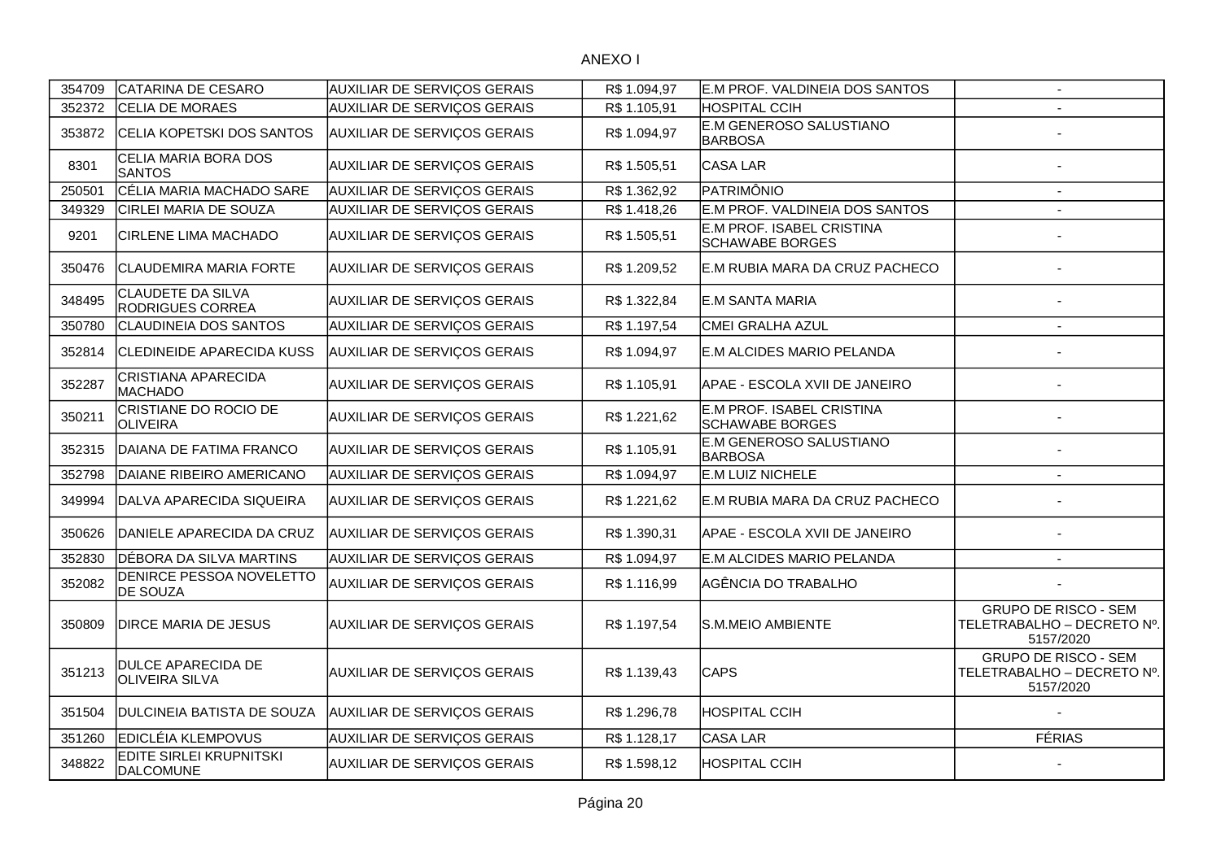ANEXO I

| | | | | | |
|---|---|---|---|---|---|
| 354709 | CATARINA DE CESARO | AUXILIAR DE SERVIÇOS GERAIS | R$ 1.094,97 | E.M PROF. VALDINEIA DOS SANTOS | - |
| 352372 | CELIA DE MORAES | AUXILIAR DE SERVIÇOS GERAIS | R$ 1.105,91 | HOSPITAL CCIH | - |
| 353872 | CELIA KOPETSKI DOS SANTOS | AUXILIAR DE SERVIÇOS GERAIS | R$ 1.094,97 | E.M GENEROSO SALUSTIANO BARBOSA | - |
| 8301 | CELIA MARIA BORA DOS SANTOS | AUXILIAR DE SERVIÇOS GERAIS | R$ 1.505,51 | CASA LAR | - |
| 250501 | CÉLIA MARIA MACHADO SARE | AUXILIAR DE SERVIÇOS GERAIS | R$ 1.362,92 | PATRIMÔNIO | - |
| 349329 | CIRLEI MARIA DE SOUZA | AUXILIAR DE SERVIÇOS GERAIS | R$ 1.418,26 | E.M PROF. VALDINEIA DOS SANTOS | - |
| 9201 | CIRLENE LIMA MACHADO | AUXILIAR DE SERVIÇOS GERAIS | R$ 1.505,51 | E.M PROF. ISABEL CRISTINA SCHAWABE BORGES | - |
| 350476 | CLAUDEMIRA MARIA FORTE | AUXILIAR DE SERVIÇOS GERAIS | R$ 1.209,52 | E.M RUBIA MARA DA CRUZ PACHECO | - |
| 348495 | CLAUDETE DA SILVA RODRIGUES CORREA | AUXILIAR DE SERVIÇOS GERAIS | R$ 1.322,84 | E.M SANTA MARIA | - |
| 350780 | CLAUDINEIA DOS SANTOS | AUXILIAR DE SERVIÇOS GERAIS | R$ 1.197,54 | CMEI GRALHA AZUL | - |
| 352814 | CLEDINEIDE APARECIDA KUSS | AUXILIAR DE SERVIÇOS GERAIS | R$ 1.094,97 | E.M ALCIDES MARIO PELANDA | - |
| 352287 | CRISTIANA APARECIDA MACHADO | AUXILIAR DE SERVIÇOS GERAIS | R$ 1.105,91 | APAE - ESCOLA XVII DE JANEIRO | - |
| 350211 | CRISTIANE DO ROCIO DE OLIVEIRA | AUXILIAR DE SERVIÇOS GERAIS | R$ 1.221,62 | E.M PROF. ISABEL CRISTINA SCHAWABE BORGES | - |
| 352315 | DAIANA DE FATIMA FRANCO | AUXILIAR DE SERVIÇOS GERAIS | R$ 1.105,91 | E.M GENEROSO SALUSTIANO BARBOSA | - |
| 352798 | DAIANE RIBEIRO AMERICANO | AUXILIAR DE SERVIÇOS GERAIS | R$ 1.094,97 | E.M LUIZ NICHELE | - |
| 349994 | DALVA APARECIDA SIQUEIRA | AUXILIAR DE SERVIÇOS GERAIS | R$ 1.221,62 | E.M RUBIA MARA DA CRUZ PACHECO | - |
| 350626 | DANIELE APARECIDA DA CRUZ | AUXILIAR DE SERVIÇOS GERAIS | R$ 1.390,31 | APAE - ESCOLA XVII DE JANEIRO | - |
| 352830 | DÉBORA DA SILVA MARTINS | AUXILIAR DE SERVIÇOS GERAIS | R$ 1.094,97 | E.M ALCIDES MARIO PELANDA | - |
| 352082 | DENIRCE PESSOA NOVELETTO DE SOUZA | AUXILIAR DE SERVIÇOS GERAIS | R$ 1.116,99 | AGÊNCIA DO TRABALHO | - |
| 350809 | DIRCE MARIA DE JESUS | AUXILIAR DE SERVIÇOS GERAIS | R$ 1.197,54 | S.M.MEIO AMBIENTE | GRUPO DE RISCO - SEM TELETRABALHO – DECRETO Nº. 5157/2020 |
| 351213 | DULCE APARECIDA DE OLIVEIRA SILVA | AUXILIAR DE SERVIÇOS GERAIS | R$ 1.139,43 | CAPS | GRUPO DE RISCO - SEM TELETRABALHO – DECRETO Nº. 5157/2020 |
| 351504 | DULCINEIA BATISTA DE SOUZA | AUXILIAR DE SERVIÇOS GERAIS | R$ 1.296,78 | HOSPITAL CCIH | - |
| 351260 | EDICLÉIA KLEMPOVUS | AUXILIAR DE SERVIÇOS GERAIS | R$ 1.128,17 | CASA LAR | FÉRIAS |
| 348822 | EDITE SIRLEI KRUPNITSKI DALCOMUNE | AUXILIAR DE SERVIÇOS GERAIS | R$ 1.598,12 | HOSPITAL CCIH | - |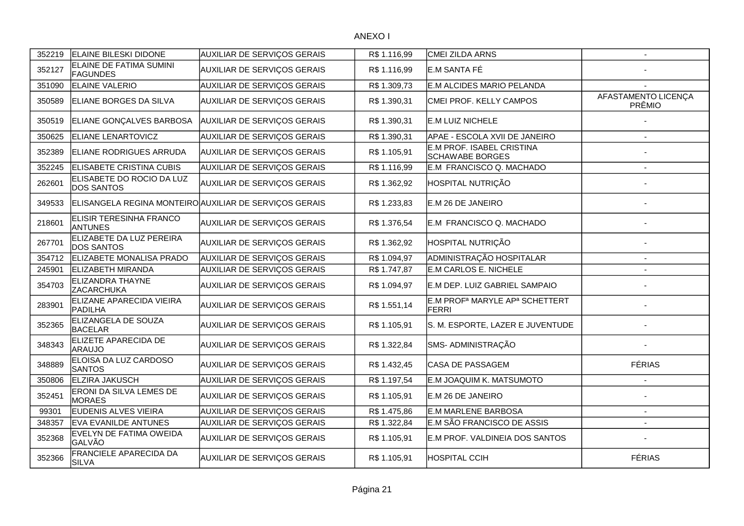ANEXO I

| | | | | | |
|---|---|---|---|---|---|
| 352219 | ELAINE BILESKI DIDONE | AUXILIAR DE SERVIÇOS GERAIS | R$ 1.116,99 | CMEI ZILDA ARNS | - |
| 352127 | ELAINE DE FATIMA SUMINI FAGUNDES | AUXILIAR DE SERVIÇOS GERAIS | R$ 1.116,99 | E.M SANTA FÉ | - |
| 351090 | ELAINE VALERIO | AUXILIAR DE SERVIÇOS GERAIS | R$ 1.309,73 | E.M ALCIDES MARIO PELANDA | - |
| 350589 | ELIANE BORGES DA SILVA | AUXILIAR DE SERVIÇOS GERAIS | R$ 1.390,31 | CMEI PROF. KELLY CAMPOS | AFASTAMENTO LICENÇA PRÊMIO |
| 350519 | ELIANE GONÇALVES BARBOSA | AUXILIAR DE SERVIÇOS GERAIS | R$ 1.390,31 | E.M LUIZ NICHELE | - |
| 350625 | ELIANE LENARTOVICZ | AUXILIAR DE SERVIÇOS GERAIS | R$ 1.390,31 | APAE - ESCOLA XVII DE JANEIRO | - |
| 352389 | ELIANE RODRIGUES ARRUDA | AUXILIAR DE SERVIÇOS GERAIS | R$ 1.105,91 | E.M PROF. ISABEL CRISTINA SCHAWABE BORGES | - |
| 352245 | ELISABETE CRISTINA CUBIS | AUXILIAR DE SERVIÇOS GERAIS | R$ 1.116,99 | E.M FRANCISCO Q. MACHADO | - |
| 262601 | ELISABETE DO ROCIO DA LUZ DOS SANTOS | AUXILIAR DE SERVIÇOS GERAIS | R$ 1.362,92 | HOSPITAL NUTRIÇÃO | - |
| 349533 | ELISANGELA REGINA MONTEIRO | AUXILIAR DE SERVIÇOS GERAIS | R$ 1.233,83 | E.M 26 DE JANEIRO | - |
| 218601 | ELISIR TERESINHA FRANCO ANTUNES | AUXILIAR DE SERVIÇOS GERAIS | R$ 1.376,54 | E.M FRANCISCO Q. MACHADO | - |
| 267701 | ELIZABETE DA LUZ PEREIRA DOS SANTOS | AUXILIAR DE SERVIÇOS GERAIS | R$ 1.362,92 | HOSPITAL NUTRIÇÃO | - |
| 354712 | ELIZABETE MONALISA PRADO | AUXILIAR DE SERVIÇOS GERAIS | R$ 1.094,97 | ADMINISTRAÇÃO HOSPITALAR | - |
| 245901 | ELIZABETH MIRANDA | AUXILIAR DE SERVIÇOS GERAIS | R$ 1.747,87 | E.M CARLOS E. NICHELE | - |
| 354703 | ELIZANDRA THAYNE ZACARCHUKA | AUXILIAR DE SERVIÇOS GERAIS | R$ 1.094,97 | E.M DEP. LUIZ GABRIEL SAMPAIO | - |
| 283901 | ELIZANE APARECIDA VIEIRA PADILHA | AUXILIAR DE SERVIÇOS GERAIS | R$ 1.551,14 | E.M PROFª MARYLE APª SCHETTERT FERRI | - |
| 352365 | ELIZANGELA DE SOUZA BACELAR | AUXILIAR DE SERVIÇOS GERAIS | R$ 1.105,91 | S. M. ESPORTE, LAZER E JUVENTUDE | - |
| 348343 | ELIZETE APARECIDA DE ARAUJO | AUXILIAR DE SERVIÇOS GERAIS | R$ 1.322,84 | SMS- ADMINISTRAÇÃO | - |
| 348889 | ELOISA DA LUZ CARDOSO SANTOS | AUXILIAR DE SERVIÇOS GERAIS | R$ 1.432,45 | CASA DE PASSAGEM | FÉRIAS |
| 350806 | ELZIRA JAKUSCH | AUXILIAR DE SERVIÇOS GERAIS | R$ 1.197,54 | E.M JOAQUIM K. MATSUMOTO | - |
| 352451 | ERONI DA SILVA LEMES DE MORAES | AUXILIAR DE SERVIÇOS GERAIS | R$ 1.105,91 | E.M 26 DE JANEIRO | - |
| 99301 | EUDENIS ALVES VIEIRA | AUXILIAR DE SERVIÇOS GERAIS | R$ 1.475,86 | E.M MARLENE BARBOSA | - |
| 348357 | EVA EVANILDE ANTUNES | AUXILIAR DE SERVIÇOS GERAIS | R$ 1.322,84 | E.M SÃO FRANCISCO DE ASSIS | - |
| 352368 | EVELYN DE FATIMA OWEIDA GALVÃO | AUXILIAR DE SERVIÇOS GERAIS | R$ 1.105,91 | E.M PROF. VALDINEIA DOS SANTOS | - |
| 352366 | FRANCIELE APARECIDA DA SILVA | AUXILIAR DE SERVIÇOS GERAIS | R$ 1.105,91 | HOSPITAL CCIH | FÉRIAS |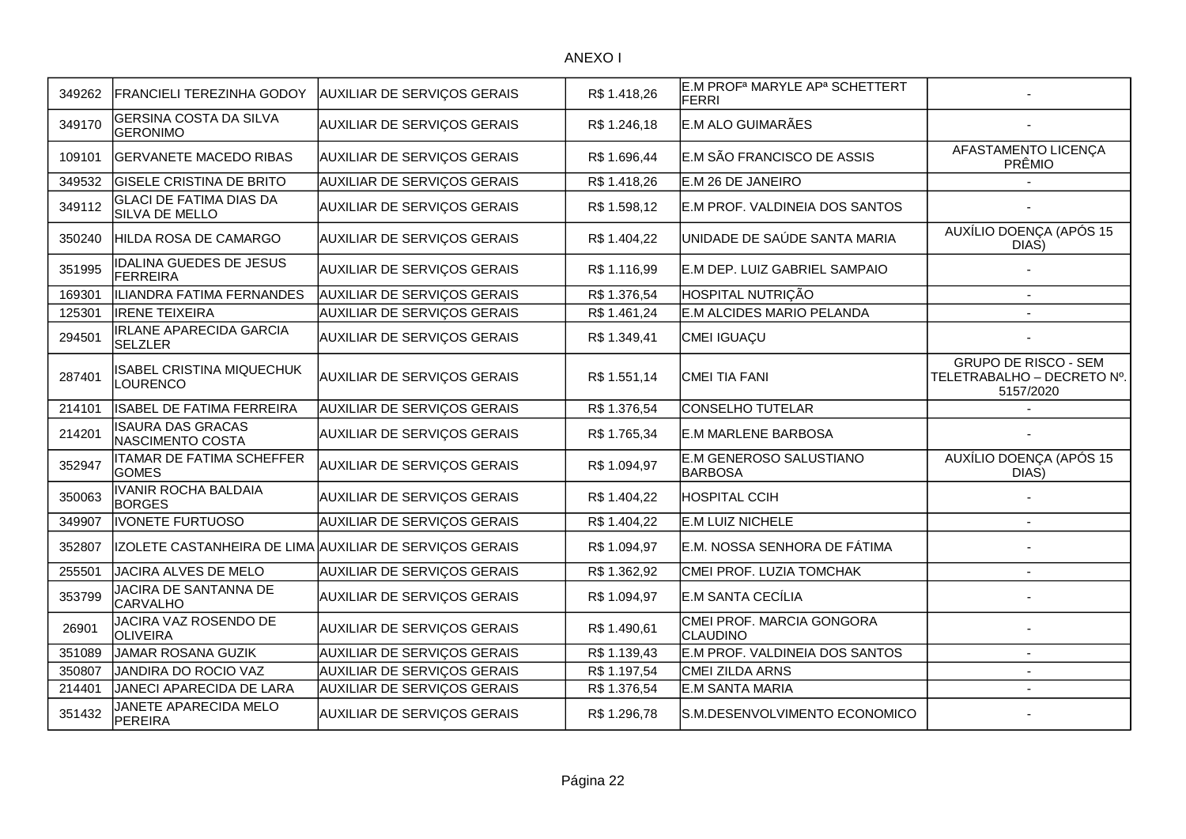ANEXO I

| | | | | | |
|---|---|---|---|---|---|
| 349262 | FRANCIELI TEREZINHA GODOY | AUXILIAR DE SERVIÇOS GERAIS | R$ 1.418,26 | E.M PROFª MARYLE APª SCHETTERT FERRI | - |
| 349170 | GERSINA COSTA DA SILVA GERONIMO | AUXILIAR DE SERVIÇOS GERAIS | R$ 1.246,18 | E.M ALO GUIMARÃES | - |
| 109101 | GERVANETE MACEDO RIBAS | AUXILIAR DE SERVIÇOS GERAIS | R$ 1.696,44 | E.M SÃO FRANCISCO DE ASSIS | AFASTAMENTO LICENÇA PRÊMIO |
| 349532 | GISELE CRISTINA DE BRITO | AUXILIAR DE SERVIÇOS GERAIS | R$ 1.418,26 | E.M 26 DE JANEIRO | - |
| 349112 | GLACI DE FATIMA DIAS DA SILVA DE MELLO | AUXILIAR DE SERVIÇOS GERAIS | R$ 1.598,12 | E.M PROF. VALDINEIA DOS SANTOS | - |
| 350240 | HILDA ROSA DE CAMARGO | AUXILIAR DE SERVIÇOS GERAIS | R$ 1.404,22 | UNIDADE DE SAÚDE SANTA MARIA | AUXÍLIO DOENÇA (APÓS 15 DIAS) |
| 351995 | IDALINA GUEDES DE JESUS FERREIRA | AUXILIAR DE SERVIÇOS GERAIS | R$ 1.116,99 | E.M DEP. LUIZ GABRIEL SAMPAIO | - |
| 169301 | ILIANDRA FATIMA FERNANDES | AUXILIAR DE SERVIÇOS GERAIS | R$ 1.376,54 | HOSPITAL NUTRIÇÃO | - |
| 125301 | IRENE TEIXEIRA | AUXILIAR DE SERVIÇOS GERAIS | R$ 1.461,24 | E.M ALCIDES MARIO PELANDA | - |
| 294501 | IRLANE APARECIDA GARCIA SELZLER | AUXILIAR DE SERVIÇOS GERAIS | R$ 1.349,41 | CMEI IGUAÇU | - |
| 287401 | ISABEL CRISTINA MIQUECHUK LOURENCO | AUXILIAR DE SERVIÇOS GERAIS | R$ 1.551,14 | CMEI TIA FANI | GRUPO DE RISCO - SEM TELETRABALHO – DECRETO Nº. 5157/2020 |
| 214101 | ISABEL DE FATIMA FERREIRA | AUXILIAR DE SERVIÇOS GERAIS | R$ 1.376,54 | CONSELHO TUTELAR | - |
| 214201 | ISAURA DAS GRACAS NASCIMENTO COSTA | AUXILIAR DE SERVIÇOS GERAIS | R$ 1.765,34 | E.M MARLENE BARBOSA | - |
| 352947 | ITAMAR DE FATIMA SCHEFFER GOMES | AUXILIAR DE SERVIÇOS GERAIS | R$ 1.094,97 | E.M GENEROSO SALUSTIANO BARBOSA | AUXÍLIO DOENÇA (APÓS 15 DIAS) |
| 350063 | IVANIR ROCHA BALDAIA BORGES | AUXILIAR DE SERVIÇOS GERAIS | R$ 1.404,22 | HOSPITAL CCIH | - |
| 349907 | IVONETE FURTUOSO | AUXILIAR DE SERVIÇOS GERAIS | R$ 1.404,22 | E.M LUIZ NICHELE | - |
| 352807 | IZOLETE CASTANHEIRA DE LIMA | AUXILIAR DE SERVIÇOS GERAIS | R$ 1.094,97 | E.M. NOSSA SENHORA DE FÁTIMA | - |
| 255501 | JACIRA ALVES DE MELO | AUXILIAR DE SERVIÇOS GERAIS | R$ 1.362,92 | CMEI PROF. LUZIA TOMCHAK | - |
| 353799 | JACIRA DE SANTANNA DE CARVALHO | AUXILIAR DE SERVIÇOS GERAIS | R$ 1.094,97 | E.M SANTA CECÍLIA | - |
| 26901 | JACIRA VAZ ROSENDO DE OLIVEIRA | AUXILIAR DE SERVIÇOS GERAIS | R$ 1.490,61 | CMEI PROF. MARCIA GONGORA CLAUDINO | - |
| 351089 | JAMAR ROSANA GUZIK | AUXILIAR DE SERVIÇOS GERAIS | R$ 1.139,43 | E.M PROF. VALDINEIA DOS SANTOS | - |
| 350807 | JANDIRA DO ROCIO VAZ | AUXILIAR DE SERVIÇOS GERAIS | R$ 1.197,54 | CMEI ZILDA ARNS | - |
| 214401 | JANECI APARECIDA DE LARA | AUXILIAR DE SERVIÇOS GERAIS | R$ 1.376,54 | E.M SANTA MARIA | - |
| 351432 | JANETE APARECIDA MELO PEREIRA | AUXILIAR DE SERVIÇOS GERAIS | R$ 1.296,78 | S.M.DESENVOLVIMENTO ECONOMICO | - |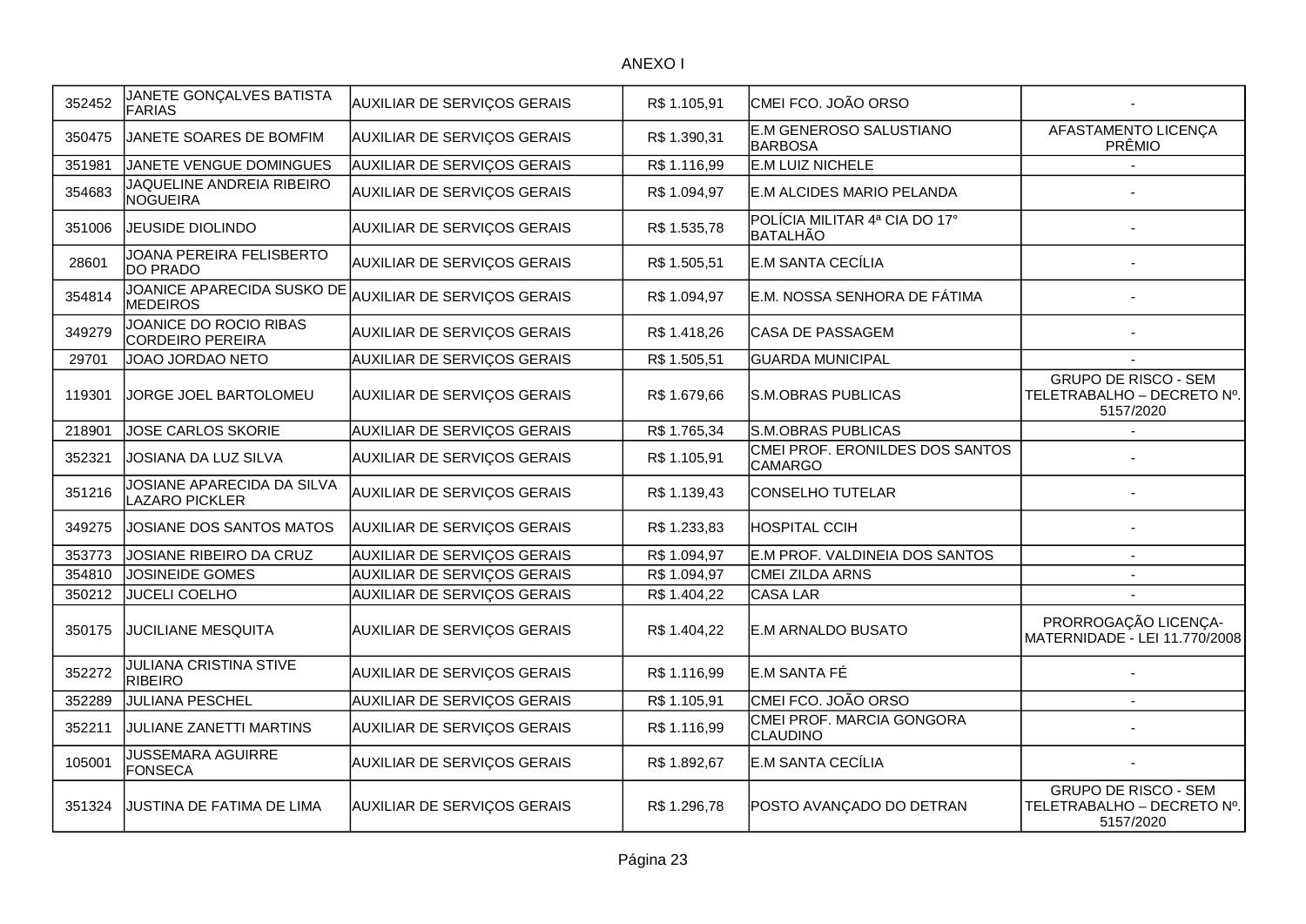ANEXO I

| | | | | | |
|---|---|---|---|---|---|
| 352452 | JANETE GONÇALVES BATISTA FARIAS | AUXILIAR DE SERVIÇOS GERAIS | R$ 1.105,91 | CMEI FCO. JOÃO ORSO | - |
| 350475 | JANETE SOARES DE BOMFIM | AUXILIAR DE SERVIÇOS GERAIS | R$ 1.390,31 | E.M GENEROSO SALUSTIANO BARBOSA | AFASTAMENTO LICENÇA PRÊMIO |
| 351981 | JANETE VENGUE DOMINGUES | AUXILIAR DE SERVIÇOS GERAIS | R$ 1.116,99 | E.M LUIZ NICHELE | - |
| 354683 | JAQUELINE ANDREIA RIBEIRO NOGUEIRA | AUXILIAR DE SERVIÇOS GERAIS | R$ 1.094,97 | E.M ALCIDES MARIO PELANDA | - |
| 351006 | JEUSIDE DIOLINDO | AUXILIAR DE SERVIÇOS GERAIS | R$ 1.535,78 | POLÍCIA MILITAR 4ª CIA DO 17° BATALHÃO | - |
| 28601 | JOANA PEREIRA FELISBERTO DO PRADO | AUXILIAR DE SERVIÇOS GERAIS | R$ 1.505,51 | E.M SANTA CECÍLIA | - |
| 354814 | JOANICE APARECIDA SUSKO DE MEDEIROS | AUXILIAR DE SERVIÇOS GERAIS | R$ 1.094,97 | E.M. NOSSA SENHORA DE FÁTIMA | - |
| 349279 | JOANICE DO ROCIO RIBAS CORDEIRO PEREIRA | AUXILIAR DE SERVIÇOS GERAIS | R$ 1.418,26 | CASA DE PASSAGEM | - |
| 29701 | JOAO JORDAO NETO | AUXILIAR DE SERVIÇOS GERAIS | R$ 1.505,51 | GUARDA MUNICIPAL | - |
| 119301 | JORGE JOEL BARTOLOMEU | AUXILIAR DE SERVIÇOS GERAIS | R$ 1.679,66 | S.M.OBRAS PUBLICAS | GRUPO DE RISCO - SEM TELETRABALHO – DECRETO Nº. 5157/2020 |
| 218901 | JOSE CARLOS SKORIE | AUXILIAR DE SERVIÇOS GERAIS | R$ 1.765,34 | S.M.OBRAS PUBLICAS | - |
| 352321 | JOSIANA DA LUZ SILVA | AUXILIAR DE SERVIÇOS GERAIS | R$ 1.105,91 | CMEI PROF. ERONILDES DOS SANTOS CAMARGO | - |
| 351216 | JOSIANE APARECIDA DA SILVA LAZARO PICKLER | AUXILIAR DE SERVIÇOS GERAIS | R$ 1.139,43 | CONSELHO TUTELAR | - |
| 349275 | JOSIANE DOS SANTOS MATOS | AUXILIAR DE SERVIÇOS GERAIS | R$ 1.233,83 | HOSPITAL CCIH | - |
| 353773 | JOSIANE RIBEIRO DA CRUZ | AUXILIAR DE SERVIÇOS GERAIS | R$ 1.094,97 | E.M PROF. VALDINEIA DOS SANTOS | - |
| 354810 | JOSINEIDE GOMES | AUXILIAR DE SERVIÇOS GERAIS | R$ 1.094,97 | CMEI ZILDA ARNS | - |
| 350212 | JUCELI COELHO | AUXILIAR DE SERVIÇOS GERAIS | R$ 1.404,22 | CASA LAR | - |
| 350175 | JUCILIANE MESQUITA | AUXILIAR DE SERVIÇOS GERAIS | R$ 1.404,22 | E.M ARNALDO BUSATO | PRORROGAÇÃO LICENÇA-MATERNIDADE - LEI 11.770/2008 |
| 352272 | JULIANA CRISTINA STIVE RIBEIRO | AUXILIAR DE SERVIÇOS GERAIS | R$ 1.116,99 | E.M SANTA FÉ | - |
| 352289 | JULIANA PESCHEL | AUXILIAR DE SERVIÇOS GERAIS | R$ 1.105,91 | CMEI FCO. JOÃO ORSO | - |
| 352211 | JULIANE ZANETTI MARTINS | AUXILIAR DE SERVIÇOS GERAIS | R$ 1.116,99 | CMEI PROF. MARCIA GONGORA CLAUDINO | - |
| 105001 | JUSSEMARA AGUIRRE FONSECA | AUXILIAR DE SERVIÇOS GERAIS | R$ 1.892,67 | E.M SANTA CECÍLIA | - |
| 351324 | JUSTINA DE FATIMA DE LIMA | AUXILIAR DE SERVIÇOS GERAIS | R$ 1.296,78 | POSTO AVANÇADO DO DETRAN | GRUPO DE RISCO - SEM TELETRABALHO – DECRETO Nº. 5157/2020 |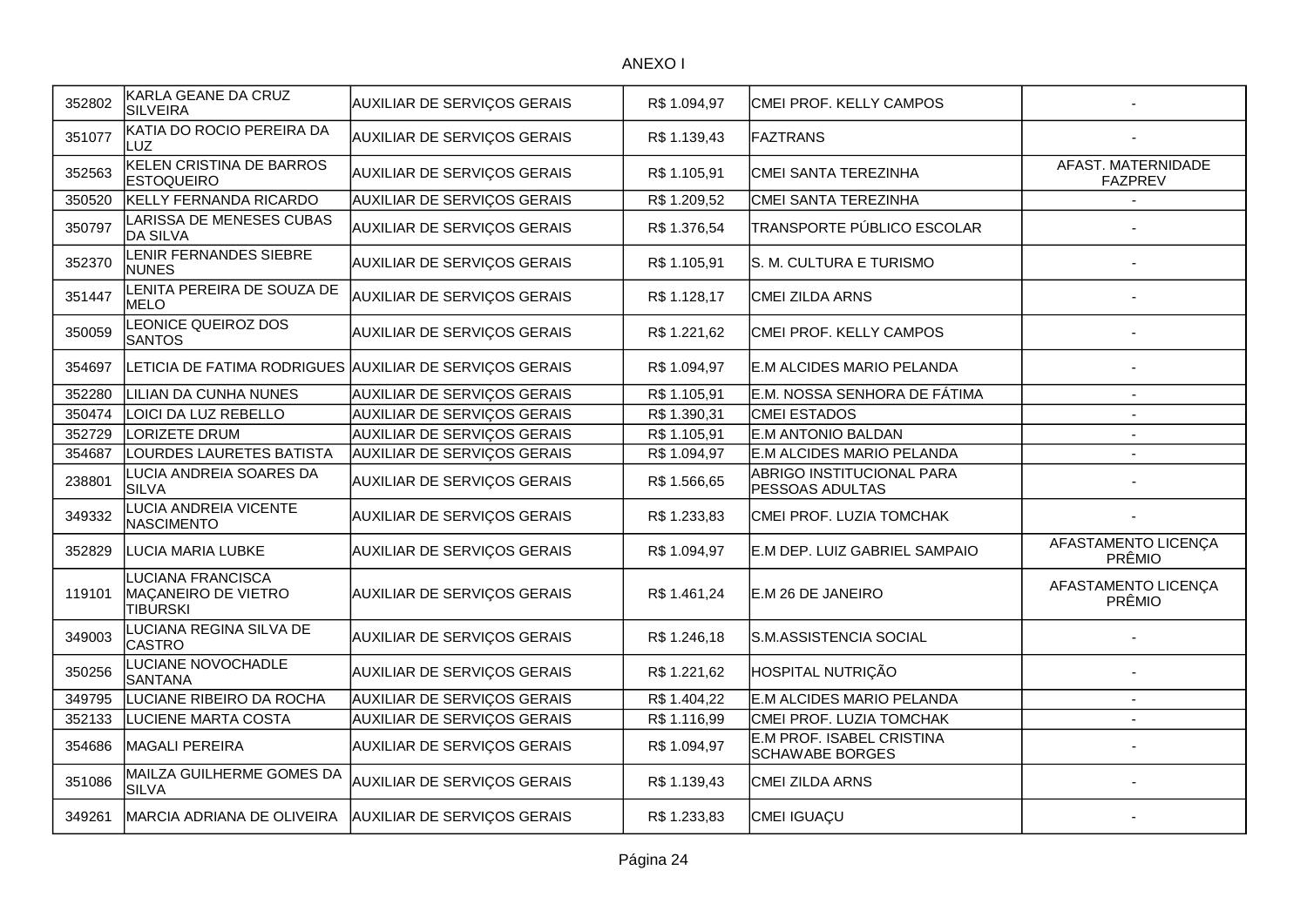ANEXO I

| | | | | | |
|---|---|---|---|---|---|
| 352802 | KARLA GEANE DA CRUZ SILVEIRA | AUXILIAR DE SERVIÇOS GERAIS | R$ 1.094,97 | CMEI PROF. KELLY CAMPOS | - |
| 351077 | KATIA DO ROCIO PEREIRA DA LUZ | AUXILIAR DE SERVIÇOS GERAIS | R$ 1.139,43 | FAZTRANS | - |
| 352563 | KELEN CRISTINA DE BARROS ESTOQUEIRO | AUXILIAR DE SERVIÇOS GERAIS | R$ 1.105,91 | CMEI SANTA TEREZINHA | AFAST. MATERNIDADE FAZPREV |
| 350520 | KELLY FERNANDA RICARDO | AUXILIAR DE SERVIÇOS GERAIS | R$ 1.209,52 | CMEI SANTA TEREZINHA | - |
| 350797 | LARISSA DE MENESES CUBAS DA SILVA | AUXILIAR DE SERVIÇOS GERAIS | R$ 1.376,54 | TRANSPORTE PÚBLICO ESCOLAR | - |
| 352370 | LENIR FERNANDES SIEBRE NUNES | AUXILIAR DE SERVIÇOS GERAIS | R$ 1.105,91 | S. M. CULTURA E TURISMO | - |
| 351447 | LENITA PEREIRA DE SOUZA DE MELO | AUXILIAR DE SERVIÇOS GERAIS | R$ 1.128,17 | CMEI ZILDA ARNS | - |
| 350059 | LEONICE QUEIROZ DOS SANTOS | AUXILIAR DE SERVIÇOS GERAIS | R$ 1.221,62 | CMEI PROF. KELLY CAMPOS | - |
| 354697 | LETICIA DE FATIMA RODRIGUES | AUXILIAR DE SERVIÇOS GERAIS | R$ 1.094,97 | E.M ALCIDES MARIO PELANDA | - |
| 352280 | LILIAN DA CUNHA NUNES | AUXILIAR DE SERVIÇOS GERAIS | R$ 1.105,91 | E.M. NOSSA SENHORA DE FÁTIMA | - |
| 350474 | LOICI DA LUZ REBELLO | AUXILIAR DE SERVIÇOS GERAIS | R$ 1.390,31 | CMEI ESTADOS | - |
| 352729 | LORIZETE DRUM | AUXILIAR DE SERVIÇOS GERAIS | R$ 1.105,91 | E.M ANTONIO BALDAN | - |
| 354687 | LOURDES LAURETES BATISTA | AUXILIAR DE SERVIÇOS GERAIS | R$ 1.094,97 | E.M ALCIDES MARIO PELANDA | - |
| 238801 | LUCIA ANDREIA SOARES DA SILVA | AUXILIAR DE SERVIÇOS GERAIS | R$ 1.566,65 | ABRIGO INSTITUCIONAL PARA PESSOAS ADULTAS | - |
| 349332 | LUCIA ANDREIA VICENTE NASCIMENTO | AUXILIAR DE SERVIÇOS GERAIS | R$ 1.233,83 | CMEI PROF. LUZIA TOMCHAK | - |
| 352829 | LUCIA MARIA LUBKE | AUXILIAR DE SERVIÇOS GERAIS | R$ 1.094,97 | E.M DEP. LUIZ GABRIEL SAMPAIO | AFASTAMENTO LICENÇA PRÊMIO |
| 119101 | LUCIANA FRANCISCA MAÇANEIRO DE VIETRO TIBURSKI | AUXILIAR DE SERVIÇOS GERAIS | R$ 1.461,24 | E.M 26 DE JANEIRO | AFASTAMENTO LICENÇA PRÊMIO |
| 349003 | LUCIANA REGINA SILVA DE CASTRO | AUXILIAR DE SERVIÇOS GERAIS | R$ 1.246,18 | S.M.ASSISTENCIA SOCIAL | - |
| 350256 | LUCIANE NOVOCHADLE SANTANA | AUXILIAR DE SERVIÇOS GERAIS | R$ 1.221,62 | HOSPITAL NUTRIÇÃO | - |
| 349795 | LUCIANE RIBEIRO DA ROCHA | AUXILIAR DE SERVIÇOS GERAIS | R$ 1.404,22 | E.M ALCIDES MARIO PELANDA | - |
| 352133 | LUCIENE MARTA COSTA | AUXILIAR DE SERVIÇOS GERAIS | R$ 1.116,99 | CMEI PROF. LUZIA TOMCHAK | - |
| 354686 | MAGALI PEREIRA | AUXILIAR DE SERVIÇOS GERAIS | R$ 1.094,97 | E.M PROF. ISABEL CRISTINA SCHAWABE BORGES | - |
| 351086 | MAILZA GUILHERME GOMES DA SILVA | AUXILIAR DE SERVIÇOS GERAIS | R$ 1.139,43 | CMEI ZILDA ARNS | - |
| 349261 | MARCIA ADRIANA DE OLIVEIRA | AUXILIAR DE SERVIÇOS GERAIS | R$ 1.233,83 | CMEI IGUAÇU | - |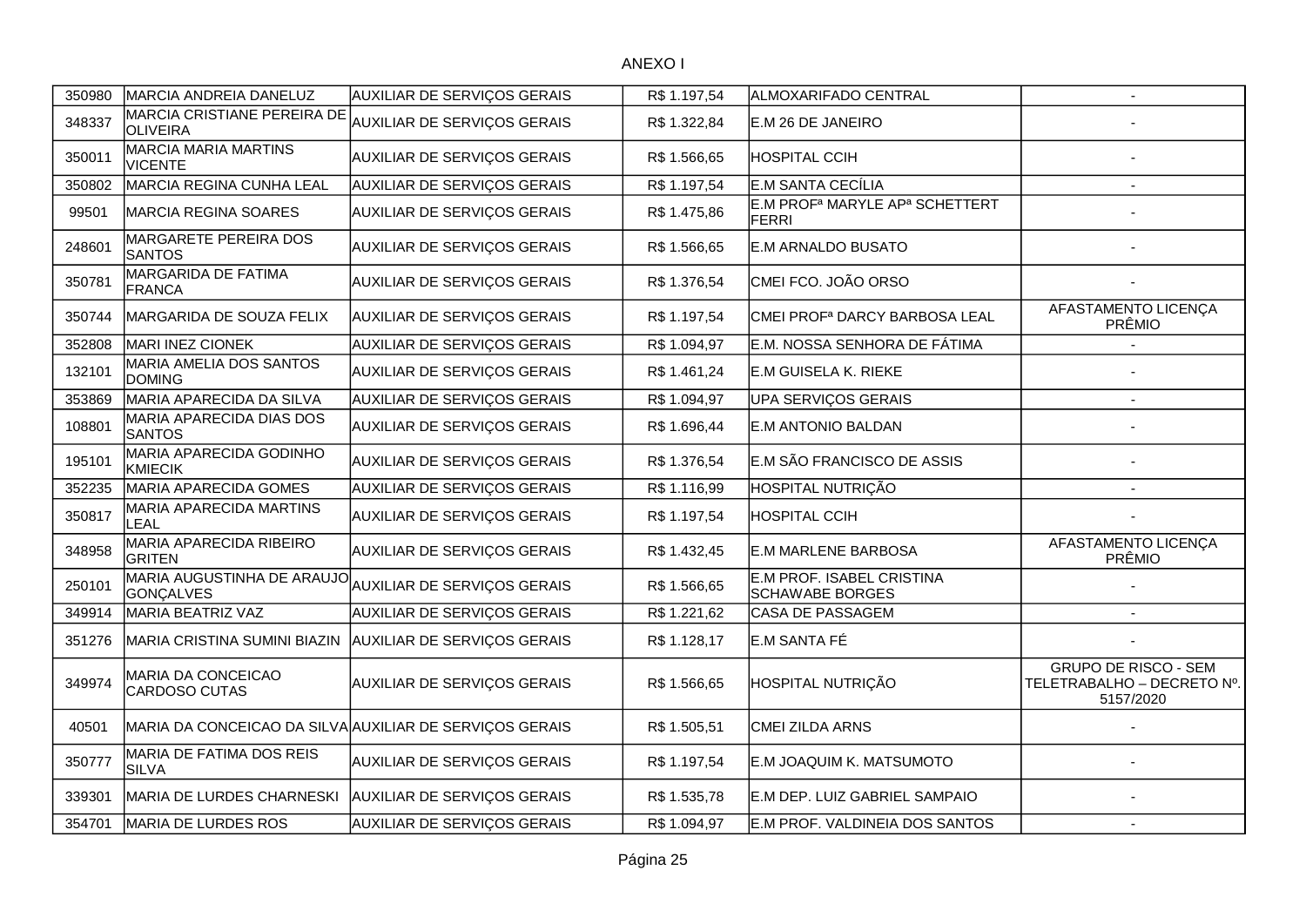ANEXO I

| | | | | | |
|---|---|---|---|---|---|
| 350980 | MARCIA ANDREIA DANELUZ | AUXILIAR DE SERVIÇOS GERAIS | R$ 1.197,54 | ALMOXARIFADO CENTRAL | - |
| 348337 | MARCIA CRISTIANE PEREIRA DE OLIVEIRA | AUXILIAR DE SERVIÇOS GERAIS | R$ 1.322,84 | E.M 26 DE JANEIRO | - |
| 350011 | MARCIA MARIA MARTINS VICENTE | AUXILIAR DE SERVIÇOS GERAIS | R$ 1.566,65 | HOSPITAL CCIH | - |
| 350802 | MARCIA REGINA CUNHA LEAL | AUXILIAR DE SERVIÇOS GERAIS | R$ 1.197,54 | E.M SANTA CECÍLIA | - |
| 99501 | MARCIA REGINA SOARES | AUXILIAR DE SERVIÇOS GERAIS | R$ 1.475,86 | E.M PROFª MARYLE APª SCHETTERT FERRI | - |
| 248601 | MARGARETE PEREIRA DOS SANTOS | AUXILIAR DE SERVIÇOS GERAIS | R$ 1.566,65 | E.M ARNALDO BUSATO | - |
| 350781 | MARGARIDA DE FATIMA FRANCA | AUXILIAR DE SERVIÇOS GERAIS | R$ 1.376,54 | CMEI FCO. JOÃO ORSO | - |
| 350744 | MARGARIDA DE SOUZA FELIX | AUXILIAR DE SERVIÇOS GERAIS | R$ 1.197,54 | CMEI PROFª DARCY BARBOSA LEAL | AFASTAMENTO LICENÇA PRÊMIO |
| 352808 | MARI INEZ CIONEK | AUXILIAR DE SERVIÇOS GERAIS | R$ 1.094,97 | E.M. NOSSA SENHORA DE FÁTIMA | - |
| 132101 | MARIA AMELIA DOS SANTOS DOMING | AUXILIAR DE SERVIÇOS GERAIS | R$ 1.461,24 | E.M GUISELA K. RIEKE | - |
| 353869 | MARIA APARECIDA DA SILVA | AUXILIAR DE SERVIÇOS GERAIS | R$ 1.094,97 | UPA SERVIÇOS GERAIS | - |
| 108801 | MARIA APARECIDA DIAS DOS SANTOS | AUXILIAR DE SERVIÇOS GERAIS | R$ 1.696,44 | E.M ANTONIO BALDAN | - |
| 195101 | MARIA APARECIDA GODINHO KMIECIK | AUXILIAR DE SERVIÇOS GERAIS | R$ 1.376,54 | E.M SÃO FRANCISCO DE ASSIS | - |
| 352235 | MARIA APARECIDA GOMES | AUXILIAR DE SERVIÇOS GERAIS | R$ 1.116,99 | HOSPITAL NUTRIÇÃO | - |
| 350817 | MARIA APARECIDA MARTINS LEAL | AUXILIAR DE SERVIÇOS GERAIS | R$ 1.197,54 | HOSPITAL CCIH | - |
| 348958 | MARIA APARECIDA RIBEIRO GRITEN | AUXILIAR DE SERVIÇOS GERAIS | R$ 1.432,45 | E.M MARLENE BARBOSA | AFASTAMENTO LICENÇA PRÊMIO |
| 250101 | MARIA AUGUSTINHA DE ARAUJO GONÇALVES | AUXILIAR DE SERVIÇOS GERAIS | R$ 1.566,65 | E.M PROF. ISABEL CRISTINA SCHAWABE BORGES | - |
| 349914 | MARIA BEATRIZ VAZ | AUXILIAR DE SERVIÇOS GERAIS | R$ 1.221,62 | CASA DE PASSAGEM | - |
| 351276 | MARIA CRISTINA SUMINI BIAZIN | AUXILIAR DE SERVIÇOS GERAIS | R$ 1.128,17 | E.M SANTA FÉ | - |
| 349974 | MARIA DA CONCEICAO CARDOSO CUTAS | AUXILIAR DE SERVIÇOS GERAIS | R$ 1.566,65 | HOSPITAL NUTRIÇÃO | GRUPO DE RISCO - SEM TELETRABALHO – DECRETO Nº. 5157/2020 |
| 40501 | MARIA DA CONCEICAO DA SILVA | AUXILIAR DE SERVIÇOS GERAIS | R$ 1.505,51 | CMEI ZILDA ARNS | - |
| 350777 | MARIA DE FATIMA DOS REIS SILVA | AUXILIAR DE SERVIÇOS GERAIS | R$ 1.197,54 | E.M JOAQUIM K. MATSUMOTO | - |
| 339301 | MARIA DE LURDES CHARNESKI | AUXILIAR DE SERVIÇOS GERAIS | R$ 1.535,78 | E.M DEP. LUIZ GABRIEL SAMPAIO | - |
| 354701 | MARIA DE LURDES ROS | AUXILIAR DE SERVIÇOS GERAIS | R$ 1.094,97 | E.M PROF. VALDINEIA DOS SANTOS | - |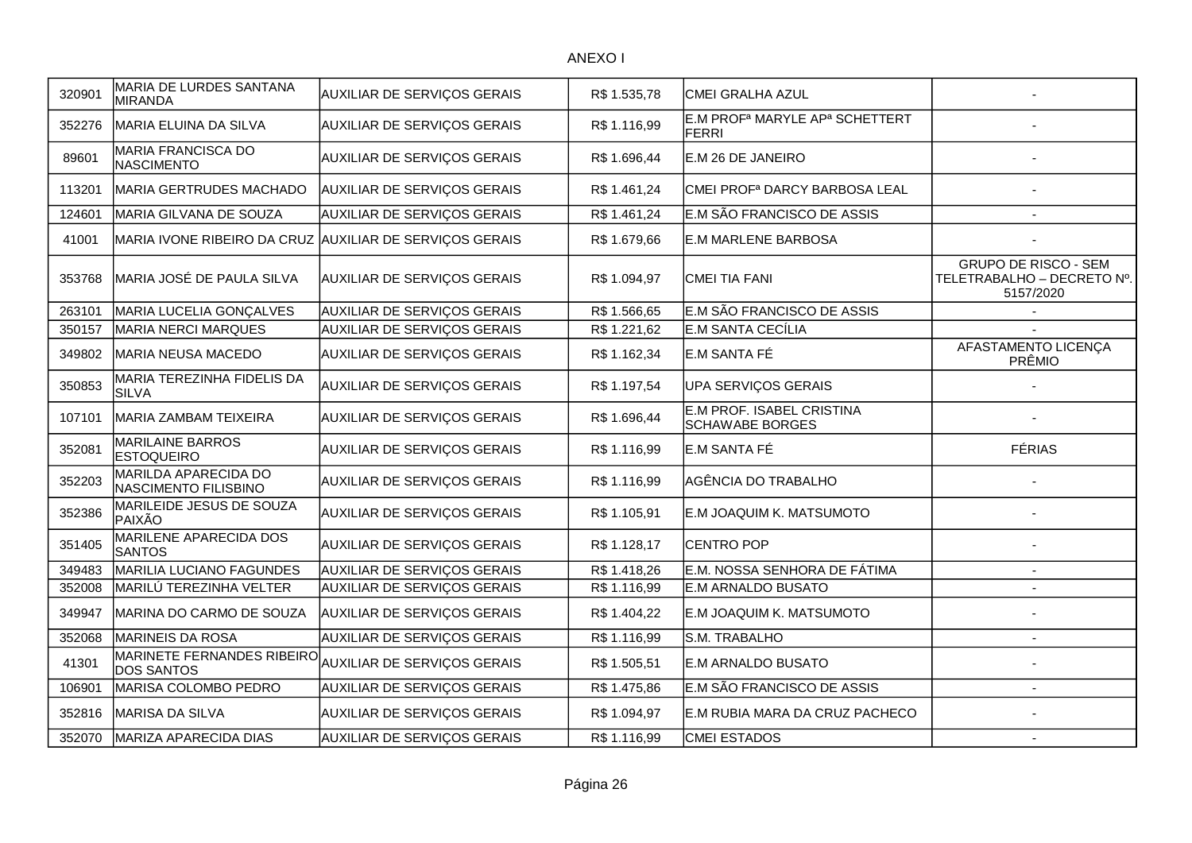ANEXO I

| | | | | | |
|---|---|---|---|---|---|
| 320901 | MARIA DE LURDES SANTANA MIRANDA | AUXILIAR DE SERVIÇOS GERAIS | R$ 1.535,78 | CMEI GRALHA AZUL | - |
| 352276 | MARIA ELUINA DA SILVA | AUXILIAR DE SERVIÇOS GERAIS | R$ 1.116,99 | E.M PROFª MARYLE APª SCHETTERT FERRI | - |
| 89601 | MARIA FRANCISCA DO NASCIMENTO | AUXILIAR DE SERVIÇOS GERAIS | R$ 1.696,44 | E.M 26 DE JANEIRO | - |
| 113201 | MARIA GERTRUDES MACHADO | AUXILIAR DE SERVIÇOS GERAIS | R$ 1.461,24 | CMEI PROFª DARCY BARBOSA LEAL | - |
| 124601 | MARIA GILVANA DE SOUZA | AUXILIAR DE SERVIÇOS GERAIS | R$ 1.461,24 | E.M SÃO FRANCISCO DE ASSIS | - |
| 41001 | MARIA IVONE RIBEIRO DA CRUZ | AUXILIAR DE SERVIÇOS GERAIS | R$ 1.679,66 | E.M MARLENE BARBOSA | - |
| 353768 | MARIA JOSÉ DE PAULA SILVA | AUXILIAR DE SERVIÇOS GERAIS | R$ 1.094,97 | CMEI TIA FANI | GRUPO DE RISCO - SEM TELETRABALHO – DECRETO Nº. 5157/2020 |
| 263101 | MARIA LUCELIA GONÇALVES | AUXILIAR DE SERVIÇOS GERAIS | R$ 1.566,65 | E.M SÃO FRANCISCO DE ASSIS | - |
| 350157 | MARIA NERCI MARQUES | AUXILIAR DE SERVIÇOS GERAIS | R$ 1.221,62 | E.M SANTA CECÍLIA | - |
| 349802 | MARIA NEUSA MACEDO | AUXILIAR DE SERVIÇOS GERAIS | R$ 1.162,34 | E.M SANTA FÉ | AFASTAMENTO LICENÇA PRÊMIO |
| 350853 | MARIA TEREZINHA FIDELIS DA SILVA | AUXILIAR DE SERVIÇOS GERAIS | R$ 1.197,54 | UPA SERVIÇOS GERAIS | - |
| 107101 | MARIA ZAMBAM TEIXEIRA | AUXILIAR DE SERVIÇOS GERAIS | R$ 1.696,44 | E.M PROF. ISABEL CRISTINA SCHAWABE BORGES | - |
| 352081 | MARILAINE BARROS ESTOQUEIRO | AUXILIAR DE SERVIÇOS GERAIS | R$ 1.116,99 | E.M SANTA FÉ | FÉRIAS |
| 352203 | MARILDA APARECIDA DO NASCIMENTO FILISBINO | AUXILIAR DE SERVIÇOS GERAIS | R$ 1.116,99 | AGÊNCIA DO TRABALHO | - |
| 352386 | MARILEIDE JESUS DE SOUZA PAIXÃO | AUXILIAR DE SERVIÇOS GERAIS | R$ 1.105,91 | E.M JOAQUIM K. MATSUMOTO | - |
| 351405 | MARILENE APARECIDA DOS SANTOS | AUXILIAR DE SERVIÇOS GERAIS | R$ 1.128,17 | CENTRO POP | - |
| 349483 | MARILIA LUCIANO FAGUNDES | AUXILIAR DE SERVIÇOS GERAIS | R$ 1.418,26 | E.M. NOSSA SENHORA DE FÁTIMA | - |
| 352008 | MARILÚ TEREZINHA VELTER | AUXILIAR DE SERVIÇOS GERAIS | R$ 1.116,99 | E.M ARNALDO BUSATO | - |
| 349947 | MARINA DO CARMO DE SOUZA | AUXILIAR DE SERVIÇOS GERAIS | R$ 1.404,22 | E.M JOAQUIM K. MATSUMOTO | - |
| 352068 | MARINEIS DA ROSA | AUXILIAR DE SERVIÇOS GERAIS | R$ 1.116,99 | S.M. TRABALHO | - |
| 41301 | MARINETE FERNANDES RIBEIRO DOS SANTOS | AUXILIAR DE SERVIÇOS GERAIS | R$ 1.505,51 | E.M ARNALDO BUSATO | - |
| 106901 | MARISA COLOMBO PEDRO | AUXILIAR DE SERVIÇOS GERAIS | R$ 1.475,86 | E.M SÃO FRANCISCO DE ASSIS | - |
| 352816 | MARISA DA SILVA | AUXILIAR DE SERVIÇOS GERAIS | R$ 1.094,97 | E.M RUBIA MARA DA CRUZ PACHECO | - |
| 352070 | MARIZA APARECIDA DIAS | AUXILIAR DE SERVIÇOS GERAIS | R$ 1.116,99 | CMEI ESTADOS | - |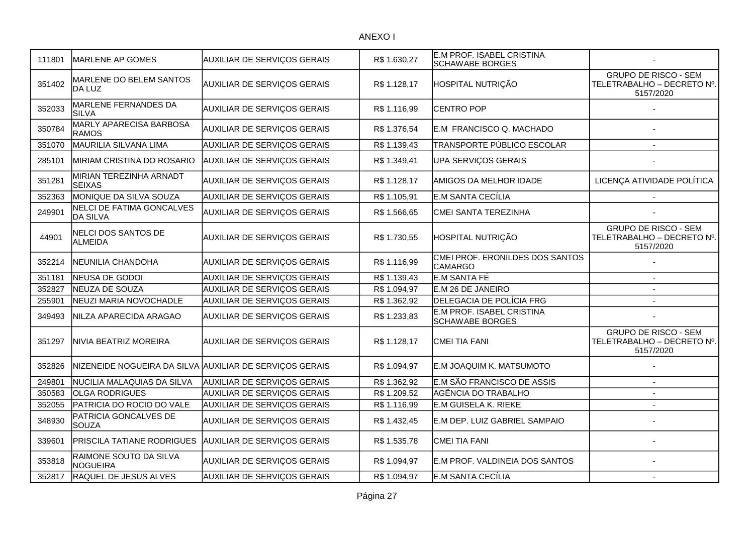ANEXO I

| | | | | | |
|---|---|---|---|---|---|
| 111801 | MARLENE AP GOMES | AUXILIAR DE SERVIÇOS GERAIS | R$ 1.630,27 | E.M PROF. ISABEL CRISTINA SCHAWABE BORGES | - |
| 351402 | MARLENE DO BELEM SANTOS DA LUZ | AUXILIAR DE SERVIÇOS GERAIS | R$ 1.128,17 | HOSPITAL NUTRIÇÃO | GRUPO DE RISCO - SEM TELETRABALHO – DECRETO Nº. 5157/2020 |
| 352033 | MARLENE FERNANDES DA SILVA | AUXILIAR DE SERVIÇOS GERAIS | R$ 1.116,99 | CENTRO POP | - |
| 350784 | MARLY APARECISA BARBOSA RAMOS | AUXILIAR DE SERVIÇOS GERAIS | R$ 1.376,54 | E.M FRANCISCO Q. MACHADO | - |
| 351070 | MAURILIA SILVANA LIMA | AUXILIAR DE SERVIÇOS GERAIS | R$ 1.139,43 | TRANSPORTE PÚBLICO ESCOLAR | - |
| 285101 | MIRIAM CRISTINA DO ROSARIO | AUXILIAR DE SERVIÇOS GERAIS | R$ 1.349,41 | UPA SERVIÇOS GERAIS | - |
| 351281 | MIRIAN TEREZINHA ARNADT SEIXAS | AUXILIAR DE SERVIÇOS GERAIS | R$ 1.128,17 | AMIGOS DA MELHOR IDADE | LICENÇA ATIVIDADE POLÍTICA |
| 352363 | MONIQUE DA SILVA SOUZA | AUXILIAR DE SERVIÇOS GERAIS | R$ 1.105,91 | E.M SANTA CECÍLIA | - |
| 249901 | NELCI DE FATIMA GONCALVES DA SILVA | AUXILIAR DE SERVIÇOS GERAIS | R$ 1.566,65 | CMEI SANTA TEREZINHA | - |
| 44901 | NELCI DOS SANTOS DE ALMEIDA | AUXILIAR DE SERVIÇOS GERAIS | R$ 1.730,55 | HOSPITAL NUTRIÇÃO | GRUPO DE RISCO - SEM TELETRABALHO – DECRETO Nº. 5157/2020 |
| 352214 | NEUNILIA CHANDOHA | AUXILIAR DE SERVIÇOS GERAIS | R$ 1.116,99 | CMEI PROF. ERONILDES DOS SANTOS CAMARGO | - |
| 351181 | NEUSA DE GODOI | AUXILIAR DE SERVIÇOS GERAIS | R$ 1.139,43 | E.M SANTA FÉ | - |
| 352827 | NEUZA DE SOUZA | AUXILIAR DE SERVIÇOS GERAIS | R$ 1.094,97 | E.M 26 DE JANEIRO | - |
| 255901 | NEUZI MARIA NOVOCHADLE | AUXILIAR DE SERVIÇOS GERAIS | R$ 1.362,92 | DELEGACIA DE POLÍCIA FRG | - |
| 349493 | NILZA APARECIDA ARAGAO | AUXILIAR DE SERVIÇOS GERAIS | R$ 1.233,83 | E.M PROF. ISABEL CRISTINA SCHAWABE BORGES | - |
| 351297 | NIVIA BEATRIZ MOREIRA | AUXILIAR DE SERVIÇOS GERAIS | R$ 1.128,17 | CMEI TIA FANI | GRUPO DE RISCO - SEM TELETRABALHO – DECRETO Nº. 5157/2020 |
| 352826 | NIZENEIDE NOGUEIRA DA SILVA | AUXILIAR DE SERVIÇOS GERAIS | R$ 1.094,97 | E.M JOAQUIM K. MATSUMOTO | - |
| 249801 | NUCILIA MALAQUIAS DA SILVA | AUXILIAR DE SERVIÇOS GERAIS | R$ 1.362,92 | E.M SÃO FRANCISCO DE ASSIS | - |
| 350583 | OLGA RODRIGUES | AUXILIAR DE SERVIÇOS GERAIS | R$ 1.209,52 | AGÊNCIA DO TRABALHO | - |
| 352055 | PATRICIA DO ROCIO DO VALE | AUXILIAR DE SERVIÇOS GERAIS | R$ 1.116,99 | E.M GUISELA K. RIEKE | - |
| 348930 | PATRICIA GONCALVES DE SOUZA | AUXILIAR DE SERVIÇOS GERAIS | R$ 1.432,45 | E.M DEP. LUIZ GABRIEL SAMPAIO | - |
| 339601 | PRISCILA TATIANE RODRIGUES | AUXILIAR DE SERVIÇOS GERAIS | R$ 1.535,78 | CMEI TIA FANI | - |
| 353818 | RAIMONE SOUTO DA SILVA NOGUEIRA | AUXILIAR DE SERVIÇOS GERAIS | R$ 1.094,97 | E.M PROF. VALDINEIA DOS SANTOS | - |
| 352817 | RAQUEL DE JESUS ALVES | AUXILIAR DE SERVIÇOS GERAIS | R$ 1.094,97 | E.M SANTA CECÍLIA | - |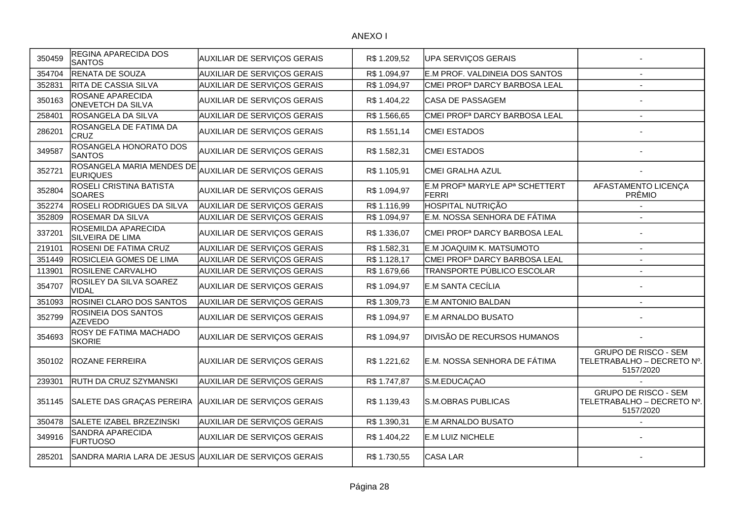ANEXO I

| | | | | | |
|---|---|---|---|---|---|
| 350459 | REGINA APARECIDA DOS SANTOS | AUXILIAR DE SERVIÇOS GERAIS | R$ 1.209,52 | UPA SERVIÇOS GERAIS | - |
| 354704 | RENATA DE SOUZA | AUXILIAR DE SERVIÇOS GERAIS | R$ 1.094,97 | E.M PROF. VALDINEIA DOS SANTOS | - |
| 352831 | RITA DE CASSIA SILVA | AUXILIAR DE SERVIÇOS GERAIS | R$ 1.094,97 | CMEI PROFª DARCY BARBOSA LEAL | - |
| 350163 | ROSANE APARECIDA ONEVETCH DA SILVA | AUXILIAR DE SERVIÇOS GERAIS | R$ 1.404,22 | CASA DE PASSAGEM | - |
| 258401 | ROSANGELA DA SILVA | AUXILIAR DE SERVIÇOS GERAIS | R$ 1.566,65 | CMEI PROFª DARCY BARBOSA LEAL | - |
| 286201 | ROSANGELA DE FATIMA DA CRUZ | AUXILIAR DE SERVIÇOS GERAIS | R$ 1.551,14 | CMEI ESTADOS | - |
| 349587 | ROSANGELA HONORATO DOS SANTOS | AUXILIAR DE SERVIÇOS GERAIS | R$ 1.582,31 | CMEI ESTADOS | - |
| 352721 | ROSANGELA MARIA MENDES DE EURIQUES | AUXILIAR DE SERVIÇOS GERAIS | R$ 1.105,91 | CMEI GRALHA AZUL | - |
| 352804 | ROSELI CRISTINA BATISTA SOARES | AUXILIAR DE SERVIÇOS GERAIS | R$ 1.094,97 | E.M PROFª MARYLE APª SCHETTERT FERRI | AFASTAMENTO LICENÇA PRÊMIO |
| 352274 | ROSELI RODRIGUES DA SILVA | AUXILIAR DE SERVIÇOS GERAIS | R$ 1.116,99 | HOSPITAL NUTRIÇÃO | - |
| 352809 | ROSEMAR DA SILVA | AUXILIAR DE SERVIÇOS GERAIS | R$ 1.094,97 | E.M. NOSSA SENHORA DE FÁTIMA | - |
| 337201 | ROSEMILDA APARECIDA SILVEIRA DE LIMA | AUXILIAR DE SERVIÇOS GERAIS | R$ 1.336,07 | CMEI PROFª DARCY BARBOSA LEAL | - |
| 219101 | ROSENI DE FATIMA CRUZ | AUXILIAR DE SERVIÇOS GERAIS | R$ 1.582,31 | E.M JOAQUIM K. MATSUMOTO | - |
| 351449 | ROSICLEIA GOMES DE LIMA | AUXILIAR DE SERVIÇOS GERAIS | R$ 1.128,17 | CMEI PROFª DARCY BARBOSA LEAL | - |
| 113901 | ROSILENE CARVALHO | AUXILIAR DE SERVIÇOS GERAIS | R$ 1.679,66 | TRANSPORTE PÚBLICO ESCOLAR | - |
| 354707 | ROSILEY DA SILVA SOAREZ VIDAL | AUXILIAR DE SERVIÇOS GERAIS | R$ 1.094,97 | E.M SANTA CECÍLIA | - |
| 351093 | ROSINEI CLARO DOS SANTOS | AUXILIAR DE SERVIÇOS GERAIS | R$ 1.309,73 | E.M ANTONIO BALDAN | - |
| 352799 | ROSINEIA DOS SANTOS AZEVEDO | AUXILIAR DE SERVIÇOS GERAIS | R$ 1.094,97 | E.M ARNALDO BUSATO | - |
| 354693 | ROSY DE FATIMA MACHADO SKORIE | AUXILIAR DE SERVIÇOS GERAIS | R$ 1.094,97 | DIVISÃO DE RECURSOS HUMANOS | - |
| 350102 | ROZANE FERREIRA | AUXILIAR DE SERVIÇOS GERAIS | R$ 1.221,62 | E.M. NOSSA SENHORA DE FÁTIMA | GRUPO DE RISCO - SEM TELETRABALHO – DECRETO Nº. 5157/2020 |
| 239301 | RUTH DA CRUZ SZYMANSKI | AUXILIAR DE SERVIÇOS GERAIS | R$ 1.747,87 | S.M.EDUCAÇAO | - |
| 351145 | SALETE DAS GRAÇAS PEREIRA | AUXILIAR DE SERVIÇOS GERAIS | R$ 1.139,43 | S.M.OBRAS PUBLICAS | GRUPO DE RISCO - SEM TELETRABALHO – DECRETO Nº. 5157/2020 |
| 350478 | SALETE IZABEL BRZEZINSKI | AUXILIAR DE SERVIÇOS GERAIS | R$ 1.390,31 | E.M ARNALDO BUSATO | - |
| 349916 | SANDRA APARECIDA FURTUOSO | AUXILIAR DE SERVIÇOS GERAIS | R$ 1.404,22 | E.M LUIZ NICHELE | - |
| 285201 | SANDRA MARIA LARA DE JESUS | AUXILIAR DE SERVIÇOS GERAIS | R$ 1.730,55 | CASA LAR | - |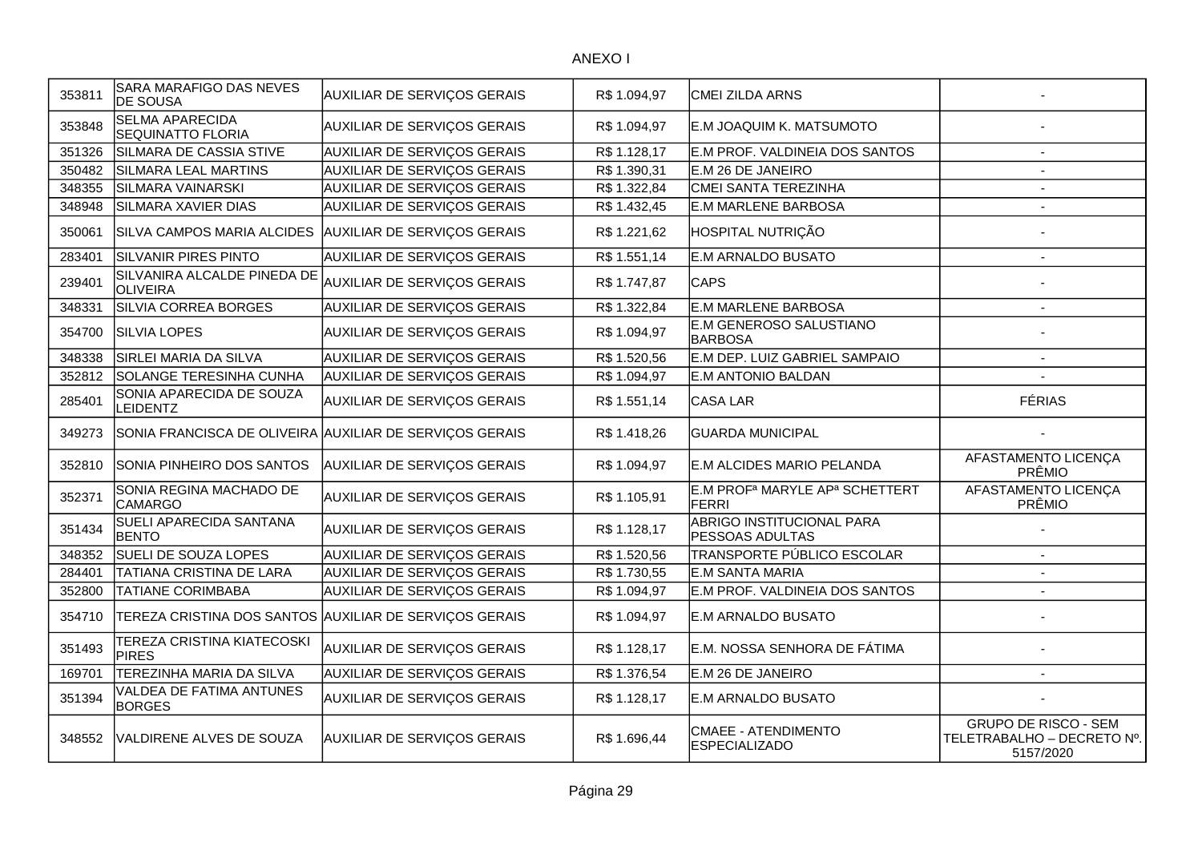ANEXO I

| | | | | | |
|---|---|---|---|---|---|
| 353811 | SARA MARAFIGO DAS NEVES DE SOUSA | AUXILIAR DE SERVIÇOS GERAIS | R$ 1.094,97 | CMEI ZILDA ARNS | - |
| 353848 | SELMA APARECIDA SEQUINATTO FLORIA | AUXILIAR DE SERVIÇOS GERAIS | R$ 1.094,97 | E.M JOAQUIM K. MATSUMOTO | - |
| 351326 | SILMARA DE CASSIA STIVE | AUXILIAR DE SERVIÇOS GERAIS | R$ 1.128,17 | E.M PROF. VALDINEIA DOS SANTOS | - |
| 350482 | SILMARA LEAL MARTINS | AUXILIAR DE SERVIÇOS GERAIS | R$ 1.390,31 | E.M 26 DE JANEIRO | - |
| 348355 | SILMARA VAINARSKI | AUXILIAR DE SERVIÇOS GERAIS | R$ 1.322,84 | CMEI SANTA TEREZINHA | - |
| 348948 | SILMARA XAVIER DIAS | AUXILIAR DE SERVIÇOS GERAIS | R$ 1.432,45 | E.M MARLENE BARBOSA | - |
| 350061 | SILVA CAMPOS MARIA ALCIDES | AUXILIAR DE SERVIÇOS GERAIS | R$ 1.221,62 | HOSPITAL NUTRIÇÃO | - |
| 283401 | SILVANIR PIRES PINTO | AUXILIAR DE SERVIÇOS GERAIS | R$ 1.551,14 | E.M ARNALDO BUSATO | - |
| 239401 | SILVANIRA ALCALDE PINEDA DE OLIVEIRA | AUXILIAR DE SERVIÇOS GERAIS | R$ 1.747,87 | CAPS | - |
| 348331 | SILVIA CORREA BORGES | AUXILIAR DE SERVIÇOS GERAIS | R$ 1.322,84 | E.M MARLENE BARBOSA | - |
| 354700 | SILVIA LOPES | AUXILIAR DE SERVIÇOS GERAIS | R$ 1.094,97 | E.M GENEROSO SALUSTIANO BARBOSA | - |
| 348338 | SIRLEI MARIA DA SILVA | AUXILIAR DE SERVIÇOS GERAIS | R$ 1.520,56 | E.M DEP. LUIZ GABRIEL SAMPAIO | - |
| 352812 | SOLANGE TERESINHA CUNHA | AUXILIAR DE SERVIÇOS GERAIS | R$ 1.094,97 | E.M ANTONIO BALDAN | - |
| 285401 | SONIA APARECIDA DE SOUZA LEIDENTZ | AUXILIAR DE SERVIÇOS GERAIS | R$ 1.551,14 | CASA LAR | FÉRIAS |
| 349273 | SONIA FRANCISCA DE OLIVEIRA | AUXILIAR DE SERVIÇOS GERAIS | R$ 1.418,26 | GUARDA MUNICIPAL | - |
| 352810 | SONIA PINHEIRO DOS SANTOS | AUXILIAR DE SERVIÇOS GERAIS | R$ 1.094,97 | E.M ALCIDES MARIO PELANDA | AFASTAMENTO LICENÇA PRÊMIO |
| 352371 | SONIA REGINA MACHADO DE CAMARGO | AUXILIAR DE SERVIÇOS GERAIS | R$ 1.105,91 | E.M PROFª MARYLE APª SCHETTERT FERRI | AFASTAMENTO LICENÇA PRÊMIO |
| 351434 | SUELI APARECIDA SANTANA BENTO | AUXILIAR DE SERVIÇOS GERAIS | R$ 1.128,17 | ABRIGO INSTITUCIONAL PARA PESSOAS ADULTAS | - |
| 348352 | SUELI DE SOUZA LOPES | AUXILIAR DE SERVIÇOS GERAIS | R$ 1.520,56 | TRANSPORTE PÚBLICO ESCOLAR | - |
| 284401 | TATIANA CRISTINA DE LARA | AUXILIAR DE SERVIÇOS GERAIS | R$ 1.730,55 | E.M SANTA MARIA | - |
| 352800 | TATIANE CORIMBABA | AUXILIAR DE SERVIÇOS GERAIS | R$ 1.094,97 | E.M PROF. VALDINEIA DOS SANTOS | - |
| 354710 | TEREZA CRISTINA DOS SANTOS | AUXILIAR DE SERVIÇOS GERAIS | R$ 1.094,97 | E.M ARNALDO BUSATO | - |
| 351493 | TEREZA CRISTINA KIATECOSKI PIRES | AUXILIAR DE SERVIÇOS GERAIS | R$ 1.128,17 | E.M. NOSSA SENHORA DE FÁTIMA | - |
| 169701 | TEREZINHA MARIA DA SILVA | AUXILIAR DE SERVIÇOS GERAIS | R$ 1.376,54 | E.M 26 DE JANEIRO | - |
| 351394 | VALDEA DE FATIMA ANTUNES BORGES | AUXILIAR DE SERVIÇOS GERAIS | R$ 1.128,17 | E.M ARNALDO BUSATO | - |
| 348552 | VALDIRENE ALVES DE SOUZA | AUXILIAR DE SERVIÇOS GERAIS | R$ 1.696,44 | CMAEE - ATENDIMENTO ESPECIALIZADO | GRUPO DE RISCO - SEM TELETRABALHO – DECRETO Nº. 5157/2020 |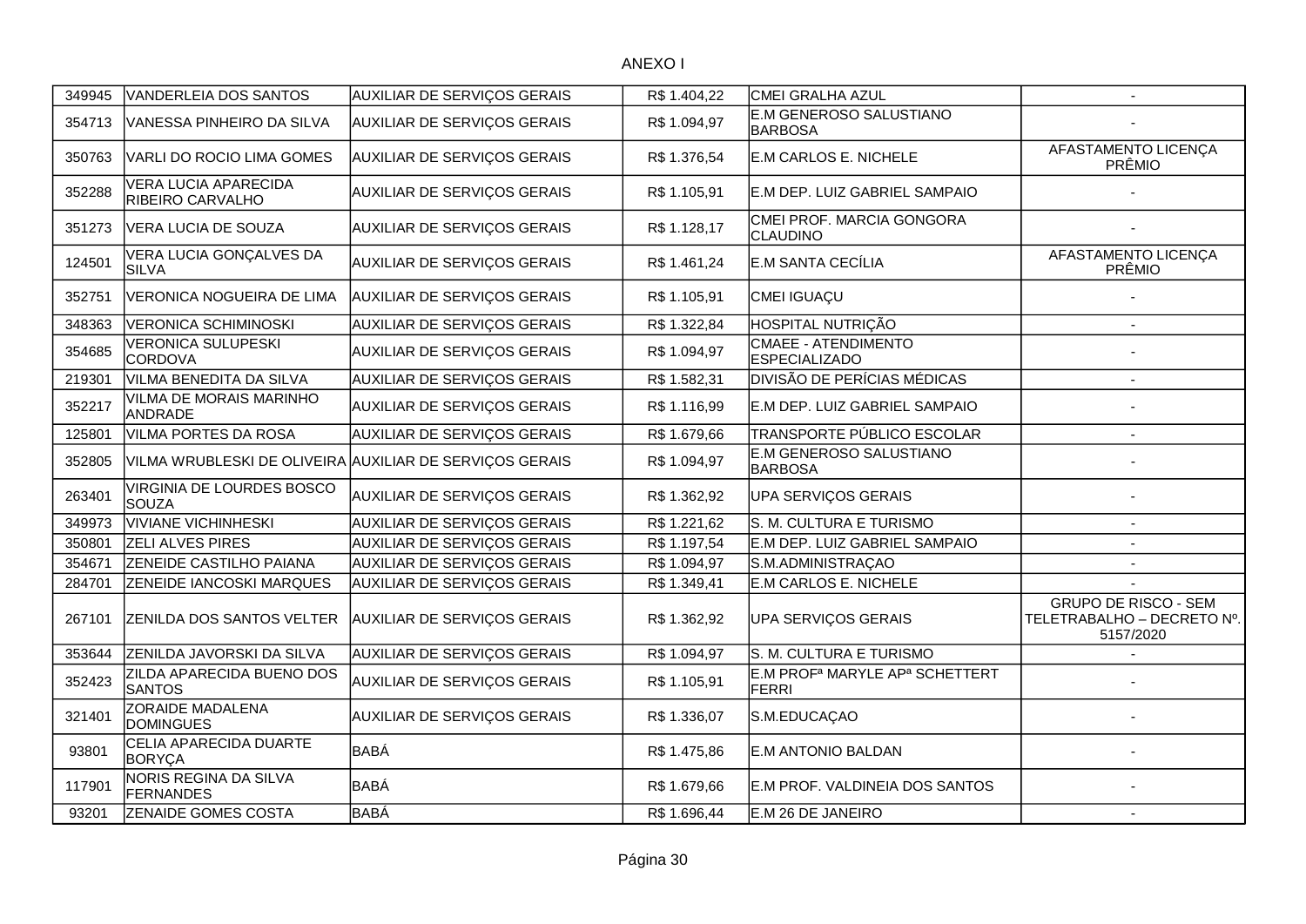ANEXO I

| | | | | | |
|---|---|---|---|---|---|
| 349945 | VANDERLEIA DOS SANTOS | AUXILIAR DE SERVIÇOS GERAIS | R$ 1.404,22 | CMEI GRALHA AZUL | - |
| 354713 | VANESSA PINHEIRO DA SILVA | AUXILIAR DE SERVIÇOS GERAIS | R$ 1.094,97 | E.M GENEROSO SALUSTIANO BARBOSA | - |
| 350763 | VARLI DO ROCIO LIMA GOMES | AUXILIAR DE SERVIÇOS GERAIS | R$ 1.376,54 | E.M CARLOS E. NICHELE | AFASTAMENTO LICENÇA PRÊMIO |
| 352288 | VERA LUCIA APARECIDA RIBEIRO CARVALHO | AUXILIAR DE SERVIÇOS GERAIS | R$ 1.105,91 | E.M DEP. LUIZ GABRIEL SAMPAIO | - |
| 351273 | VERA LUCIA DE SOUZA | AUXILIAR DE SERVIÇOS GERAIS | R$ 1.128,17 | CMEI PROF. MARCIA GONGORA CLAUDINO | - |
| 124501 | VERA LUCIA GONÇALVES DA SILVA | AUXILIAR DE SERVIÇOS GERAIS | R$ 1.461,24 | E.M SANTA CECÍLIA | AFASTAMENTO LICENÇA PRÊMIO |
| 352751 | VERONICA NOGUEIRA DE LIMA | AUXILIAR DE SERVIÇOS GERAIS | R$ 1.105,91 | CMEI IGUAÇU | - |
| 348363 | VERONICA SCHIMINOSKI | AUXILIAR DE SERVIÇOS GERAIS | R$ 1.322,84 | HOSPITAL NUTRIÇÃO | - |
| 354685 | VERONICA SULUPESKI CORDOVA | AUXILIAR DE SERVIÇOS GERAIS | R$ 1.094,97 | CMAEE - ATENDIMENTO ESPECIALIZADO | - |
| 219301 | VILMA BENEDITA DA SILVA | AUXILIAR DE SERVIÇOS GERAIS | R$ 1.582,31 | DIVISÃO DE PERÍCIAS MÉDICAS | - |
| 352217 | VILMA DE MORAIS MARINHO ANDRADE | AUXILIAR DE SERVIÇOS GERAIS | R$ 1.116,99 | E.M DEP. LUIZ GABRIEL SAMPAIO | - |
| 125801 | VILMA PORTES DA ROSA | AUXILIAR DE SERVIÇOS GERAIS | R$ 1.679,66 | TRANSPORTE PÚBLICO ESCOLAR | - |
| 352805 | VILMA WRUBLESKI DE OLIVEIRA | AUXILIAR DE SERVIÇOS GERAIS | R$ 1.094,97 | E.M GENEROSO SALUSTIANO BARBOSA | - |
| 263401 | VIRGINIA DE LOURDES BOSCO SOUZA | AUXILIAR DE SERVIÇOS GERAIS | R$ 1.362,92 | UPA SERVIÇOS GERAIS | - |
| 349973 | VIVIANE VICHINHESKI | AUXILIAR DE SERVIÇOS GERAIS | R$ 1.221,62 | S. M. CULTURA E TURISMO | - |
| 350801 | ZELI ALVES PIRES | AUXILIAR DE SERVIÇOS GERAIS | R$ 1.197,54 | E.M DEP. LUIZ GABRIEL SAMPAIO | - |
| 354671 | ZENEIDE CASTILHO PAIANA | AUXILIAR DE SERVIÇOS GERAIS | R$ 1.094,97 | S.M.ADMINISTRAÇAO | - |
| 284701 | ZENEIDE IANCOSKI MARQUES | AUXILIAR DE SERVIÇOS GERAIS | R$ 1.349,41 | E.M CARLOS E. NICHELE | - |
| 267101 | ZENILDA DOS SANTOS VELTER | AUXILIAR DE SERVIÇOS GERAIS | R$ 1.362,92 | UPA SERVIÇOS GERAIS | GRUPO DE RISCO - SEM TELETRABALHO – DECRETO Nº. 5157/2020 |
| 353644 | ZENILDA JAVORSKI DA SILVA | AUXILIAR DE SERVIÇOS GERAIS | R$ 1.094,97 | S. M. CULTURA E TURISMO | - |
| 352423 | ZILDA APARECIDA BUENO DOS SANTOS | AUXILIAR DE SERVIÇOS GERAIS | R$ 1.105,91 | E.M PROFª MARYLE APª SCHETTERT FERRI | - |
| 321401 | ZORAIDE MADALENA DOMINGUES | AUXILIAR DE SERVIÇOS GERAIS | R$ 1.336,07 | S.M.EDUCAÇAO | - |
| 93801 | CELIA APARECIDA DUARTE BORYÇA | BABÁ | R$ 1.475,86 | E.M ANTONIO BALDAN | - |
| 117901 | NORIS REGINA DA SILVA FERNANDES | BABÁ | R$ 1.679,66 | E.M PROF. VALDINEIA DOS SANTOS | - |
| 93201 | ZENAIDE GOMES COSTA | BABÁ | R$ 1.696,44 | E.M 26 DE JANEIRO | - |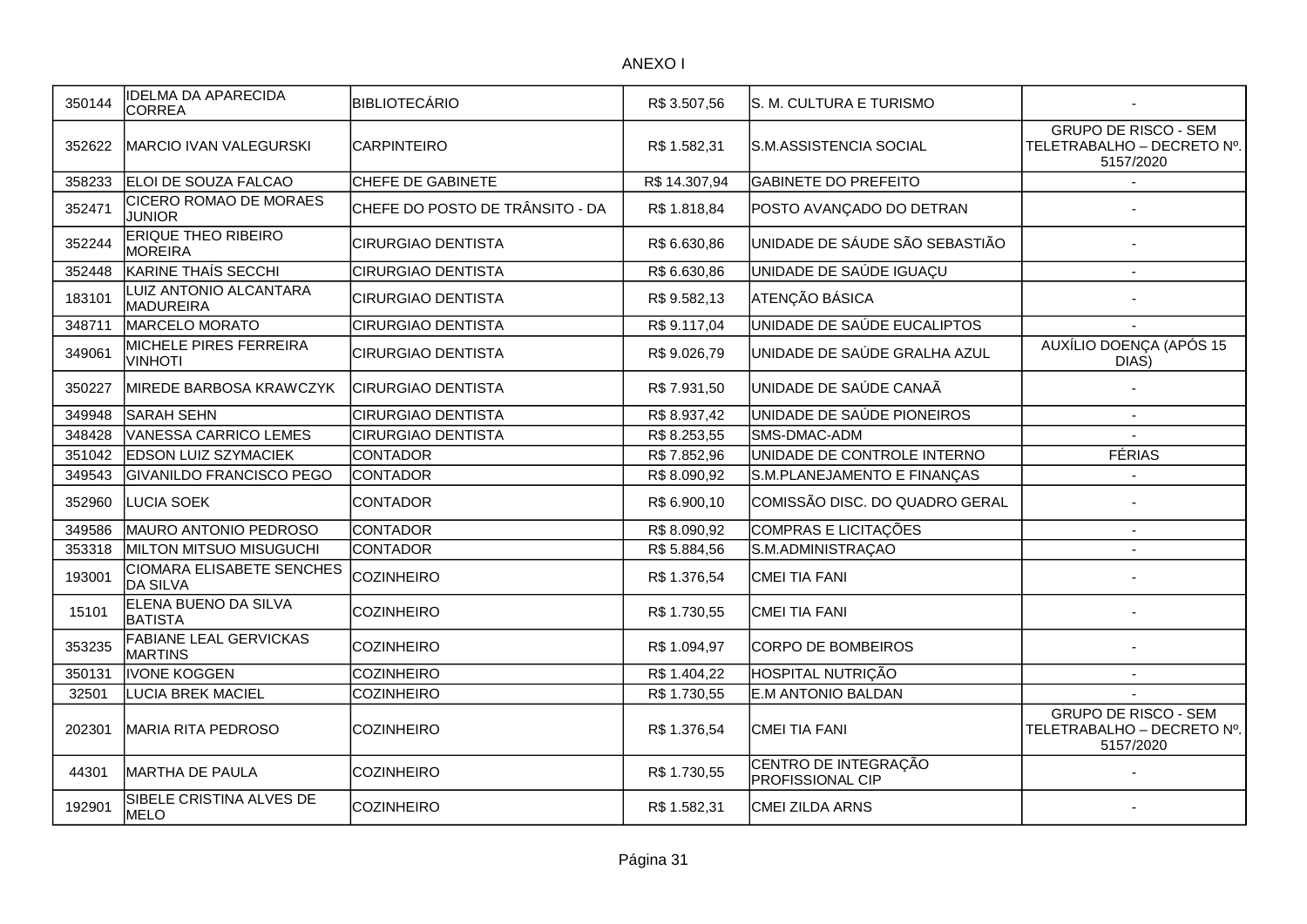ANEXO I

| | | | | | |
|---|---|---|---|---|---|
| 350144 | IDELMA DA APARECIDA CORREA | BIBLIOTECÁRIO | R$ 3.507,56 | S. M. CULTURA E TURISMO | - |
| 352622 | MARCIO IVAN VALEGURSKI | CARPINTEIRO | R$ 1.582,31 | S.M.ASSISTENCIA SOCIAL | GRUPO DE RISCO - SEM TELETRABALHO – DECRETO Nº. 5157/2020 |
| 358233 | ELOI DE SOUZA FALCAO | CHEFE DE GABINETE | R$ 14.307,94 | GABINETE DO PREFEITO | - |
| 352471 | CICERO ROMAO DE MORAES JUNIOR | CHEFE DO POSTO DE TRÂNSITO - DA | R$ 1.818,84 | POSTO AVANÇADO DO DETRAN | - |
| 352244 | ERIQUE THEO RIBEIRO MOREIRA | CIRURGIAO DENTISTA | R$ 6.630,86 | UNIDADE DE SÁUDE SÃO SEBASTIÃO | - |
| 352448 | KARINE THAÍS SECCHI | CIRURGIAO DENTISTA | R$ 6.630,86 | UNIDADE DE SAÚDE IGUAÇU | - |
| 183101 | LUIZ ANTONIO ALCANTARA MADUREIRA | CIRURGIAO DENTISTA | R$ 9.582,13 | ATENÇÃO BÁSICA | - |
| 348711 | MARCELO MORATO | CIRURGIAO DENTISTA | R$ 9.117,04 | UNIDADE DE SAÚDE EUCALIPTOS | - |
| 349061 | MICHELE PIRES FERREIRA VINHOTI | CIRURGIAO DENTISTA | R$ 9.026,79 | UNIDADE DE SAÚDE GRALHA AZUL | AUXÍLIO DOENÇA (APÓS 15 DIAS) |
| 350227 | MIREDE BARBOSA KRAWCZYK | CIRURGIAO DENTISTA | R$ 7.931,50 | UNIDADE DE SAÚDE CANAÃ | - |
| 349948 | SARAH SEHN | CIRURGIAO DENTISTA | R$ 8.937,42 | UNIDADE DE SAÚDE PIONEIROS | - |
| 348428 | VANESSA CARRICO LEMES | CIRURGIAO DENTISTA | R$ 8.253,55 | SMS-DMAC-ADM | - |
| 351042 | EDSON LUIZ SZYMACIEK | CONTADOR | R$ 7.852,96 | UNIDADE DE CONTROLE INTERNO | FÉRIAS |
| 349543 | GIVANILDO FRANCISCO PEGO | CONTADOR | R$ 8.090,92 | S.M.PLANEJAMENTO E FINANÇAS | - |
| 352960 | LUCIA SOEK | CONTADOR | R$ 6.900,10 | COMISSÃO DISC. DO QUADRO GERAL | - |
| 349586 | MAURO ANTONIO PEDROSO | CONTADOR | R$ 8.090,92 | COMPRAS E LICITAÇÕES | - |
| 353318 | MILTON MITSUO MISUGUCHI | CONTADOR | R$ 5.884,56 | S.M.ADMINISTRAÇAO | - |
| 193001 | CIOMARA ELISABETE SENCHES DA SILVA | COZINHEIRO | R$ 1.376,54 | CMEI TIA FANI | - |
| 15101 | ELENA BUENO DA SILVA BATISTA | COZINHEIRO | R$ 1.730,55 | CMEI TIA FANI | - |
| 353235 | FABIANE LEAL GERVICKAS MARTINS | COZINHEIRO | R$ 1.094,97 | CORPO DE BOMBEIROS | - |
| 350131 | IVONE KOGGEN | COZINHEIRO | R$ 1.404,22 | HOSPITAL NUTRIÇÃO | - |
| 32501 | LUCIA BREK MACIEL | COZINHEIRO | R$ 1.730,55 | E.M ANTONIO BALDAN | - |
| 202301 | MARIA RITA PEDROSO | COZINHEIRO | R$ 1.376,54 | CMEI TIA FANI | GRUPO DE RISCO - SEM TELETRABALHO – DECRETO Nº. 5157/2020 |
| 44301 | MARTHA DE PAULA | COZINHEIRO | R$ 1.730,55 | CENTRO DE INTEGRAÇÃO PROFISSIONAL CIP | - |
| 192901 | SIBELE CRISTINA ALVES DE MELO | COZINHEIRO | R$ 1.582,31 | CMEI ZILDA ARNS | - |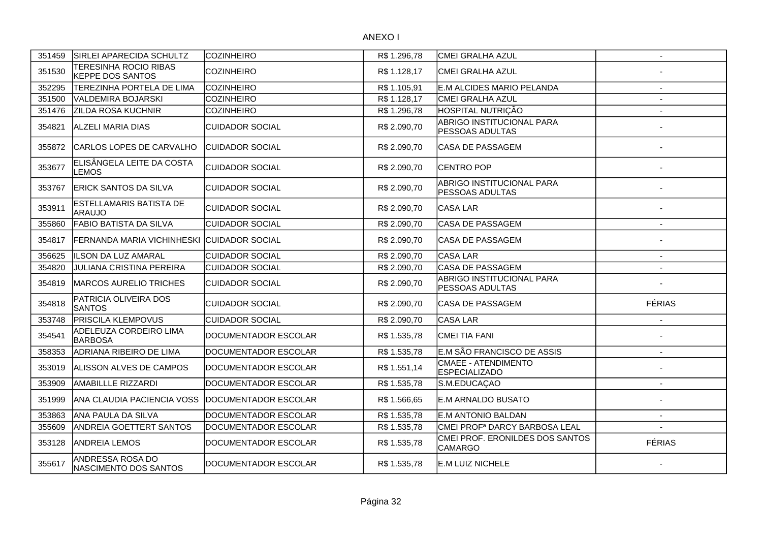ANEXO I

| | | | | | |
|---|---|---|---|---|---|
| 351459 | SIRLEI APARECIDA SCHULTZ | COZINHEIRO | R$ 1.296,78 | CMEI GRALHA AZUL | - |
| 351530 | TERESINHA ROCIO RIBAS KEPPE DOS SANTOS | COZINHEIRO | R$ 1.128,17 | CMEI GRALHA AZUL | - |
| 352295 | TEREZINHA PORTELA DE LIMA | COZINHEIRO | R$ 1.105,91 | E.M ALCIDES MARIO PELANDA | - |
| 351500 | VALDEMIRA BOJARSKI | COZINHEIRO | R$ 1.128,17 | CMEI GRALHA AZUL | - |
| 351476 | ZILDA ROSA KUCHNIR | COZINHEIRO | R$ 1.296,78 | HOSPITAL NUTRIÇÃO | - |
| 354821 | ALZELI MARIA DIAS | CUIDADOR SOCIAL | R$ 2.090,70 | ABRIGO INSTITUCIONAL PARA PESSOAS ADULTAS | - |
| 355872 | CARLOS LOPES DE CARVALHO | CUIDADOR SOCIAL | R$ 2.090,70 | CASA DE PASSAGEM | - |
| 353677 | ELISÂNGELA LEITE DA COSTA LEMOS | CUIDADOR SOCIAL | R$ 2.090,70 | CENTRO POP | - |
| 353767 | ERICK SANTOS DA SILVA | CUIDADOR SOCIAL | R$ 2.090,70 | ABRIGO INSTITUCIONAL PARA PESSOAS ADULTAS | - |
| 353911 | ESTELLAMARIS BATISTA DE ARAUJO | CUIDADOR SOCIAL | R$ 2.090,70 | CASA LAR | - |
| 355860 | FABIO BATISTA DA SILVA | CUIDADOR SOCIAL | R$ 2.090,70 | CASA DE PASSAGEM | - |
| 354817 | FERNANDA MARIA VICHINHESKI | CUIDADOR SOCIAL | R$ 2.090,70 | CASA DE PASSAGEM | - |
| 356625 | ILSON DA LUZ AMARAL | CUIDADOR SOCIAL | R$ 2.090,70 | CASA LAR | - |
| 354820 | JULIANA CRISTINA PEREIRA | CUIDADOR SOCIAL | R$ 2.090,70 | CASA DE PASSAGEM | - |
| 354819 | MARCOS AURELIO TRICHES | CUIDADOR SOCIAL | R$ 2.090,70 | ABRIGO INSTITUCIONAL PARA PESSOAS ADULTAS | - |
| 354818 | PATRICIA OLIVEIRA DOS SANTOS | CUIDADOR SOCIAL | R$ 2.090,70 | CASA DE PASSAGEM | FÉRIAS |
| 353748 | PRISCILA KLEMPOVUS | CUIDADOR SOCIAL | R$ 2.090,70 | CASA LAR | - |
| 354541 | ADELEUZA CORDEIRO LIMA BARBOSA | DOCUMENTADOR ESCOLAR | R$ 1.535,78 | CMEI TIA FANI | - |
| 358353 | ADRIANA RIBEIRO DE LIMA | DOCUMENTADOR ESCOLAR | R$ 1.535,78 | E.M SÃO FRANCISCO DE ASSIS | - |
| 353019 | ALISSON ALVES DE CAMPOS | DOCUMENTADOR ESCOLAR | R$ 1.551,14 | CMAEE - ATENDIMENTO ESPECIALIZADO | - |
| 353909 | AMABILLLE RIZZARDI | DOCUMENTADOR ESCOLAR | R$ 1.535,78 | S.M.EDUCAÇAO | - |
| 351999 | ANA CLAUDIA PACIENCIA VOSS | DOCUMENTADOR ESCOLAR | R$ 1.566,65 | E.M ARNALDO BUSATO | - |
| 353863 | ANA PAULA DA SILVA | DOCUMENTADOR ESCOLAR | R$ 1.535,78 | E.M ANTONIO BALDAN | - |
| 355609 | ANDREIA GOETTERT SANTOS | DOCUMENTADOR ESCOLAR | R$ 1.535,78 | CMEI PROFª DARCY BARBOSA LEAL | - |
| 353128 | ANDREIA LEMOS | DOCUMENTADOR ESCOLAR | R$ 1.535,78 | CMEI PROF. ERONILDES DOS SANTOS CAMARGO | FÉRIAS |
| 355617 | ANDRESSA ROSA DO NASCIMENTO DOS SANTOS | DOCUMENTADOR ESCOLAR | R$ 1.535,78 | E.M LUIZ NICHELE | - |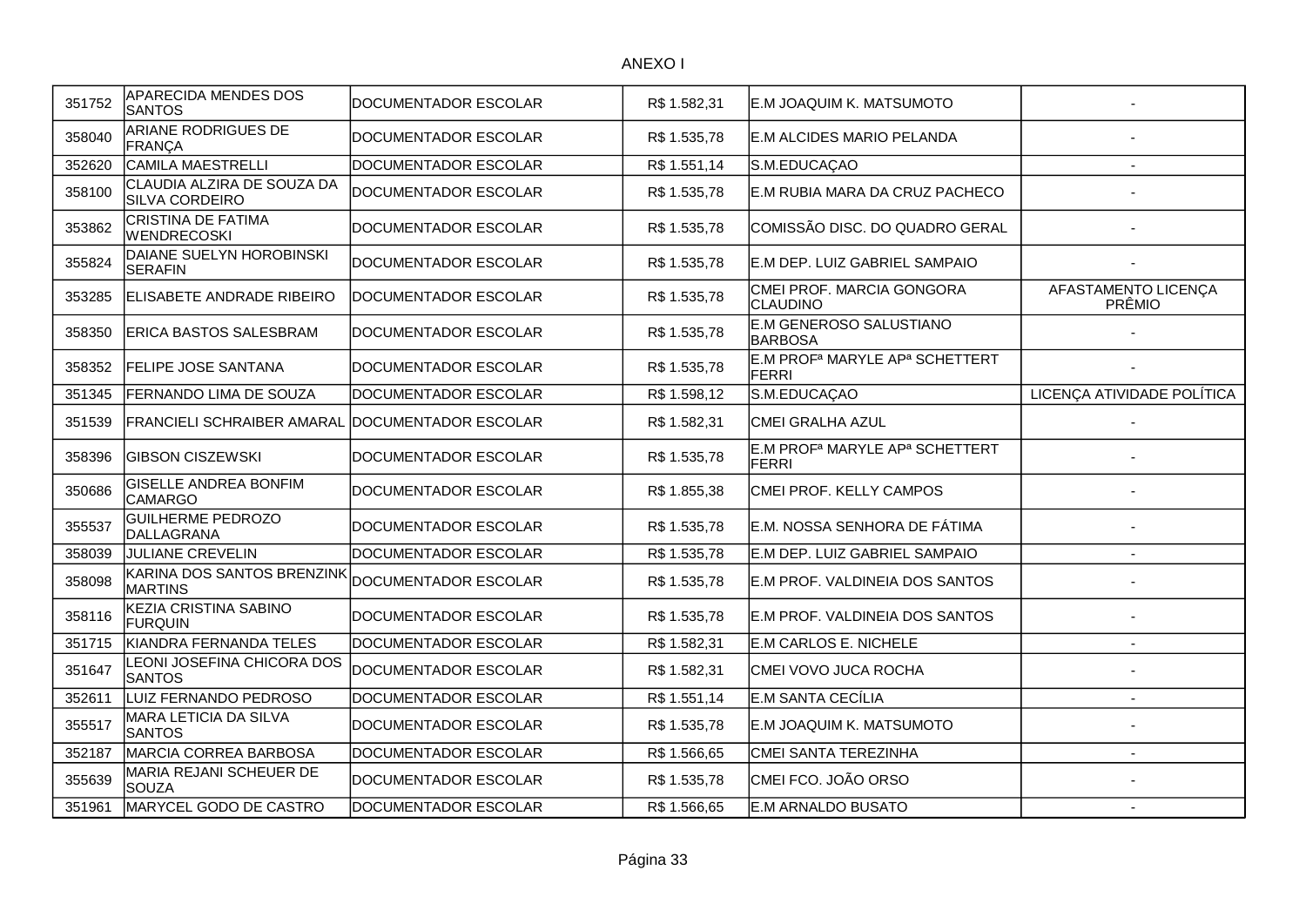ANEXO I

| | | | | | |
|---|---|---|---|---|---|
| 351752 | APARECIDA MENDES DOS SANTOS | DOCUMENTADOR ESCOLAR | R$ 1.582,31 | E.M JOAQUIM K. MATSUMOTO | - |
| 358040 | ARIANE RODRIGUES DE FRANÇA | DOCUMENTADOR ESCOLAR | R$ 1.535,78 | E.M ALCIDES MARIO PELANDA | - |
| 352620 | CAMILA MAESTRELLI | DOCUMENTADOR ESCOLAR | R$ 1.551,14 | S.M.EDUCAÇAO | - |
| 358100 | CLAUDIA ALZIRA DE SOUZA DA SILVA CORDEIRO | DOCUMENTADOR ESCOLAR | R$ 1.535,78 | E.M RUBIA MARA DA CRUZ PACHECO | - |
| 353862 | CRISTINA DE FATIMA WENDRECOSKI | DOCUMENTADOR ESCOLAR | R$ 1.535,78 | COMISSÃO DISC. DO QUADRO GERAL | - |
| 355824 | DAIANE SUELYN HOROBINSKI SERAFIN | DOCUMENTADOR ESCOLAR | R$ 1.535,78 | E.M DEP. LUIZ GABRIEL SAMPAIO | - |
| 353285 | ELISABETE ANDRADE RIBEIRO | DOCUMENTADOR ESCOLAR | R$ 1.535,78 | CMEI PROF. MARCIA GONGORA CLAUDINO | AFASTAMENTO LICENÇA PRÊMIO |
| 358350 | ERICA BASTOS SALESBRAM | DOCUMENTADOR ESCOLAR | R$ 1.535,78 | E.M GENEROSO SALUSTIANO BARBOSA | - |
| 358352 | FELIPE JOSE SANTANA | DOCUMENTADOR ESCOLAR | R$ 1.535,78 | E.M PROFª MARYLE APª SCHETTERT FERRI | - |
| 351345 | FERNANDO LIMA DE SOUZA | DOCUMENTADOR ESCOLAR | R$ 1.598,12 | S.M.EDUCAÇAO | LICENÇA ATIVIDADE POLÍTICA |
| 351539 | FRANCIELI SCHRAIBER AMARAL | DOCUMENTADOR ESCOLAR | R$ 1.582,31 | CMEI GRALHA AZUL | - |
| 358396 | GIBSON CISZEWSKI | DOCUMENTADOR ESCOLAR | R$ 1.535,78 | E.M PROFª MARYLE APª SCHETTERT FERRI | - |
| 350686 | GISELLE ANDREA BONFIM CAMARGO | DOCUMENTADOR ESCOLAR | R$ 1.855,38 | CMEI PROF. KELLY CAMPOS | - |
| 355537 | GUILHERME PEDROZO DALLAGRANA | DOCUMENTADOR ESCOLAR | R$ 1.535,78 | E.M. NOSSA SENHORA DE FÁTIMA | - |
| 358039 | JULIANE CREVELIN | DOCUMENTADOR ESCOLAR | R$ 1.535,78 | E.M DEP. LUIZ GABRIEL SAMPAIO | - |
| 358098 | KARINA DOS SANTOS BRENZINK MARTINS | DOCUMENTADOR ESCOLAR | R$ 1.535,78 | E.M PROF. VALDINEIA DOS SANTOS | - |
| 358116 | KEZIA CRISTINA SABINO FURQUIN | DOCUMENTADOR ESCOLAR | R$ 1.535,78 | E.M PROF. VALDINEIA DOS SANTOS | - |
| 351715 | KIANDRA FERNANDA TELES | DOCUMENTADOR ESCOLAR | R$ 1.582,31 | E.M CARLOS E. NICHELE | - |
| 351647 | LEONI JOSEFINA CHICORA DOS SANTOS | DOCUMENTADOR ESCOLAR | R$ 1.582,31 | CMEI VOVO JUCA ROCHA | - |
| 352611 | LUIZ FERNANDO PEDROSO | DOCUMENTADOR ESCOLAR | R$ 1.551,14 | E.M SANTA CECÍLIA | - |
| 355517 | MARA LETICIA DA SILVA SANTOS | DOCUMENTADOR ESCOLAR | R$ 1.535,78 | E.M JOAQUIM K. MATSUMOTO | - |
| 352187 | MARCIA CORREA BARBOSA | DOCUMENTADOR ESCOLAR | R$ 1.566,65 | CMEI SANTA TEREZINHA | - |
| 355639 | MARIA REJANI SCHEUER DE SOUZA | DOCUMENTADOR ESCOLAR | R$ 1.535,78 | CMEI FCO. JOÃO ORSO | - |
| 351961 | MARYCEL GODO DE CASTRO | DOCUMENTADOR ESCOLAR | R$ 1.566,65 | E.M ARNALDO BUSATO | - |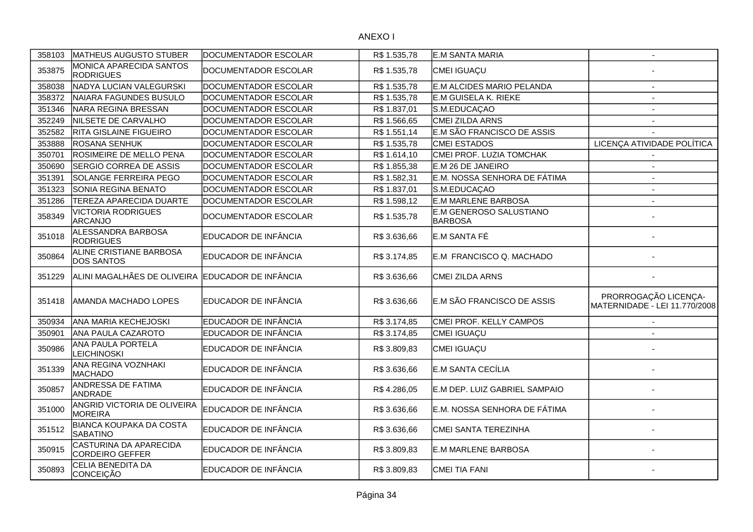ANEXO I

| | | | | | |
|---|---|---|---|---|---|
| 358103 | MATHEUS AUGUSTO STUBER | DOCUMENTADOR ESCOLAR | R$ 1.535,78 | E.M SANTA MARIA | - |
| 353875 | MONICA APARECIDA SANTOS RODRIGUES | DOCUMENTADOR ESCOLAR | R$ 1.535,78 | CMEI IGUAÇU | - |
| 358038 | NADYA LUCIAN VALEGURSKI | DOCUMENTADOR ESCOLAR | R$ 1.535,78 | E.M ALCIDES MARIO PELANDA | - |
| 358372 | NAIARA FAGUNDES BUSULO | DOCUMENTADOR ESCOLAR | R$ 1.535,78 | E.M GUISELA K. RIEKE | - |
| 351346 | NARA REGINA BRESSAN | DOCUMENTADOR ESCOLAR | R$ 1.837,01 | S.M.EDUCAÇAO | - |
| 352249 | NILSETE DE CARVALHO | DOCUMENTADOR ESCOLAR | R$ 1.566,65 | CMEI ZILDA ARNS | - |
| 352582 | RITA GISLAINE FIGUEIRO | DOCUMENTADOR ESCOLAR | R$ 1.551,14 | E.M SÃO FRANCISCO DE ASSIS | - |
| 353888 | ROSANA SENHUK | DOCUMENTADOR ESCOLAR | R$ 1.535,78 | CMEI ESTADOS | LICENÇA ATIVIDADE POLÍTICA |
| 350701 | ROSIMEIRE DE MELLO PENA | DOCUMENTADOR ESCOLAR | R$ 1.614,10 | CMEI PROF. LUZIA TOMCHAK | - |
| 350690 | SERGIO CORREA DE ASSIS | DOCUMENTADOR ESCOLAR | R$ 1.855,38 | E.M 26 DE JANEIRO | - |
| 351391 | SOLANGE FERREIRA PEGO | DOCUMENTADOR ESCOLAR | R$ 1.582,31 | E.M. NOSSA SENHORA DE FÁTIMA | - |
| 351323 | SONIA REGINA BENATO | DOCUMENTADOR ESCOLAR | R$ 1.837,01 | S.M.EDUCAÇAO | - |
| 351286 | TEREZA APARECIDA DUARTE | DOCUMENTADOR ESCOLAR | R$ 1.598,12 | E.M MARLENE BARBOSA | - |
| 358349 | VICTORIA RODRIGUES ARCANJO | DOCUMENTADOR ESCOLAR | R$ 1.535,78 | E.M GENEROSO SALUSTIANO BARBOSA | - |
| 351018 | ALESSANDRA BARBOSA RODRIGUES | EDUCADOR DE INFÂNCIA | R$ 3.636,66 | E.M SANTA FÉ | - |
| 350864 | ALINE CRISTIANE BARBOSA DOS SANTOS | EDUCADOR DE INFÂNCIA | R$ 3.174,85 | E.M FRANCISCO Q. MACHADO | - |
| 351229 | ALINI MAGALHÃES DE OLIVEIRA | EDUCADOR DE INFÂNCIA | R$ 3.636,66 | CMEI ZILDA ARNS | - |
| 351418 | AMANDA MACHADO LOPES | EDUCADOR DE INFÂNCIA | R$ 3.636,66 | E.M SÃO FRANCISCO DE ASSIS | PRORROGAÇÃO LICENÇA-MATERNIDADE - LEI 11.770/2008 |
| 350934 | ANA MARIA KECHEJOSKI | EDUCADOR DE INFÂNCIA | R$ 3.174,85 | CMEI PROF. KELLY CAMPOS | - |
| 350901 | ANA PAULA CAZAROTO | EDUCADOR DE INFÂNCIA | R$ 3.174,85 | CMEI IGUAÇU | - |
| 350986 | ANA PAULA PORTELA LEICHINOSKI | EDUCADOR DE INFÂNCIA | R$ 3.809,83 | CMEI IGUAÇU | - |
| 351339 | ANA REGINA VOZNHAKI MACHADO | EDUCADOR DE INFÂNCIA | R$ 3.636,66 | E.M SANTA CECÍLIA | - |
| 350857 | ANDRESSA DE FATIMA ANDRADE | EDUCADOR DE INFÂNCIA | R$ 4.286,05 | E.M DEP. LUIZ GABRIEL SAMPAIO | - |
| 351000 | ANGRID VICTORIA DE OLIVEIRA MOREIRA | EDUCADOR DE INFÂNCIA | R$ 3.636,66 | E.M. NOSSA SENHORA DE FÁTIMA | - |
| 351512 | BIANCA KOUPAKA DA COSTA SABATINO | EDUCADOR DE INFÂNCIA | R$ 3.636,66 | CMEI SANTA TEREZINHA | - |
| 350915 | CASTURINA DA APARECIDA CORDEIRO GEFFER | EDUCADOR DE INFÂNCIA | R$ 3.809,83 | E.M MARLENE BARBOSA | - |
| 350893 | CELIA BENEDITA DA CONCEIÇÃO | EDUCADOR DE INFÂNCIA | R$ 3.809,83 | CMEI TIA FANI | - |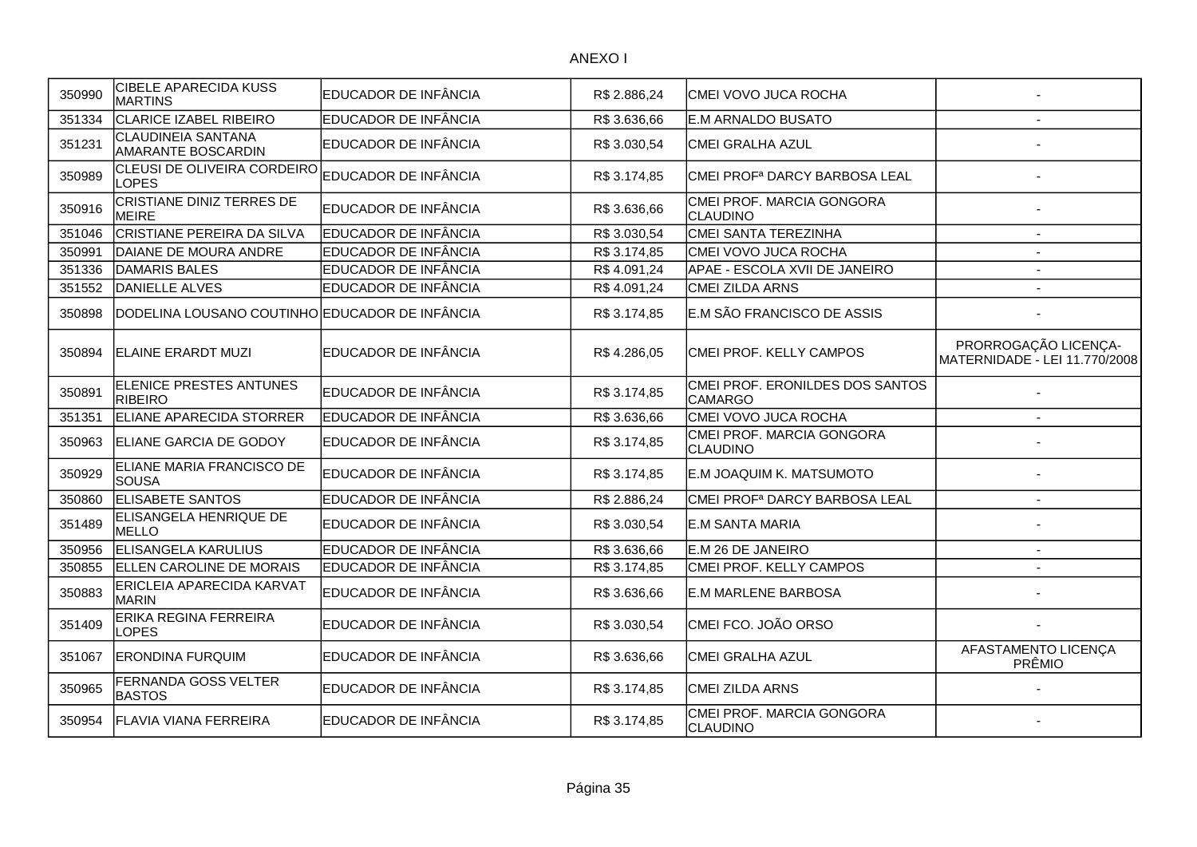ANEXO I

| | | | | | |
|---|---|---|---|---|---|
| 350990 | CIBELE APARECIDA KUSS MARTINS | EDUCADOR DE INFÂNCIA | R$ 2.886,24 | CMEI VOVO JUCA ROCHA | - |
| 351334 | CLARICE IZABEL RIBEIRO | EDUCADOR DE INFÂNCIA | R$ 3.636,66 | E.M ARNALDO BUSATO | - |
| 351231 | CLAUDINEIA SANTANA AMARANTE BOSCARDIN | EDUCADOR DE INFÂNCIA | R$ 3.030,54 | CMEI GRALHA AZUL | - |
| 350989 | CLEUSI DE OLIVEIRA CORDEIRO LOPES | EDUCADOR DE INFÂNCIA | R$ 3.174,85 | CMEI PROFª DARCY BARBOSA LEAL | - |
| 350916 | CRISTIANE DINIZ TERRES DE MEIRE | EDUCADOR DE INFÂNCIA | R$ 3.636,66 | CMEI PROF. MARCIA GONGORA CLAUDINO | - |
| 351046 | CRISTIANE PEREIRA DA SILVA | EDUCADOR DE INFÂNCIA | R$ 3.030,54 | CMEI SANTA TEREZINHA | - |
| 350991 | DAIANE DE MOURA ANDRE | EDUCADOR DE INFÂNCIA | R$ 3.174,85 | CMEI VOVO JUCA ROCHA | - |
| 351336 | DAMARIS BALES | EDUCADOR DE INFÂNCIA | R$ 4.091,24 | APAE - ESCOLA XVII DE JANEIRO | - |
| 351552 | DANIELLE ALVES | EDUCADOR DE INFÂNCIA | R$ 4.091,24 | CMEI ZILDA ARNS | - |
| 350898 | DODELINA LOUSANO COUTINHO | EDUCADOR DE INFÂNCIA | R$ 3.174,85 | E.M SÃO FRANCISCO DE ASSIS | - |
| 350894 | ELAINE ERARDT MUZI | EDUCADOR DE INFÂNCIA | R$ 4.286,05 | CMEI PROF. KELLY CAMPOS | PRORROGAÇÃO LICENÇA-MATERNIDADE - LEI 11.770/2008 |
| 350891 | ELENICE PRESTES ANTUNES RIBEIRO | EDUCADOR DE INFÂNCIA | R$ 3.174,85 | CMEI PROF. ERONILDES DOS SANTOS CAMARGO | - |
| 351351 | ELIANE APARECIDA STORRER | EDUCADOR DE INFÂNCIA | R$ 3.636,66 | CMEI VOVO JUCA ROCHA | - |
| 350963 | ELIANE GARCIA DE GODOY | EDUCADOR DE INFÂNCIA | R$ 3.174,85 | CMEI PROF. MARCIA GONGORA CLAUDINO | - |
| 350929 | ELIANE MARIA FRANCISCO DE SOUSA | EDUCADOR DE INFÂNCIA | R$ 3.174,85 | E.M JOAQUIM K. MATSUMOTO | - |
| 350860 | ELISABETE SANTOS | EDUCADOR DE INFÂNCIA | R$ 2.886,24 | CMEI PROFª DARCY BARBOSA LEAL | - |
| 351489 | ELISANGELA HENRIQUE DE MELLO | EDUCADOR DE INFÂNCIA | R$ 3.030,54 | E.M SANTA MARIA | - |
| 350956 | ELISANGELA KARULIUS | EDUCADOR DE INFÂNCIA | R$ 3.636,66 | E.M 26 DE JANEIRO | - |
| 350855 | ELLEN CAROLINE DE MORAIS | EDUCADOR DE INFÂNCIA | R$ 3.174,85 | CMEI PROF. KELLY CAMPOS | - |
| 350883 | ERICLEIA APARECIDA KARVAT MARIN | EDUCADOR DE INFÂNCIA | R$ 3.636,66 | E.M MARLENE BARBOSA | - |
| 351409 | ERIKA REGINA FERREIRA LOPES | EDUCADOR DE INFÂNCIA | R$ 3.030,54 | CMEI FCO. JOÃO ORSO | - |
| 351067 | ERONDINA FURQUIM | EDUCADOR DE INFÂNCIA | R$ 3.636,66 | CMEI GRALHA AZUL | AFASTAMENTO LICENÇA PRÊMIO |
| 350965 | FERNANDA GOSS VELTER BASTOS | EDUCADOR DE INFÂNCIA | R$ 3.174,85 | CMEI ZILDA ARNS | - |
| 350954 | FLAVIA VIANA FERREIRA | EDUCADOR DE INFÂNCIA | R$ 3.174,85 | CMEI PROF. MARCIA GONGORA CLAUDINO | - |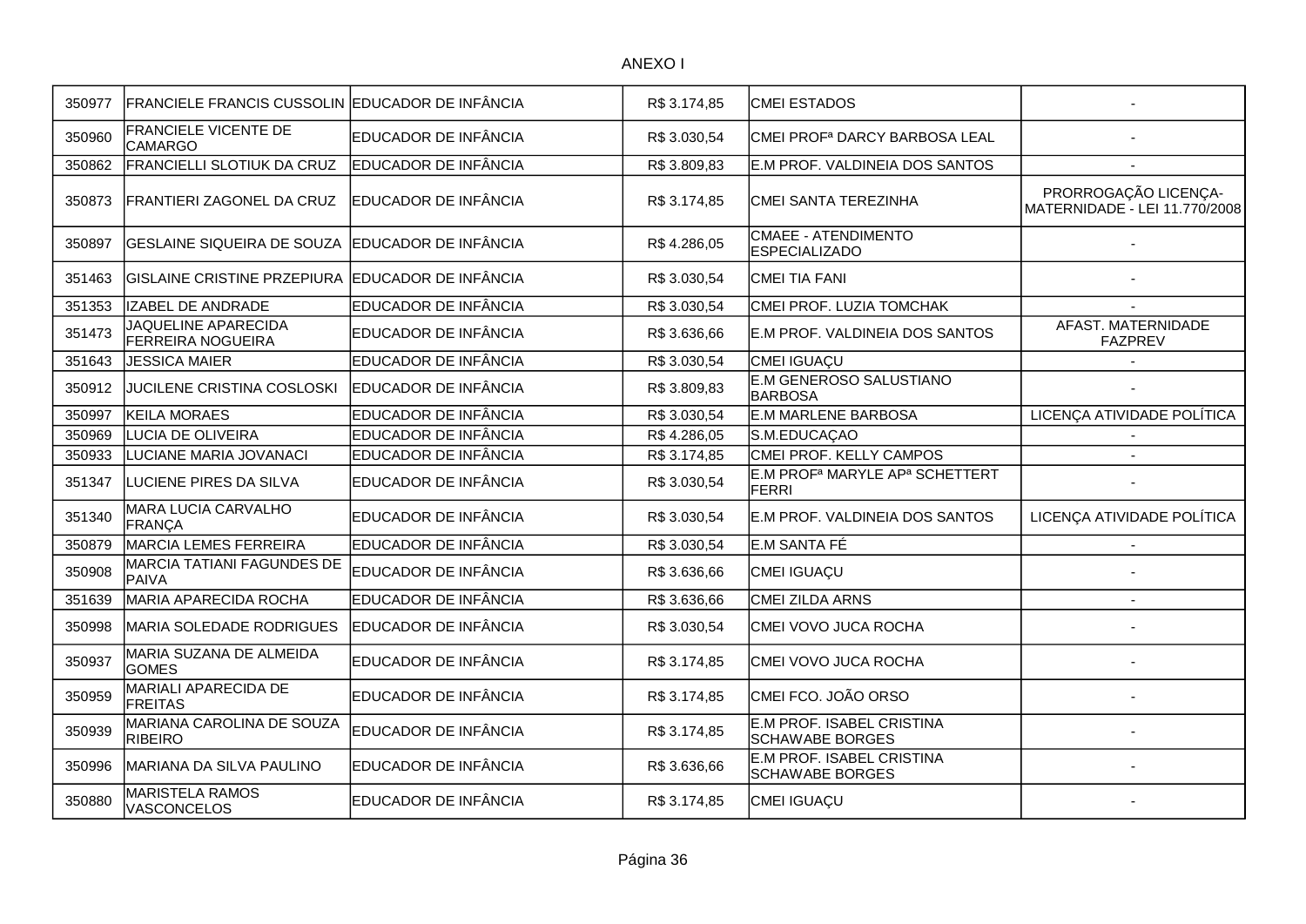ANEXO I

| | | | | | |
|---|---|---|---|---|---|
| 350977 | FRANCIELE FRANCIS CUSSOLIN | EDUCADOR DE INFÂNCIA | R$ 3.174,85 | CMEI ESTADOS | - |
| 350960 | FRANCIELE VICENTE DE CAMARGO | EDUCADOR DE INFÂNCIA | R$ 3.030,54 | CMEI PROFª DARCY BARBOSA LEAL | - |
| 350862 | FRANCIELLI SLOTIUK DA CRUZ | EDUCADOR DE INFÂNCIA | R$ 3.809,83 | E.M PROF. VALDINEIA DOS SANTOS | - |
| 350873 | FRANTIERI ZAGONEL DA CRUZ | EDUCADOR DE INFÂNCIA | R$ 3.174,85 | CMEI SANTA TEREZINHA | PRORROGAÇÃO LICENÇA-MATERNIDADE - LEI 11.770/2008 |
| 350897 | GESLAINE SIQUEIRA DE SOUZA | EDUCADOR DE INFÂNCIA | R$ 4.286,05 | CMAEE - ATENDIMENTO ESPECIALIZADO | - |
| 351463 | GISLAINE CRISTINE PRZEPIURA | EDUCADOR DE INFÂNCIA | R$ 3.030,54 | CMEI TIA FANI | - |
| 351353 | IZABEL DE ANDRADE | EDUCADOR DE INFÂNCIA | R$ 3.030,54 | CMEI PROF. LUZIA TOMCHAK | - |
| 351473 | JAQUELINE APARECIDA FERREIRA NOGUEIRA | EDUCADOR DE INFÂNCIA | R$ 3.636,66 | E.M PROF. VALDINEIA DOS SANTOS | AFAST. MATERNIDADE FAZPREV |
| 351643 | JESSICA MAIER | EDUCADOR DE INFÂNCIA | R$ 3.030,54 | CMEI IGUAÇU | - |
| 350912 | JUCILENE CRISTINA COSLOSKI | EDUCADOR DE INFÂNCIA | R$ 3.809,83 | E.M GENEROSO SALUSTIANO BARBOSA | - |
| 350997 | KEILA MORAES | EDUCADOR DE INFÂNCIA | R$ 3.030,54 | E.M MARLENE BARBOSA | LICENÇA ATIVIDADE POLÍTICA |
| 350969 | LUCIA DE OLIVEIRA | EDUCADOR DE INFÂNCIA | R$ 4.286,05 | S.M.EDUCAÇAO | - |
| 350933 | LUCIANE MARIA JOVANACI | EDUCADOR DE INFÂNCIA | R$ 3.174,85 | CMEI PROF. KELLY CAMPOS | - |
| 351347 | LUCIENE PIRES DA SILVA | EDUCADOR DE INFÂNCIA | R$ 3.030,54 | E.M PROFª MARYLE APª SCHETTERT FERRI | - |
| 351340 | MARA LUCIA CARVALHO FRANÇA | EDUCADOR DE INFÂNCIA | R$ 3.030,54 | E.M PROF. VALDINEIA DOS SANTOS | LICENÇA ATIVIDADE POLÍTICA |
| 350879 | MARCIA LEMES FERREIRA | EDUCADOR DE INFÂNCIA | R$ 3.030,54 | E.M SANTA FÉ | - |
| 350908 | MARCIA TATIANI FAGUNDES DE PAIVA | EDUCADOR DE INFÂNCIA | R$ 3.636,66 | CMEI IGUAÇU | - |
| 351639 | MARIA APARECIDA ROCHA | EDUCADOR DE INFÂNCIA | R$ 3.636,66 | CMEI ZILDA ARNS | - |
| 350998 | MARIA SOLEDADE RODRIGUES | EDUCADOR DE INFÂNCIA | R$ 3.030,54 | CMEI VOVO JUCA ROCHA | - |
| 350937 | MARIA SUZANA DE ALMEIDA GOMES | EDUCADOR DE INFÂNCIA | R$ 3.174,85 | CMEI VOVO JUCA ROCHA | - |
| 350959 | MARIALI APARECIDA DE FREITAS | EDUCADOR DE INFÂNCIA | R$ 3.174,85 | CMEI FCO. JOÃO ORSO | - |
| 350939 | MARIANA CAROLINA DE SOUZA RIBEIRO | EDUCADOR DE INFÂNCIA | R$ 3.174,85 | E.M PROF. ISABEL CRISTINA SCHAWABE BORGES | - |
| 350996 | MARIANA DA SILVA PAULINO | EDUCADOR DE INFÂNCIA | R$ 3.636,66 | E.M PROF. ISABEL CRISTINA SCHAWABE BORGES | - |
| 350880 | MARISTELA RAMOS VASCONCELOS | EDUCADOR DE INFÂNCIA | R$ 3.174,85 | CMEI IGUAÇU | - |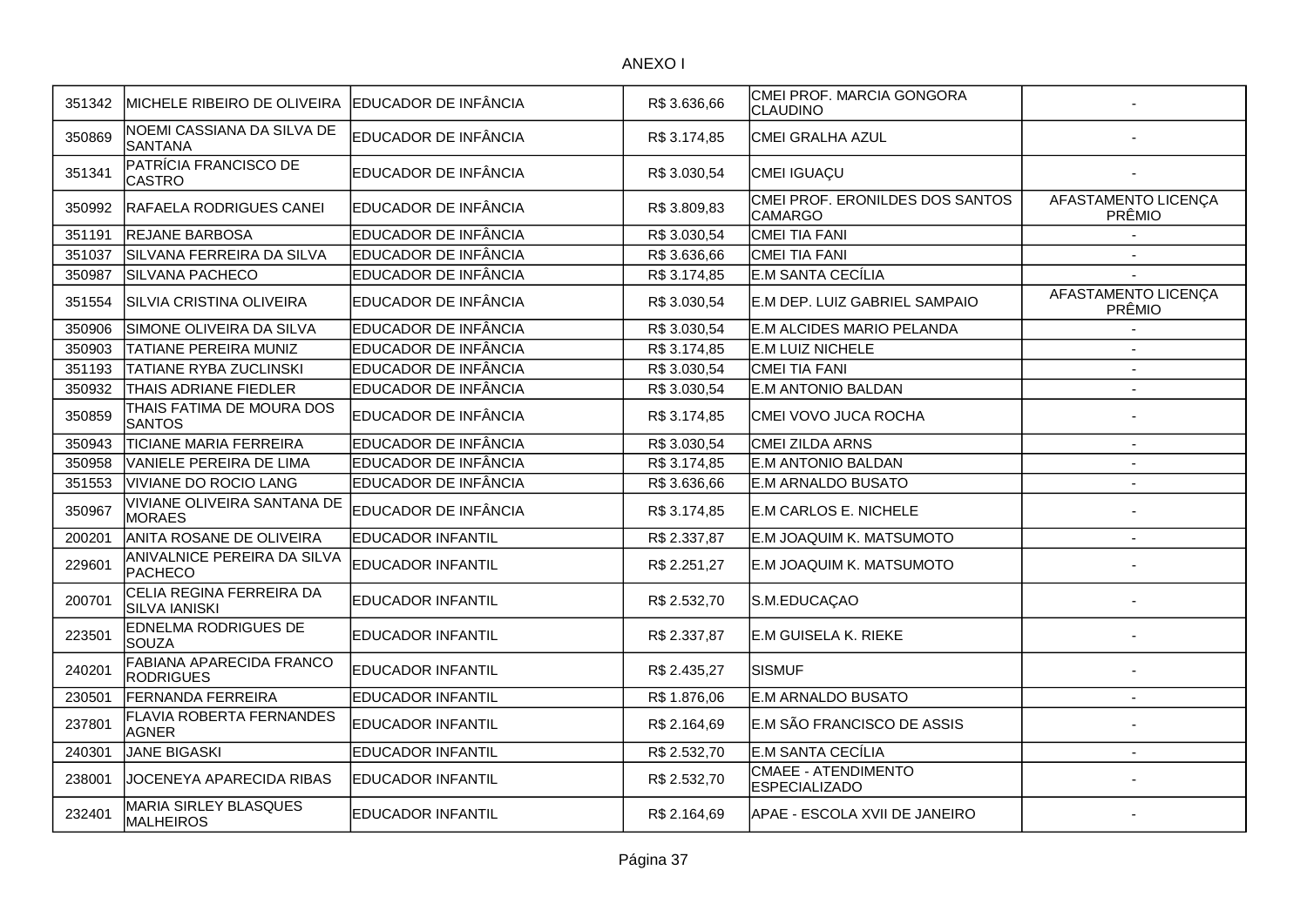ANEXO I

| | | | | | |
|---|---|---|---|---|---|
| 351342 | MICHELE RIBEIRO DE OLIVEIRA | EDUCADOR DE INFÂNCIA | R$ 3.636,66 | CMEI PROF. MARCIA GONGORA CLAUDINO | - |
| 350869 | NOEMI CASSIANA DA SILVA DE SANTANA | EDUCADOR DE INFÂNCIA | R$ 3.174,85 | CMEI GRALHA AZUL | - |
| 351341 | PATRÍCIA FRANCISCO DE CASTRO | EDUCADOR DE INFÂNCIA | R$ 3.030,54 | CMEI IGUAÇU | - |
| 350992 | RAFAELA RODRIGUES CANEI | EDUCADOR DE INFÂNCIA | R$ 3.809,83 | CMEI PROF. ERONILDES DOS SANTOS CAMARGO | AFASTAMENTO LICENÇA PRÊMIO |
| 351191 | REJANE BARBOSA | EDUCADOR DE INFÂNCIA | R$ 3.030,54 | CMEI TIA FANI | - |
| 351037 | SILVANA FERREIRA DA SILVA | EDUCADOR DE INFÂNCIA | R$ 3.636,66 | CMEI TIA FANI | - |
| 350987 | SILVANA PACHECO | EDUCADOR DE INFÂNCIA | R$ 3.174,85 | E.M SANTA CECÍLIA | - |
| 351554 | SILVIA CRISTINA OLIVEIRA | EDUCADOR DE INFÂNCIA | R$ 3.030,54 | E.M DEP. LUIZ GABRIEL SAMPAIO | AFASTAMENTO LICENÇA PRÊMIO |
| 350906 | SIMONE OLIVEIRA DA SILVA | EDUCADOR DE INFÂNCIA | R$ 3.030,54 | E.M ALCIDES MARIO PELANDA | - |
| 350903 | TATIANE PEREIRA MUNIZ | EDUCADOR DE INFÂNCIA | R$ 3.174,85 | E.M LUIZ NICHELE | - |
| 351193 | TATIANE RYBA ZUCLINSKI | EDUCADOR DE INFÂNCIA | R$ 3.030,54 | CMEI TIA FANI | - |
| 350932 | THAIS ADRIANE FIEDLER | EDUCADOR DE INFÂNCIA | R$ 3.030,54 | E.M ANTONIO BALDAN | - |
| 350859 | THAIS FATIMA DE MOURA DOS SANTOS | EDUCADOR DE INFÂNCIA | R$ 3.174,85 | CMEI VOVO JUCA ROCHA | - |
| 350943 | TICIANE MARIA FERREIRA | EDUCADOR DE INFÂNCIA | R$ 3.030,54 | CMEI ZILDA ARNS | - |
| 350958 | VANIELE PEREIRA DE LIMA | EDUCADOR DE INFÂNCIA | R$ 3.174,85 | E.M ANTONIO BALDAN | - |
| 351553 | VIVIANE DO ROCIO LANG | EDUCADOR DE INFÂNCIA | R$ 3.636,66 | E.M ARNALDO BUSATO | - |
| 350967 | VIVIANE OLIVEIRA SANTANA DE MORAES | EDUCADOR DE INFÂNCIA | R$ 3.174,85 | E.M CARLOS E. NICHELE | - |
| 200201 | ANITA ROSANE DE OLIVEIRA | EDUCADOR INFANTIL | R$ 2.337,87 | E.M JOAQUIM K. MATSUMOTO | - |
| 229601 | ANIVALNICE PEREIRA DA SILVA PACHECO | EDUCADOR INFANTIL | R$ 2.251,27 | E.M JOAQUIM K. MATSUMOTO | - |
| 200701 | CELIA REGINA FERREIRA DA SILVA IANISKI | EDUCADOR INFANTIL | R$ 2.532,70 | S.M.EDUCAÇAO | - |
| 223501 | EDNELMA RODRIGUES DE SOUZA | EDUCADOR INFANTIL | R$ 2.337,87 | E.M GUISELA K. RIEKE | - |
| 240201 | FABIANA APARECIDA FRANCO RODRIGUES | EDUCADOR INFANTIL | R$ 2.435,27 | SISMUF | - |
| 230501 | FERNANDA FERREIRA | EDUCADOR INFANTIL | R$ 1.876,06 | E.M ARNALDO BUSATO | - |
| 237801 | FLAVIA ROBERTA FERNANDES AGNER | EDUCADOR INFANTIL | R$ 2.164,69 | E.M SÃO FRANCISCO DE ASSIS | - |
| 240301 | JANE BIGASKI | EDUCADOR INFANTIL | R$ 2.532,70 | E.M SANTA CECÍLIA | - |
| 238001 | JOCENEYA APARECIDA RIBAS | EDUCADOR INFANTIL | R$ 2.532,70 | CMAEE - ATENDIMENTO ESPECIALIZADO | - |
| 232401 | MARIA SIRLEY BLASQUES MALHEIROS | EDUCADOR INFANTIL | R$ 2.164,69 | APAE - ESCOLA XVII DE JANEIRO | - |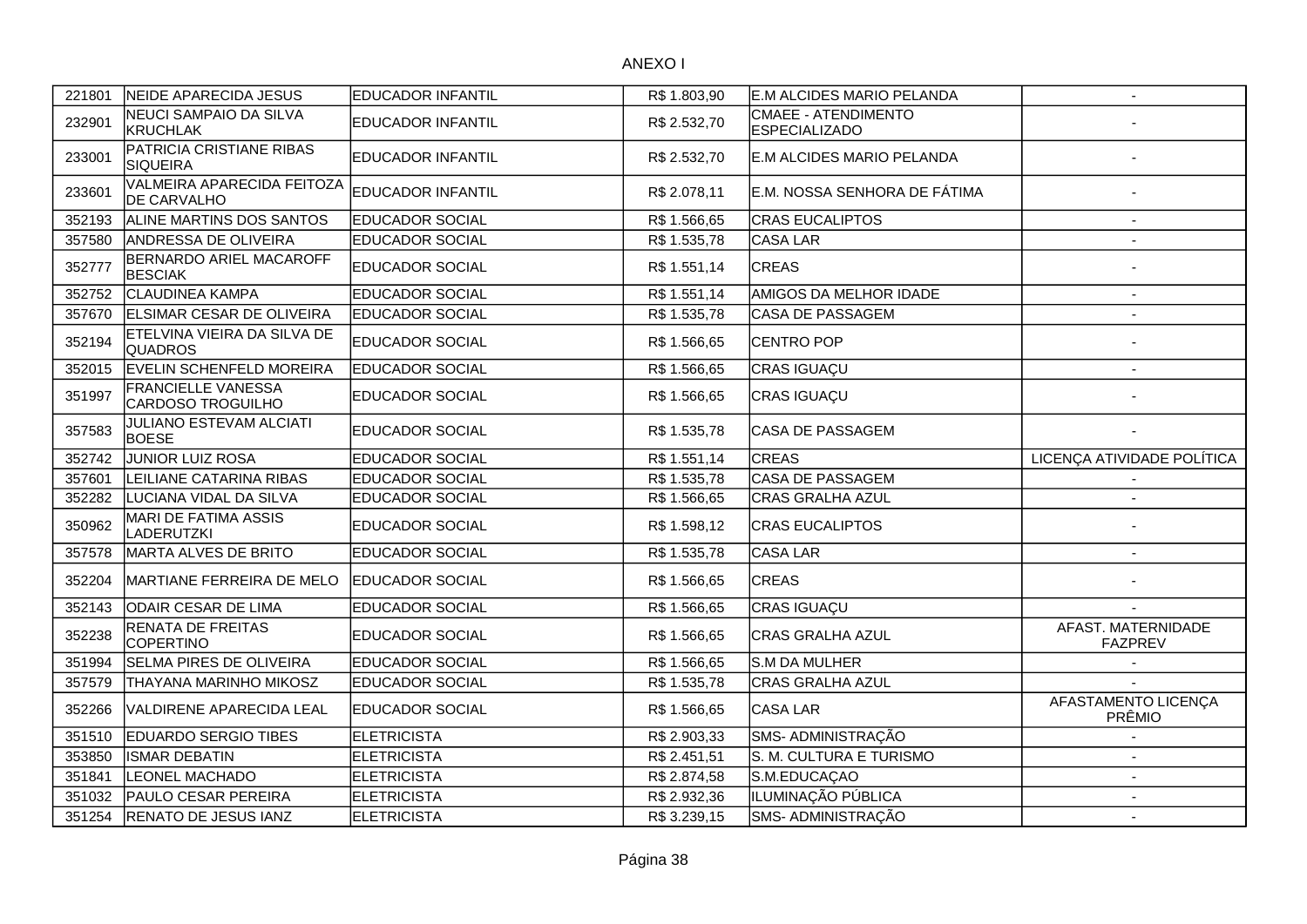ANEXO I

| | | | | | |
|---|---|---|---|---|---|
| 221801 | NEIDE APARECIDA JESUS | EDUCADOR INFANTIL | R$ 1.803,90 | E.M ALCIDES MARIO PELANDA | - |
| 232901 | NEUCI SAMPAIO DA SILVA KRUCHLAK | EDUCADOR INFANTIL | R$ 2.532,70 | CMAEE - ATENDIMENTO ESPECIALIZADO | - |
| 233001 | PATRICIA CRISTIANE RIBAS SIQUEIRA | EDUCADOR INFANTIL | R$ 2.532,70 | E.M ALCIDES MARIO PELANDA | - |
| 233601 | VALMEIRA APARECIDA FEITOZA DE CARVALHO | EDUCADOR INFANTIL | R$ 2.078,11 | E.M. NOSSA SENHORA DE FÁTIMA | - |
| 352193 | ALINE MARTINS DOS SANTOS | EDUCADOR SOCIAL | R$ 1.566,65 | CRAS EUCALIPTOS | - |
| 357580 | ANDRESSA DE OLIVEIRA | EDUCADOR SOCIAL | R$ 1.535,78 | CASA LAR | - |
| 352777 | BERNARDO ARIEL MACAROFF BESCIAK | EDUCADOR SOCIAL | R$ 1.551,14 | CREAS | - |
| 352752 | CLAUDINEA KAMPA | EDUCADOR SOCIAL | R$ 1.551,14 | AMIGOS DA MELHOR IDADE | - |
| 357670 | ELSIMAR CESAR DE OLIVEIRA | EDUCADOR SOCIAL | R$ 1.535,78 | CASA DE PASSAGEM | - |
| 352194 | ETELVINA VIEIRA DA SILVA DE QUADROS | EDUCADOR SOCIAL | R$ 1.566,65 | CENTRO POP | - |
| 352015 | EVELIN SCHENFELD MOREIRA | EDUCADOR SOCIAL | R$ 1.566,65 | CRAS IGUAÇU | - |
| 351997 | FRANCIELLE VANESSA CARDOSO TROGUILHO | EDUCADOR SOCIAL | R$ 1.566,65 | CRAS IGUAÇU | - |
| 357583 | JULIANO ESTEVAM ALCIATI BOESE | EDUCADOR SOCIAL | R$ 1.535,78 | CASA DE PASSAGEM | - |
| 352742 | JUNIOR LUIZ ROSA | EDUCADOR SOCIAL | R$ 1.551,14 | CREAS | LICENÇA ATIVIDADE POLÍTICA |
| 357601 | LEILIANE CATARINA RIBAS | EDUCADOR SOCIAL | R$ 1.535,78 | CASA DE PASSAGEM | - |
| 352282 | LUCIANA VIDAL DA SILVA | EDUCADOR SOCIAL | R$ 1.566,65 | CRAS GRALHA AZUL | - |
| 350962 | MARI DE FATIMA ASSIS LADERUTZKI | EDUCADOR SOCIAL | R$ 1.598,12 | CRAS EUCALIPTOS | - |
| 357578 | MARTA ALVES DE BRITO | EDUCADOR SOCIAL | R$ 1.535,78 | CASA LAR | - |
| 352204 | MARTIANE FERREIRA DE MELO | EDUCADOR SOCIAL | R$ 1.566,65 | CREAS | - |
| 352143 | ODAIR CESAR DE LIMA | EDUCADOR SOCIAL | R$ 1.566,65 | CRAS IGUAÇU | - |
| 352238 | RENATA DE FREITAS COPERTINO | EDUCADOR SOCIAL | R$ 1.566,65 | CRAS GRALHA AZUL | AFAST. MATERNIDADE FAZPREV |
| 351994 | SELMA PIRES DE OLIVEIRA | EDUCADOR SOCIAL | R$ 1.566,65 | S.M DA MULHER | - |
| 357579 | THAYANA MARINHO MIKOSZ | EDUCADOR SOCIAL | R$ 1.535,78 | CRAS GRALHA AZUL | - |
| 352266 | VALDIRENE APARECIDA LEAL | EDUCADOR SOCIAL | R$ 1.566,65 | CASA LAR | AFASTAMENTO LICENÇA PRÊMIO |
| 351510 | EDUARDO SERGIO TIBES | ELETRICISTA | R$ 2.903,33 | SMS- ADMINISTRAÇÃO | - |
| 353850 | ISMAR DEBATIN | ELETRICISTA | R$ 2.451,51 | S. M. CULTURA E TURISMO | - |
| 351841 | LEONEL MACHADO | ELETRICISTA | R$ 2.874,58 | S.M.EDUCAÇAO | - |
| 351032 | PAULO CESAR PEREIRA | ELETRICISTA | R$ 2.932,36 | ILUMINAÇÃO PÚBLICA | - |
| 351254 | RENATO DE JESUS IANZ | ELETRICISTA | R$ 3.239,15 | SMS- ADMINISTRAÇÃO | - |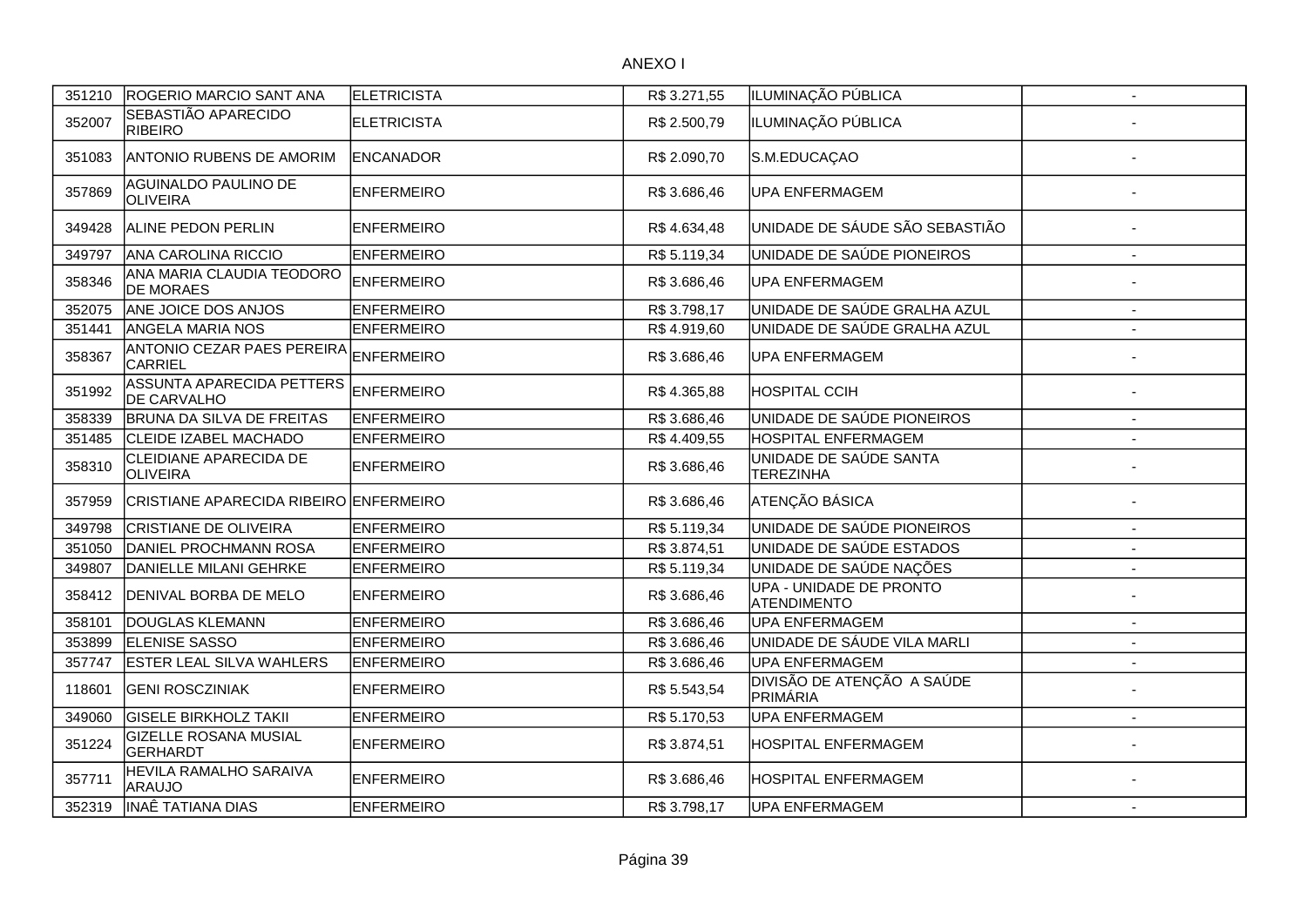ANEXO I

| | | | | | |
|---|---|---|---|---|---|
| 351210 | ROGERIO MARCIO SANT ANA | ELETRICISTA | R$ 3.271,55 | ILUMINAÇÃO PÚBLICA | - |
| 352007 | SEBASTIÃO APARECIDO RIBEIRO | ELETRICISTA | R$ 2.500,79 | ILUMINAÇÃO PÚBLICA | - |
| 351083 | ANTONIO RUBENS DE AMORIM | ENCANADOR | R$ 2.090,70 | S.M.EDUCAÇAO | - |
| 357869 | AGUINALDO PAULINO DE OLIVEIRA | ENFERMEIRO | R$ 3.686,46 | UPA ENFERMAGEM | - |
| 349428 | ALINE PEDON PERLIN | ENFERMEIRO | R$ 4.634,48 | UNIDADE DE SÁUDE SÃO SEBASTIÃO | - |
| 349797 | ANA CAROLINA RICCIO | ENFERMEIRO | R$ 5.119,34 | UNIDADE DE SAÚDE PIONEIROS | - |
| 358346 | ANA MARIA CLAUDIA TEODORO DE MORAES | ENFERMEIRO | R$ 3.686,46 | UPA ENFERMAGEM | - |
| 352075 | ANE JOICE DOS ANJOS | ENFERMEIRO | R$ 3.798,17 | UNIDADE DE SAÚDE GRALHA AZUL | - |
| 351441 | ANGELA MARIA NOS | ENFERMEIRO | R$ 4.919,60 | UNIDADE DE SAÚDE GRALHA AZUL | - |
| 358367 | ANTONIO CEZAR PAES PEREIRA CARRIEL | ENFERMEIRO | R$ 3.686,46 | UPA ENFERMAGEM | - |
| 351992 | ASSUNTA APARECIDA PETTERS DE CARVALHO | ENFERMEIRO | R$ 4.365,88 | HOSPITAL CCIH | - |
| 358339 | BRUNA DA SILVA DE FREITAS | ENFERMEIRO | R$ 3.686,46 | UNIDADE DE SAÚDE PIONEIROS | - |
| 351485 | CLEIDE IZABEL MACHADO | ENFERMEIRO | R$ 4.409,55 | HOSPITAL ENFERMAGEM | - |
| 358310 | CLEIDIANE APARECIDA DE OLIVEIRA | ENFERMEIRO | R$ 3.686,46 | UNIDADE DE SAÚDE SANTA TEREZINHA | - |
| 357959 | CRISTIANE APARECIDA RIBEIRO | ENFERMEIRO | R$ 3.686,46 | ATENÇÃO BÁSICA | - |
| 349798 | CRISTIANE DE OLIVEIRA | ENFERMEIRO | R$ 5.119,34 | UNIDADE DE SAÚDE PIONEIROS | - |
| 351050 | DANIEL PROCHMANN ROSA | ENFERMEIRO | R$ 3.874,51 | UNIDADE DE SAÚDE ESTADOS | - |
| 349807 | DANIELLE MILANI GEHRKE | ENFERMEIRO | R$ 5.119,34 | UNIDADE DE SAÚDE NAÇÕES | - |
| 358412 | DENIVAL BORBA DE MELO | ENFERMEIRO | R$ 3.686,46 | UPA - UNIDADE DE PRONTO ATENDIMENTO | - |
| 358101 | DOUGLAS KLEMANN | ENFERMEIRO | R$ 3.686,46 | UPA ENFERMAGEM | - |
| 353899 | ELENISE SASSO | ENFERMEIRO | R$ 3.686,46 | UNIDADE DE SÁUDE VILA MARLI | - |
| 357747 | ESTER LEAL SILVA WAHLERS | ENFERMEIRO | R$ 3.686,46 | UPA ENFERMAGEM | - |
| 118601 | GENI ROSCZINIAK | ENFERMEIRO | R$ 5.543,54 | DIVISÃO DE ATENÇÃO A SAÚDE PRIMÁRIA | - |
| 349060 | GISELE BIRKHOLZ TAKII | ENFERMEIRO | R$ 5.170,53 | UPA ENFERMAGEM | - |
| 351224 | GIZELLE ROSANA MUSIAL GERHARDT | ENFERMEIRO | R$ 3.874,51 | HOSPITAL ENFERMAGEM | - |
| 357711 | HEVILA RAMALHO SARAIVA ARAUJO | ENFERMEIRO | R$ 3.686,46 | HOSPITAL ENFERMAGEM | - |
| 352319 | INAÊ TATIANA DIAS | ENFERMEIRO | R$ 3.798,17 | UPA ENFERMAGEM | - |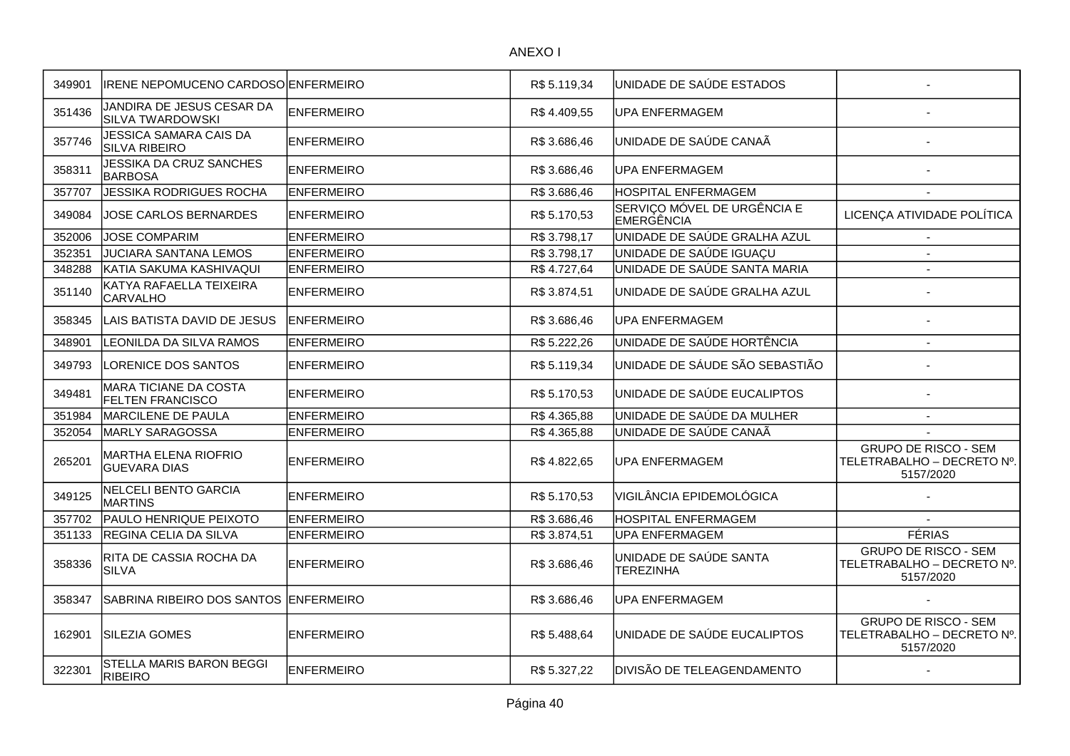ANEXO I

| | | | | | |
|---|---|---|---|---|---|
| 349901 | IRENE NEPOMUCENO CARDOSO | ENFERMEIRO | R$ 5.119,34 | UNIDADE DE SAÚDE ESTADOS | - |
| 351436 | JANDIRA DE JESUS CESAR DA SILVA TWARDOWSKI | ENFERMEIRO | R$ 4.409,55 | UPA ENFERMAGEM | - |
| 357746 | JESSICA SAMARA CAIS DA SILVA RIBEIRO | ENFERMEIRO | R$ 3.686,46 | UNIDADE DE SAÚDE CANAÃ | - |
| 358311 | JESSIKA DA CRUZ SANCHES BARBOSA | ENFERMEIRO | R$ 3.686,46 | UPA ENFERMAGEM | - |
| 357707 | JESSIKA RODRIGUES ROCHA | ENFERMEIRO | R$ 3.686,46 | HOSPITAL ENFERMAGEM | - |
| 349084 | JOSE CARLOS BERNARDES | ENFERMEIRO | R$ 5.170,53 | SERVIÇO MÓVEL DE URGÊNCIA E EMERGÊNCIA | LICENÇA ATIVIDADE POLÍTICA |
| 352006 | JOSE COMPARIM | ENFERMEIRO | R$ 3.798,17 | UNIDADE DE SAÚDE GRALHA AZUL | - |
| 352351 | JUCIARA SANTANA LEMOS | ENFERMEIRO | R$ 3.798,17 | UNIDADE DE SAÚDE IGUAÇU | - |
| 348288 | KATIA SAKUMA KASHIVAQUI | ENFERMEIRO | R$ 4.727,64 | UNIDADE DE SAÚDE SANTA MARIA | - |
| 351140 | KATYA RAFAELLA TEIXEIRA CARVALHO | ENFERMEIRO | R$ 3.874,51 | UNIDADE DE SAÚDE GRALHA AZUL | - |
| 358345 | LAIS BATISTA DAVID DE JESUS | ENFERMEIRO | R$ 3.686,46 | UPA ENFERMAGEM | - |
| 348901 | LEONILDA DA SILVA RAMOS | ENFERMEIRO | R$ 5.222,26 | UNIDADE DE SAÚDE HORTÊNCIA | - |
| 349793 | LORENICE DOS SANTOS | ENFERMEIRO | R$ 5.119,34 | UNIDADE DE SÁUDE SÃO SEBASTIÃO | - |
| 349481 | MARA TICIANE DA COSTA FELTEN FRANCISCO | ENFERMEIRO | R$ 5.170,53 | UNIDADE DE SAÚDE EUCALIPTOS | - |
| 351984 | MARCILENE DE PAULA | ENFERMEIRO | R$ 4.365,88 | UNIDADE DE SAÚDE DA MULHER | - |
| 352054 | MARLY SARAGOSSA | ENFERMEIRO | R$ 4.365,88 | UNIDADE DE SAÚDE CANAÃ | - |
| 265201 | MARTHA ELENA RIOFRIO GUEVARA DIAS | ENFERMEIRO | R$ 4.822,65 | UPA ENFERMAGEM | GRUPO DE RISCO - SEM TELETRABALHO – DECRETO Nº. 5157/2020 |
| 349125 | NELCELI BENTO GARCIA MARTINS | ENFERMEIRO | R$ 5.170,53 | VIGILÂNCIA EPIDEMOLÓGICA | - |
| 357702 | PAULO HENRIQUE PEIXOTO | ENFERMEIRO | R$ 3.686,46 | HOSPITAL ENFERMAGEM | - |
| 351133 | REGINA CELIA DA SILVA | ENFERMEIRO | R$ 3.874,51 | UPA ENFERMAGEM | FÉRIAS |
| 358336 | RITA DE CASSIA ROCHA DA SILVA | ENFERMEIRO | R$ 3.686,46 | UNIDADE DE SAÚDE SANTA TEREZINHA | GRUPO DE RISCO - SEM TELETRABALHO – DECRETO Nº. 5157/2020 |
| 358347 | SABRINA RIBEIRO DOS SANTOS | ENFERMEIRO | R$ 3.686,46 | UPA ENFERMAGEM | - |
| 162901 | SILEZIA GOMES | ENFERMEIRO | R$ 5.488,64 | UNIDADE DE SAÚDE EUCALIPTOS | GRUPO DE RISCO - SEM TELETRABALHO – DECRETO Nº. 5157/2020 |
| 322301 | STELLA MARIS BARON BEGGI RIBEIRO | ENFERMEIRO | R$ 5.327,22 | DIVISÃO DE TELEAGENDAMENTO | - |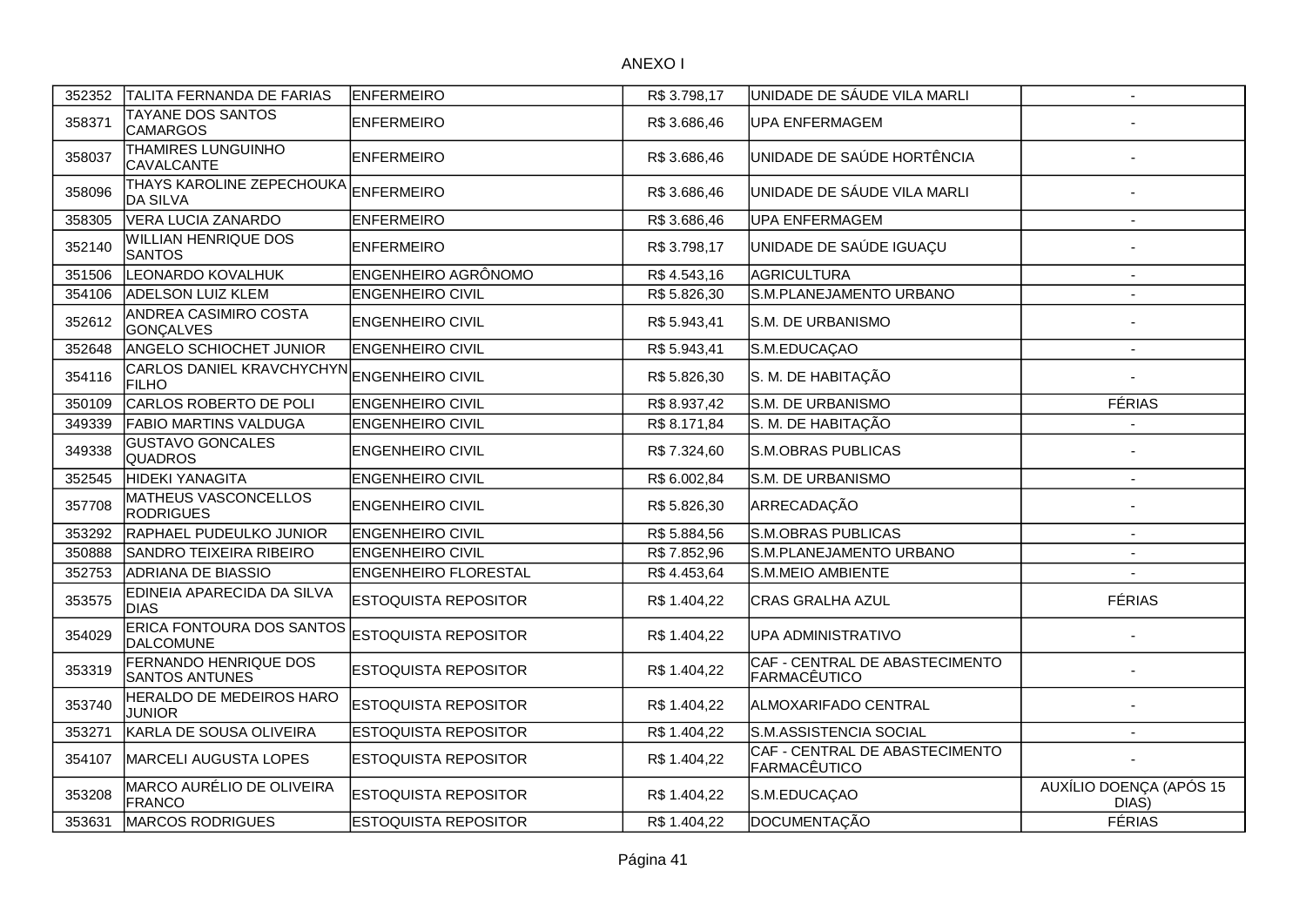ANEXO I

| | | | | | |
|---|---|---|---|---|---|
| 352352 | TALITA FERNANDA DE FARIAS | ENFERMEIRO | R$ 3.798,17 | UNIDADE DE SÁUDE VILA MARLI | - |
| 358371 | TAYANE DOS SANTOS CAMARGOS | ENFERMEIRO | R$ 3.686,46 | UPA ENFERMAGEM | - |
| 358037 | THAMIRES LUNGUINHO CAVALCANTE | ENFERMEIRO | R$ 3.686,46 | UNIDADE DE SAÚDE HORTÊNCIA | - |
| 358096 | THAYS KAROLINE ZEPECHOUKA DA SILVA | ENFERMEIRO | R$ 3.686,46 | UNIDADE DE SÁUDE VILA MARLI | - |
| 358305 | VERA LUCIA ZANARDO | ENFERMEIRO | R$ 3.686,46 | UPA ENFERMAGEM | - |
| 352140 | WILLIAN HENRIQUE DOS SANTOS | ENFERMEIRO | R$ 3.798,17 | UNIDADE DE SAÚDE IGUAÇU | - |
| 351506 | LEONARDO KOVALHUK | ENGENHEIRO AGRÔNOMO | R$ 4.543,16 | AGRICULTURA | - |
| 354106 | ADELSON LUIZ KLEM | ENGENHEIRO CIVIL | R$ 5.826,30 | S.M.PLANEJAMENTO URBANO | - |
| 352612 | ANDREA CASIMIRO COSTA GONÇALVES | ENGENHEIRO CIVIL | R$ 5.943,41 | S.M. DE URBANISMO | - |
| 352648 | ANGELO SCHIOCHET JUNIOR | ENGENHEIRO CIVIL | R$ 5.943,41 | S.M.EDUCAÇAO | - |
| 354116 | CARLOS DANIEL KRAVCHYCHYN FILHO | ENGENHEIRO CIVIL | R$ 5.826,30 | S. M. DE HABITAÇÃO | - |
| 350109 | CARLOS ROBERTO DE POLI | ENGENHEIRO CIVIL | R$ 8.937,42 | S.M. DE URBANISMO | FÉRIAS |
| 349339 | FABIO MARTINS VALDUGA | ENGENHEIRO CIVIL | R$ 8.171,84 | S. M. DE HABITAÇÃO | - |
| 349338 | GUSTAVO GONCALES QUADROS | ENGENHEIRO CIVIL | R$ 7.324,60 | S.M.OBRAS PUBLICAS | - |
| 352545 | HIDEKI YANAGITA | ENGENHEIRO CIVIL | R$ 6.002,84 | S.M. DE URBANISMO | - |
| 357708 | MATHEUS VASCONCELLOS RODRIGUES | ENGENHEIRO CIVIL | R$ 5.826,30 | ARRECADAÇÃO | - |
| 353292 | RAPHAEL PUDEULKO JUNIOR | ENGENHEIRO CIVIL | R$ 5.884,56 | S.M.OBRAS PUBLICAS | - |
| 350888 | SANDRO TEIXEIRA RIBEIRO | ENGENHEIRO CIVIL | R$ 7.852,96 | S.M.PLANEJAMENTO URBANO | - |
| 352753 | ADRIANA DE BIASSIO | ENGENHEIRO FLORESTAL | R$ 4.453,64 | S.M.MEIO AMBIENTE | - |
| 353575 | EDINEIA APARECIDA DA SILVA DIAS | ESTOQUISTA REPOSITOR | R$ 1.404,22 | CRAS GRALHA AZUL | FÉRIAS |
| 354029 | ERICA FONTOURA DOS SANTOS DALCOMUNE | ESTOQUISTA REPOSITOR | R$ 1.404,22 | UPA ADMINISTRATIVO | - |
| 353319 | FERNANDO HENRIQUE DOS SANTOS ANTUNES | ESTOQUISTA REPOSITOR | R$ 1.404,22 | CAF - CENTRAL DE ABASTECIMENTO FARMACÊUTICO | - |
| 353740 | HERALDO DE MEDEIROS HARO JUNIOR | ESTOQUISTA REPOSITOR | R$ 1.404,22 | ALMOXARIFADO CENTRAL | - |
| 353271 | KARLA DE SOUSA OLIVEIRA | ESTOQUISTA REPOSITOR | R$ 1.404,22 | S.M.ASSISTENCIA SOCIAL | - |
| 354107 | MARCELI AUGUSTA LOPES | ESTOQUISTA REPOSITOR | R$ 1.404,22 | CAF - CENTRAL DE ABASTECIMENTO FARMACÊUTICO | - |
| 353208 | MARCO AURÉLIO DE OLIVEIRA FRANCO | ESTOQUISTA REPOSITOR | R$ 1.404,22 | S.M.EDUCAÇAO | AUXÍLIO DOENÇA (APÓS 15 DIAS) |
| 353631 | MARCOS RODRIGUES | ESTOQUISTA REPOSITOR | R$ 1.404,22 | DOCUMENTAÇÃO | FÉRIAS |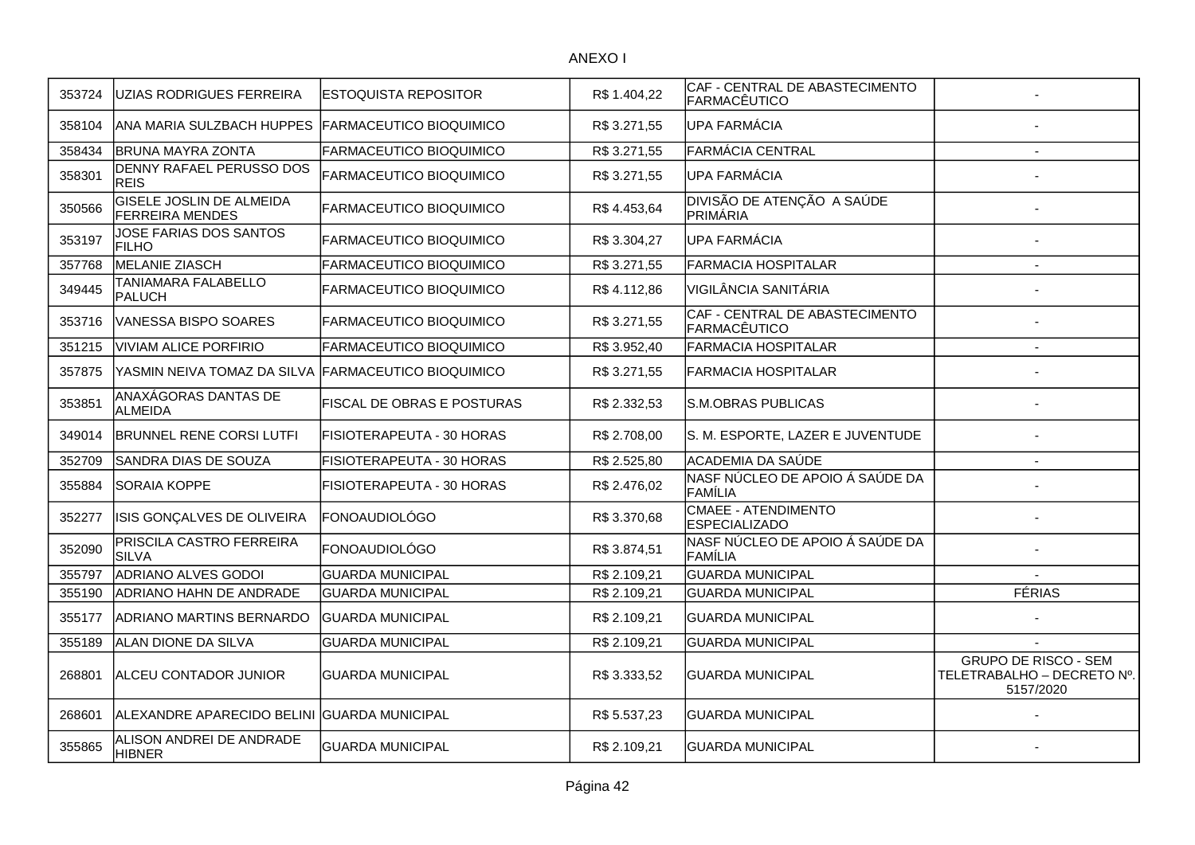ANEXO I

| | | | | | |
|---|---|---|---|---|---|
| 353724 | UZIAS RODRIGUES FERREIRA | ESTOQUISTA REPOSITOR | R$ 1.404,22 | CAF - CENTRAL DE ABASTECIMENTO FARMACÊUTICO | - |
| 358104 | ANA MARIA SULZBACH HUPPES | FARMACEUTICO BIOQUIMICO | R$ 3.271,55 | UPA FARMÁCIA | - |
| 358434 | BRUNA MAYRA ZONTA | FARMACEUTICO BIOQUIMICO | R$ 3.271,55 | FARMÁCIA CENTRAL | - |
| 358301 | DENNY RAFAEL PERUSSO DOS REIS | FARMACEUTICO BIOQUIMICO | R$ 3.271,55 | UPA FARMÁCIA | - |
| 350566 | GISELE JOSLIN DE ALMEIDA FERREIRA MENDES | FARMACEUTICO BIOQUIMICO | R$ 4.453,64 | DIVISÃO DE ATENÇÃO A SAÚDE PRIMÁRIA | - |
| 353197 | JOSE FARIAS DOS SANTOS FILHO | FARMACEUTICO BIOQUIMICO | R$ 3.304,27 | UPA FARMÁCIA | - |
| 357768 | MELANIE ZIASCH | FARMACEUTICO BIOQUIMICO | R$ 3.271,55 | FARMACIA HOSPITALAR | - |
| 349445 | TANIAMARA FALABELLO PALUCH | FARMACEUTICO BIOQUIMICO | R$ 4.112,86 | VIGILÂNCIA SANITÁRIA | - |
| 353716 | VANESSA BISPO SOARES | FARMACEUTICO BIOQUIMICO | R$ 3.271,55 | CAF - CENTRAL DE ABASTECIMENTO FARMACÊUTICO | - |
| 351215 | VIVIAM ALICE PORFIRIO | FARMACEUTICO BIOQUIMICO | R$ 3.952,40 | FARMACIA HOSPITALAR | - |
| 357875 | YASMIN NEIVA TOMAZ DA SILVA | FARMACEUTICO BIOQUIMICO | R$ 3.271,55 | FARMACIA HOSPITALAR | - |
| 353851 | ANAXÁGORAS DANTAS DE ALMEIDA | FISCAL DE OBRAS E POSTURAS | R$ 2.332,53 | S.M.OBRAS PUBLICAS | - |
| 349014 | BRUNNEL RENE CORSI LUTFI | FISIOTERAPEUTA - 30 HORAS | R$ 2.708,00 | S. M. ESPORTE, LAZER E JUVENTUDE | - |
| 352709 | SANDRA DIAS DE SOUZA | FISIOTERAPEUTA - 30 HORAS | R$ 2.525,80 | ACADEMIA DA SAÚDE | - |
| 355884 | SORAIA KOPPE | FISIOTERAPEUTA - 30 HORAS | R$ 2.476,02 | NASF NÚCLEO DE APOIO Á SAÚDE DA FAMÍLIA | - |
| 352277 | ISIS GONÇALVES DE OLIVEIRA | FONOAUDIOLÓGO | R$ 3.370,68 | CMAEE - ATENDIMENTO ESPECIALIZADO | - |
| 352090 | PRISCILA CASTRO FERREIRA SILVA | FONOAUDIOLÓGO | R$ 3.874,51 | NASF NÚCLEO DE APOIO Á SAÚDE DA FAMÍLIA | - |
| 355797 | ADRIANO ALVES GODOI | GUARDA MUNICIPAL | R$ 2.109,21 | GUARDA MUNICIPAL | - |
| 355190 | ADRIANO HAHN DE ANDRADE | GUARDA MUNICIPAL | R$ 2.109,21 | GUARDA MUNICIPAL | FÉRIAS |
| 355177 | ADRIANO MARTINS BERNARDO | GUARDA MUNICIPAL | R$ 2.109,21 | GUARDA MUNICIPAL | - |
| 355189 | ALAN DIONE DA SILVA | GUARDA MUNICIPAL | R$ 2.109,21 | GUARDA MUNICIPAL | - |
| 268801 | ALCEU CONTADOR JUNIOR | GUARDA MUNICIPAL | R$ 3.333,52 | GUARDA MUNICIPAL | GRUPO DE RISCO - SEM TELETRABALHO – DECRETO Nº. 5157/2020 |
| 268601 | ALEXANDRE APARECIDO BELINI | GUARDA MUNICIPAL | R$ 5.537,23 | GUARDA MUNICIPAL | - |
| 355865 | ALISON ANDREI DE ANDRADE HIBNER | GUARDA MUNICIPAL | R$ 2.109,21 | GUARDA MUNICIPAL | - |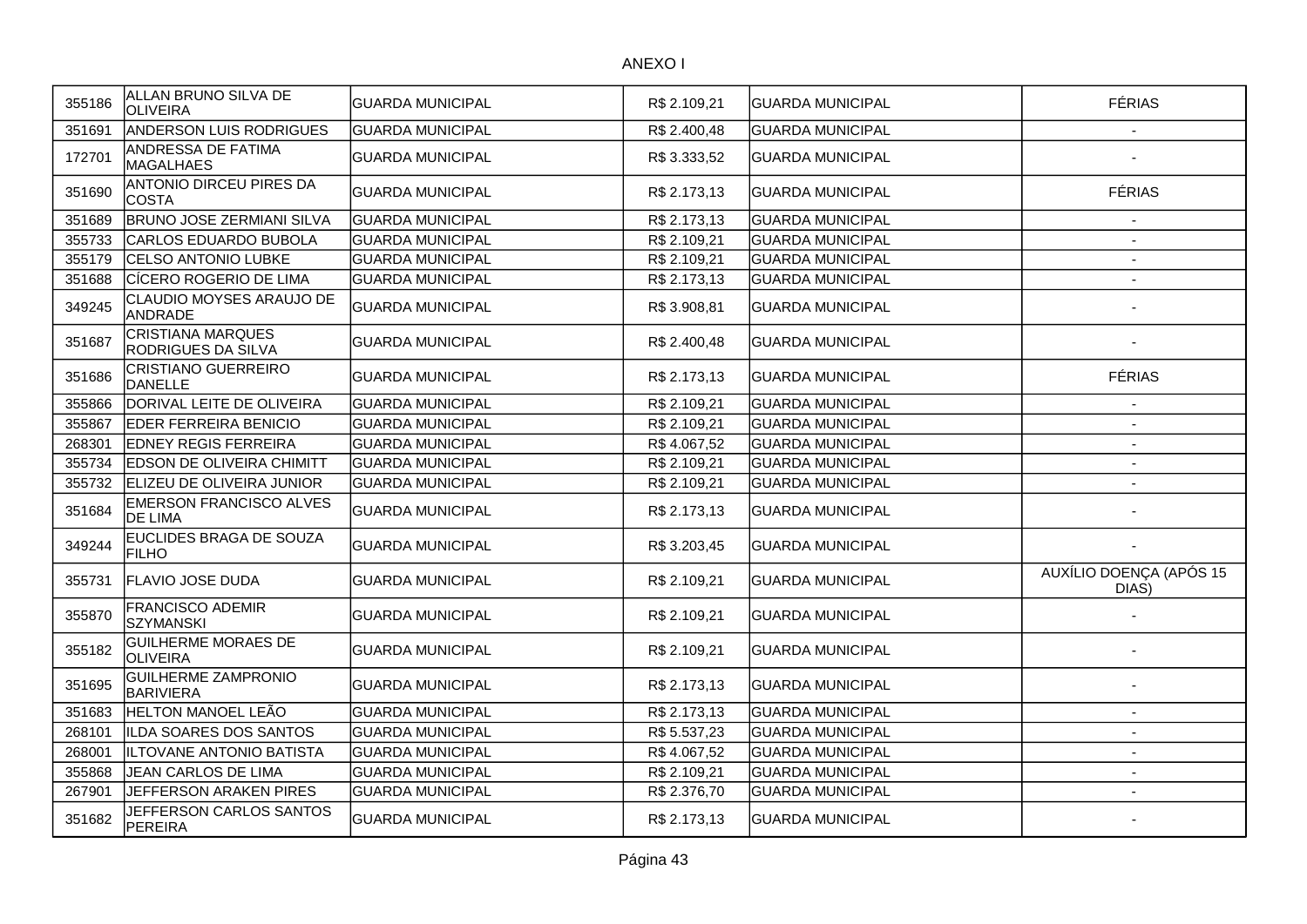ANEXO I

| | | | | | |
|---|---|---|---|---|---|
| 355186 | ALLAN BRUNO SILVA DE OLIVEIRA | GUARDA MUNICIPAL | R$ 2.109,21 | GUARDA MUNICIPAL | FÉRIAS |
| 351691 | ANDERSON LUIS RODRIGUES | GUARDA MUNICIPAL | R$ 2.400,48 | GUARDA MUNICIPAL | - |
| 172701 | ANDRESSA DE FATIMA MAGALHAES | GUARDA MUNICIPAL | R$ 3.333,52 | GUARDA MUNICIPAL | - |
| 351690 | ANTONIO DIRCEU PIRES DA COSTA | GUARDA MUNICIPAL | R$ 2.173,13 | GUARDA MUNICIPAL | FÉRIAS |
| 351689 | BRUNO JOSE ZERMIANI SILVA | GUARDA MUNICIPAL | R$ 2.173,13 | GUARDA MUNICIPAL | - |
| 355733 | CARLOS EDUARDO BUBOLA | GUARDA MUNICIPAL | R$ 2.109,21 | GUARDA MUNICIPAL | - |
| 355179 | CELSO ANTONIO LUBKE | GUARDA MUNICIPAL | R$ 2.109,21 | GUARDA MUNICIPAL | - |
| 351688 | CÍCERO ROGERIO DE LIMA | GUARDA MUNICIPAL | R$ 2.173,13 | GUARDA MUNICIPAL | - |
| 349245 | CLAUDIO MOYSES ARAUJO DE ANDRADE | GUARDA MUNICIPAL | R$ 3.908,81 | GUARDA MUNICIPAL | - |
| 351687 | CRISTIANA MARQUES RODRIGUES DA SILVA | GUARDA MUNICIPAL | R$ 2.400,48 | GUARDA MUNICIPAL | - |
| 351686 | CRISTIANO GUERREIRO DANELLE | GUARDA MUNICIPAL | R$ 2.173,13 | GUARDA MUNICIPAL | FÉRIAS |
| 355866 | DORIVAL LEITE DE OLIVEIRA | GUARDA MUNICIPAL | R$ 2.109,21 | GUARDA MUNICIPAL | - |
| 355867 | EDER FERREIRA BENICIO | GUARDA MUNICIPAL | R$ 2.109,21 | GUARDA MUNICIPAL | - |
| 268301 | EDNEY REGIS FERREIRA | GUARDA MUNICIPAL | R$ 4.067,52 | GUARDA MUNICIPAL | - |
| 355734 | EDSON DE OLIVEIRA CHIMITT | GUARDA MUNICIPAL | R$ 2.109,21 | GUARDA MUNICIPAL | - |
| 355732 | ELIZEU DE OLIVEIRA JUNIOR | GUARDA MUNICIPAL | R$ 2.109,21 | GUARDA MUNICIPAL | - |
| 351684 | EMERSON FRANCISCO ALVES DE LIMA | GUARDA MUNICIPAL | R$ 2.173,13 | GUARDA MUNICIPAL | - |
| 349244 | EUCLIDES BRAGA DE SOUZA FILHO | GUARDA MUNICIPAL | R$ 3.203,45 | GUARDA MUNICIPAL | - |
| 355731 | FLAVIO JOSE DUDA | GUARDA MUNICIPAL | R$ 2.109,21 | GUARDA MUNICIPAL | AUXÍLIO DOENÇA (APÓS 15 DIAS) |
| 355870 | FRANCISCO ADEMIR SZYMANSKI | GUARDA MUNICIPAL | R$ 2.109,21 | GUARDA MUNICIPAL | - |
| 355182 | GUILHERME MORAES DE OLIVEIRA | GUARDA MUNICIPAL | R$ 2.109,21 | GUARDA MUNICIPAL | - |
| 351695 | GUILHERME ZAMPRONIO BARIVIERA | GUARDA MUNICIPAL | R$ 2.173,13 | GUARDA MUNICIPAL | - |
| 351683 | HELTON MANOEL LEÃO | GUARDA MUNICIPAL | R$ 2.173,13 | GUARDA MUNICIPAL | - |
| 268101 | ILDA SOARES DOS SANTOS | GUARDA MUNICIPAL | R$ 5.537,23 | GUARDA MUNICIPAL | - |
| 268001 | ILTOVANE ANTONIO BATISTA | GUARDA MUNICIPAL | R$ 4.067,52 | GUARDA MUNICIPAL | - |
| 355868 | JEAN CARLOS DE LIMA | GUARDA MUNICIPAL | R$ 2.109,21 | GUARDA MUNICIPAL | - |
| 267901 | JEFFERSON ARAKEN PIRES | GUARDA MUNICIPAL | R$ 2.376,70 | GUARDA MUNICIPAL | - |
| 351682 | JEFFERSON CARLOS SANTOS PEREIRA | GUARDA MUNICIPAL | R$ 2.173,13 | GUARDA MUNICIPAL | - |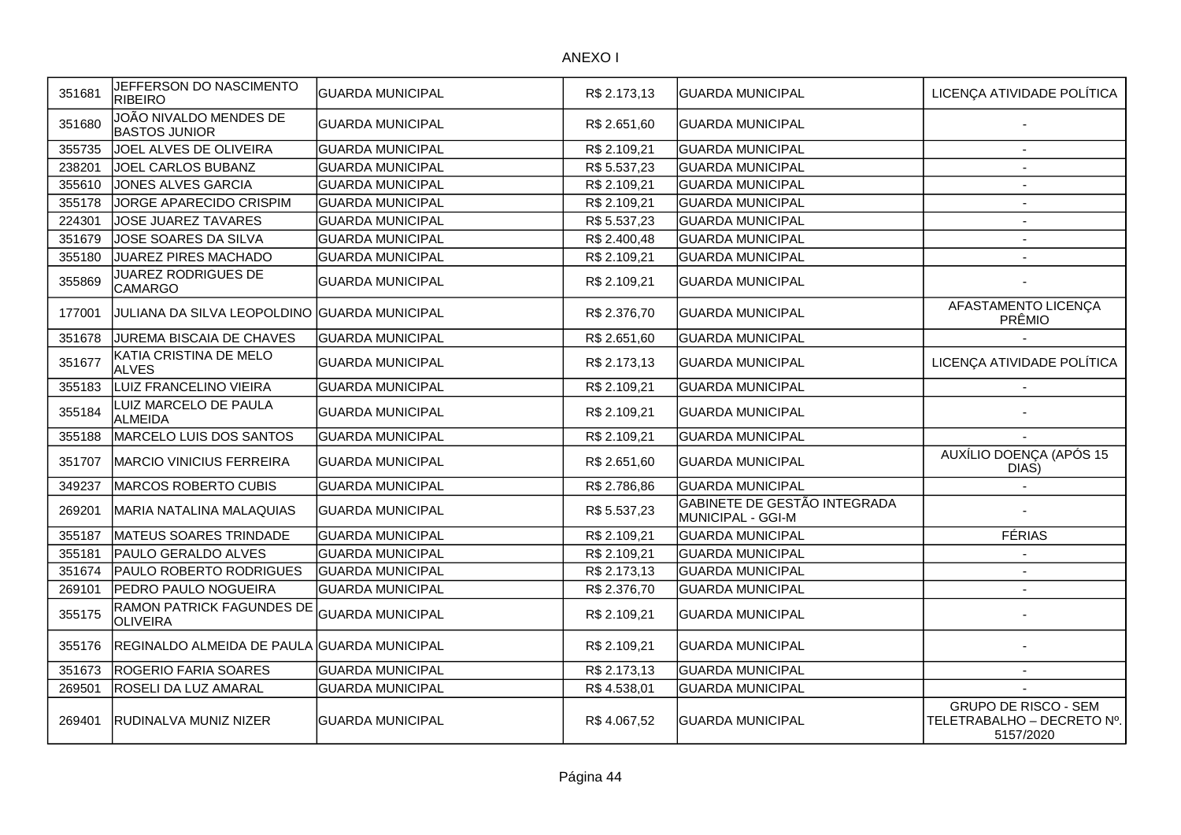ANEXO I

| | | | | | |
|---|---|---|---|---|---|
| 351681 | JEFFERSON DO NASCIMENTO RIBEIRO | GUARDA MUNICIPAL | R$ 2.173,13 | GUARDA MUNICIPAL | LICENÇA ATIVIDADE POLÍTICA |
| 351680 | JOÃO NIVALDO MENDES DE BASTOS JUNIOR | GUARDA MUNICIPAL | R$ 2.651,60 | GUARDA MUNICIPAL | - |
| 355735 | JOEL ALVES DE OLIVEIRA | GUARDA MUNICIPAL | R$ 2.109,21 | GUARDA MUNICIPAL | - |
| 238201 | JOEL CARLOS BUBANZ | GUARDA MUNICIPAL | R$ 5.537,23 | GUARDA MUNICIPAL | - |
| 355610 | JONES ALVES GARCIA | GUARDA MUNICIPAL | R$ 2.109,21 | GUARDA MUNICIPAL | - |
| 355178 | JORGE APARECIDO CRISPIM | GUARDA MUNICIPAL | R$ 2.109,21 | GUARDA MUNICIPAL | - |
| 224301 | JOSE JUAREZ TAVARES | GUARDA MUNICIPAL | R$ 5.537,23 | GUARDA MUNICIPAL | - |
| 351679 | JOSE SOARES DA SILVA | GUARDA MUNICIPAL | R$ 2.400,48 | GUARDA MUNICIPAL | - |
| 355180 | JUAREZ PIRES MACHADO | GUARDA MUNICIPAL | R$ 2.109,21 | GUARDA MUNICIPAL | - |
| 355869 | JUAREZ RODRIGUES DE CAMARGO | GUARDA MUNICIPAL | R$ 2.109,21 | GUARDA MUNICIPAL | - |
| 177001 | JULIANA DA SILVA LEOPOLDINO | GUARDA MUNICIPAL | R$ 2.376,70 | GUARDA MUNICIPAL | AFASTAMENTO LICENÇA PRÊMIO |
| 351678 | JUREMA BISCAIA DE CHAVES | GUARDA MUNICIPAL | R$ 2.651,60 | GUARDA MUNICIPAL | - |
| 351677 | KATIA CRISTINA DE MELO ALVES | GUARDA MUNICIPAL | R$ 2.173,13 | GUARDA MUNICIPAL | LICENÇA ATIVIDADE POLÍTICA |
| 355183 | LUIZ FRANCELINO VIEIRA | GUARDA MUNICIPAL | R$ 2.109,21 | GUARDA MUNICIPAL | - |
| 355184 | LUIZ MARCELO DE PAULA ALMEIDA | GUARDA MUNICIPAL | R$ 2.109,21 | GUARDA MUNICIPAL | - |
| 355188 | MARCELO LUIS DOS SANTOS | GUARDA MUNICIPAL | R$ 2.109,21 | GUARDA MUNICIPAL | - |
| 351707 | MARCIO VINICIUS FERREIRA | GUARDA MUNICIPAL | R$ 2.651,60 | GUARDA MUNICIPAL | AUXÍLIO DOENÇA (APÓS 15 DIAS) |
| 349237 | MARCOS ROBERTO CUBIS | GUARDA MUNICIPAL | R$ 2.786,86 | GUARDA MUNICIPAL | - |
| 269201 | MARIA NATALINA MALAQUIAS | GUARDA MUNICIPAL | R$ 5.537,23 | GABINETE DE GESTÃO INTEGRADA MUNICIPAL - GGI-M | - |
| 355187 | MATEUS SOARES TRINDADE | GUARDA MUNICIPAL | R$ 2.109,21 | GUARDA MUNICIPAL | FÉRIAS |
| 355181 | PAULO GERALDO ALVES | GUARDA MUNICIPAL | R$ 2.109,21 | GUARDA MUNICIPAL | - |
| 351674 | PAULO ROBERTO RODRIGUES | GUARDA MUNICIPAL | R$ 2.173,13 | GUARDA MUNICIPAL | - |
| 269101 | PEDRO PAULO NOGUEIRA | GUARDA MUNICIPAL | R$ 2.376,70 | GUARDA MUNICIPAL | - |
| 355175 | RAMON PATRICK FAGUNDES DE OLIVEIRA | GUARDA MUNICIPAL | R$ 2.109,21 | GUARDA MUNICIPAL | - |
| 355176 | REGINALDO ALMEIDA DE PAULA | GUARDA MUNICIPAL | R$ 2.109,21 | GUARDA MUNICIPAL | - |
| 351673 | ROGERIO FARIA SOARES | GUARDA MUNICIPAL | R$ 2.173,13 | GUARDA MUNICIPAL | - |
| 269501 | ROSELI DA LUZ AMARAL | GUARDA MUNICIPAL | R$ 4.538,01 | GUARDA MUNICIPAL | - |
| 269401 | RUDINALVA MUNIZ NIZER | GUARDA MUNICIPAL | R$ 4.067,52 | GUARDA MUNICIPAL | GRUPO DE RISCO - SEM TELETRABALHO – DECRETO Nº. 5157/2020 |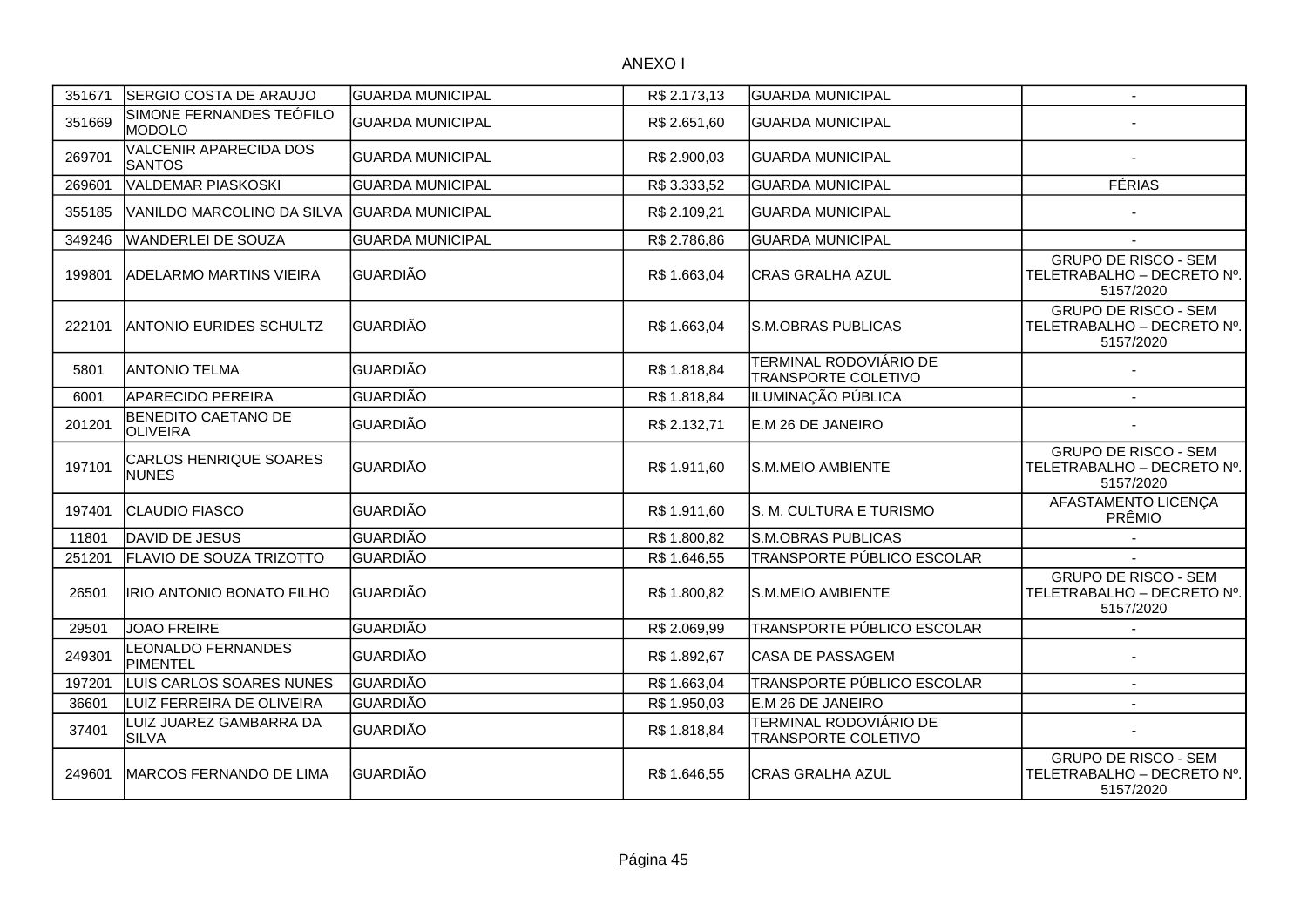ANEXO I

| | | | | | |
|---|---|---|---|---|---|
| 351671 | SERGIO COSTA DE ARAUJO | GUARDA MUNICIPAL | R$ 2.173,13 | GUARDA MUNICIPAL | - |
| 351669 | SIMONE FERNANDES TEÓFILO MODOLO | GUARDA MUNICIPAL | R$ 2.651,60 | GUARDA MUNICIPAL | - |
| 269701 | VALCENIR APARECIDA DOS SANTOS | GUARDA MUNICIPAL | R$ 2.900,03 | GUARDA MUNICIPAL | - |
| 269601 | VALDEMAR PIASKOSKI | GUARDA MUNICIPAL | R$ 3.333,52 | GUARDA MUNICIPAL | FÉRIAS |
| 355185 | VANILDO MARCOLINO DA SILVA | GUARDA MUNICIPAL | R$ 2.109,21 | GUARDA MUNICIPAL | - |
| 349246 | WANDERLEI DE SOUZA | GUARDA MUNICIPAL | R$ 2.786,86 | GUARDA MUNICIPAL | - |
| 199801 | ADELARMO MARTINS VIEIRA | GUARDIÃO | R$ 1.663,04 | CRAS GRALHA AZUL | GRUPO DE RISCO - SEM TELETRABALHO – DECRETO Nº. 5157/2020 |
| 222101 | ANTONIO EURIDES SCHULTZ | GUARDIÃO | R$ 1.663,04 | S.M.OBRAS PUBLICAS | GRUPO DE RISCO - SEM TELETRABALHO – DECRETO Nº. 5157/2020 |
| 5801 | ANTONIO TELMA | GUARDIÃO | R$ 1.818,84 | TERMINAL RODOVIÁRIO DE TRANSPORTE COLETIVO | - |
| 6001 | APARECIDO PEREIRA | GUARDIÃO | R$ 1.818,84 | ILUMINAÇÃO PÚBLICA | - |
| 201201 | BENEDITO CAETANO DE OLIVEIRA | GUARDIÃO | R$ 2.132,71 | E.M 26 DE JANEIRO | - |
| 197101 | CARLOS HENRIQUE SOARES NUNES | GUARDIÃO | R$ 1.911,60 | S.M.MEIO AMBIENTE | GRUPO DE RISCO - SEM TELETRABALHO – DECRETO Nº. 5157/2020 |
| 197401 | CLAUDIO FIASCO | GUARDIÃO | R$ 1.911,60 | S. M. CULTURA E TURISMO | AFASTAMENTO LICENÇA PRÊMIO |
| 11801 | DAVID DE JESUS | GUARDIÃO | R$ 1.800,82 | S.M.OBRAS PUBLICAS | - |
| 251201 | FLAVIO DE SOUZA TRIZOTTO | GUARDIÃO | R$ 1.646,55 | TRANSPORTE PÚBLICO ESCOLAR | - |
| 26501 | IRIO ANTONIO BONATO FILHO | GUARDIÃO | R$ 1.800,82 | S.M.MEIO AMBIENTE | GRUPO DE RISCO - SEM TELETRABALHO – DECRETO Nº. 5157/2020 |
| 29501 | JOAO FREIRE | GUARDIÃO | R$ 2.069,99 | TRANSPORTE PÚBLICO ESCOLAR | - |
| 249301 | LEONALDO FERNANDES PIMENTEL | GUARDIÃO | R$ 1.892,67 | CASA DE PASSAGEM | - |
| 197201 | LUIS CARLOS SOARES NUNES | GUARDIÃO | R$ 1.663,04 | TRANSPORTE PÚBLICO ESCOLAR | - |
| 36601 | LUIZ FERREIRA DE OLIVEIRA | GUARDIÃO | R$ 1.950,03 | E.M 26 DE JANEIRO | - |
| 37401 | LUIZ JUAREZ GAMBARRA DA SILVA | GUARDIÃO | R$ 1.818,84 | TERMINAL RODOVIÁRIO DE TRANSPORTE COLETIVO | - |
| 249601 | MARCOS FERNANDO DE LIMA | GUARDIÃO | R$ 1.646,55 | CRAS GRALHA AZUL | GRUPO DE RISCO - SEM TELETRABALHO – DECRETO Nº. 5157/2020 |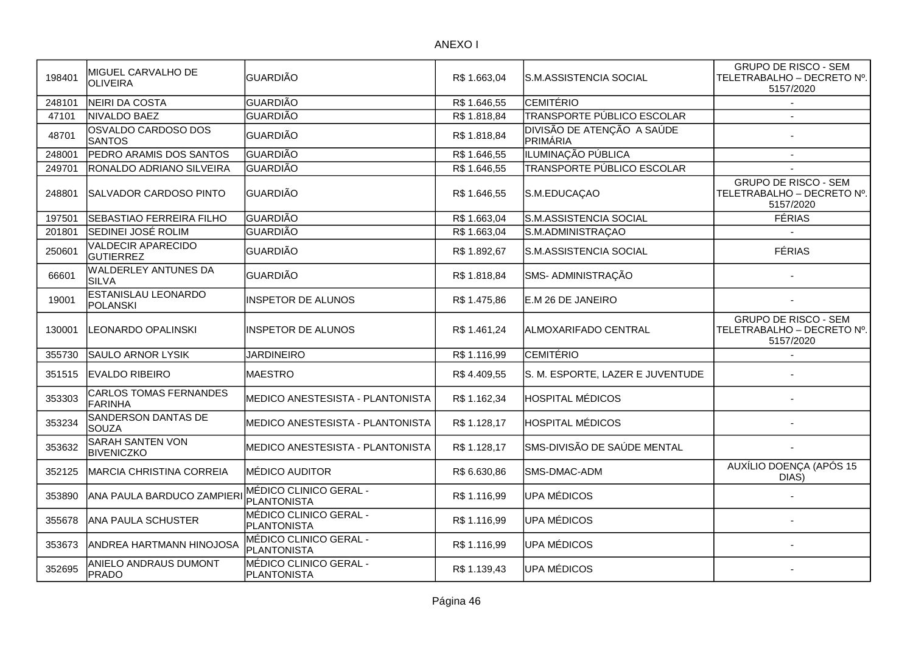ANEXO I

| | | | | | |
|---|---|---|---|---|---|
| 198401 | MIGUEL CARVALHO DE OLIVEIRA | GUARDIÃO | R$ 1.663,04 | S.M.ASSISTENCIA SOCIAL | GRUPO DE RISCO - SEM TELETRABALHO – DECRETO Nº. 5157/2020 |
| 248101 | NEIRI DA COSTA | GUARDIÃO | R$ 1.646,55 | CEMITÉRIO | - |
| 47101 | NIVALDO BAEZ | GUARDIÃO | R$ 1.818,84 | TRANSPORTE PÚBLICO ESCOLAR | - |
| 48701 | OSVALDO CARDOSO DOS SANTOS | GUARDIÃO | R$ 1.818,84 | DIVISÃO DE ATENÇÃO A SAÚDE PRIMÁRIA | - |
| 248001 | PEDRO ARAMIS DOS SANTOS | GUARDIÃO | R$ 1.646,55 | ILUMINAÇÃO PÚBLICA | - |
| 249701 | RONALDO ADRIANO SILVEIRA | GUARDIÃO | R$ 1.646,55 | TRANSPORTE PÚBLICO ESCOLAR | - |
| 248801 | SALVADOR CARDOSO PINTO | GUARDIÃO | R$ 1.646,55 | S.M.EDUCAÇAO | GRUPO DE RISCO - SEM TELETRABALHO – DECRETO Nº. 5157/2020 |
| 197501 | SEBASTIAO FERREIRA FILHO | GUARDIÃO | R$ 1.663,04 | S.M.ASSISTENCIA SOCIAL | FÉRIAS |
| 201801 | SEDINEI JOSÉ ROLIM | GUARDIÃO | R$ 1.663,04 | S.M.ADMINISTRAÇAO | - |
| 250601 | VALDECIR APARECIDO GUTIERREZ | GUARDIÃO | R$ 1.892,67 | S.M.ASSISTENCIA SOCIAL | FÉRIAS |
| 66601 | WALDERLEY ANTUNES DA SILVA | GUARDIÃO | R$ 1.818,84 | SMS- ADMINISTRAÇÃO | - |
| 19001 | ESTANISLAU LEONARDO POLANSKI | INSPETOR DE ALUNOS | R$ 1.475,86 | E.M 26 DE JANEIRO | - |
| 130001 | LEONARDO OPALINSKI | INSPETOR DE ALUNOS | R$ 1.461,24 | ALMOXARIFADO CENTRAL | GRUPO DE RISCO - SEM TELETRABALHO – DECRETO Nº. 5157/2020 |
| 355730 | SAULO ARNOR LYSIK | JARDINEIRO | R$ 1.116,99 | CEMITÉRIO | - |
| 351515 | EVALDO RIBEIRO | MAESTRO | R$ 4.409,55 | S. M. ESPORTE, LAZER E JUVENTUDE | - |
| 353303 | CARLOS TOMAS FERNANDES FARINHA | MEDICO ANESTESISTA - PLANTONISTA | R$ 1.162,34 | HOSPITAL MÉDICOS | - |
| 353234 | SANDERSON DANTAS DE SOUZA | MEDICO ANESTESISTA - PLANTONISTA | R$ 1.128,17 | HOSPITAL MÉDICOS | - |
| 353632 | SARAH SANTEN VON BIVENICZKO | MEDICO ANESTESISTA - PLANTONISTA | R$ 1.128,17 | SMS-DIVISÃO DE SAÚDE MENTAL | - |
| 352125 | MARCIA CHRISTINA CORREIA | MÉDICO AUDITOR | R$ 6.630,86 | SMS-DMAC-ADM | AUXÍLIO DOENÇA (APÓS 15 DIAS) |
| 353890 | ANA PAULA BARDUCO ZAMPIERI | MÉDICO CLINICO GERAL - PLANTONISTA | R$ 1.116,99 | UPA MÉDICOS | - |
| 355678 | ANA PAULA SCHUSTER | MÉDICO CLINICO GERAL - PLANTONISTA | R$ 1.116,99 | UPA MÉDICOS | - |
| 353673 | ANDREA HARTMANN HINOJOSA | MÉDICO CLINICO GERAL - PLANTONISTA | R$ 1.116,99 | UPA MÉDICOS | - |
| 352695 | ANIELO ANDRAUS DUMONT PRADO | MÉDICO CLINICO GERAL - PLANTONISTA | R$ 1.139,43 | UPA MÉDICOS | - |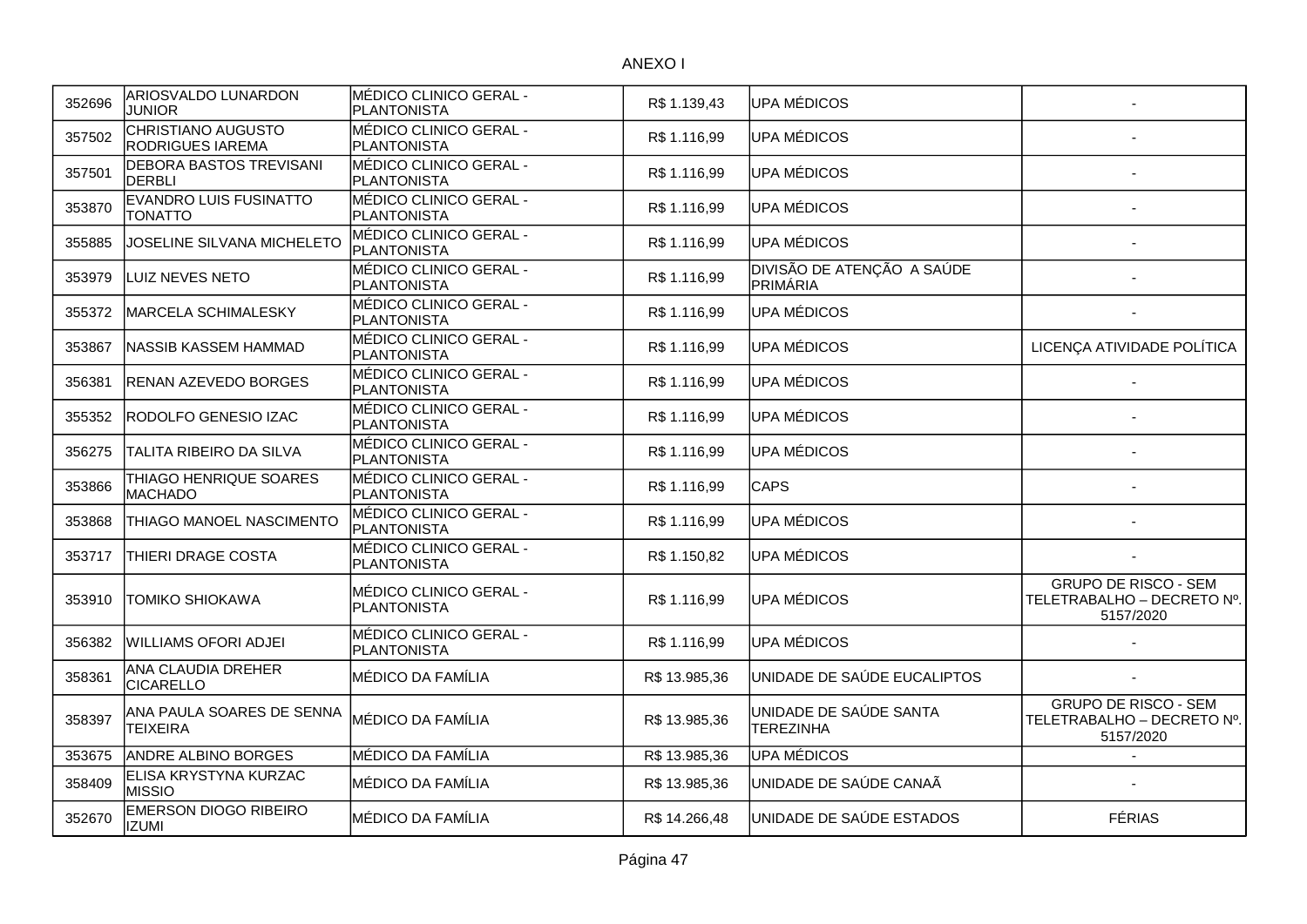ANEXO I

| | | | | | |
|---|---|---|---|---|---|
| 352696 | ARIOSVALDO LUNARDON JUNIOR | MÉDICO CLINICO GERAL - PLANTONISTA | R$ 1.139,43 | UPA MÉDICOS | - |
| 357502 | CHRISTIANO AUGUSTO RODRIGUES IAREMA | MÉDICO CLINICO GERAL - PLANTONISTA | R$ 1.116,99 | UPA MÉDICOS | - |
| 357501 | DEBORA BASTOS TREVISANI DERBLI | MÉDICO CLINICO GERAL - PLANTONISTA | R$ 1.116,99 | UPA MÉDICOS | - |
| 353870 | EVANDRO LUIS FUSINATTO TONATTO | MÉDICO CLINICO GERAL - PLANTONISTA | R$ 1.116,99 | UPA MÉDICOS | - |
| 355885 | JOSELINE SILVANA MICHELETO | MÉDICO CLINICO GERAL - PLANTONISTA | R$ 1.116,99 | UPA MÉDICOS | - |
| 353979 | LUIZ NEVES NETO | MÉDICO CLINICO GERAL - PLANTONISTA | R$ 1.116,99 | DIVISÃO DE ATENÇÃO A SAÚDE PRIMÁRIA | - |
| 355372 | MARCELA SCHIMALESKY | MÉDICO CLINICO GERAL - PLANTONISTA | R$ 1.116,99 | UPA MÉDICOS | - |
| 353867 | NASSIB KASSEM HAMMAD | MÉDICO CLINICO GERAL - PLANTONISTA | R$ 1.116,99 | UPA MÉDICOS | LICENÇA ATIVIDADE POLÍTICA |
| 356381 | RENAN AZEVEDO BORGES | MÉDICO CLINICO GERAL - PLANTONISTA | R$ 1.116,99 | UPA MÉDICOS | - |
| 355352 | RODOLFO GENESIO IZAC | MÉDICO CLINICO GERAL - PLANTONISTA | R$ 1.116,99 | UPA MÉDICOS | - |
| 356275 | TALITA RIBEIRO DA SILVA | MÉDICO CLINICO GERAL - PLANTONISTA | R$ 1.116,99 | UPA MÉDICOS | - |
| 353866 | THIAGO HENRIQUE SOARES MACHADO | MÉDICO CLINICO GERAL - PLANTONISTA | R$ 1.116,99 | CAPS | - |
| 353868 | THIAGO MANOEL NASCIMENTO | MÉDICO CLINICO GERAL - PLANTONISTA | R$ 1.116,99 | UPA MÉDICOS | - |
| 353717 | THIERI DRAGE COSTA | MÉDICO CLINICO GERAL - PLANTONISTA | R$ 1.150,82 | UPA MÉDICOS | - |
| 353910 | TOMIKO SHIOKAWA | MÉDICO CLINICO GERAL - PLANTONISTA | R$ 1.116,99 | UPA MÉDICOS | GRUPO DE RISCO - SEM TELETRABALHO – DECRETO Nº. 5157/2020 |
| 356382 | WILLIAMS OFORI ADJEI | MÉDICO CLINICO GERAL - PLANTONISTA | R$ 1.116,99 | UPA MÉDICOS | - |
| 358361 | ANA CLAUDIA DREHER CICARELLO | MÉDICO DA FAMÍLIA | R$ 13.985,36 | UNIDADE DE SAÚDE EUCALIPTOS | - |
| 358397 | ANA PAULA SOARES DE SENNA TEIXEIRA | MÉDICO DA FAMÍLIA | R$ 13.985,36 | UNIDADE DE SAÚDE SANTA TEREZINHA | GRUPO DE RISCO - SEM TELETRABALHO – DECRETO Nº. 5157/2020 |
| 353675 | ANDRE ALBINO BORGES | MÉDICO DA FAMÍLIA | R$ 13.985,36 | UPA MÉDICOS | - |
| 358409 | ELISA KRYSTYNA KURZAC MISSIO | MÉDICO DA FAMÍLIA | R$ 13.985,36 | UNIDADE DE SAÚDE CANAÃ | - |
| 352670 | EMERSON DIOGO RIBEIRO IZUMI | MÉDICO DA FAMÍLIA | R$ 14.266,48 | UNIDADE DE SAÚDE ESTADOS | FÉRIAS |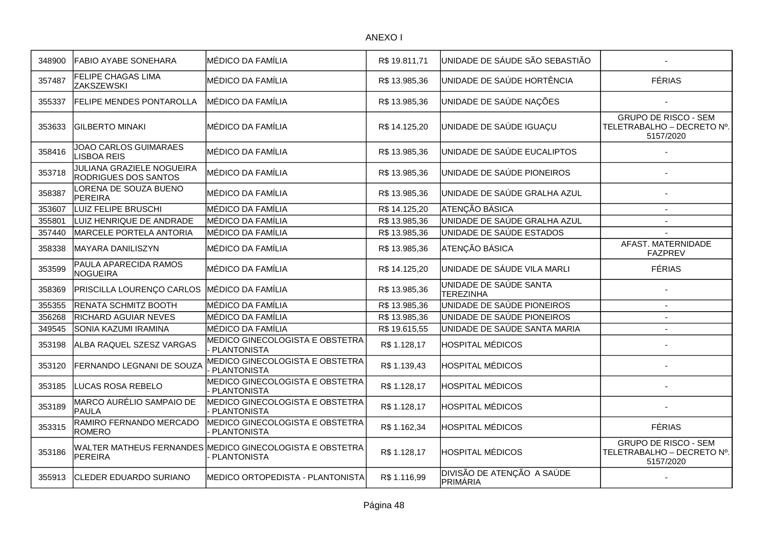ANEXO I

| | | | | | |
|---|---|---|---|---|---|
| 348900 | FABIO AYABE SONEHARA | MÉDICO DA FAMÍLIA | R$ 19.811,71 | UNIDADE DE SÁUDE SÃO SEBASTIÃO | - |
| 357487 | FELIPE CHAGAS LIMA ZAKSZEWSKI | MÉDICO DA FAMÍLIA | R$ 13.985,36 | UNIDADE DE SAÚDE HORTÊNCIA | FÉRIAS |
| 355337 | FELIPE MENDES PONTAROLLA | MÉDICO DA FAMÍLIA | R$ 13.985,36 | UNIDADE DE SAÚDE NAÇÕES | - |
| 353633 | GILBERTO MINAKI | MÉDICO DA FAMÍLIA | R$ 14.125,20 | UNIDADE DE SAÚDE IGUAÇU | GRUPO DE RISCO - SEM TELETRABALHO – DECRETO Nº. 5157/2020 |
| 358416 | JOAO CARLOS GUIMARAES LISBOA REIS | MÉDICO DA FAMÍLIA | R$ 13.985,36 | UNIDADE DE SAÚDE EUCALIPTOS | - |
| 353718 | JULIANA GRAZIELE NOGUEIRA RODRIGUES DOS SANTOS | MÉDICO DA FAMÍLIA | R$ 13.985,36 | UNIDADE DE SAÚDE PIONEIROS | - |
| 358387 | LORENA DE SOUZA BUENO PEREIRA | MÉDICO DA FAMÍLIA | R$ 13.985,36 | UNIDADE DE SAÚDE GRALHA AZUL | - |
| 353607 | LUIZ FELIPE BRUSCHI | MÉDICO DA FAMÍLIA | R$ 14.125,20 | ATENÇÃO BÁSICA | - |
| 355801 | LUIZ HENRIQUE DE ANDRADE | MÉDICO DA FAMÍLIA | R$ 13.985,36 | UNIDADE DE SAÚDE GRALHA AZUL | - |
| 357440 | MARCELE PORTELA ANTORIA | MÉDICO DA FAMÍLIA | R$ 13.985,36 | UNIDADE DE SAÚDE ESTADOS | - |
| 358338 | MAYARA DANILISZYN | MÉDICO DA FAMÍLIA | R$ 13.985,36 | ATENÇÃO BÁSICA | AFAST. MATERNIDADE FAZPREV |
| 353599 | PAULA APARECIDA RAMOS NOGUEIRA | MÉDICO DA FAMÍLIA | R$ 14.125,20 | UNIDADE DE SÁUDE VILA MARLI | FÉRIAS |
| 358369 | PRISCILLA LOURENÇO CARLOS | MÉDICO DA FAMÍLIA | R$ 13.985,36 | UNIDADE DE SAÚDE SANTA TEREZINHA | - |
| 355355 | RENATA SCHMITZ BOOTH | MÉDICO DA FAMÍLIA | R$ 13.985,36 | UNIDADE DE SAÚDE PIONEIROS | - |
| 356268 | RICHARD AGUIAR NEVES | MÉDICO DA FAMÍLIA | R$ 13.985,36 | UNIDADE DE SAÚDE PIONEIROS | - |
| 349545 | SONIA KAZUMI IRAMINA | MÉDICO DA FAMÍLIA | R$ 19.615,55 | UNIDADE DE SAÚDE SANTA MARIA | - |
| 353198 | ALBA RAQUEL SZESZ VARGAS | MEDICO GINECOLOGISTA E OBSTETRA - PLANTONISTA | R$ 1.128,17 | HOSPITAL MÉDICOS | - |
| 353120 | FERNANDO LEGNANI DE SOUZA | MEDICO GINECOLOGISTA E OBSTETRA - PLANTONISTA | R$ 1.139,43 | HOSPITAL MÉDICOS | - |
| 353185 | LUCAS ROSA REBELO | MEDICO GINECOLOGISTA E OBSTETRA - PLANTONISTA | R$ 1.128,17 | HOSPITAL MÉDICOS | - |
| 353189 | MARCO AURÉLIO SAMPAIO DE PAULA | MEDICO GINECOLOGISTA E OBSTETRA - PLANTONISTA | R$ 1.128,17 | HOSPITAL MÉDICOS | - |
| 353315 | RAMIRO FERNANDO MERCADO ROMERO | MEDICO GINECOLOGISTA E OBSTETRA - PLANTONISTA | R$ 1.162,34 | HOSPITAL MÉDICOS | FÉRIAS |
| 353186 | WALTER MATHEUS FERNANDES PEREIRA | MEDICO GINECOLOGISTA E OBSTETRA - PLANTONISTA | R$ 1.128,17 | HOSPITAL MÉDICOS | GRUPO DE RISCO - SEM TELETRABALHO – DECRETO Nº. 5157/2020 |
| 355913 | CLEDER EDUARDO SURIANO | MEDICO ORTOPEDISTA - PLANTONISTA | R$ 1.116,99 | DIVISÃO DE ATENÇÃO A SAÚDE PRIMÁRIA | - |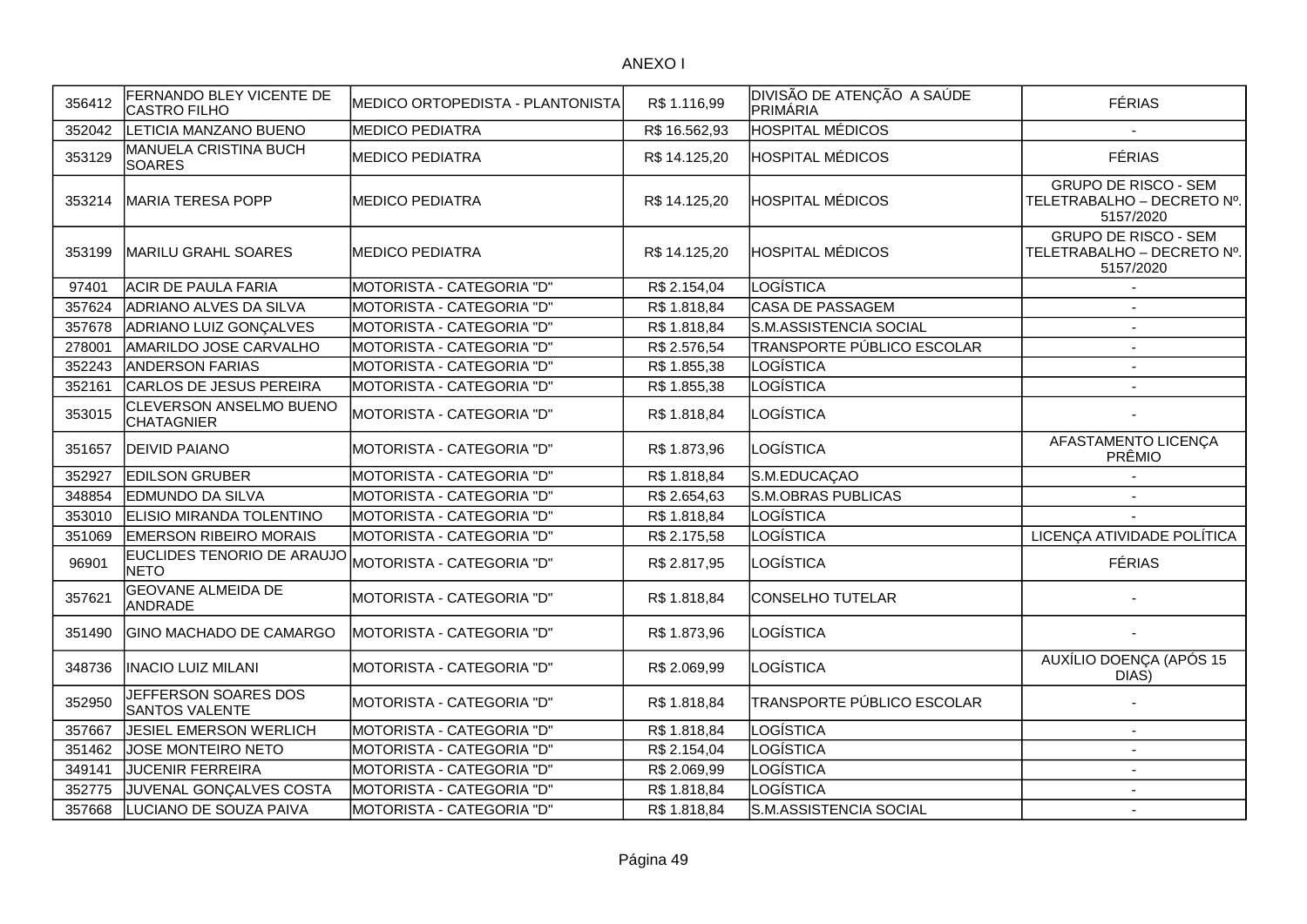ANEXO I

| | | | | | |
|---|---|---|---|---|---|
| 356412 | FERNANDO BLEY VICENTE DE CASTRO FILHO | MEDICO ORTOPEDISTA - PLANTONISTA | R$ 1.116,99 | DIVISÃO DE ATENÇÃO A SAÚDE PRIMÁRIA | FÉRIAS |
| 352042 | LETICIA MANZANO BUENO | MEDICO PEDIATRA | R$ 16.562,93 | HOSPITAL MÉDICOS | - |
| 353129 | MANUELA CRISTINA BUCH SOARES | MEDICO PEDIATRA | R$ 14.125,20 | HOSPITAL MÉDICOS | FÉRIAS |
| 353214 | MARIA TERESA POPP | MEDICO PEDIATRA | R$ 14.125,20 | HOSPITAL MÉDICOS | GRUPO DE RISCO - SEM TELETRABALHO – DECRETO Nº. 5157/2020 |
| 353199 | MARILU GRAHL SOARES | MEDICO PEDIATRA | R$ 14.125,20 | HOSPITAL MÉDICOS | GRUPO DE RISCO - SEM TELETRABALHO – DECRETO Nº. 5157/2020 |
| 97401 | ACIR DE PAULA FARIA | MOTORISTA - CATEGORIA "D" | R$ 2.154,04 | LOGÍSTICA | - |
| 357624 | ADRIANO ALVES DA SILVA | MOTORISTA - CATEGORIA "D" | R$ 1.818,84 | CASA DE PASSAGEM | - |
| 357678 | ADRIANO LUIZ GONÇALVES | MOTORISTA - CATEGORIA "D" | R$ 1.818,84 | S.M.ASSISTENCIA SOCIAL | - |
| 278001 | AMARILDO JOSE CARVALHO | MOTORISTA - CATEGORIA "D" | R$ 2.576,54 | TRANSPORTE PÚBLICO ESCOLAR | - |
| 352243 | ANDERSON FARIAS | MOTORISTA - CATEGORIA "D" | R$ 1.855,38 | LOGÍSTICA | - |
| 352161 | CARLOS DE JESUS PEREIRA | MOTORISTA - CATEGORIA "D" | R$ 1.855,38 | LOGÍSTICA | - |
| 353015 | CLEVERSON ANSELMO BUENO CHATAGNIER | MOTORISTA - CATEGORIA "D" | R$ 1.818,84 | LOGÍSTICA | - |
| 351657 | DEIVID PAIANO | MOTORISTA - CATEGORIA "D" | R$ 1.873,96 | LOGÍSTICA | AFASTAMENTO LICENÇA PRÊMIO |
| 352927 | EDILSON GRUBER | MOTORISTA - CATEGORIA "D" | R$ 1.818,84 | S.M.EDUCAÇAO | - |
| 348854 | EDMUNDO DA SILVA | MOTORISTA - CATEGORIA "D" | R$ 2.654,63 | S.M.OBRAS PUBLICAS | - |
| 353010 | ELISIO MIRANDA TOLENTINO | MOTORISTA - CATEGORIA "D" | R$ 1.818,84 | LOGÍSTICA | - |
| 351069 | EMERSON RIBEIRO MORAIS | MOTORISTA - CATEGORIA "D" | R$ 2.175,58 | LOGÍSTICA | LICENÇA ATIVIDADE POLÍTICA |
| 96901 | EUCLIDES TENORIO DE ARAUJO NETO | MOTORISTA - CATEGORIA "D" | R$ 2.817,95 | LOGÍSTICA | FÉRIAS |
| 357621 | GEOVANE ALMEIDA DE ANDRADE | MOTORISTA - CATEGORIA "D" | R$ 1.818,84 | CONSELHO TUTELAR | - |
| 351490 | GINO MACHADO DE CAMARGO | MOTORISTA - CATEGORIA "D" | R$ 1.873,96 | LOGÍSTICA | - |
| 348736 | INACIO LUIZ MILANI | MOTORISTA - CATEGORIA "D" | R$ 2.069,99 | LOGÍSTICA | AUXÍLIO DOENÇA (APÓS 15 DIAS) |
| 352950 | JEFFERSON SOARES DOS SANTOS VALENTE | MOTORISTA - CATEGORIA "D" | R$ 1.818,84 | TRANSPORTE PÚBLICO ESCOLAR | - |
| 357667 | JESIEL EMERSON WERLICH | MOTORISTA - CATEGORIA "D" | R$ 1.818,84 | LOGÍSTICA | - |
| 351462 | JOSE MONTEIRO NETO | MOTORISTA - CATEGORIA "D" | R$ 2.154,04 | LOGÍSTICA | - |
| 349141 | JUCENIR FERREIRA | MOTORISTA - CATEGORIA "D" | R$ 2.069,99 | LOGÍSTICA | - |
| 352775 | JUVENAL GONÇALVES COSTA | MOTORISTA - CATEGORIA "D" | R$ 1.818,84 | LOGÍSTICA | - |
| 357668 | LUCIANO DE SOUZA PAIVA | MOTORISTA - CATEGORIA "D" | R$ 1.818,84 | S.M.ASSISTENCIA SOCIAL | - |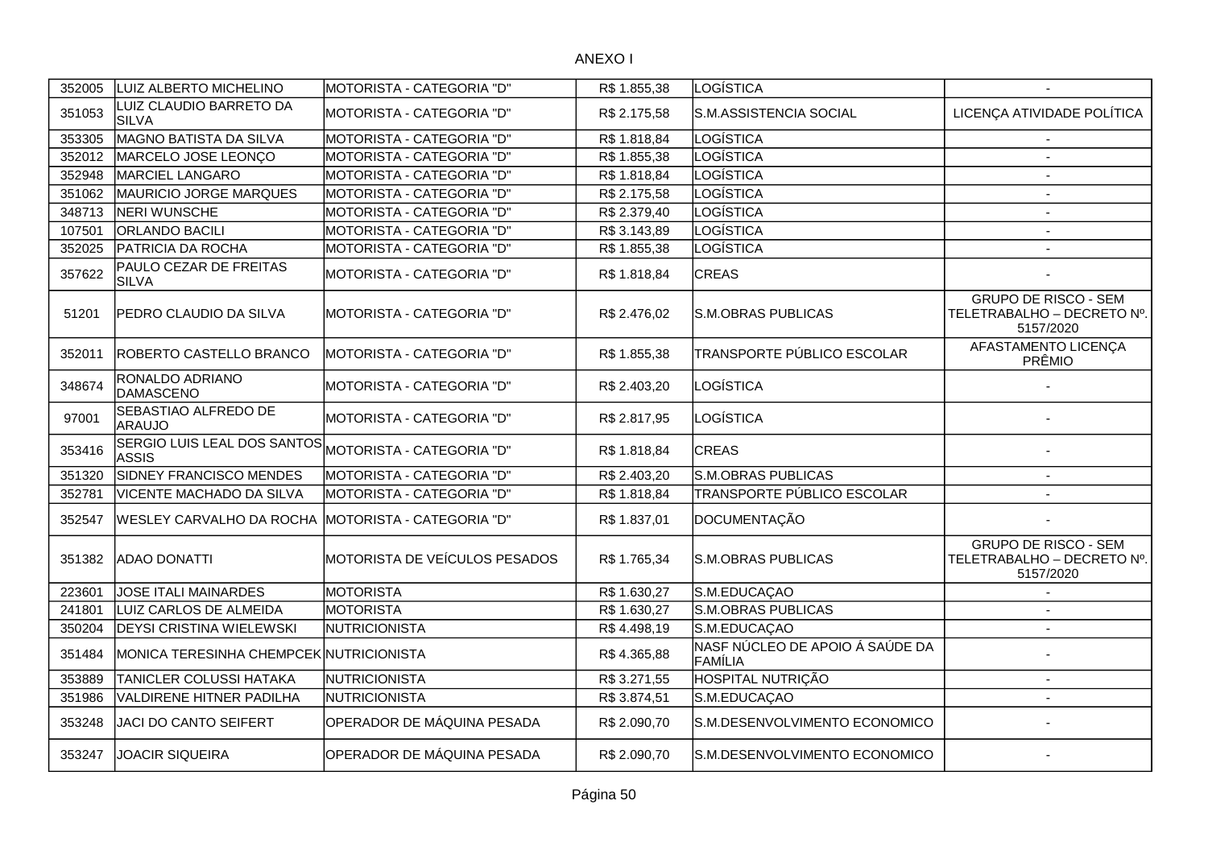ANEXO I

| | | | | | |
|---|---|---|---|---|---|
| 352005 | LUIZ ALBERTO MICHELINO | MOTORISTA - CATEGORIA "D" | R$ 1.855,38 | LOGÍSTICA | - |
| 351053 | LUIZ CLAUDIO BARRETO DA SILVA | MOTORISTA - CATEGORIA "D" | R$ 2.175,58 | S.M.ASSISTENCIA SOCIAL | LICENÇA ATIVIDADE POLÍTICA |
| 353305 | MAGNO BATISTA DA SILVA | MOTORISTA - CATEGORIA "D" | R$ 1.818,84 | LOGÍSTICA | - |
| 352012 | MARCELO JOSE LEONÇO | MOTORISTA - CATEGORIA "D" | R$ 1.855,38 | LOGÍSTICA | - |
| 352948 | MARCIEL LANGARO | MOTORISTA - CATEGORIA "D" | R$ 1.818,84 | LOGÍSTICA | - |
| 351062 | MAURICIO JORGE MARQUES | MOTORISTA - CATEGORIA "D" | R$ 2.175,58 | LOGÍSTICA | - |
| 348713 | NERI WUNSCHE | MOTORISTA - CATEGORIA "D" | R$ 2.379,40 | LOGÍSTICA | - |
| 107501 | ORLANDO BACILI | MOTORISTA - CATEGORIA "D" | R$ 3.143,89 | LOGÍSTICA | - |
| 352025 | PATRICIA DA ROCHA | MOTORISTA - CATEGORIA "D" | R$ 1.855,38 | LOGÍSTICA | - |
| 357622 | PAULO CEZAR DE FREITAS SILVA | MOTORISTA - CATEGORIA "D" | R$ 1.818,84 | CREAS | - |
| 51201 | PEDRO CLAUDIO DA SILVA | MOTORISTA - CATEGORIA "D" | R$ 2.476,02 | S.M.OBRAS PUBLICAS | GRUPO DE RISCO - SEM TELETRABALHO – DECRETO Nº. 5157/2020 |
| 352011 | ROBERTO CASTELLO BRANCO | MOTORISTA - CATEGORIA "D" | R$ 1.855,38 | TRANSPORTE PÚBLICO ESCOLAR | AFASTAMENTO LICENÇA PRÊMIO |
| 348674 | RONALDO ADRIANO DAMASCENO | MOTORISTA - CATEGORIA "D" | R$ 2.403,20 | LOGÍSTICA | - |
| 97001 | SEBASTIAO ALFREDO DE ARAUJO | MOTORISTA - CATEGORIA "D" | R$ 2.817,95 | LOGÍSTICA | - |
| 353416 | SERGIO LUIS LEAL DOS SANTOS ASSIS | MOTORISTA - CATEGORIA "D" | R$ 1.818,84 | CREAS | - |
| 351320 | SIDNEY FRANCISCO MENDES | MOTORISTA - CATEGORIA "D" | R$ 2.403,20 | S.M.OBRAS PUBLICAS | - |
| 352781 | VICENTE MACHADO DA SILVA | MOTORISTA - CATEGORIA "D" | R$ 1.818,84 | TRANSPORTE PÚBLICO ESCOLAR | - |
| 352547 | WESLEY CARVALHO DA ROCHA | MOTORISTA - CATEGORIA "D" | R$ 1.837,01 | DOCUMENTAÇÃO | - |
| 351382 | ADAO DONATTI | MOTORISTA DE VEÍCULOS PESADOS | R$ 1.765,34 | S.M.OBRAS PUBLICAS | GRUPO DE RISCO - SEM TELETRABALHO – DECRETO Nº. 5157/2020 |
| 223601 | JOSE ITALI MAINARDES | MOTORISTA | R$ 1.630,27 | S.M.EDUCAÇAO | - |
| 241801 | LUIZ CARLOS DE ALMEIDA | MOTORISTA | R$ 1.630,27 | S.M.OBRAS PUBLICAS | - |
| 350204 | DEYSI CRISTINA WIELEWSKI | NUTRICIONISTA | R$ 4.498,19 | S.M.EDUCAÇAO | - |
| 351484 | MONICA TERESINHA CHEMPCEK | NUTRICIONISTA | R$ 4.365,88 | NASF NÚCLEO DE APOIO Á SAÚDE DA FAMÍLIA | - |
| 353889 | TANICLER COLUSSI HATAKA | NUTRICIONISTA | R$ 3.271,55 | HOSPITAL NUTRIÇÃO | - |
| 351986 | VALDIRENE HITNER PADILHA | NUTRICIONISTA | R$ 3.874,51 | S.M.EDUCAÇAO | - |
| 353248 | JACI DO CANTO SEIFERT | OPERADOR DE MÁQUINA PESADA | R$ 2.090,70 | S.M.DESENVOLVIMENTO ECONOMICO | - |
| 353247 | JOACIR SIQUEIRA | OPERADOR DE MÁQUINA PESADA | R$ 2.090,70 | S.M.DESENVOLVIMENTO ECONOMICO | - |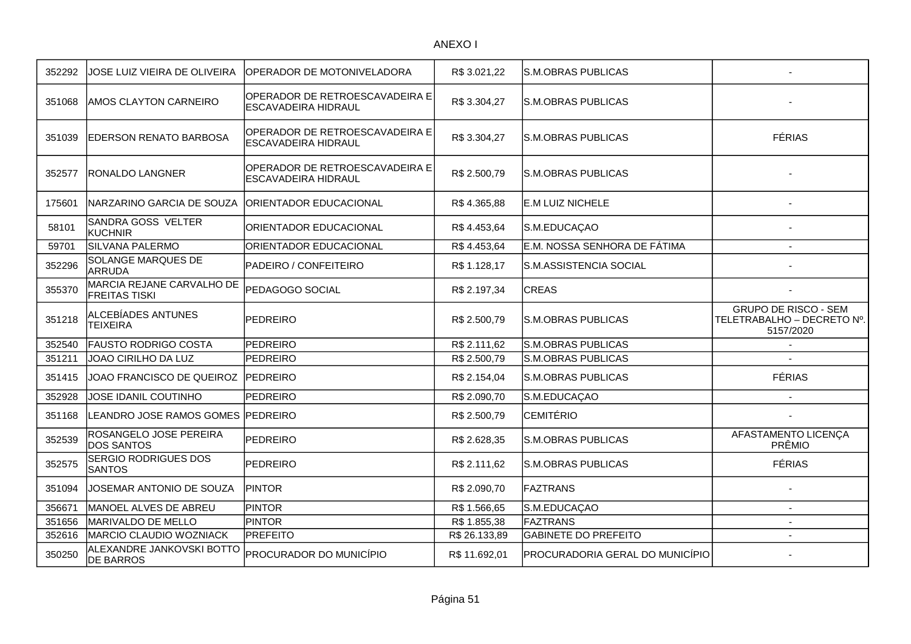ANEXO I

| | | | | | |
|---|---|---|---|---|---|
| 352292 | JOSE LUIZ VIEIRA DE OLIVEIRA | OPERADOR DE MOTONIVELADORA | R$ 3.021,22 | S.M.OBRAS PUBLICAS | - |
| 351068 | AMOS CLAYTON CARNEIRO | OPERADOR DE RETROESCAVADEIRA E ESCAVADEIRA HIDRAUL | R$ 3.304,27 | S.M.OBRAS PUBLICAS | - |
| 351039 | EDERSON RENATO BARBOSA | OPERADOR DE RETROESCAVADEIRA E ESCAVADEIRA HIDRAUL | R$ 3.304,27 | S.M.OBRAS PUBLICAS | FÉRIAS |
| 352577 | RONALDO LANGNER | OPERADOR DE RETROESCAVADEIRA E ESCAVADEIRA HIDRAUL | R$ 2.500,79 | S.M.OBRAS PUBLICAS | - |
| 175601 | NARZARINO GARCIA DE SOUZA | ORIENTADOR EDUCACIONAL | R$ 4.365,88 | E.M LUIZ NICHELE | - |
| 58101 | SANDRA GOSS VELTER KUCHNIR | ORIENTADOR EDUCACIONAL | R$ 4.453,64 | S.M.EDUCAÇAO | - |
| 59701 | SILVANA PALERMO | ORIENTADOR EDUCACIONAL | R$ 4.453,64 | E.M. NOSSA SENHORA DE FÁTIMA | - |
| 352296 | SOLANGE MARQUES DE ARRUDA | PADEIRO / CONFEITEIRO | R$ 1.128,17 | S.M.ASSISTENCIA SOCIAL | - |
| 355370 | MARCIA REJANE CARVALHO DE FREITAS TISKI | PEDAGOGO SOCIAL | R$ 2.197,34 | CREAS | - |
| 351218 | ALCEBÍADES ANTUNES TEIXEIRA | PEDREIRO | R$ 2.500,79 | S.M.OBRAS PUBLICAS | GRUPO DE RISCO - SEM TELETRABALHO – DECRETO Nº. 5157/2020 |
| 352540 | FAUSTO RODRIGO COSTA | PEDREIRO | R$ 2.111,62 | S.M.OBRAS PUBLICAS | - |
| 351211 | JOAO CIRILHO DA LUZ | PEDREIRO | R$ 2.500,79 | S.M.OBRAS PUBLICAS | - |
| 351415 | JOAO FRANCISCO DE QUEIROZ | PEDREIRO | R$ 2.154,04 | S.M.OBRAS PUBLICAS | FÉRIAS |
| 352928 | JOSE IDANIL COUTINHO | PEDREIRO | R$ 2.090,70 | S.M.EDUCAÇAO | - |
| 351168 | LEANDRO JOSE RAMOS GOMES | PEDREIRO | R$ 2.500,79 | CEMITÉRIO | - |
| 352539 | ROSANGELO JOSE PEREIRA DOS SANTOS | PEDREIRO | R$ 2.628,35 | S.M.OBRAS PUBLICAS | AFASTAMENTO LICENÇA PRÊMIO |
| 352575 | SERGIO RODRIGUES DOS SANTOS | PEDREIRO | R$ 2.111,62 | S.M.OBRAS PUBLICAS | FÉRIAS |
| 351094 | JOSEMAR ANTONIO DE SOUZA | PINTOR | R$ 2.090,70 | FAZTRANS | - |
| 356671 | MANOEL ALVES DE ABREU | PINTOR | R$ 1.566,65 | S.M.EDUCAÇAO | - |
| 351656 | MARIVALDO DE MELLO | PINTOR | R$ 1.855,38 | FAZTRANS | - |
| 352616 | MARCIO CLAUDIO WOZNIACK | PREFEITO | R$ 26.133,89 | GABINETE DO PREFEITO | - |
| 350250 | ALEXANDRE JANKOVSKI BOTTO DE BARROS | PROCURADOR DO MUNICÍPIO | R$ 11.692,01 | PROCURADORIA GERAL DO MUNICÍPIO | - |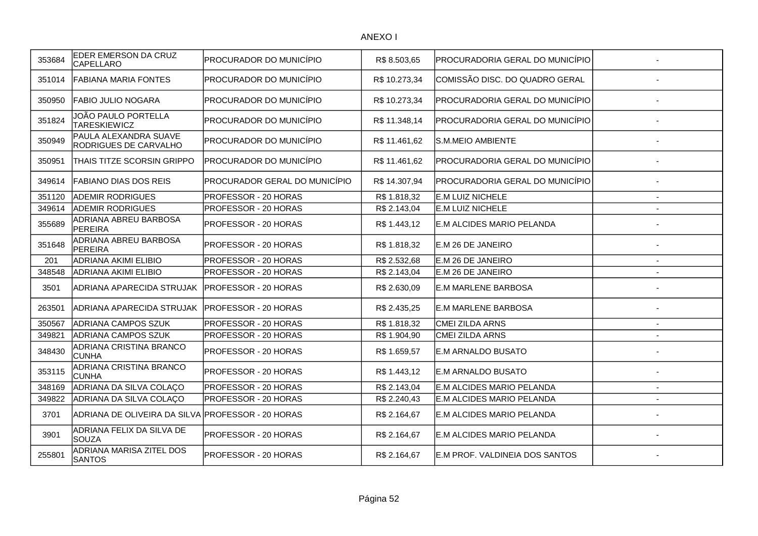ANEXO I

| | | | | | |
|---|---|---|---|---|---|
| 353684 | EDER EMERSON DA CRUZ CAPELLARO | PROCURADOR DO MUNICÍPIO | R$ 8.503,65 | PROCURADORIA GERAL DO MUNICÍPIO | - |
| 351014 | FABIANA MARIA FONTES | PROCURADOR DO MUNICÍPIO | R$ 10.273,34 | COMISSÃO DISC. DO QUADRO GERAL | - |
| 350950 | FABIO JULIO NOGARA | PROCURADOR DO MUNICÍPIO | R$ 10.273,34 | PROCURADORIA GERAL DO MUNICÍPIO | - |
| 351824 | JOÃO PAULO PORTELLA TARESKIEWICZ | PROCURADOR DO MUNICÍPIO | R$ 11.348,14 | PROCURADORIA GERAL DO MUNICÍPIO | - |
| 350949 | PAULA ALEXANDRA SUAVE RODRIGUES DE CARVALHO | PROCURADOR DO MUNICÍPIO | R$ 11.461,62 | S.M.MEIO AMBIENTE | - |
| 350951 | THAIS TITZE SCORSIN GRIPPO | PROCURADOR DO MUNICÍPIO | R$ 11.461,62 | PROCURADORIA GERAL DO MUNICÍPIO | - |
| 349614 | FABIANO DIAS DOS REIS | PROCURADOR GERAL DO MUNICÍPIO | R$ 14.307,94 | PROCURADORIA GERAL DO MUNICÍPIO | - |
| 351120 | ADEMIR RODRIGUES | PROFESSOR - 20 HORAS | R$ 1.818,32 | E.M LUIZ NICHELE | - |
| 349614 | ADEMIR RODRIGUES | PROFESSOR - 20 HORAS | R$ 2.143,04 | E.M LUIZ NICHELE | - |
| 355689 | ADRIANA ABREU BARBOSA PEREIRA | PROFESSOR - 20 HORAS | R$ 1.443,12 | E.M ALCIDES MARIO PELANDA | - |
| 351648 | ADRIANA ABREU BARBOSA PEREIRA | PROFESSOR - 20 HORAS | R$ 1.818,32 | E.M 26 DE JANEIRO | - |
| 201 | ADRIANA AKIMI ELIBIO | PROFESSOR - 20 HORAS | R$ 2.532,68 | E.M 26 DE JANEIRO | - |
| 348548 | ADRIANA AKIMI ELIBIO | PROFESSOR - 20 HORAS | R$ 2.143,04 | E.M 26 DE JANEIRO | - |
| 3501 | ADRIANA APARECIDA STRUJAK | PROFESSOR - 20 HORAS | R$ 2.630,09 | E.M MARLENE BARBOSA | - |
| 263501 | ADRIANA APARECIDA STRUJAK | PROFESSOR - 20 HORAS | R$ 2.435,25 | E.M MARLENE BARBOSA | - |
| 350567 | ADRIANA CAMPOS SZUK | PROFESSOR - 20 HORAS | R$ 1.818,32 | CMEI ZILDA ARNS | - |
| 349821 | ADRIANA CAMPOS SZUK | PROFESSOR - 20 HORAS | R$ 1.904,90 | CMEI ZILDA ARNS | - |
| 348430 | ADRIANA CRISTINA BRANCO CUNHA | PROFESSOR - 20 HORAS | R$ 1.659,57 | E.M ARNALDO BUSATO | - |
| 353115 | ADRIANA CRISTINA BRANCO CUNHA | PROFESSOR - 20 HORAS | R$ 1.443,12 | E.M ARNALDO BUSATO | - |
| 348169 | ADRIANA DA SILVA COLAÇO | PROFESSOR - 20 HORAS | R$ 2.143,04 | E.M ALCIDES MARIO PELANDA | - |
| 349822 | ADRIANA DA SILVA COLAÇO | PROFESSOR - 20 HORAS | R$ 2.240,43 | E.M ALCIDES MARIO PELANDA | - |
| 3701 | ADRIANA DE OLIVEIRA DA SILVA | PROFESSOR - 20 HORAS | R$ 2.164,67 | E.M ALCIDES MARIO PELANDA | - |
| 3901 | ADRIANA FELIX DA SILVA DE SOUZA | PROFESSOR - 20 HORAS | R$ 2.164,67 | E.M ALCIDES MARIO PELANDA | - |
| 255801 | ADRIANA MARISA ZITEL DOS SANTOS | PROFESSOR - 20 HORAS | R$ 2.164,67 | E.M PROF. VALDINEIA DOS SANTOS | - |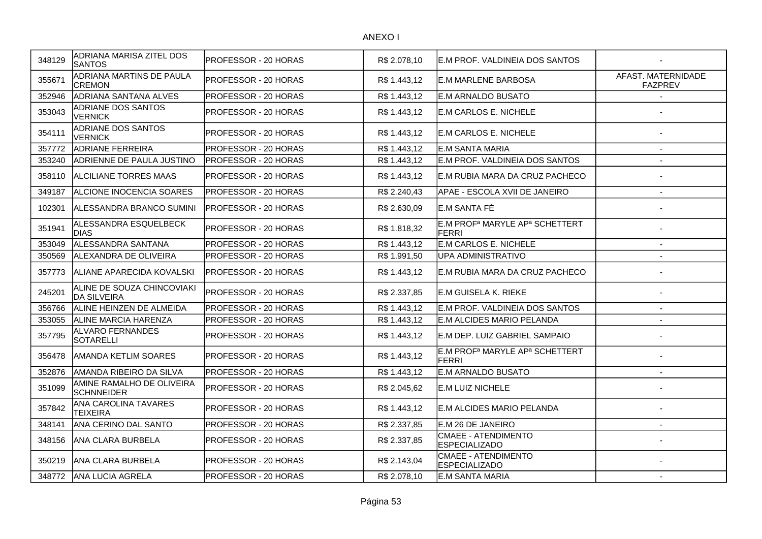ANEXO I

| | | | | | |
|---|---|---|---|---|---|
| 348129 | ADRIANA MARISA ZITEL DOS SANTOS | PROFESSOR - 20 HORAS | R$ 2.078,10 | E.M PROF. VALDINEIA DOS SANTOS | - |
| 355671 | ADRIANA MARTINS DE PAULA CREMON | PROFESSOR - 20 HORAS | R$ 1.443,12 | E.M MARLENE BARBOSA | AFAST. MATERNIDADE FAZPREV |
| 352946 | ADRIANA SANTANA ALVES | PROFESSOR - 20 HORAS | R$ 1.443,12 | E.M ARNALDO BUSATO | - |
| 353043 | ADRIANE DOS SANTOS VERNICK | PROFESSOR - 20 HORAS | R$ 1.443,12 | E.M CARLOS E. NICHELE | - |
| 354111 | ADRIANE DOS SANTOS VERNICK | PROFESSOR - 20 HORAS | R$ 1.443,12 | E.M CARLOS E. NICHELE | - |
| 357772 | ADRIANE FERREIRA | PROFESSOR - 20 HORAS | R$ 1.443,12 | E.M SANTA MARIA | - |
| 353240 | ADRIENNE DE PAULA JUSTINO | PROFESSOR - 20 HORAS | R$ 1.443,12 | E.M PROF. VALDINEIA DOS SANTOS | - |
| 358110 | ALCILIANE TORRES MAAS | PROFESSOR - 20 HORAS | R$ 1.443,12 | E.M RUBIA MARA DA CRUZ PACHECO | - |
| 349187 | ALCIONE INOCENCIA SOARES | PROFESSOR - 20 HORAS | R$ 2.240,43 | APAE - ESCOLA XVII DE JANEIRO | - |
| 102301 | ALESSANDRA BRANCO SUMINI | PROFESSOR - 20 HORAS | R$ 2.630,09 | E.M SANTA FÉ | - |
| 351941 | ALESSANDRA ESQUELBECK DIAS | PROFESSOR - 20 HORAS | R$ 1.818,32 | E.M PROFª MARYLE APª SCHETTERT FERRI | - |
| 353049 | ALESSANDRA SANTANA | PROFESSOR - 20 HORAS | R$ 1.443,12 | E.M CARLOS E. NICHELE | - |
| 350569 | ALEXANDRA DE OLIVEIRA | PROFESSOR - 20 HORAS | R$ 1.991,50 | UPA ADMINISTRATIVO | - |
| 357773 | ALIANE APARECIDA KOVALSKI | PROFESSOR - 20 HORAS | R$ 1.443,12 | E.M RUBIA MARA DA CRUZ PACHECO | - |
| 245201 | ALINE DE SOUZA CHINCOVIAKI DA SILVEIRA | PROFESSOR - 20 HORAS | R$ 2.337,85 | E.M GUISELA K. RIEKE | - |
| 356766 | ALINE HEINZEN DE ALMEIDA | PROFESSOR - 20 HORAS | R$ 1.443,12 | E.M PROF. VALDINEIA DOS SANTOS | - |
| 353055 | ALINE MARCIA HARENZA | PROFESSOR - 20 HORAS | R$ 1.443,12 | E.M ALCIDES MARIO PELANDA | - |
| 357795 | ALVARO FERNANDES SOTARELLI | PROFESSOR - 20 HORAS | R$ 1.443,12 | E.M DEP. LUIZ GABRIEL SAMPAIO | - |
| 356478 | AMANDA KETLIM SOARES | PROFESSOR - 20 HORAS | R$ 1.443,12 | E.M PROFª MARYLE APª SCHETTERT FERRI | - |
| 352876 | AMANDA RIBEIRO DA SILVA | PROFESSOR - 20 HORAS | R$ 1.443,12 | E.M ARNALDO BUSATO | - |
| 351099 | AMINE RAMALHO DE OLIVEIRA SCHNNEIDER | PROFESSOR - 20 HORAS | R$ 2.045,62 | E.M LUIZ NICHELE | - |
| 357842 | ANA CAROLINA TAVARES TEIXEIRA | PROFESSOR - 20 HORAS | R$ 1.443,12 | E.M ALCIDES MARIO PELANDA | - |
| 348141 | ANA CERINO DAL SANTO | PROFESSOR - 20 HORAS | R$ 2.337,85 | E.M 26 DE JANEIRO | - |
| 348156 | ANA CLARA BURBELA | PROFESSOR - 20 HORAS | R$ 2.337,85 | CMAEE - ATENDIMENTO ESPECIALIZADO | - |
| 350219 | ANA CLARA BURBELA | PROFESSOR - 20 HORAS | R$ 2.143,04 | CMAEE - ATENDIMENTO ESPECIALIZADO | - |
| 348772 | ANA LUCIA AGRELA | PROFESSOR - 20 HORAS | R$ 2.078,10 | E.M SANTA MARIA | - |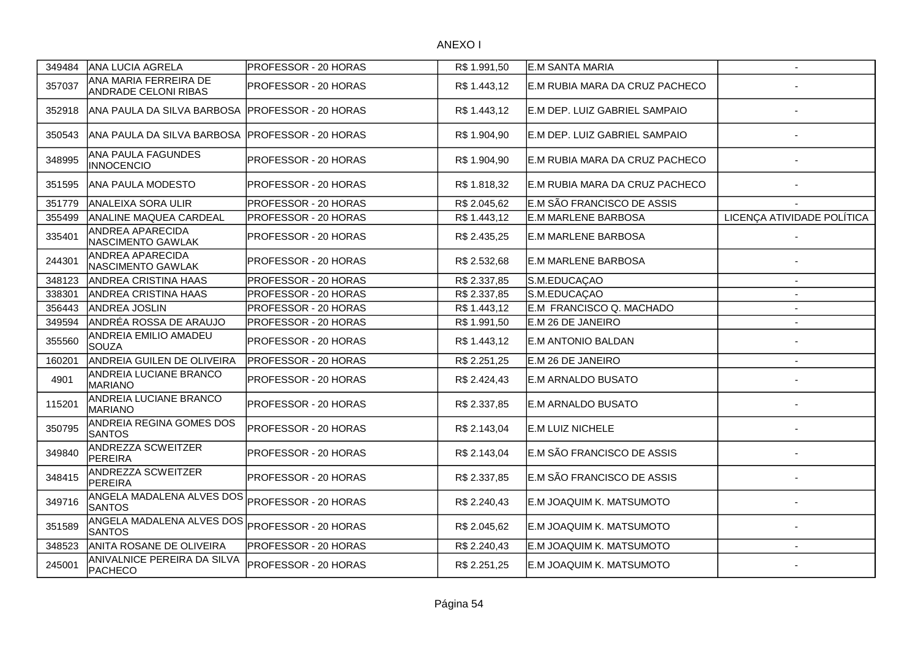ANEXO I

| | | | | | |
|---|---|---|---|---|---|
| 349484 | ANA LUCIA AGRELA | PROFESSOR - 20 HORAS | R$ 1.991,50 | E.M SANTA MARIA | - |
| 357037 | ANA MARIA FERREIRA DE ANDRADE CELONI RIBAS | PROFESSOR - 20 HORAS | R$ 1.443,12 | E.M RUBIA MARA DA CRUZ PACHECO | - |
| 352918 | ANA PAULA DA SILVA BARBOSA | PROFESSOR - 20 HORAS | R$ 1.443,12 | E.M DEP. LUIZ GABRIEL SAMPAIO | - |
| 350543 | ANA PAULA DA SILVA BARBOSA | PROFESSOR - 20 HORAS | R$ 1.904,90 | E.M DEP. LUIZ GABRIEL SAMPAIO | - |
| 348995 | ANA PAULA FAGUNDES INNOCENCIO | PROFESSOR - 20 HORAS | R$ 1.904,90 | E.M RUBIA MARA DA CRUZ PACHECO | - |
| 351595 | ANA PAULA MODESTO | PROFESSOR - 20 HORAS | R$ 1.818,32 | E.M RUBIA MARA DA CRUZ PACHECO | - |
| 351779 | ANALEIXA SORA ULIR | PROFESSOR - 20 HORAS | R$ 2.045,62 | E.M SÃO FRANCISCO DE ASSIS | - |
| 355499 | ANALINE MAQUEA CARDEAL | PROFESSOR - 20 HORAS | R$ 1.443,12 | E.M MARLENE BARBOSA | LICENÇA ATIVIDADE POLÍTICA |
| 335401 | ANDREA APARECIDA NASCIMENTO GAWLAK | PROFESSOR - 20 HORAS | R$ 2.435,25 | E.M MARLENE BARBOSA | - |
| 244301 | ANDREA APARECIDA NASCIMENTO GAWLAK | PROFESSOR - 20 HORAS | R$ 2.532,68 | E.M MARLENE BARBOSA | - |
| 348123 | ANDREA CRISTINA HAAS | PROFESSOR - 20 HORAS | R$ 2.337,85 | S.M.EDUCAÇAO | - |
| 338301 | ANDREA CRISTINA HAAS | PROFESSOR - 20 HORAS | R$ 2.337,85 | S.M.EDUCAÇAO | - |
| 356443 | ANDREA JOSLIN | PROFESSOR - 20 HORAS | R$ 1.443,12 | E.M FRANCISCO Q. MACHADO | - |
| 349594 | ANDRÉA ROSSA DE ARAUJO | PROFESSOR - 20 HORAS | R$ 1.991,50 | E.M 26 DE JANEIRO | - |
| 355560 | ANDREIA EMILIO AMADEU SOUZA | PROFESSOR - 20 HORAS | R$ 1.443,12 | E.M ANTONIO BALDAN | - |
| 160201 | ANDREIA GUILEN DE OLIVEIRA | PROFESSOR - 20 HORAS | R$ 2.251,25 | E.M 26 DE JANEIRO | - |
| 4901 | ANDREIA LUCIANE BRANCO MARIANO | PROFESSOR - 20 HORAS | R$ 2.424,43 | E.M ARNALDO BUSATO | - |
| 115201 | ANDREIA LUCIANE BRANCO MARIANO | PROFESSOR - 20 HORAS | R$ 2.337,85 | E.M ARNALDO BUSATO | - |
| 350795 | ANDREIA REGINA GOMES DOS SANTOS | PROFESSOR - 20 HORAS | R$ 2.143,04 | E.M LUIZ NICHELE | - |
| 349840 | ANDREZZA SCWEITZER PEREIRA | PROFESSOR - 20 HORAS | R$ 2.143,04 | E.M SÃO FRANCISCO DE ASSIS | - |
| 348415 | ANDREZZA SCWEITZER PEREIRA | PROFESSOR - 20 HORAS | R$ 2.337,85 | E.M SÃO FRANCISCO DE ASSIS | - |
| 349716 | ANGELA MADALENA ALVES DOS SANTOS | PROFESSOR - 20 HORAS | R$ 2.240,43 | E.M JOAQUIM K. MATSUMOTO | - |
| 351589 | ANGELA MADALENA ALVES DOS SANTOS | PROFESSOR - 20 HORAS | R$ 2.045,62 | E.M JOAQUIM K. MATSUMOTO | - |
| 348523 | ANITA ROSANE DE OLIVEIRA | PROFESSOR - 20 HORAS | R$ 2.240,43 | E.M JOAQUIM K. MATSUMOTO | - |
| 245001 | ANIVALNICE PEREIRA DA SILVA PACHECO | PROFESSOR - 20 HORAS | R$ 2.251,25 | E.M JOAQUIM K. MATSUMOTO | - |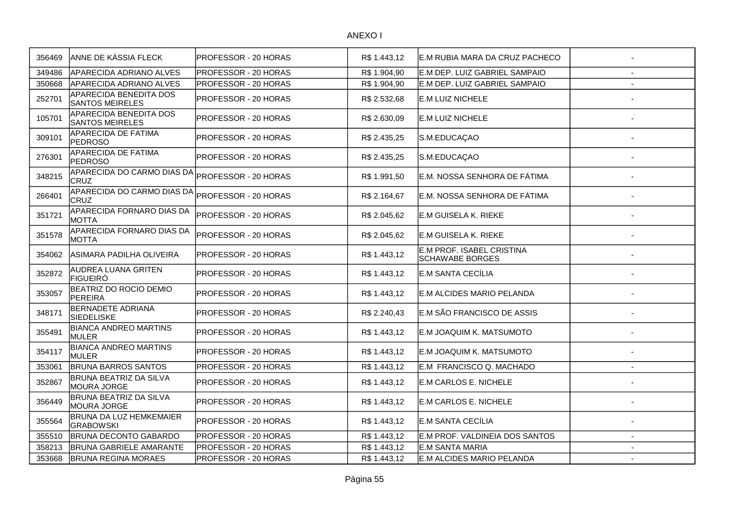ANEXO I

| | | | | | |
|---|---|---|---|---|---|
| 356469 | ANNE DE KÁSSIA FLECK | PROFESSOR - 20 HORAS | R$ 1.443,12 | E.M RUBIA MARA DA CRUZ PACHECO | - |
| 349486 | APARECIDA ADRIANO ALVES | PROFESSOR - 20 HORAS | R$ 1.904,90 | E.M DEP. LUIZ GABRIEL SAMPAIO | - |
| 350668 | APARECIDA ADRIANO ALVES | PROFESSOR - 20 HORAS | R$ 1.904,90 | E.M DEP. LUIZ GABRIEL SAMPAIO | - |
| 252701 | APARECIDA BENEDITA DOS SANTOS MEIRELES | PROFESSOR - 20 HORAS | R$ 2.532,68 | E.M LUIZ NICHELE | - |
| 105701 | APARECIDA BENEDITA DOS SANTOS MEIRELES | PROFESSOR - 20 HORAS | R$ 2.630,09 | E.M LUIZ NICHELE | - |
| 309101 | APARECIDA DE FATIMA PEDROSO | PROFESSOR - 20 HORAS | R$ 2.435,25 | S.M.EDUCAÇAO | - |
| 276301 | APARECIDA DE FATIMA PEDROSO | PROFESSOR - 20 HORAS | R$ 2.435,25 | S.M.EDUCAÇAO | - |
| 348215 | APARECIDA DO CARMO DIAS DA CRUZ | PROFESSOR - 20 HORAS | R$ 1.991,50 | E.M. NOSSA SENHORA DE FÁTIMA | - |
| 266401 | APARECIDA DO CARMO DIAS DA CRUZ | PROFESSOR - 20 HORAS | R$ 2.164,67 | E.M. NOSSA SENHORA DE FÁTIMA | - |
| 351721 | APARECIDA FORNARO DIAS DA MOTTA | PROFESSOR - 20 HORAS | R$ 2.045,62 | E.M GUISELA K. RIEKE | - |
| 351578 | APARECIDA FORNARO DIAS DA MOTTA | PROFESSOR - 20 HORAS | R$ 2.045,62 | E.M GUISELA K. RIEKE | - |
| 354062 | ASIMARA PADILHA OLIVEIRA | PROFESSOR - 20 HORAS | R$ 1.443,12 | E.M PROF. ISABEL CRISTINA SCHAWABE BORGES | - |
| 352872 | AUDREA LUANA GRITEN FIGUEIRÓ | PROFESSOR - 20 HORAS | R$ 1.443,12 | E.M SANTA CECÍLIA | - |
| 353057 | BEATRIZ DO ROCIO DEMIO PEREIRA | PROFESSOR - 20 HORAS | R$ 1.443,12 | E.M ALCIDES MARIO PELANDA | - |
| 348171 | BERNADETE ADRIANA SIEDELISKE | PROFESSOR - 20 HORAS | R$ 2.240,43 | E.M SÃO FRANCISCO DE ASSIS | - |
| 355491 | BIANCA ANDREO MARTINS MULER | PROFESSOR - 20 HORAS | R$ 1.443,12 | E.M JOAQUIM K. MATSUMOTO | - |
| 354117 | BIANCA ANDREO MARTINS MULER | PROFESSOR - 20 HORAS | R$ 1.443,12 | E.M JOAQUIM K. MATSUMOTO | - |
| 353061 | BRUNA BARROS SANTOS | PROFESSOR - 20 HORAS | R$ 1.443,12 | E.M FRANCISCO Q. MACHADO | - |
| 352867 | BRUNA BEATRIZ DA SILVA MOURA JORGE | PROFESSOR - 20 HORAS | R$ 1.443,12 | E.M CARLOS E. NICHELE | - |
| 356449 | BRUNA BEATRIZ DA SILVA MOURA JORGE | PROFESSOR - 20 HORAS | R$ 1.443,12 | E.M CARLOS E. NICHELE | - |
| 355564 | BRUNA DA LUZ HEMKEMAIER GRABOWSKI | PROFESSOR - 20 HORAS | R$ 1.443,12 | E.M SANTA CECÍLIA | - |
| 355510 | BRUNA DECONTO GABARDO | PROFESSOR - 20 HORAS | R$ 1.443,12 | E.M PROF. VALDINEIA DOS SANTOS | - |
| 358213 | BRUNA GABRIELE AMARANTE | PROFESSOR - 20 HORAS | R$ 1.443,12 | E.M SANTA MARIA | - |
| 353668 | BRUNA REGINA MORAES | PROFESSOR - 20 HORAS | R$ 1.443,12 | E.M ALCIDES MARIO PELANDA | - |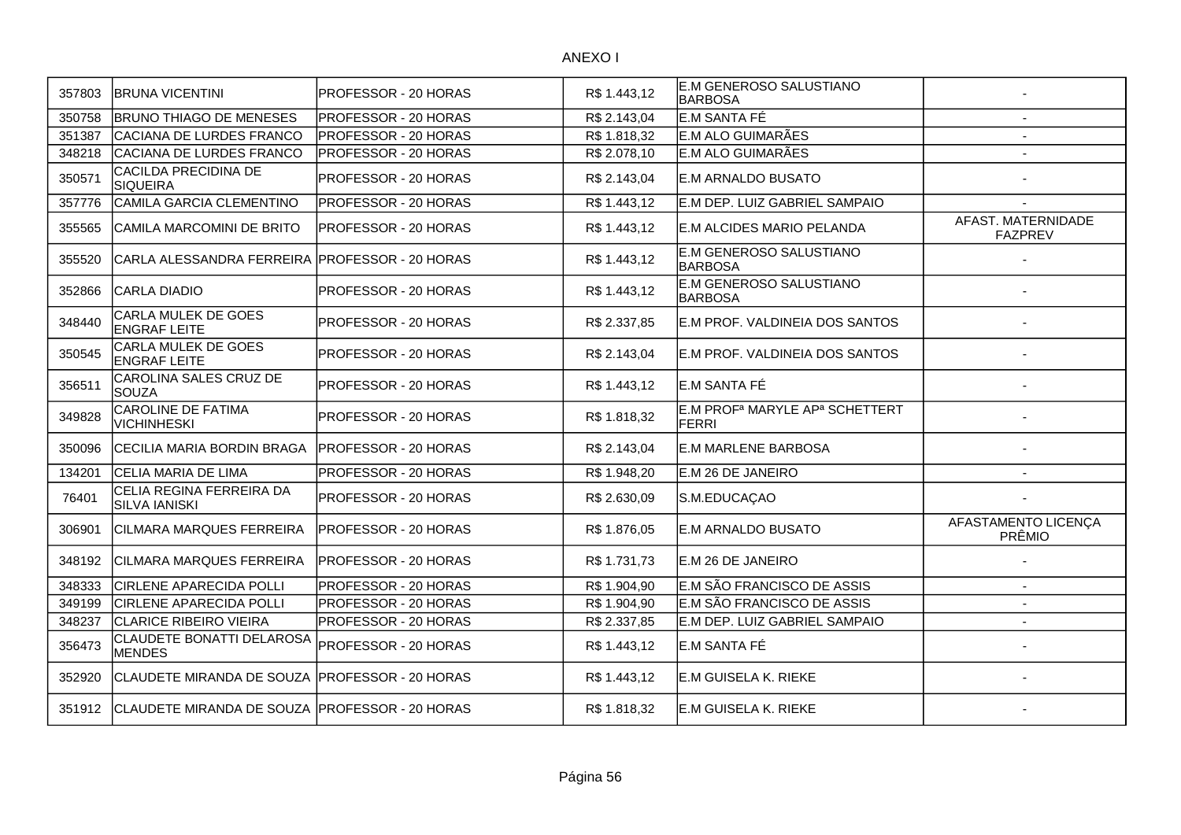ANEXO I

| | | | | | |
|---|---|---|---|---|---|
| 357803 | BRUNA VICENTINI | PROFESSOR - 20 HORAS | R$ 1.443,12 | E.M GENEROSO SALUSTIANO BARBOSA | - |
| 350758 | BRUNO THIAGO DE MENESES | PROFESSOR - 20 HORAS | R$ 2.143,04 | E.M SANTA FÉ | - |
| 351387 | CACIANA DE LURDES FRANCO | PROFESSOR - 20 HORAS | R$ 1.818,32 | E.M ALO GUIMARÃES | - |
| 348218 | CACIANA DE LURDES FRANCO | PROFESSOR - 20 HORAS | R$ 2.078,10 | E.M ALO GUIMARÃES | - |
| 350571 | CACILDA PRECIDINA DE SIQUEIRA | PROFESSOR - 20 HORAS | R$ 2.143,04 | E.M ARNALDO BUSATO | - |
| 357776 | CAMILA GARCIA CLEMENTINO | PROFESSOR - 20 HORAS | R$ 1.443,12 | E.M DEP. LUIZ GABRIEL SAMPAIO | - |
| 355565 | CAMILA MARCOMINI DE BRITO | PROFESSOR - 20 HORAS | R$ 1.443,12 | E.M ALCIDES MARIO PELANDA | AFAST. MATERNIDADE FAZPREV |
| 355520 | CARLA ALESSANDRA FERREIRA | PROFESSOR - 20 HORAS | R$ 1.443,12 | E.M GENEROSO SALUSTIANO BARBOSA | - |
| 352866 | CARLA DIADIO | PROFESSOR - 20 HORAS | R$ 1.443,12 | E.M GENEROSO SALUSTIANO BARBOSA | - |
| 348440 | CARLA MULEK DE GOES ENGRAF LEITE | PROFESSOR - 20 HORAS | R$ 2.337,85 | E.M PROF. VALDINEIA DOS SANTOS | - |
| 350545 | CARLA MULEK DE GOES ENGRAF LEITE | PROFESSOR - 20 HORAS | R$ 2.143,04 | E.M PROF. VALDINEIA DOS SANTOS | - |
| 356511 | CAROLINA SALES CRUZ DE SOUZA | PROFESSOR - 20 HORAS | R$ 1.443,12 | E.M SANTA FÉ | - |
| 349828 | CAROLINE DE FATIMA VICHINHESKI | PROFESSOR - 20 HORAS | R$ 1.818,32 | E.M PROFª MARYLE APª SCHETTERT FERRI | - |
| 350096 | CECILIA MARIA BORDIN BRAGA | PROFESSOR - 20 HORAS | R$ 2.143,04 | E.M MARLENE BARBOSA | - |
| 134201 | CELIA MARIA DE LIMA | PROFESSOR - 20 HORAS | R$ 1.948,20 | E.M 26 DE JANEIRO | - |
| 76401 | CELIA REGINA FERREIRA DA SILVA IANISKI | PROFESSOR - 20 HORAS | R$ 2.630,09 | S.M.EDUCAÇAO | - |
| 306901 | CILMARA MARQUES FERREIRA | PROFESSOR - 20 HORAS | R$ 1.876,05 | E.M ARNALDO BUSATO | AFASTAMENTO LICENÇA PRÊMIO |
| 348192 | CILMARA MARQUES FERREIRA | PROFESSOR - 20 HORAS | R$ 1.731,73 | E.M 26 DE JANEIRO | - |
| 348333 | CIRLENE APARECIDA POLLI | PROFESSOR - 20 HORAS | R$ 1.904,90 | E.M SÃO FRANCISCO DE ASSIS | - |
| 349199 | CIRLENE APARECIDA POLLI | PROFESSOR - 20 HORAS | R$ 1.904,90 | E.M SÃO FRANCISCO DE ASSIS | - |
| 348237 | CLARICE RIBEIRO VIEIRA | PROFESSOR - 20 HORAS | R$ 2.337,85 | E.M DEP. LUIZ GABRIEL SAMPAIO | - |
| 356473 | CLAUDETE BONATTI DELAROSA MENDES | PROFESSOR - 20 HORAS | R$ 1.443,12 | E.M SANTA FÉ | - |
| 352920 | CLAUDETE MIRANDA DE SOUZA | PROFESSOR - 20 HORAS | R$ 1.443,12 | E.M GUISELA K. RIEKE | - |
| 351912 | CLAUDETE MIRANDA DE SOUZA | PROFESSOR - 20 HORAS | R$ 1.818,32 | E.M GUISELA K. RIEKE | - |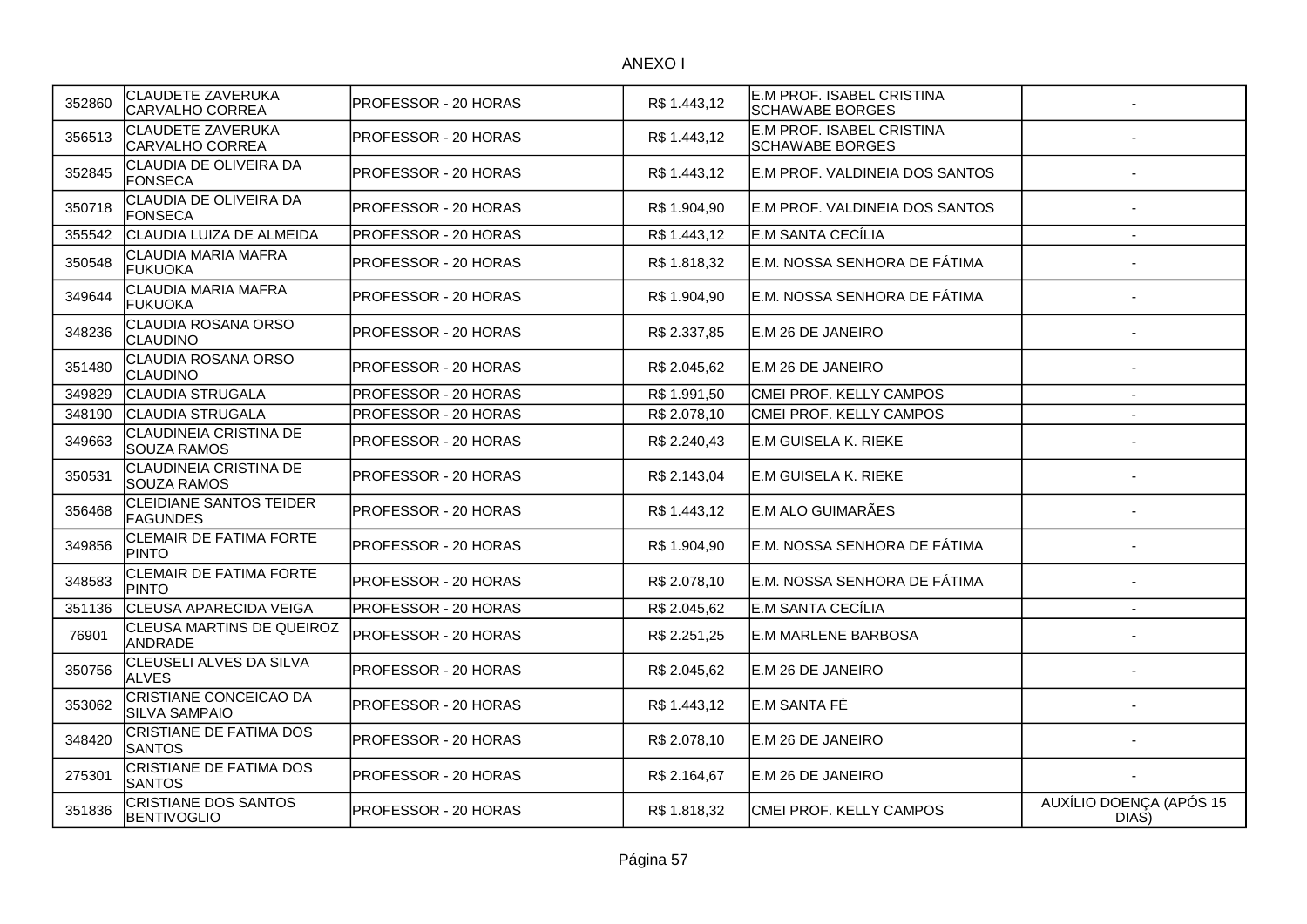ANEXO I

| | | | | | |
|---|---|---|---|---|---|
| 352860 | CLAUDETE ZAVERUKA CARVALHO CORREA | PROFESSOR - 20 HORAS | R$ 1.443,12 | E.M PROF. ISABEL CRISTINA SCHAWABE BORGES | - |
| 356513 | CLAUDETE ZAVERUKA CARVALHO CORREA | PROFESSOR - 20 HORAS | R$ 1.443,12 | E.M PROF. ISABEL CRISTINA SCHAWABE BORGES | - |
| 352845 | CLAUDIA DE OLIVEIRA DA FONSECA | PROFESSOR - 20 HORAS | R$ 1.443,12 | E.M PROF. VALDINEIA DOS SANTOS | - |
| 350718 | CLAUDIA DE OLIVEIRA DA FONSECA | PROFESSOR - 20 HORAS | R$ 1.904,90 | E.M PROF. VALDINEIA DOS SANTOS | - |
| 355542 | CLAUDIA LUIZA DE ALMEIDA | PROFESSOR - 20 HORAS | R$ 1.443,12 | E.M SANTA CECÍLIA | - |
| 350548 | CLAUDIA MARIA MAFRA FUKUOKA | PROFESSOR - 20 HORAS | R$ 1.818,32 | E.M. NOSSA SENHORA DE FÁTIMA | - |
| 349644 | CLAUDIA MARIA MAFRA FUKUOKA | PROFESSOR - 20 HORAS | R$ 1.904,90 | E.M. NOSSA SENHORA DE FÁTIMA | - |
| 348236 | CLAUDIA ROSANA ORSO CLAUDINO | PROFESSOR - 20 HORAS | R$ 2.337,85 | E.M 26 DE JANEIRO | - |
| 351480 | CLAUDIA ROSANA ORSO CLAUDINO | PROFESSOR - 20 HORAS | R$ 2.045,62 | E.M 26 DE JANEIRO | - |
| 349829 | CLAUDIA STRUGALA | PROFESSOR - 20 HORAS | R$ 1.991,50 | CMEI PROF. KELLY CAMPOS | - |
| 348190 | CLAUDIA STRUGALA | PROFESSOR - 20 HORAS | R$ 2.078,10 | CMEI PROF. KELLY CAMPOS | - |
| 349663 | CLAUDINEIA CRISTINA DE SOUZA RAMOS | PROFESSOR - 20 HORAS | R$ 2.240,43 | E.M GUISELA K. RIEKE | - |
| 350531 | CLAUDINEIA CRISTINA DE SOUZA RAMOS | PROFESSOR - 20 HORAS | R$ 2.143,04 | E.M GUISELA K. RIEKE | - |
| 356468 | CLEIDIANE SANTOS TEIDER FAGUNDES | PROFESSOR - 20 HORAS | R$ 1.443,12 | E.M ALO GUIMARÃES | - |
| 349856 | CLEMAIR DE FATIMA FORTE PINTO | PROFESSOR - 20 HORAS | R$ 1.904,90 | E.M. NOSSA SENHORA DE FÁTIMA | - |
| 348583 | CLEMAIR DE FATIMA FORTE PINTO | PROFESSOR - 20 HORAS | R$ 2.078,10 | E.M. NOSSA SENHORA DE FÁTIMA | - |
| 351136 | CLEUSA APARECIDA VEIGA | PROFESSOR - 20 HORAS | R$ 2.045,62 | E.M SANTA CECÍLIA | - |
| 76901 | CLEUSA MARTINS DE QUEIROZ ANDRADE | PROFESSOR - 20 HORAS | R$ 2.251,25 | E.M MARLENE BARBOSA | - |
| 350756 | CLEUSELI ALVES DA SILVA ALVES | PROFESSOR - 20 HORAS | R$ 2.045,62 | E.M 26 DE JANEIRO | - |
| 353062 | CRISTIANE CONCEICAO DA SILVA SAMPAIO | PROFESSOR - 20 HORAS | R$ 1.443,12 | E.M SANTA FÉ | - |
| 348420 | CRISTIANE DE FATIMA DOS SANTOS | PROFESSOR - 20 HORAS | R$ 2.078,10 | E.M 26 DE JANEIRO | - |
| 275301 | CRISTIANE DE FATIMA DOS SANTOS | PROFESSOR - 20 HORAS | R$ 2.164,67 | E.M 26 DE JANEIRO | - |
| 351836 | CRISTIANE DOS SANTOS BENTIVOGLIO | PROFESSOR - 20 HORAS | R$ 1.818,32 | CMEI PROF. KELLY CAMPOS | AUXÍLIO DOENÇA (APÓS 15 DIAS) |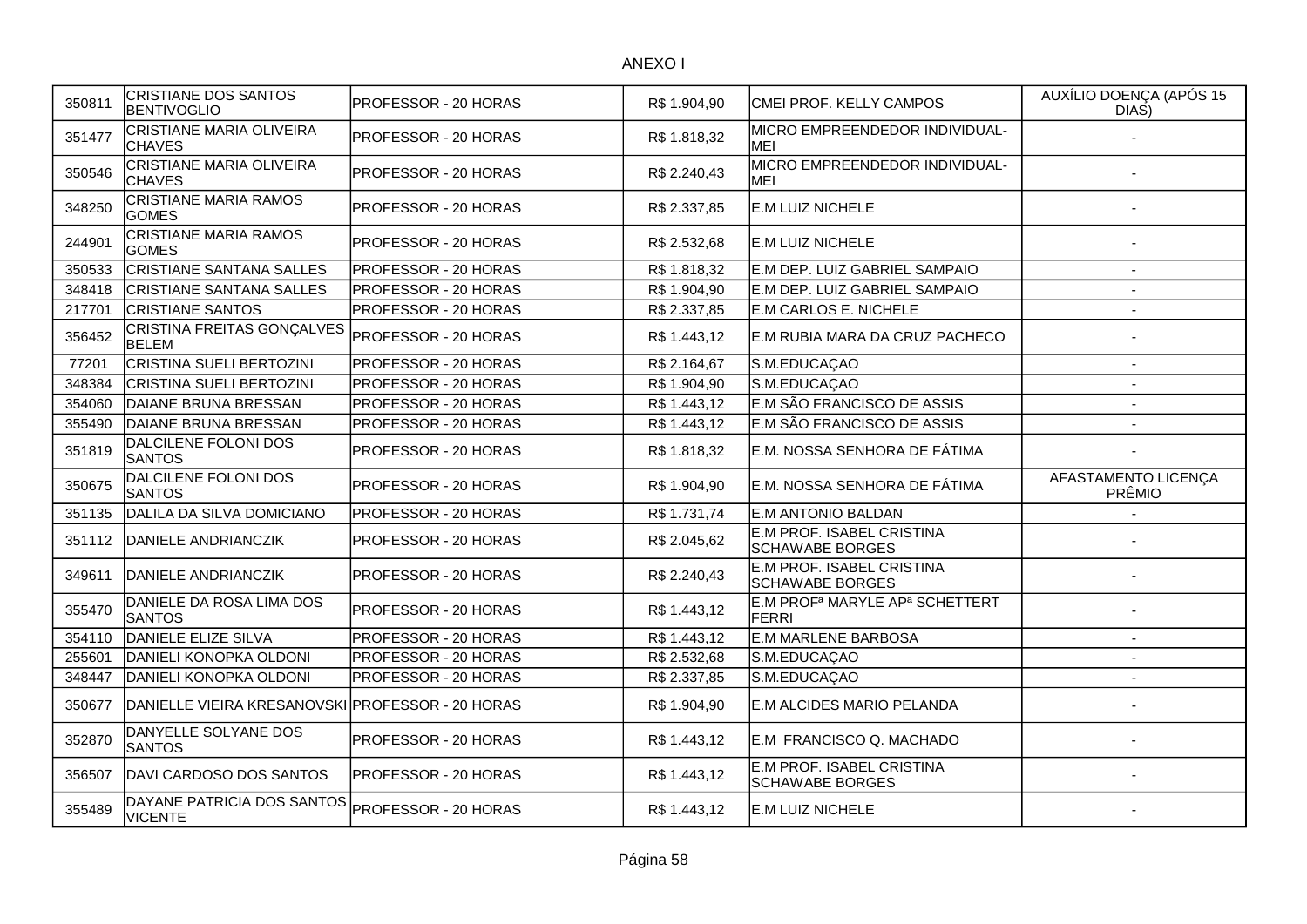ANEXO I

| | | | | | |
|---|---|---|---|---|---|
| 350811 | CRISTIANE DOS SANTOS BENTIVOGLIO | PROFESSOR - 20 HORAS | R$ 1.904,90 | CMEI PROF. KELLY CAMPOS | AUXÍLIO DOENÇA (APÓS 15 DIAS) |
| 351477 | CRISTIANE MARIA OLIVEIRA CHAVES | PROFESSOR - 20 HORAS | R$ 1.818,32 | MICRO EMPREENDEDOR INDIVIDUAL-MEI | - |
| 350546 | CRISTIANE MARIA OLIVEIRA CHAVES | PROFESSOR - 20 HORAS | R$ 2.240,43 | MICRO EMPREENDEDOR INDIVIDUAL-MEI | - |
| 348250 | CRISTIANE MARIA RAMOS GOMES | PROFESSOR - 20 HORAS | R$ 2.337,85 | E.M LUIZ NICHELE | - |
| 244901 | CRISTIANE MARIA RAMOS GOMES | PROFESSOR - 20 HORAS | R$ 2.532,68 | E.M LUIZ NICHELE | - |
| 350533 | CRISTIANE SANTANA SALLES | PROFESSOR - 20 HORAS | R$ 1.818,32 | E.M DEP. LUIZ GABRIEL SAMPAIO | - |
| 348418 | CRISTIANE SANTANA SALLES | PROFESSOR - 20 HORAS | R$ 1.904,90 | E.M DEP. LUIZ GABRIEL SAMPAIO | - |
| 217701 | CRISTIANE SANTOS | PROFESSOR - 20 HORAS | R$ 2.337,85 | E.M CARLOS E. NICHELE | - |
| 356452 | CRISTINA FREITAS GONÇALVES BELEM | PROFESSOR - 20 HORAS | R$ 1.443,12 | E.M RUBIA MARA DA CRUZ PACHECO | - |
| 77201 | CRISTINA SUELI BERTOZINI | PROFESSOR - 20 HORAS | R$ 2.164,67 | S.M.EDUCAÇAO | - |
| 348384 | CRISTINA SUELI BERTOZINI | PROFESSOR - 20 HORAS | R$ 1.904,90 | S.M.EDUCAÇAO | - |
| 354060 | DAIANE BRUNA BRESSAN | PROFESSOR - 20 HORAS | R$ 1.443,12 | E.M SÃO FRANCISCO DE ASSIS | - |
| 355490 | DAIANE BRUNA BRESSAN | PROFESSOR - 20 HORAS | R$ 1.443,12 | E.M SÃO FRANCISCO DE ASSIS | - |
| 351819 | DALCILENE FOLONI DOS SANTOS | PROFESSOR - 20 HORAS | R$ 1.818,32 | E.M. NOSSA SENHORA DE FÁTIMA | - |
| 350675 | DALCILENE FOLONI DOS SANTOS | PROFESSOR - 20 HORAS | R$ 1.904,90 | E.M. NOSSA SENHORA DE FÁTIMA | AFASTAMENTO LICENÇA PRÊMIO |
| 351135 | DALILA DA SILVA DOMICIANO | PROFESSOR - 20 HORAS | R$ 1.731,74 | E.M ANTONIO BALDAN | - |
| 351112 | DANIELE ANDRIANCZIK | PROFESSOR - 20 HORAS | R$ 2.045,62 | E.M PROF. ISABEL CRISTINA SCHAWABE BORGES | - |
| 349611 | DANIELE ANDRIANCZIK | PROFESSOR - 20 HORAS | R$ 2.240,43 | E.M PROF. ISABEL CRISTINA SCHAWABE BORGES | - |
| 355470 | DANIELE DA ROSA LIMA DOS SANTOS | PROFESSOR - 20 HORAS | R$ 1.443,12 | E.M PROFª MARYLE APª SCHETTERT FERRI | - |
| 354110 | DANIELE ELIZE SILVA | PROFESSOR - 20 HORAS | R$ 1.443,12 | E.M MARLENE BARBOSA | - |
| 255601 | DANIELI KONOPKA OLDONI | PROFESSOR - 20 HORAS | R$ 2.532,68 | S.M.EDUCAÇAO | - |
| 348447 | DANIELI KONOPKA OLDONI | PROFESSOR - 20 HORAS | R$ 2.337,85 | S.M.EDUCAÇAO | - |
| 350677 | DANIELLE VIEIRA KRESANOVSKI | PROFESSOR - 20 HORAS | R$ 1.904,90 | E.M ALCIDES MARIO PELANDA | - |
| 352870 | DANYELLE SOLYANE DOS SANTOS | PROFESSOR - 20 HORAS | R$ 1.443,12 | E.M FRANCISCO Q. MACHADO | - |
| 356507 | DAVI CARDOSO DOS SANTOS | PROFESSOR - 20 HORAS | R$ 1.443,12 | E.M PROF. ISABEL CRISTINA SCHAWABE BORGES | - |
| 355489 | DAYANE PATRICIA DOS SANTOS VICENTE | PROFESSOR - 20 HORAS | R$ 1.443,12 | E.M LUIZ NICHELE | - |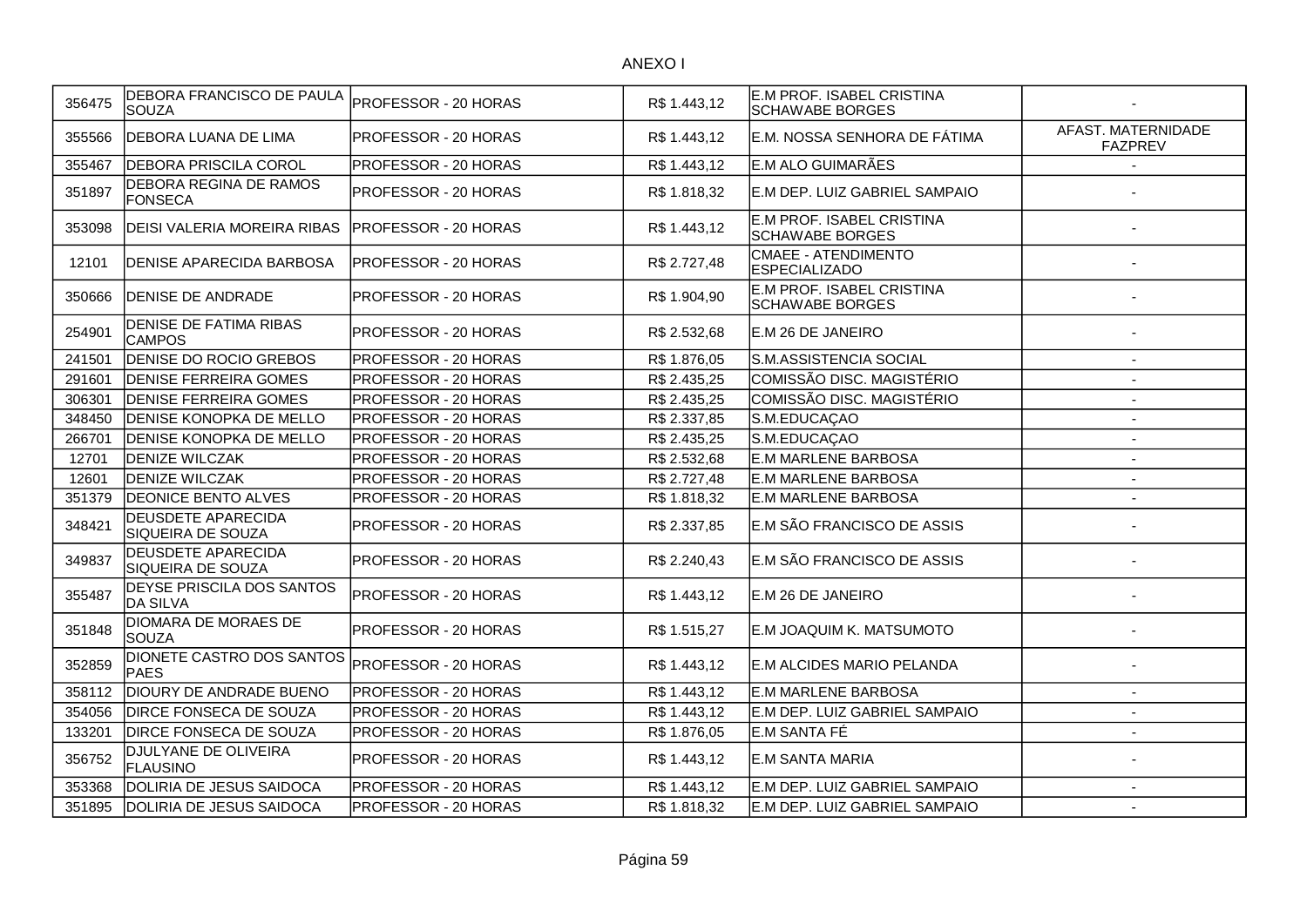ANEXO I

| | | | | | |
|---|---|---|---|---|---|
| 356475 | DEBORA FRANCISCO DE PAULA SOUZA | PROFESSOR - 20 HORAS | R$ 1.443,12 | E.M PROF. ISABEL CRISTINA SCHAWABE BORGES | - |
| 355566 | DEBORA LUANA DE LIMA | PROFESSOR - 20 HORAS | R$ 1.443,12 | E.M. NOSSA SENHORA DE FÁTIMA | AFAST. MATERNIDADE FAZPREV |
| 355467 | DEBORA PRISCILA COROL | PROFESSOR - 20 HORAS | R$ 1.443,12 | E.M ALO GUIMARÃES | - |
| 351897 | DEBORA REGINA DE RAMOS FONSECA | PROFESSOR - 20 HORAS | R$ 1.818,32 | E.M DEP. LUIZ GABRIEL SAMPAIO | - |
| 353098 | DEISI VALERIA MOREIRA RIBAS | PROFESSOR - 20 HORAS | R$ 1.443,12 | E.M PROF. ISABEL CRISTINA SCHAWABE BORGES | - |
| 12101 | DENISE APARECIDA BARBOSA | PROFESSOR - 20 HORAS | R$ 2.727,48 | CMAEE - ATENDIMENTO ESPECIALIZADO | - |
| 350666 | DENISE DE ANDRADE | PROFESSOR - 20 HORAS | R$ 1.904,90 | E.M PROF. ISABEL CRISTINA SCHAWABE BORGES | - |
| 254901 | DENISE DE FATIMA RIBAS CAMPOS | PROFESSOR - 20 HORAS | R$ 2.532,68 | E.M 26 DE JANEIRO | - |
| 241501 | DENISE DO ROCIO GREBOS | PROFESSOR - 20 HORAS | R$ 1.876,05 | S.M.ASSISTENCIA SOCIAL | - |
| 291601 | DENISE FERREIRA GOMES | PROFESSOR - 20 HORAS | R$ 2.435,25 | COMISSÃO DISC. MAGISTÉRIO | - |
| 306301 | DENISE FERREIRA GOMES | PROFESSOR - 20 HORAS | R$ 2.435,25 | COMISSÃO DISC. MAGISTÉRIO | - |
| 348450 | DENISE KONOPKA DE MELLO | PROFESSOR - 20 HORAS | R$ 2.337,85 | S.M.EDUCAÇAO | - |
| 266701 | DENISE KONOPKA DE MELLO | PROFESSOR - 20 HORAS | R$ 2.435,25 | S.M.EDUCAÇAO | - |
| 12701 | DENIZE WILCZAK | PROFESSOR - 20 HORAS | R$ 2.532,68 | E.M MARLENE BARBOSA | - |
| 12601 | DENIZE WILCZAK | PROFESSOR - 20 HORAS | R$ 2.727,48 | E.M MARLENE BARBOSA | - |
| 351379 | DEONICE BENTO ALVES | PROFESSOR - 20 HORAS | R$ 1.818,32 | E.M MARLENE BARBOSA | - |
| 348421 | DEUSDETE APARECIDA SIQUEIRA DE SOUZA | PROFESSOR - 20 HORAS | R$ 2.337,85 | E.M SÃO FRANCISCO DE ASSIS | - |
| 349837 | DEUSDETE APARECIDA SIQUEIRA DE SOUZA | PROFESSOR - 20 HORAS | R$ 2.240,43 | E.M SÃO FRANCISCO DE ASSIS | - |
| 355487 | DEYSE PRISCILA DOS SANTOS DA SILVA | PROFESSOR - 20 HORAS | R$ 1.443,12 | E.M 26 DE JANEIRO | - |
| 351848 | DIOMARA DE MORAES DE SOUZA | PROFESSOR - 20 HORAS | R$ 1.515,27 | E.M JOAQUIM K. MATSUMOTO | - |
| 352859 | DIONETE CASTRO DOS SANTOS PAES | PROFESSOR - 20 HORAS | R$ 1.443,12 | E.M ALCIDES MARIO PELANDA | - |
| 358112 | DIOURY DE ANDRADE BUENO | PROFESSOR - 20 HORAS | R$ 1.443,12 | E.M MARLENE BARBOSA | - |
| 354056 | DIRCE FONSECA DE SOUZA | PROFESSOR - 20 HORAS | R$ 1.443,12 | E.M DEP. LUIZ GABRIEL SAMPAIO | - |
| 133201 | DIRCE FONSECA DE SOUZA | PROFESSOR - 20 HORAS | R$ 1.876,05 | E.M SANTA FÉ | - |
| 356752 | DJULYANE DE OLIVEIRA FLAUSINO | PROFESSOR - 20 HORAS | R$ 1.443,12 | E.M SANTA MARIA | - |
| 353368 | DOLIRIA DE JESUS SAIDOCA | PROFESSOR - 20 HORAS | R$ 1.443,12 | E.M DEP. LUIZ GABRIEL SAMPAIO | - |
| 351895 | DOLIRIA DE JESUS SAIDOCA | PROFESSOR - 20 HORAS | R$ 1.818,32 | E.M DEP. LUIZ GABRIEL SAMPAIO | - |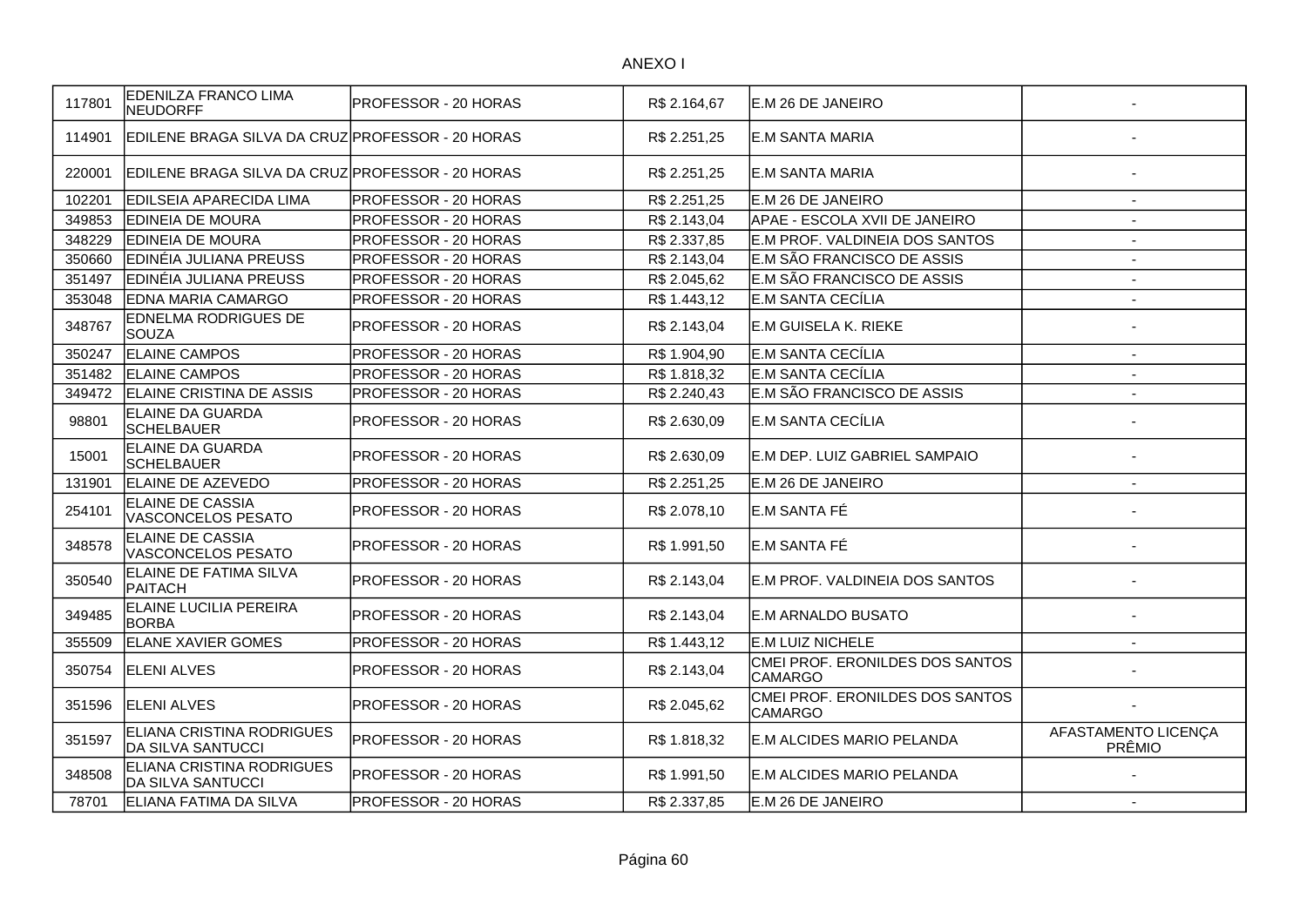ANEXO I

| | | | | | |
|---|---|---|---|---|---|
| 117801 | EDENILZA FRANCO LIMA NEUDORFF | PROFESSOR - 20 HORAS | R$ 2.164,67 | E.M 26 DE JANEIRO | - |
| 114901 | EDILENE BRAGA SILVA DA CRUZ | PROFESSOR - 20 HORAS | R$ 2.251,25 | E.M SANTA MARIA | - |
| 220001 | EDILENE BRAGA SILVA DA CRUZ | PROFESSOR - 20 HORAS | R$ 2.251,25 | E.M SANTA MARIA | - |
| 102201 | EDILSEIA APARECIDA LIMA | PROFESSOR - 20 HORAS | R$ 2.251,25 | E.M 26 DE JANEIRO | - |
| 349853 | EDINEIA DE MOURA | PROFESSOR - 20 HORAS | R$ 2.143,04 | APAE - ESCOLA XVII DE JANEIRO | - |
| 348229 | EDINEIA DE MOURA | PROFESSOR - 20 HORAS | R$ 2.337,85 | E.M PROF. VALDINEIA DOS SANTOS | - |
| 350660 | EDINÉIA JULIANA PREUSS | PROFESSOR - 20 HORAS | R$ 2.143,04 | E.M SÃO FRANCISCO DE ASSIS | - |
| 351497 | EDINÉIA JULIANA PREUSS | PROFESSOR - 20 HORAS | R$ 2.045,62 | E.M SÃO FRANCISCO DE ASSIS | - |
| 353048 | EDNA MARIA CAMARGO | PROFESSOR - 20 HORAS | R$ 1.443,12 | E.M SANTA CECÍLIA | - |
| 348767 | EDNELMA RODRIGUES DE SOUZA | PROFESSOR - 20 HORAS | R$ 2.143,04 | E.M GUISELA K. RIEKE | - |
| 350247 | ELAINE CAMPOS | PROFESSOR - 20 HORAS | R$ 1.904,90 | E.M SANTA CECÍLIA | - |
| 351482 | ELAINE CAMPOS | PROFESSOR - 20 HORAS | R$ 1.818,32 | E.M SANTA CECÍLIA | - |
| 349472 | ELAINE CRISTINA DE ASSIS | PROFESSOR - 20 HORAS | R$ 2.240,43 | E.M SÃO FRANCISCO DE ASSIS | - |
| 98801 | ELAINE DA GUARDA SCHELBAUER | PROFESSOR - 20 HORAS | R$ 2.630,09 | E.M SANTA CECÍLIA | - |
| 15001 | ELAINE DA GUARDA SCHELBAUER | PROFESSOR - 20 HORAS | R$ 2.630,09 | E.M DEP. LUIZ GABRIEL SAMPAIO | - |
| 131901 | ELAINE DE AZEVEDO | PROFESSOR - 20 HORAS | R$ 2.251,25 | E.M 26 DE JANEIRO | - |
| 254101 | ELAINE DE CASSIA VASCONCELOS PESATO | PROFESSOR - 20 HORAS | R$ 2.078,10 | E.M SANTA FÉ | - |
| 348578 | ELAINE DE CASSIA VASCONCELOS PESATO | PROFESSOR - 20 HORAS | R$ 1.991,50 | E.M SANTA FÉ | - |
| 350540 | ELAINE DE FATIMA SILVA PAITACH | PROFESSOR - 20 HORAS | R$ 2.143,04 | E.M PROF. VALDINEIA DOS SANTOS | - |
| 349485 | ELAINE LUCILIA PEREIRA BORBA | PROFESSOR - 20 HORAS | R$ 2.143,04 | E.M ARNALDO BUSATO | - |
| 355509 | ELANE XAVIER GOMES | PROFESSOR - 20 HORAS | R$ 1.443,12 | E.M LUIZ NICHELE | - |
| 350754 | ELENI ALVES | PROFESSOR - 20 HORAS | R$ 2.143,04 | CMEI PROF. ERONILDES DOS SANTOS CAMARGO | - |
| 351596 | ELENI ALVES | PROFESSOR - 20 HORAS | R$ 2.045,62 | CMEI PROF. ERONILDES DOS SANTOS CAMARGO | - |
| 351597 | ELIANA CRISTINA RODRIGUES DA SILVA SANTUCCI | PROFESSOR - 20 HORAS | R$ 1.818,32 | E.M ALCIDES MARIO PELANDA | AFASTAMENTO LICENÇA PRÊMIO |
| 348508 | ELIANA CRISTINA RODRIGUES DA SILVA SANTUCCI | PROFESSOR - 20 HORAS | R$ 1.991,50 | E.M ALCIDES MARIO PELANDA | - |
| 78701 | ELIANA FATIMA DA SILVA | PROFESSOR - 20 HORAS | R$ 2.337,85 | E.M 26 DE JANEIRO | - |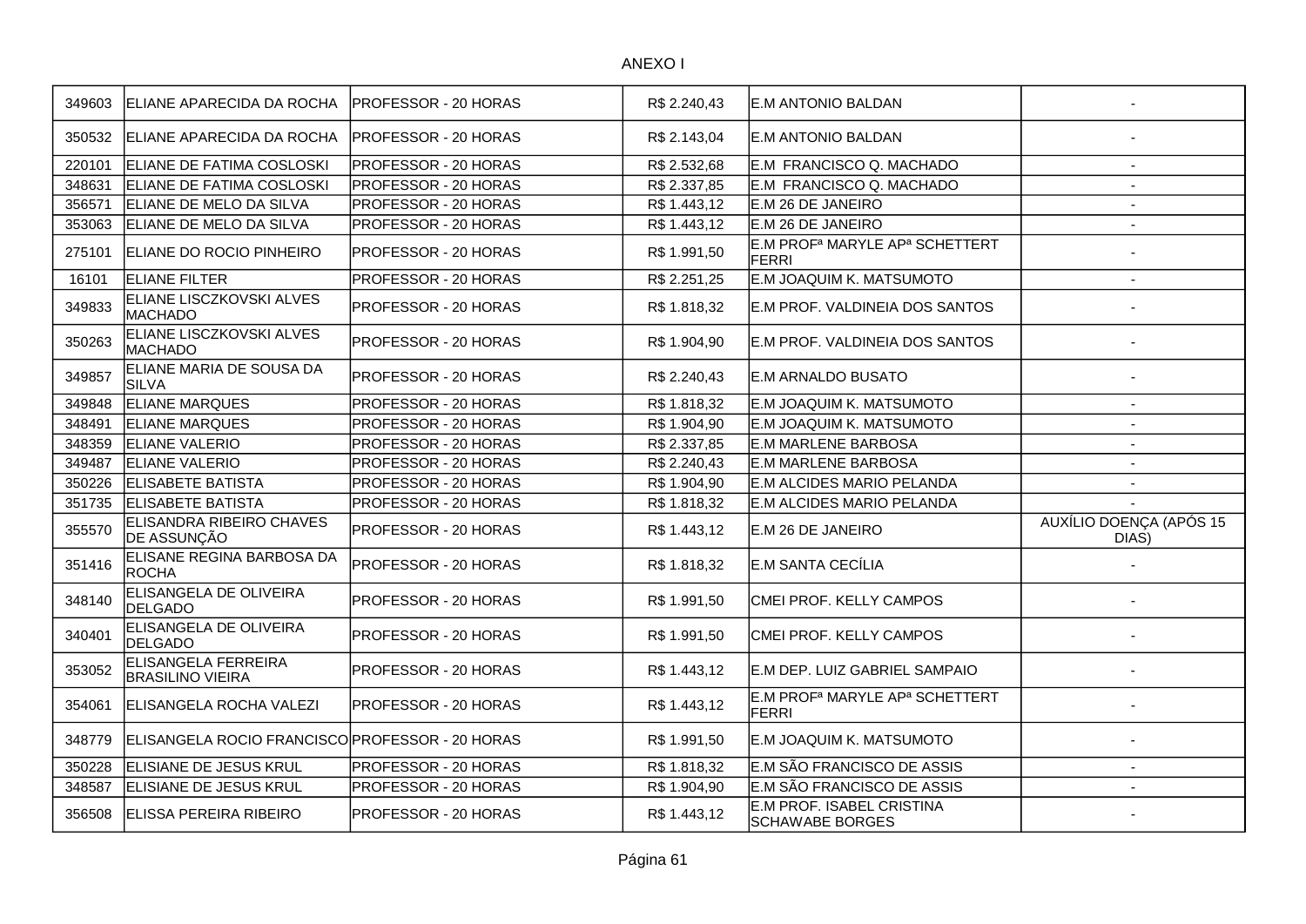ANEXO I

| | | | | | |
|---|---|---|---|---|---|
| 349603 | ELIANE APARECIDA DA ROCHA | PROFESSOR - 20 HORAS | R$ 2.240,43 | E.M ANTONIO BALDAN | - |
| 350532 | ELIANE APARECIDA DA ROCHA | PROFESSOR - 20 HORAS | R$ 2.143,04 | E.M ANTONIO BALDAN | - |
| 220101 | ELIANE DE FATIMA COSLOSKI | PROFESSOR - 20 HORAS | R$ 2.532,68 | E.M FRANCISCO Q. MACHADO | - |
| 348631 | ELIANE DE FATIMA COSLOSKI | PROFESSOR - 20 HORAS | R$ 2.337,85 | E.M FRANCISCO Q. MACHADO | - |
| 356571 | ELIANE DE MELO DA SILVA | PROFESSOR - 20 HORAS | R$ 1.443,12 | E.M 26 DE JANEIRO | - |
| 353063 | ELIANE DE MELO DA SILVA | PROFESSOR - 20 HORAS | R$ 1.443,12 | E.M 26 DE JANEIRO | - |
| 275101 | ELIANE DO ROCIO PINHEIRO | PROFESSOR - 20 HORAS | R$ 1.991,50 | E.M PROFª MARYLE APª SCHETTERT FERRI | - |
| 16101 | ELIANE FILTER | PROFESSOR - 20 HORAS | R$ 2.251,25 | E.M JOAQUIM K. MATSUMOTO | - |
| 349833 | ELIANE LISCZKOVSKI ALVES MACHADO | PROFESSOR - 20 HORAS | R$ 1.818,32 | E.M PROF. VALDINEIA DOS SANTOS | - |
| 350263 | ELIANE LISCZKOVSKI ALVES MACHADO | PROFESSOR - 20 HORAS | R$ 1.904,90 | E.M PROF. VALDINEIA DOS SANTOS | - |
| 349857 | ELIANE MARIA DE SOUSA DA SILVA | PROFESSOR - 20 HORAS | R$ 2.240,43 | E.M ARNALDO BUSATO | - |
| 349848 | ELIANE MARQUES | PROFESSOR - 20 HORAS | R$ 1.818,32 | E.M JOAQUIM K. MATSUMOTO | - |
| 348491 | ELIANE MARQUES | PROFESSOR - 20 HORAS | R$ 1.904,90 | E.M JOAQUIM K. MATSUMOTO | - |
| 348359 | ELIANE VALERIO | PROFESSOR - 20 HORAS | R$ 2.337,85 | E.M MARLENE BARBOSA | - |
| 349487 | ELIANE VALERIO | PROFESSOR - 20 HORAS | R$ 2.240,43 | E.M MARLENE BARBOSA | - |
| 350226 | ELISABETE BATISTA | PROFESSOR - 20 HORAS | R$ 1.904,90 | E.M ALCIDES MARIO PELANDA | - |
| 351735 | ELISABETE BATISTA | PROFESSOR - 20 HORAS | R$ 1.818,32 | E.M ALCIDES MARIO PELANDA | - |
| 355570 | ELISANDRA RIBEIRO CHAVES DE ASSUNÇÃO | PROFESSOR - 20 HORAS | R$ 1.443,12 | E.M 26 DE JANEIRO | AUXÍLIO DOENÇA (APÓS 15 DIAS) |
| 351416 | ELISANE REGINA BARBOSA DA ROCHA | PROFESSOR - 20 HORAS | R$ 1.818,32 | E.M SANTA CECÍLIA | - |
| 348140 | ELISANGELA DE OLIVEIRA DELGADO | PROFESSOR - 20 HORAS | R$ 1.991,50 | CMEI PROF. KELLY CAMPOS | - |
| 340401 | ELISANGELA DE OLIVEIRA DELGADO | PROFESSOR - 20 HORAS | R$ 1.991,50 | CMEI PROF. KELLY CAMPOS | - |
| 353052 | ELISANGELA FERREIRA BRASILINO VIEIRA | PROFESSOR - 20 HORAS | R$ 1.443,12 | E.M DEP. LUIZ GABRIEL SAMPAIO | - |
| 354061 | ELISANGELA ROCHA VALEZI | PROFESSOR - 20 HORAS | R$ 1.443,12 | E.M PROFª MARYLE APª SCHETTERT FERRI | - |
| 348779 | ELISANGELA ROCIO FRANCISCO | PROFESSOR - 20 HORAS | R$ 1.991,50 | E.M JOAQUIM K. MATSUMOTO | - |
| 350228 | ELISIANE DE JESUS KRUL | PROFESSOR - 20 HORAS | R$ 1.818,32 | E.M SÃO FRANCISCO DE ASSIS | - |
| 348587 | ELISIANE DE JESUS KRUL | PROFESSOR - 20 HORAS | R$ 1.904,90 | E.M SÃO FRANCISCO DE ASSIS | - |
| 356508 | ELISSA PEREIRA RIBEIRO | PROFESSOR - 20 HORAS | R$ 1.443,12 | E.M PROF. ISABEL CRISTINA SCHAWABE BORGES | - |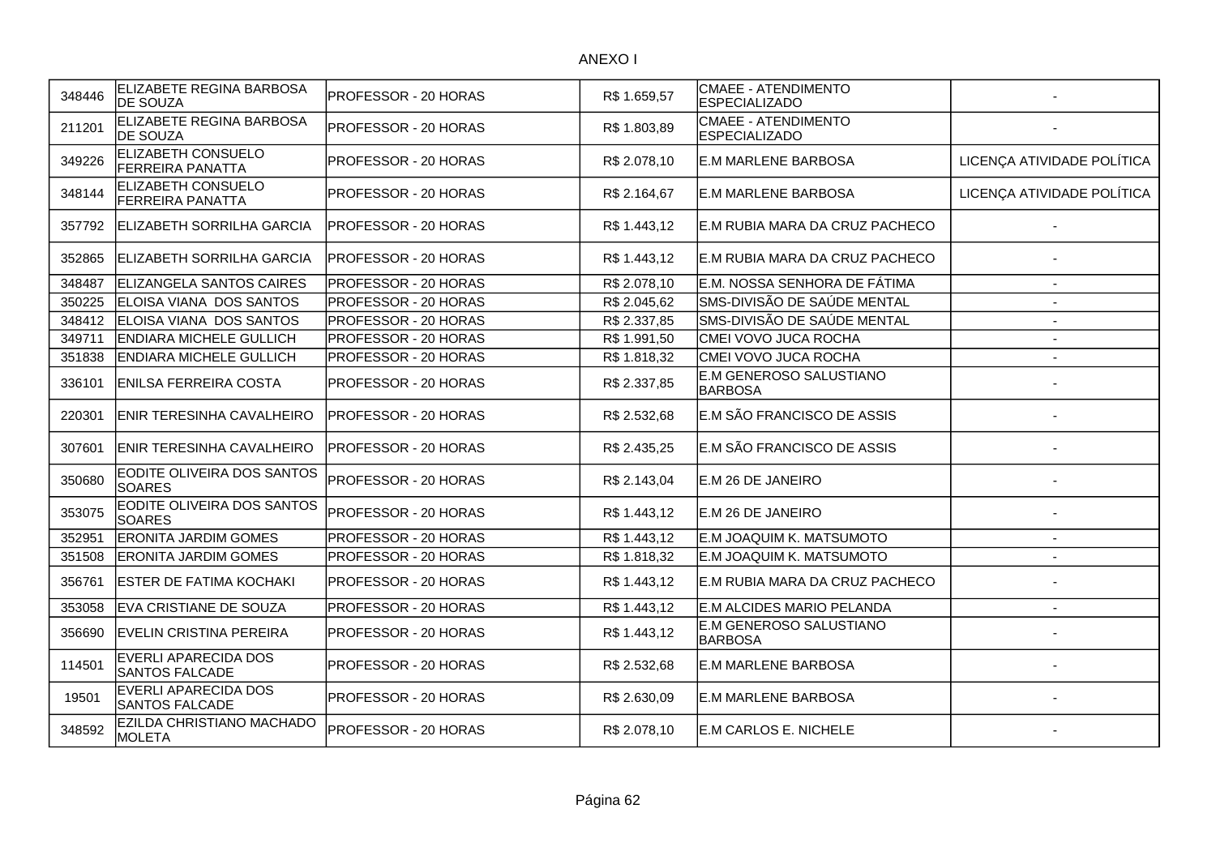ANEXO I

| | | | | | |
|---|---|---|---|---|---|
| 348446 | ELIZABETE REGINA BARBOSA DE SOUZA | PROFESSOR - 20 HORAS | R$ 1.659,57 | CMAEE - ATENDIMENTO ESPECIALIZADO | - |
| 211201 | ELIZABETE REGINA BARBOSA DE SOUZA | PROFESSOR - 20 HORAS | R$ 1.803,89 | CMAEE - ATENDIMENTO ESPECIALIZADO | - |
| 349226 | ELIZABETH CONSUELO FERREIRA PANATTA | PROFESSOR - 20 HORAS | R$ 2.078,10 | E.M MARLENE BARBOSA | LICENÇA ATIVIDADE POLÍTICA |
| 348144 | ELIZABETH CONSUELO FERREIRA PANATTA | PROFESSOR - 20 HORAS | R$ 2.164,67 | E.M MARLENE BARBOSA | LICENÇA ATIVIDADE POLÍTICA |
| 357792 | ELIZABETH SORRILHA GARCIA | PROFESSOR - 20 HORAS | R$ 1.443,12 | E.M RUBIA MARA DA CRUZ PACHECO | - |
| 352865 | ELIZABETH SORRILHA GARCIA | PROFESSOR - 20 HORAS | R$ 1.443,12 | E.M RUBIA MARA DA CRUZ PACHECO | - |
| 348487 | ELIZANGELA SANTOS CAIRES | PROFESSOR - 20 HORAS | R$ 2.078,10 | E.M. NOSSA SENHORA DE FÁTIMA | - |
| 350225 | ELOISA VIANA DOS SANTOS | PROFESSOR - 20 HORAS | R$ 2.045,62 | SMS-DIVISÃO DE SAÚDE MENTAL | - |
| 348412 | ELOISA VIANA DOS SANTOS | PROFESSOR - 20 HORAS | R$ 2.337,85 | SMS-DIVISÃO DE SAÚDE MENTAL | - |
| 349711 | ENDIARA MICHELE GULLICH | PROFESSOR - 20 HORAS | R$ 1.991,50 | CMEI VOVO JUCA ROCHA | - |
| 351838 | ENDIARA MICHELE GULLICH | PROFESSOR - 20 HORAS | R$ 1.818,32 | CMEI VOVO JUCA ROCHA | - |
| 336101 | ENILSA FERREIRA COSTA | PROFESSOR - 20 HORAS | R$ 2.337,85 | E.M GENEROSO SALUSTIANO BARBOSA | - |
| 220301 | ENIR TERESINHA CAVALHEIRO | PROFESSOR - 20 HORAS | R$ 2.532,68 | E.M SÃO FRANCISCO DE ASSIS | - |
| 307601 | ENIR TERESINHA CAVALHEIRO | PROFESSOR - 20 HORAS | R$ 2.435,25 | E.M SÃO FRANCISCO DE ASSIS | - |
| 350680 | EODITE OLIVEIRA DOS SANTOS SOARES | PROFESSOR - 20 HORAS | R$ 2.143,04 | E.M 26 DE JANEIRO | - |
| 353075 | EODITE OLIVEIRA DOS SANTOS SOARES | PROFESSOR - 20 HORAS | R$ 1.443,12 | E.M 26 DE JANEIRO | - |
| 352951 | ERONITA JARDIM GOMES | PROFESSOR - 20 HORAS | R$ 1.443,12 | E.M JOAQUIM K. MATSUMOTO | - |
| 351508 | ERONITA JARDIM GOMES | PROFESSOR - 20 HORAS | R$ 1.818,32 | E.M JOAQUIM K. MATSUMOTO | - |
| 356761 | ESTER DE FATIMA KOCHAKI | PROFESSOR - 20 HORAS | R$ 1.443,12 | E.M RUBIA MARA DA CRUZ PACHECO | - |
| 353058 | EVA CRISTIANE DE SOUZA | PROFESSOR - 20 HORAS | R$ 1.443,12 | E.M ALCIDES MARIO PELANDA | - |
| 356690 | EVELIN CRISTINA PEREIRA | PROFESSOR - 20 HORAS | R$ 1.443,12 | E.M GENEROSO SALUSTIANO BARBOSA | - |
| 114501 | EVERLI APARECIDA DOS SANTOS FALCADE | PROFESSOR - 20 HORAS | R$ 2.532,68 | E.M MARLENE BARBOSA | - |
| 19501 | EVERLI APARECIDA DOS SANTOS FALCADE | PROFESSOR - 20 HORAS | R$ 2.630,09 | E.M MARLENE BARBOSA | - |
| 348592 | EZILDA CHRISTIANO MACHADO MOLETA | PROFESSOR - 20 HORAS | R$ 2.078,10 | E.M CARLOS E. NICHELE | - |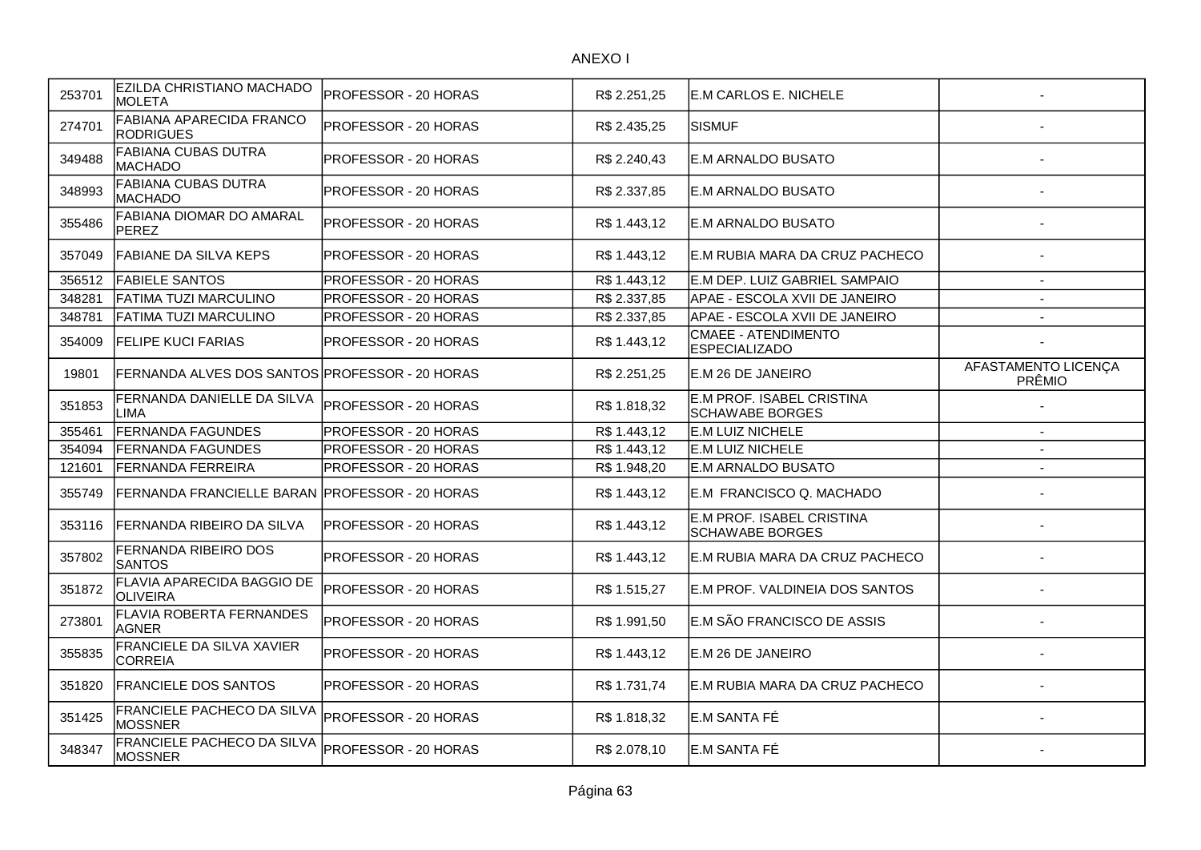ANEXO I

| | | | | | |
|---|---|---|---|---|---|
| 253701 | EZILDA CHRISTIANO MACHADO MOLETA | PROFESSOR - 20 HORAS | R$ 2.251,25 | E.M CARLOS E. NICHELE | - |
| 274701 | FABIANA APARECIDA FRANCO RODRIGUES | PROFESSOR - 20 HORAS | R$ 2.435,25 | SISMUF | - |
| 349488 | FABIANA CUBAS DUTRA MACHADO | PROFESSOR - 20 HORAS | R$ 2.240,43 | E.M ARNALDO BUSATO | - |
| 348993 | FABIANA CUBAS DUTRA MACHADO | PROFESSOR - 20 HORAS | R$ 2.337,85 | E.M ARNALDO BUSATO | - |
| 355486 | FABIANA DIOMAR DO AMARAL PEREZ | PROFESSOR - 20 HORAS | R$ 1.443,12 | E.M ARNALDO BUSATO | - |
| 357049 | FABIANE DA SILVA KEPS | PROFESSOR - 20 HORAS | R$ 1.443,12 | E.M RUBIA MARA DA CRUZ PACHECO | - |
| 356512 | FABIELE SANTOS | PROFESSOR - 20 HORAS | R$ 1.443,12 | E.M DEP. LUIZ GABRIEL SAMPAIO | - |
| 348281 | FATIMA TUZI MARCULINO | PROFESSOR - 20 HORAS | R$ 2.337,85 | APAE - ESCOLA XVII DE JANEIRO | - |
| 348781 | FATIMA TUZI MARCULINO | PROFESSOR - 20 HORAS | R$ 2.337,85 | APAE - ESCOLA XVII DE JANEIRO | - |
| 354009 | FELIPE KUCI FARIAS | PROFESSOR - 20 HORAS | R$ 1.443,12 | CMAEE - ATENDIMENTO ESPECIALIZADO | - |
| 19801 | FERNANDA ALVES DOS SANTOS | PROFESSOR - 20 HORAS | R$ 2.251,25 | E.M 26 DE JANEIRO | AFASTAMENTO LICENÇA PRÊMIO |
| 351853 | FERNANDA DANIELLE DA SILVA LIMA | PROFESSOR - 20 HORAS | R$ 1.818,32 | E.M PROF. ISABEL CRISTINA SCHAWABE BORGES | - |
| 355461 | FERNANDA FAGUNDES | PROFESSOR - 20 HORAS | R$ 1.443,12 | E.M LUIZ NICHELE | - |
| 354094 | FERNANDA FAGUNDES | PROFESSOR - 20 HORAS | R$ 1.443,12 | E.M LUIZ NICHELE | - |
| 121601 | FERNANDA FERREIRA | PROFESSOR - 20 HORAS | R$ 1.948,20 | E.M ARNALDO BUSATO | - |
| 355749 | FERNANDA FRANCIELLE BARAN | PROFESSOR - 20 HORAS | R$ 1.443,12 | E.M FRANCISCO Q. MACHADO | - |
| 353116 | FERNANDA RIBEIRO DA SILVA | PROFESSOR - 20 HORAS | R$ 1.443,12 | E.M PROF. ISABEL CRISTINA SCHAWABE BORGES | - |
| 357802 | FERNANDA RIBEIRO DOS SANTOS | PROFESSOR - 20 HORAS | R$ 1.443,12 | E.M RUBIA MARA DA CRUZ PACHECO | - |
| 351872 | FLAVIA APARECIDA BAGGIO DE OLIVEIRA | PROFESSOR - 20 HORAS | R$ 1.515,27 | E.M PROF. VALDINEIA DOS SANTOS | - |
| 273801 | FLAVIA ROBERTA FERNANDES AGNER | PROFESSOR - 20 HORAS | R$ 1.991,50 | E.M SÃO FRANCISCO DE ASSIS | - |
| 355835 | FRANCIELE DA SILVA XAVIER CORREIA | PROFESSOR - 20 HORAS | R$ 1.443,12 | E.M 26 DE JANEIRO | - |
| 351820 | FRANCIELE DOS SANTOS | PROFESSOR - 20 HORAS | R$ 1.731,74 | E.M RUBIA MARA DA CRUZ PACHECO | - |
| 351425 | FRANCIELE PACHECO DA SILVA MOSSNER | PROFESSOR - 20 HORAS | R$ 1.818,32 | E.M SANTA FÉ | - |
| 348347 | FRANCIELE PACHECO DA SILVA MOSSNER | PROFESSOR - 20 HORAS | R$ 2.078,10 | E.M SANTA FÉ | - |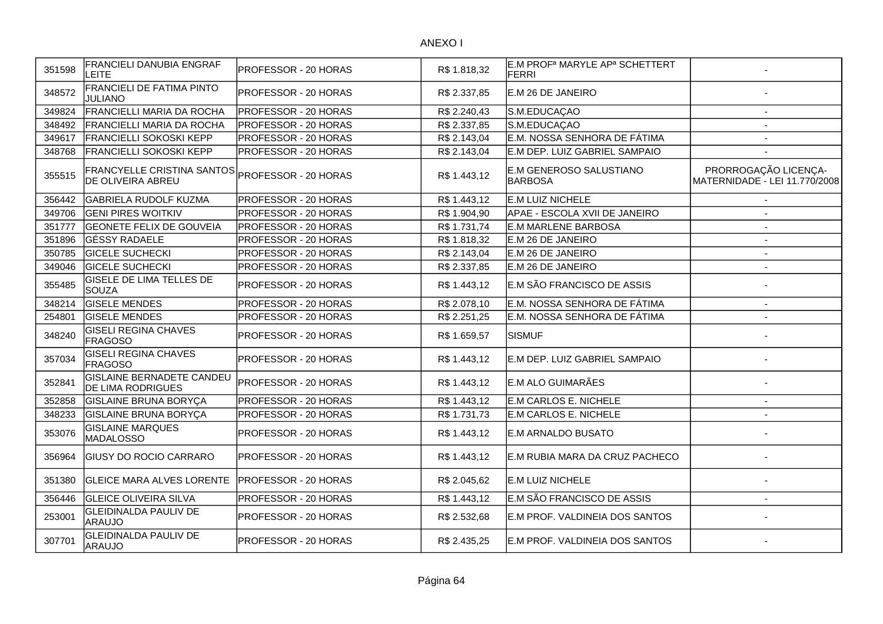ANEXO I

| | | | | | |
|---|---|---|---|---|---|
| 351598 | FRANCIELI DANUBIA ENGRAF LEITE | PROFESSOR - 20 HORAS | R$ 1.818,32 | E.M PROFª MARYLE APª SCHETTERT FERRI | - |
| 348572 | FRANCIELI DE FATIMA PINTO JULIANO | PROFESSOR - 20 HORAS | R$ 2.337,85 | E.M 26 DE JANEIRO | - |
| 349824 | FRANCIELLI MARIA DA ROCHA | PROFESSOR - 20 HORAS | R$ 2.240,43 | S.M.EDUCAÇAO | - |
| 348492 | FRANCIELLI MARIA DA ROCHA | PROFESSOR - 20 HORAS | R$ 2.337,85 | S.M.EDUCAÇAO | - |
| 349617 | FRANCIELLI SOKOSKI KEPP | PROFESSOR - 20 HORAS | R$ 2.143,04 | E.M. NOSSA SENHORA DE FÁTIMA | - |
| 348768 | FRANCIELLI SOKOSKI KEPP | PROFESSOR - 20 HORAS | R$ 2.143,04 | E.M DEP. LUIZ GABRIEL SAMPAIO | - |
| 355515 | FRANCYELLE CRISTINA SANTOS DE OLIVEIRA ABREU | PROFESSOR - 20 HORAS | R$ 1.443,12 | E.M GENEROSO SALUSTIANO BARBOSA | PRORROGAÇÃO LICENÇA-MATERNIDADE - LEI 11.770/2008 |
| 356442 | GABRIELA RUDOLF KUZMA | PROFESSOR - 20 HORAS | R$ 1.443,12 | E.M LUIZ NICHELE | - |
| 349706 | GENI PIRES WOITKIV | PROFESSOR - 20 HORAS | R$ 1.904,90 | APAE - ESCOLA XVII DE JANEIRO | - |
| 351777 | GEONETE FELIX DE GOUVEIA | PROFESSOR - 20 HORAS | R$ 1.731,74 | E.M MARLENE BARBOSA | - |
| 351896 | GÉSSY RADAELE | PROFESSOR - 20 HORAS | R$ 1.818,32 | E.M 26 DE JANEIRO | - |
| 350785 | GICELE SUCHECKI | PROFESSOR - 20 HORAS | R$ 2.143,04 | E.M 26 DE JANEIRO | - |
| 349046 | GICELE SUCHECKI | PROFESSOR - 20 HORAS | R$ 2.337,85 | E.M 26 DE JANEIRO | - |
| 355485 | GISELE DE LIMA TELLES DE SOUZA | PROFESSOR - 20 HORAS | R$ 1.443,12 | E.M SÃO FRANCISCO DE ASSIS | - |
| 348214 | GISELE MENDES | PROFESSOR - 20 HORAS | R$ 2.078,10 | E.M. NOSSA SENHORA DE FÁTIMA | - |
| 254801 | GISELE MENDES | PROFESSOR - 20 HORAS | R$ 2.251,25 | E.M. NOSSA SENHORA DE FÁTIMA | - |
| 348240 | GISELI REGINA CHAVES FRAGOSO | PROFESSOR - 20 HORAS | R$ 1.659,57 | SISMUF | - |
| 357034 | GISELI REGINA CHAVES FRAGOSO | PROFESSOR - 20 HORAS | R$ 1.443,12 | E.M DEP. LUIZ GABRIEL SAMPAIO | - |
| 352841 | GISLAINE BERNADETE CANDEU DE LIMA RODRIGUES | PROFESSOR - 20 HORAS | R$ 1.443,12 | E.M ALO GUIMARÃES | - |
| 352858 | GISLAINE BRUNA BORYÇA | PROFESSOR - 20 HORAS | R$ 1.443,12 | E.M CARLOS E. NICHELE | - |
| 348233 | GISLAINE BRUNA BORYÇA | PROFESSOR - 20 HORAS | R$ 1.731,73 | E.M CARLOS E. NICHELE | - |
| 353076 | GISLAINE MARQUES MADALOSSO | PROFESSOR - 20 HORAS | R$ 1.443,12 | E.M ARNALDO BUSATO | - |
| 356964 | GIUSY DO ROCIO CARRARO | PROFESSOR - 20 HORAS | R$ 1.443,12 | E.M RUBIA MARA DA CRUZ PACHECO | - |
| 351380 | GLEICE MARA ALVES LORENTE | PROFESSOR - 20 HORAS | R$ 2.045,62 | E.M LUIZ NICHELE | - |
| 356446 | GLEICE OLIVEIRA SILVA | PROFESSOR - 20 HORAS | R$ 1.443,12 | E.M SÃO FRANCISCO DE ASSIS | - |
| 253001 | GLEIDINALDA PAULIV DE ARAUJO | PROFESSOR - 20 HORAS | R$ 2.532,68 | E.M PROF. VALDINEIA DOS SANTOS | - |
| 307701 | GLEIDINALDA PAULIV DE ARAUJO | PROFESSOR - 20 HORAS | R$ 2.435,25 | E.M PROF. VALDINEIA DOS SANTOS | - |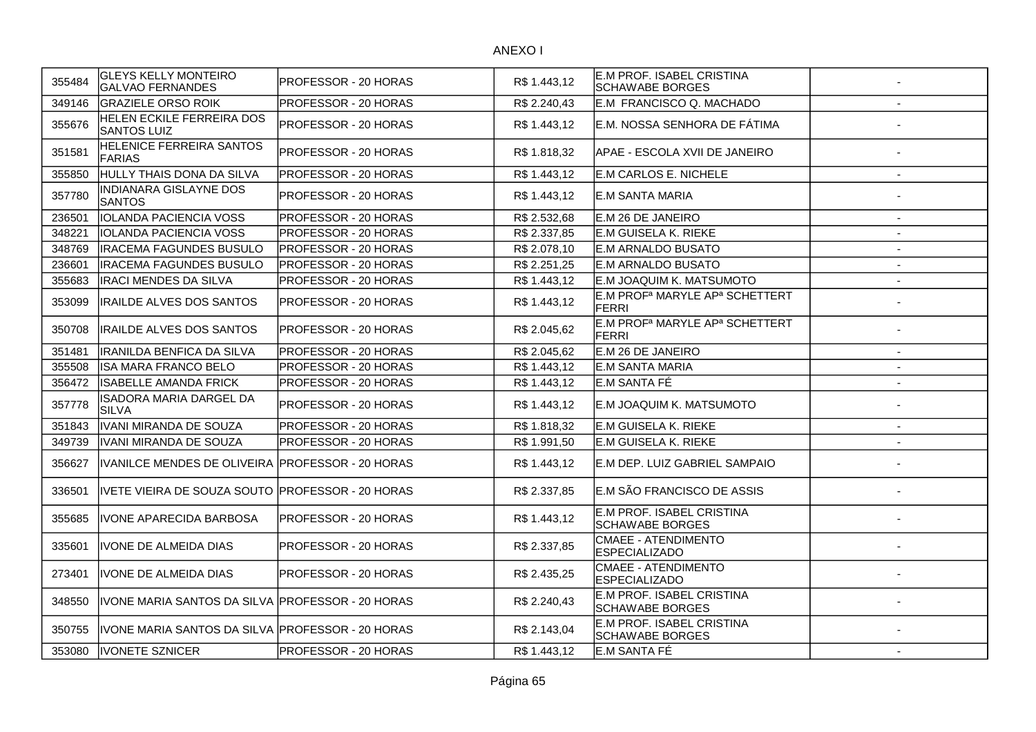ANEXO I

| | | | | | |
|---|---|---|---|---|---|
| 355484 | GLEYS KELLY MONTEIRO GALVAO FERNANDES | PROFESSOR - 20 HORAS | R$ 1.443,12 | E.M PROF. ISABEL CRISTINA SCHAWABE BORGES | - |
| 349146 | GRAZIELE ORSO ROIK | PROFESSOR - 20 HORAS | R$ 2.240,43 | E.M FRANCISCO Q. MACHADO | - |
| 355676 | HELEN ECKILE FERREIRA DOS SANTOS LUIZ | PROFESSOR - 20 HORAS | R$ 1.443,12 | E.M. NOSSA SENHORA DE FÁTIMA | - |
| 351581 | HELENICE FERREIRA SANTOS FARIAS | PROFESSOR - 20 HORAS | R$ 1.818,32 | APAE - ESCOLA XVII DE JANEIRO | - |
| 355850 | HULLY THAIS DONA DA SILVA | PROFESSOR - 20 HORAS | R$ 1.443,12 | E.M CARLOS E. NICHELE | - |
| 357780 | INDIANARA GISLAYNE DOS SANTOS | PROFESSOR - 20 HORAS | R$ 1.443,12 | E.M SANTA MARIA | - |
| 236501 | IOLANDA PACIENCIA VOSS | PROFESSOR - 20 HORAS | R$ 2.532,68 | E.M 26 DE JANEIRO | - |
| 348221 | IOLANDA PACIENCIA VOSS | PROFESSOR - 20 HORAS | R$ 2.337,85 | E.M GUISELA K. RIEKE | - |
| 348769 | IRACEMA FAGUNDES BUSULO | PROFESSOR - 20 HORAS | R$ 2.078,10 | E.M ARNALDO BUSATO | - |
| 236601 | IRACEMA FAGUNDES BUSULO | PROFESSOR - 20 HORAS | R$ 2.251,25 | E.M ARNALDO BUSATO | - |
| 355683 | IRACI MENDES DA SILVA | PROFESSOR - 20 HORAS | R$ 1.443,12 | E.M JOAQUIM K. MATSUMOTO | - |
| 353099 | IRAILDE ALVES DOS SANTOS | PROFESSOR - 20 HORAS | R$ 1.443,12 | E.M PROFª MARYLE APª SCHETTERT FERRI | - |
| 350708 | IRAILDE ALVES DOS SANTOS | PROFESSOR - 20 HORAS | R$ 2.045,62 | E.M PROFª MARYLE APª SCHETTERT FERRI | - |
| 351481 | IRANILDA BENFICA DA SILVA | PROFESSOR - 20 HORAS | R$ 2.045,62 | E.M 26 DE JANEIRO | - |
| 355508 | ISA MARA FRANCO BELO | PROFESSOR - 20 HORAS | R$ 1.443,12 | E.M SANTA MARIA | - |
| 356472 | ISABELLE AMANDA FRICK | PROFESSOR - 20 HORAS | R$ 1.443,12 | E.M SANTA FÉ | - |
| 357778 | ISADORA MARIA DARGEL DA SILVA | PROFESSOR - 20 HORAS | R$ 1.443,12 | E.M JOAQUIM K. MATSUMOTO | - |
| 351843 | IVANI MIRANDA DE SOUZA | PROFESSOR - 20 HORAS | R$ 1.818,32 | E.M GUISELA K. RIEKE | - |
| 349739 | IVANI MIRANDA DE SOUZA | PROFESSOR - 20 HORAS | R$ 1.991,50 | E.M GUISELA K. RIEKE | - |
| 356627 | IVANILCE MENDES DE OLIVEIRA | PROFESSOR - 20 HORAS | R$ 1.443,12 | E.M DEP. LUIZ GABRIEL SAMPAIO | - |
| 336501 | IVETE VIEIRA DE SOUZA SOUTO | PROFESSOR - 20 HORAS | R$ 2.337,85 | E.M SÃO FRANCISCO DE ASSIS | - |
| 355685 | IVONE APARECIDA BARBOSA | PROFESSOR - 20 HORAS | R$ 1.443,12 | E.M PROF. ISABEL CRISTINA SCHAWABE BORGES | - |
| 335601 | IVONE DE ALMEIDA DIAS | PROFESSOR - 20 HORAS | R$ 2.337,85 | CMAEE - ATENDIMENTO ESPECIALIZADO | - |
| 273401 | IVONE DE ALMEIDA DIAS | PROFESSOR - 20 HORAS | R$ 2.435,25 | CMAEE - ATENDIMENTO ESPECIALIZADO | - |
| 348550 | IVONE MARIA SANTOS DA SILVA | PROFESSOR - 20 HORAS | R$ 2.240,43 | E.M PROF. ISABEL CRISTINA SCHAWABE BORGES | - |
| 350755 | IVONE MARIA SANTOS DA SILVA | PROFESSOR - 20 HORAS | R$ 2.143,04 | E.M PROF. ISABEL CRISTINA SCHAWABE BORGES | - |
| 353080 | IVONETE SZNICER | PROFESSOR - 20 HORAS | R$ 1.443,12 | E.M SANTA FÉ | - |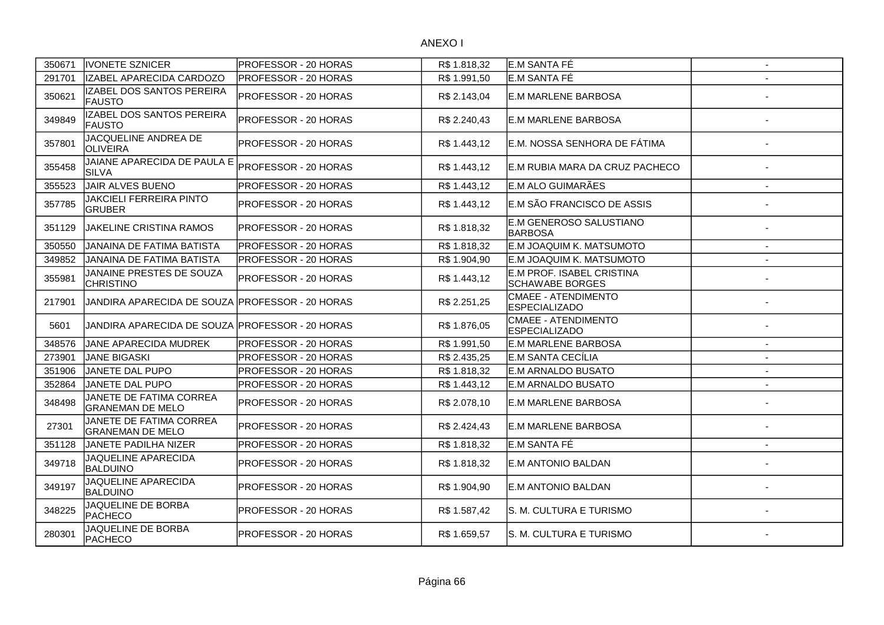ANEXO I

| | | | | | |
|---|---|---|---|---|---|
| 350671 | IVONETE SZNICER | PROFESSOR - 20 HORAS | R$ 1.818,32 | E.M SANTA FÉ | - |
| 291701 | IZABEL APARECIDA CARDOZO | PROFESSOR - 20 HORAS | R$ 1.991,50 | E.M SANTA FÉ | - |
| 350621 | IZABEL DOS SANTOS PEREIRA FAUSTO | PROFESSOR - 20 HORAS | R$ 2.143,04 | E.M MARLENE BARBOSA | - |
| 349849 | IZABEL DOS SANTOS PEREIRA FAUSTO | PROFESSOR - 20 HORAS | R$ 2.240,43 | E.M MARLENE BARBOSA | - |
| 357801 | JACQUELINE ANDREA DE OLIVEIRA | PROFESSOR - 20 HORAS | R$ 1.443,12 | E.M. NOSSA SENHORA DE FÁTIMA | - |
| 355458 | JAIANE APARECIDA DE PAULA E SILVA | PROFESSOR - 20 HORAS | R$ 1.443,12 | E.M RUBIA MARA DA CRUZ PACHECO | - |
| 355523 | JAIR ALVES BUENO | PROFESSOR - 20 HORAS | R$ 1.443,12 | E.M ALO GUIMARÃES | - |
| 357785 | JAKCIELI FERREIRA PINTO GRUBER | PROFESSOR - 20 HORAS | R$ 1.443,12 | E.M SÃO FRANCISCO DE ASSIS | - |
| 351129 | JAKELINE CRISTINA RAMOS | PROFESSOR - 20 HORAS | R$ 1.818,32 | E.M GENEROSO SALUSTIANO BARBOSA | - |
| 350550 | JANAINA DE FATIMA BATISTA | PROFESSOR - 20 HORAS | R$ 1.818,32 | E.M JOAQUIM K. MATSUMOTO | - |
| 349852 | JANAINA DE FATIMA BATISTA | PROFESSOR - 20 HORAS | R$ 1.904,90 | E.M JOAQUIM K. MATSUMOTO | - |
| 355981 | JANAINE PRESTES DE SOUZA CHRISTINO | PROFESSOR - 20 HORAS | R$ 1.443,12 | E.M PROF. ISABEL CRISTINA SCHAWABE BORGES | - |
| 217901 | JANDIRA APARECIDA DE SOUZA | PROFESSOR - 20 HORAS | R$ 2.251,25 | CMAEE - ATENDIMENTO ESPECIALIZADO | - |
| 5601 | JANDIRA APARECIDA DE SOUZA | PROFESSOR - 20 HORAS | R$ 1.876,05 | CMAEE - ATENDIMENTO ESPECIALIZADO | - |
| 348576 | JANE APARECIDA MUDREK | PROFESSOR - 20 HORAS | R$ 1.991,50 | E.M MARLENE BARBOSA | - |
| 273901 | JANE BIGASKI | PROFESSOR - 20 HORAS | R$ 2.435,25 | E.M SANTA CECÍLIA | - |
| 351906 | JANETE DAL PUPO | PROFESSOR - 20 HORAS | R$ 1.818,32 | E.M ARNALDO BUSATO | - |
| 352864 | JANETE DAL PUPO | PROFESSOR - 20 HORAS | R$ 1.443,12 | E.M ARNALDO BUSATO | - |
| 348498 | JANETE DE FATIMA CORREA GRANEMAN DE MELO | PROFESSOR - 20 HORAS | R$ 2.078,10 | E.M MARLENE BARBOSA | - |
| 27301 | JANETE DE FATIMA CORREA GRANEMAN DE MELO | PROFESSOR - 20 HORAS | R$ 2.424,43 | E.M MARLENE BARBOSA | - |
| 351128 | JANETE PADILHA NIZER | PROFESSOR - 20 HORAS | R$ 1.818,32 | E.M SANTA FÉ | - |
| 349718 | JAQUELINE APARECIDA BALDUINO | PROFESSOR - 20 HORAS | R$ 1.818,32 | E.M ANTONIO BALDAN | - |
| 349197 | JAQUELINE APARECIDA BALDUINO | PROFESSOR - 20 HORAS | R$ 1.904,90 | E.M ANTONIO BALDAN | - |
| 348225 | JAQUELINE DE BORBA PACHECO | PROFESSOR - 20 HORAS | R$ 1.587,42 | S. M. CULTURA E TURISMO | - |
| 280301 | JAQUELINE DE BORBA PACHECO | PROFESSOR - 20 HORAS | R$ 1.659,57 | S. M. CULTURA E TURISMO | - |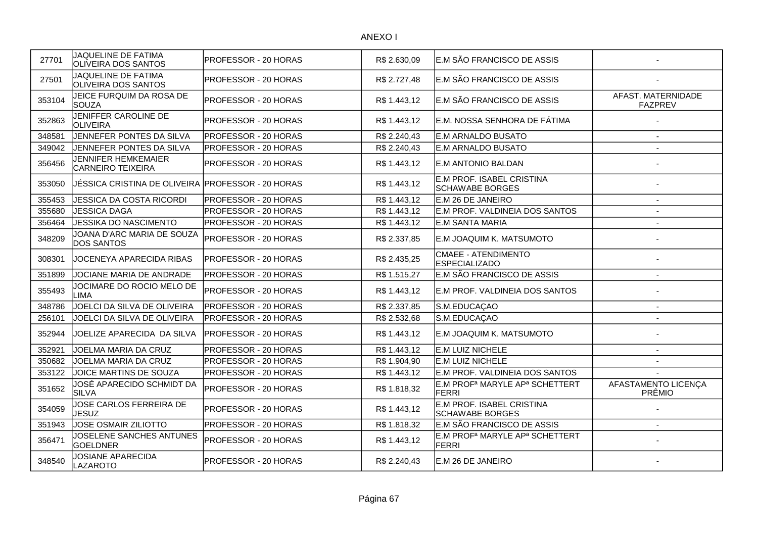ANEXO I

| | | | | | |
|---|---|---|---|---|---|
| 27701 | JAQUELINE DE FATIMA OLIVEIRA DOS SANTOS | PROFESSOR - 20 HORAS | R$ 2.630,09 | E.M SÃO FRANCISCO DE ASSIS | - |
| 27501 | JAQUELINE DE FATIMA OLIVEIRA DOS SANTOS | PROFESSOR - 20 HORAS | R$ 2.727,48 | E.M SÃO FRANCISCO DE ASSIS | - |
| 353104 | JEICE FURQUIM DA ROSA DE SOUZA | PROFESSOR - 20 HORAS | R$ 1.443,12 | E.M SÃO FRANCISCO DE ASSIS | AFAST. MATERNIDADE FAZPREV |
| 352863 | JENIFFER CAROLINE DE OLIVEIRA | PROFESSOR - 20 HORAS | R$ 1.443,12 | E.M. NOSSA SENHORA DE FÁTIMA | - |
| 348581 | JENNEFER PONTES DA SILVA | PROFESSOR - 20 HORAS | R$ 2.240,43 | E.M ARNALDO BUSATO | - |
| 349042 | JENNEFER PONTES DA SILVA | PROFESSOR - 20 HORAS | R$ 2.240,43 | E.M ARNALDO BUSATO | - |
| 356456 | JENNIFER HEMKEMAIER CARNEIRO TEIXEIRA | PROFESSOR - 20 HORAS | R$ 1.443,12 | E.M ANTONIO BALDAN | - |
| 353050 | JÉSSICA CRISTINA DE OLIVEIRA | PROFESSOR - 20 HORAS | R$ 1.443,12 | E.M PROF. ISABEL CRISTINA SCHAWABE BORGES | - |
| 355453 | JESSICA DA COSTA RICORDI | PROFESSOR - 20 HORAS | R$ 1.443,12 | E.M 26 DE JANEIRO | - |
| 355680 | JESSICA DAGA | PROFESSOR - 20 HORAS | R$ 1.443,12 | E.M PROF. VALDINEIA DOS SANTOS | - |
| 356464 | JESSIKA DO NASCIMENTO | PROFESSOR - 20 HORAS | R$ 1.443,12 | E.M SANTA MARIA | - |
| 348209 | JOANA D'ARC MARIA DE SOUZA DOS SANTOS | PROFESSOR - 20 HORAS | R$ 2.337,85 | E.M JOAQUIM K. MATSUMOTO | - |
| 308301 | JOCENEYA APARECIDA RIBAS | PROFESSOR - 20 HORAS | R$ 2.435,25 | CMAEE - ATENDIMENTO ESPECIALIZADO | - |
| 351899 | JOCIANE MARIA DE ANDRADE | PROFESSOR - 20 HORAS | R$ 1.515,27 | E.M SÃO FRANCISCO DE ASSIS | - |
| 355493 | JOCIMARE DO ROCIO MELO DE LIMA | PROFESSOR - 20 HORAS | R$ 1.443,12 | E.M PROF. VALDINEIA DOS SANTOS | - |
| 348786 | JOELCI DA SILVA DE OLIVEIRA | PROFESSOR - 20 HORAS | R$ 2.337,85 | S.M.EDUCAÇAO | - |
| 256101 | JOELCI DA SILVA DE OLIVEIRA | PROFESSOR - 20 HORAS | R$ 2.532,68 | S.M.EDUCAÇAO | - |
| 352944 | JOELIZE APARECIDA DA SILVA | PROFESSOR - 20 HORAS | R$ 1.443,12 | E.M JOAQUIM K. MATSUMOTO | - |
| 352921 | JOELMA MARIA DA CRUZ | PROFESSOR - 20 HORAS | R$ 1.443,12 | E.M LUIZ NICHELE | - |
| 350682 | JOELMA MARIA DA CRUZ | PROFESSOR - 20 HORAS | R$ 1.904,90 | E.M LUIZ NICHELE | - |
| 353122 | JOICE MARTINS DE SOUZA | PROFESSOR - 20 HORAS | R$ 1.443,12 | E.M PROF. VALDINEIA DOS SANTOS | - |
| 351652 | JOSÉ APARECIDO SCHMIDT DA SILVA | PROFESSOR - 20 HORAS | R$ 1.818,32 | E.M PROFª MARYLE APª SCHETTERT FERRI | AFASTAMENTO LICENÇA PRÊMIO |
| 354059 | JOSE CARLOS FERREIRA DE JESUZ | PROFESSOR - 20 HORAS | R$ 1.443,12 | E.M PROF. ISABEL CRISTINA SCHAWABE BORGES | - |
| 351943 | JOSE OSMAIR ZILIOTTO | PROFESSOR - 20 HORAS | R$ 1.818,32 | E.M SÃO FRANCISCO DE ASSIS | - |
| 356471 | JOSELENE SANCHES ANTUNES GOELDNER | PROFESSOR - 20 HORAS | R$ 1.443,12 | E.M PROFª MARYLE APª SCHETTERT FERRI | - |
| 348540 | JOSIANE APARECIDA LAZAROTO | PROFESSOR - 20 HORAS | R$ 2.240,43 | E.M 26 DE JANEIRO | - |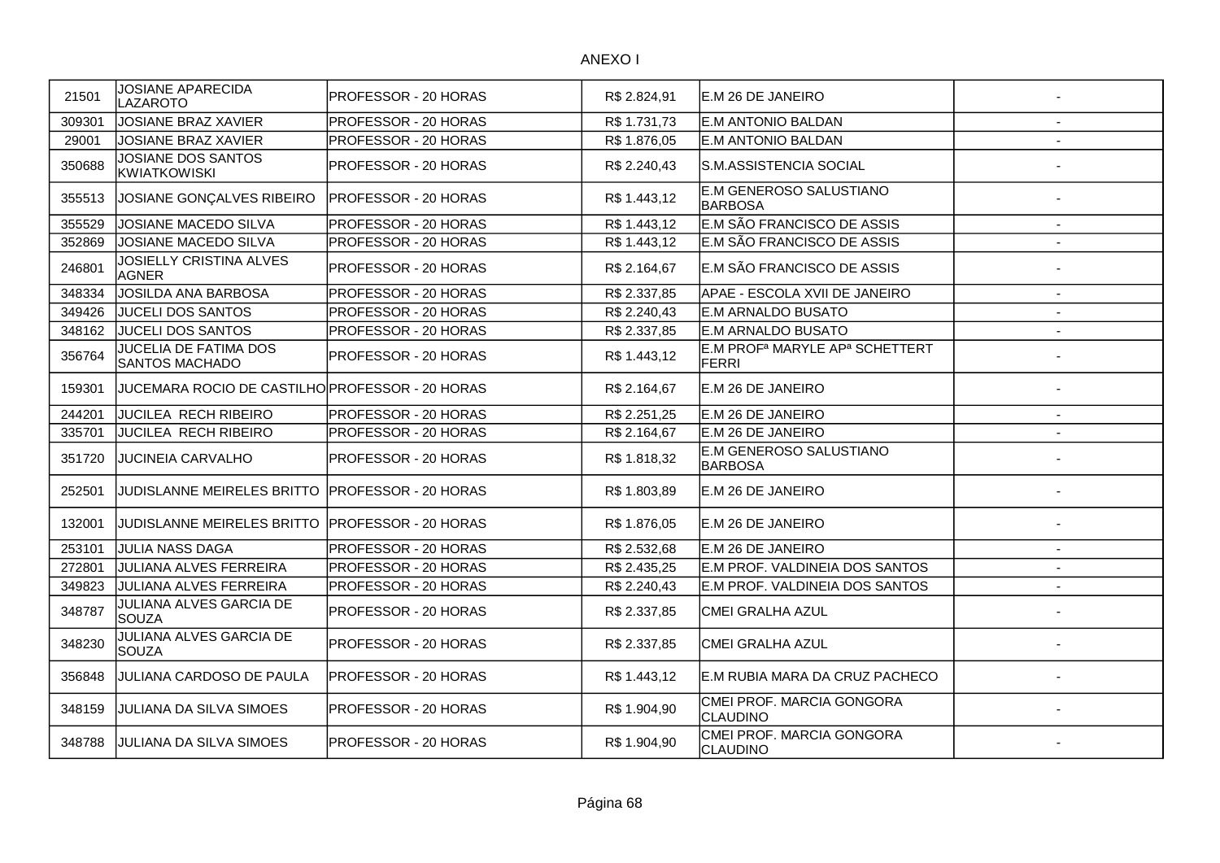ANEXO I

| | | | | | |
|---|---|---|---|---|---|
| 21501 | JOSIANE APARECIDA LAZAROTO | PROFESSOR - 20 HORAS | R$ 2.824,91 | E.M 26 DE JANEIRO | - |
| 309301 | JOSIANE BRAZ XAVIER | PROFESSOR - 20 HORAS | R$ 1.731,73 | E.M ANTONIO BALDAN | - |
| 29001 | JOSIANE BRAZ XAVIER | PROFESSOR - 20 HORAS | R$ 1.876,05 | E.M ANTONIO BALDAN | - |
| 350688 | JOSIANE DOS SANTOS KWIATKOWISKI | PROFESSOR - 20 HORAS | R$ 2.240,43 | S.M.ASSISTENCIA SOCIAL | - |
| 355513 | JOSIANE GONÇALVES RIBEIRO | PROFESSOR - 20 HORAS | R$ 1.443,12 | E.M GENEROSO SALUSTIANO BARBOSA | - |
| 355529 | JOSIANE MACEDO SILVA | PROFESSOR - 20 HORAS | R$ 1.443,12 | E.M SÃO FRANCISCO DE ASSIS | - |
| 352869 | JOSIANE MACEDO SILVA | PROFESSOR - 20 HORAS | R$ 1.443,12 | E.M SÃO FRANCISCO DE ASSIS | - |
| 246801 | JOSIELLY CRISTINA ALVES AGNER | PROFESSOR - 20 HORAS | R$ 2.164,67 | E.M SÃO FRANCISCO DE ASSIS | - |
| 348334 | JOSILDA ANA BARBOSA | PROFESSOR - 20 HORAS | R$ 2.337,85 | APAE - ESCOLA XVII DE JANEIRO | - |
| 349426 | JUCELI DOS SANTOS | PROFESSOR - 20 HORAS | R$ 2.240,43 | E.M ARNALDO BUSATO | - |
| 348162 | JUCELI DOS SANTOS | PROFESSOR - 20 HORAS | R$ 2.337,85 | E.M ARNALDO BUSATO | - |
| 356764 | JUCELIA DE FATIMA DOS SANTOS MACHADO | PROFESSOR - 20 HORAS | R$ 1.443,12 | E.M PROFª MARYLE APª SCHETTERT FERRI | - |
| 159301 | JUCEMARA ROCIO DE CASTILHO | PROFESSOR - 20 HORAS | R$ 2.164,67 | E.M 26 DE JANEIRO | - |
| 244201 | JUCILEA RECH RIBEIRO | PROFESSOR - 20 HORAS | R$ 2.251,25 | E.M 26 DE JANEIRO | - |
| 335701 | JUCILEA RECH RIBEIRO | PROFESSOR - 20 HORAS | R$ 2.164,67 | E.M 26 DE JANEIRO | - |
| 351720 | JUCINEIA CARVALHO | PROFESSOR - 20 HORAS | R$ 1.818,32 | E.M GENEROSO SALUSTIANO BARBOSA | - |
| 252501 | JUDISLANNE MEIRELES BRITTO | PROFESSOR - 20 HORAS | R$ 1.803,89 | E.M 26 DE JANEIRO | - |
| 132001 | JUDISLANNE MEIRELES BRITTO | PROFESSOR - 20 HORAS | R$ 1.876,05 | E.M 26 DE JANEIRO | - |
| 253101 | JULIA NASS DAGA | PROFESSOR - 20 HORAS | R$ 2.532,68 | E.M 26 DE JANEIRO | - |
| 272801 | JULIANA ALVES FERREIRA | PROFESSOR - 20 HORAS | R$ 2.435,25 | E.M PROF. VALDINEIA DOS SANTOS | - |
| 349823 | JULIANA ALVES FERREIRA | PROFESSOR - 20 HORAS | R$ 2.240,43 | E.M PROF. VALDINEIA DOS SANTOS | - |
| 348787 | JULIANA ALVES GARCIA DE SOUZA | PROFESSOR - 20 HORAS | R$ 2.337,85 | CMEI GRALHA AZUL | - |
| 348230 | JULIANA ALVES GARCIA DE SOUZA | PROFESSOR - 20 HORAS | R$ 2.337,85 | CMEI GRALHA AZUL | - |
| 356848 | JULIANA CARDOSO DE PAULA | PROFESSOR - 20 HORAS | R$ 1.443,12 | E.M RUBIA MARA DA CRUZ PACHECO | - |
| 348159 | JULIANA DA SILVA SIMOES | PROFESSOR - 20 HORAS | R$ 1.904,90 | CMEI PROF. MARCIA GONGORA CLAUDINO | - |
| 348788 | JULIANA DA SILVA SIMOES | PROFESSOR - 20 HORAS | R$ 1.904,90 | CMEI PROF. MARCIA GONGORA CLAUDINO | - |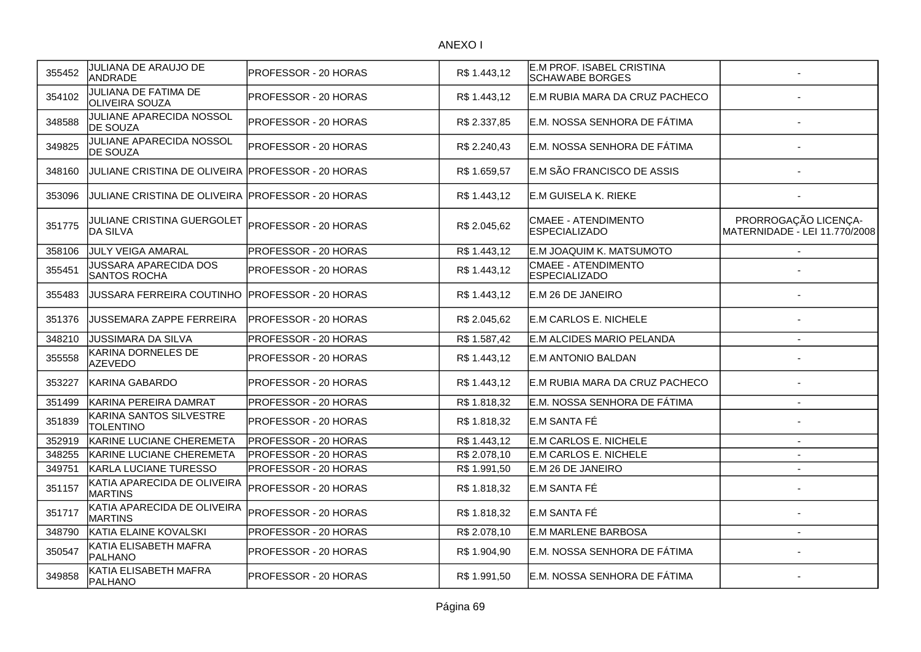ANEXO I

| | | | | | |
|---|---|---|---|---|---|
| 355452 | JULIANA DE ARAUJO DE ANDRADE | PROFESSOR - 20 HORAS | R$ 1.443,12 | E.M PROF. ISABEL CRISTINA SCHAWABE BORGES | - |
| 354102 | JULIANA DE FATIMA DE OLIVEIRA SOUZA | PROFESSOR - 20 HORAS | R$ 1.443,12 | E.M RUBIA MARA DA CRUZ PACHECO | - |
| 348588 | JULIANE APARECIDA NOSSOL DE SOUZA | PROFESSOR - 20 HORAS | R$ 2.337,85 | E.M. NOSSA SENHORA DE FÁTIMA | - |
| 349825 | JULIANE APARECIDA NOSSOL DE SOUZA | PROFESSOR - 20 HORAS | R$ 2.240,43 | E.M. NOSSA SENHORA DE FÁTIMA | - |
| 348160 | JULIANE CRISTINA DE OLIVEIRA | PROFESSOR - 20 HORAS | R$ 1.659,57 | E.M SÃO FRANCISCO DE ASSIS | - |
| 353096 | JULIANE CRISTINA DE OLIVEIRA | PROFESSOR - 20 HORAS | R$ 1.443,12 | E.M GUISELA K. RIEKE | - |
| 351775 | JULIANE CRISTINA GUERGOLET DA SILVA | PROFESSOR - 20 HORAS | R$ 2.045,62 | CMAEE - ATENDIMENTO ESPECIALIZADO | PRORROGAÇÃO LICENÇA-MATERNIDADE - LEI 11.770/2008 |
| 358106 | JULY VEIGA AMARAL | PROFESSOR - 20 HORAS | R$ 1.443,12 | E.M JOAQUIM K. MATSUMOTO | - |
| 355451 | JUSSARA APARECIDA DOS SANTOS ROCHA | PROFESSOR - 20 HORAS | R$ 1.443,12 | CMAEE - ATENDIMENTO ESPECIALIZADO | - |
| 355483 | JUSSARA FERREIRA COUTINHO | PROFESSOR - 20 HORAS | R$ 1.443,12 | E.M 26 DE JANEIRO | - |
| 351376 | JUSSEMARA ZAPPE FERREIRA | PROFESSOR - 20 HORAS | R$ 2.045,62 | E.M CARLOS E. NICHELE | - |
| 348210 | JUSSIMARA DA SILVA | PROFESSOR - 20 HORAS | R$ 1.587,42 | E.M ALCIDES MARIO PELANDA | - |
| 355558 | KARINA DORNELES DE AZEVEDO | PROFESSOR - 20 HORAS | R$ 1.443,12 | E.M ANTONIO BALDAN | - |
| 353227 | KARINA GABARDO | PROFESSOR - 20 HORAS | R$ 1.443,12 | E.M RUBIA MARA DA CRUZ PACHECO | - |
| 351499 | KARINA PEREIRA DAMRAT | PROFESSOR - 20 HORAS | R$ 1.818,32 | E.M. NOSSA SENHORA DE FÁTIMA | - |
| 351839 | KARINA SANTOS SILVESTRE TOLENTINO | PROFESSOR - 20 HORAS | R$ 1.818,32 | E.M SANTA FÉ | - |
| 352919 | KARINE LUCIANE CHEREMETA | PROFESSOR - 20 HORAS | R$ 1.443,12 | E.M CARLOS E. NICHELE | - |
| 348255 | KARINE LUCIANE CHEREMETA | PROFESSOR - 20 HORAS | R$ 2.078,10 | E.M CARLOS E. NICHELE | - |
| 349751 | KARLA LUCIANE TURESSO | PROFESSOR - 20 HORAS | R$ 1.991,50 | E.M 26 DE JANEIRO | - |
| 351157 | KATIA APARECIDA DE OLIVEIRA MARTINS | PROFESSOR - 20 HORAS | R$ 1.818,32 | E.M SANTA FÉ | - |
| 351717 | KATIA APARECIDA DE OLIVEIRA MARTINS | PROFESSOR - 20 HORAS | R$ 1.818,32 | E.M SANTA FÉ | - |
| 348790 | KATIA ELAINE KOVALSKI | PROFESSOR - 20 HORAS | R$ 2.078,10 | E.M MARLENE BARBOSA | - |
| 350547 | KATIA ELISABETH MAFRA PALHANO | PROFESSOR - 20 HORAS | R$ 1.904,90 | E.M. NOSSA SENHORA DE FÁTIMA | - |
| 349858 | KATIA ELISABETH MAFRA PALHANO | PROFESSOR - 20 HORAS | R$ 1.991,50 | E.M. NOSSA SENHORA DE FÁTIMA | - |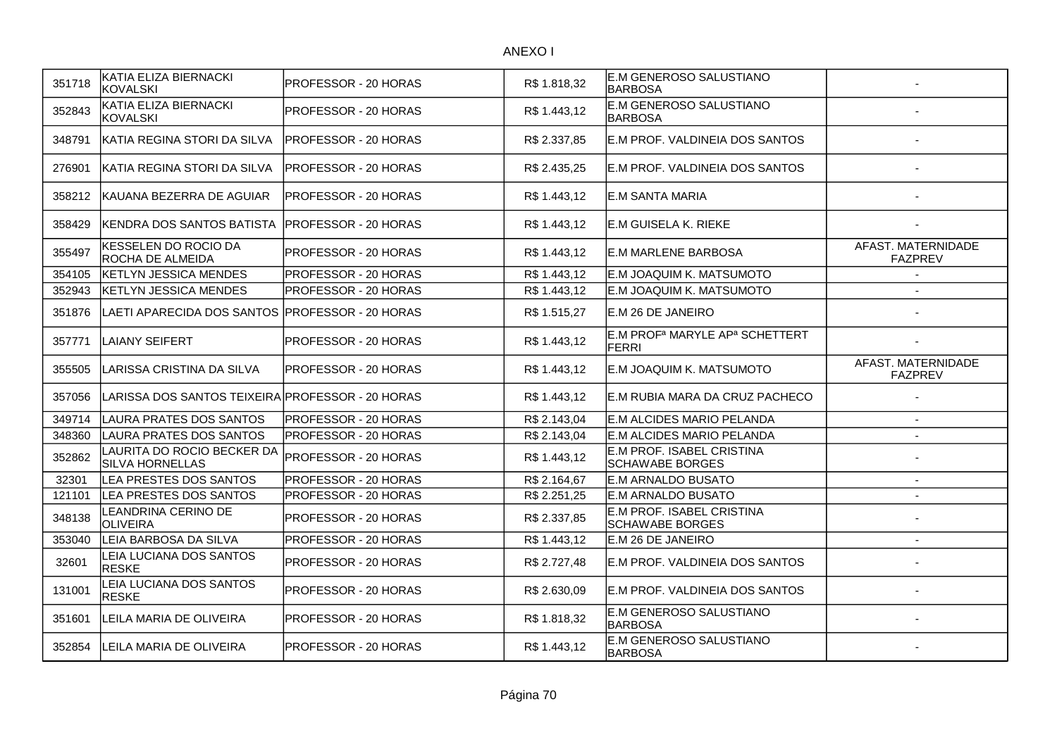ANEXO I

| | | | | | |
|---|---|---|---|---|---|
| 351718 | KATIA ELIZA BIERNACKI KOVALSKI | PROFESSOR - 20 HORAS | R$ 1.818,32 | E.M GENEROSO SALUSTIANO BARBOSA | - |
| 352843 | KATIA ELIZA BIERNACKI KOVALSKI | PROFESSOR - 20 HORAS | R$ 1.443,12 | E.M GENEROSO SALUSTIANO BARBOSA | - |
| 348791 | KATIA REGINA STORI DA SILVA | PROFESSOR - 20 HORAS | R$ 2.337,85 | E.M PROF. VALDINEIA DOS SANTOS | - |
| 276901 | KATIA REGINA STORI DA SILVA | PROFESSOR - 20 HORAS | R$ 2.435,25 | E.M PROF. VALDINEIA DOS SANTOS | - |
| 358212 | KAUANA BEZERRA DE AGUIAR | PROFESSOR - 20 HORAS | R$ 1.443,12 | E.M SANTA MARIA | - |
| 358429 | KENDRA DOS SANTOS BATISTA | PROFESSOR - 20 HORAS | R$ 1.443,12 | E.M GUISELA K. RIEKE | - |
| 355497 | KESSELEN DO ROCIO DA ROCHA DE ALMEIDA | PROFESSOR - 20 HORAS | R$ 1.443,12 | E.M MARLENE BARBOSA | AFAST. MATERNIDADE FAZPREV |
| 354105 | KETLYN JESSICA MENDES | PROFESSOR - 20 HORAS | R$ 1.443,12 | E.M JOAQUIM K. MATSUMOTO | - |
| 352943 | KETLYN JESSICA MENDES | PROFESSOR - 20 HORAS | R$ 1.443,12 | E.M JOAQUIM K. MATSUMOTO | - |
| 351876 | LAETI APARECIDA DOS SANTOS | PROFESSOR - 20 HORAS | R$ 1.515,27 | E.M 26 DE JANEIRO | - |
| 357771 | LAIANY SEIFERT | PROFESSOR - 20 HORAS | R$ 1.443,12 | E.M PROFª MARYLE APª SCHETTERT FERRI | - |
| 355505 | LARISSA CRISTINA DA SILVA | PROFESSOR - 20 HORAS | R$ 1.443,12 | E.M JOAQUIM K. MATSUMOTO | AFAST. MATERNIDADE FAZPREV |
| 357056 | LARISSA DOS SANTOS TEIXEIRA | PROFESSOR - 20 HORAS | R$ 1.443,12 | E.M RUBIA MARA DA CRUZ PACHECO | - |
| 349714 | LAURA PRATES DOS SANTOS | PROFESSOR - 20 HORAS | R$ 2.143,04 | E.M ALCIDES MARIO PELANDA | - |
| 348360 | LAURA PRATES DOS SANTOS | PROFESSOR - 20 HORAS | R$ 2.143,04 | E.M ALCIDES MARIO PELANDA | - |
| 352862 | LAURITA DO ROCIO BECKER DA SILVA HORNELLAS | PROFESSOR - 20 HORAS | R$ 1.443,12 | E.M PROF. ISABEL CRISTINA SCHAWABE BORGES | - |
| 32301 | LEA PRESTES DOS SANTOS | PROFESSOR - 20 HORAS | R$ 2.164,67 | E.M ARNALDO BUSATO | - |
| 121101 | LEA PRESTES DOS SANTOS | PROFESSOR - 20 HORAS | R$ 2.251,25 | E.M ARNALDO BUSATO | - |
| 348138 | LEANDRINA CERINO DE OLIVEIRA | PROFESSOR - 20 HORAS | R$ 2.337,85 | E.M PROF. ISABEL CRISTINA SCHAWABE BORGES | - |
| 353040 | LEIA BARBOSA DA SILVA | PROFESSOR - 20 HORAS | R$ 1.443,12 | E.M 26 DE JANEIRO | - |
| 32601 | LEIA LUCIANA DOS SANTOS RESKE | PROFESSOR - 20 HORAS | R$ 2.727,48 | E.M PROF. VALDINEIA DOS SANTOS | - |
| 131001 | LEIA LUCIANA DOS SANTOS RESKE | PROFESSOR - 20 HORAS | R$ 2.630,09 | E.M PROF. VALDINEIA DOS SANTOS | - |
| 351601 | LEILA MARIA DE OLIVEIRA | PROFESSOR - 20 HORAS | R$ 1.818,32 | E.M GENEROSO SALUSTIANO BARBOSA | - |
| 352854 | LEILA MARIA DE OLIVEIRA | PROFESSOR - 20 HORAS | R$ 1.443,12 | E.M GENEROSO SALUSTIANO BARBOSA | - |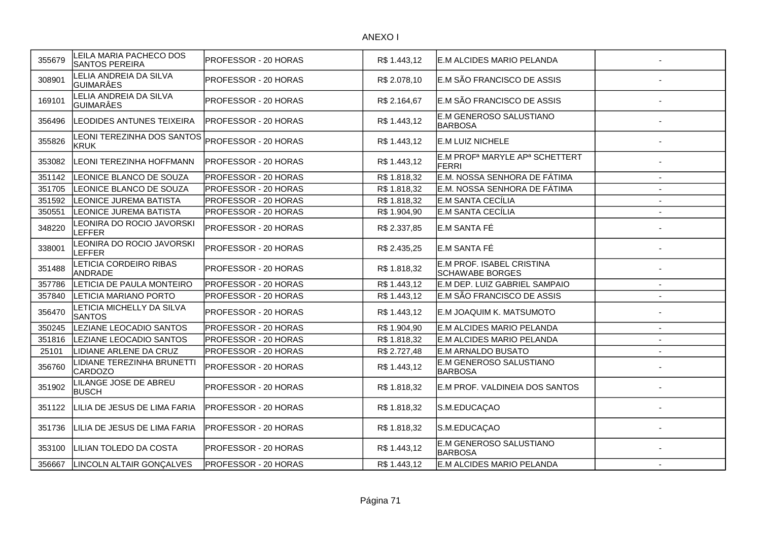ANEXO I

| | | | | | |
|---|---|---|---|---|---|
| 355679 | LEILA MARIA PACHECO DOS SANTOS PEREIRA | PROFESSOR - 20 HORAS | R$ 1.443,12 | E.M ALCIDES MARIO PELANDA | - |
| 308901 | LELIA ANDREIA DA SILVA GUIMARÂES | PROFESSOR - 20 HORAS | R$ 2.078,10 | E.M SÃO FRANCISCO DE ASSIS | - |
| 169101 | LELIA ANDREIA DA SILVA GUIMARÂES | PROFESSOR - 20 HORAS | R$ 2.164,67 | E.M SÃO FRANCISCO DE ASSIS | - |
| 356496 | LEODIDES ANTUNES TEIXEIRA | PROFESSOR - 20 HORAS | R$ 1.443,12 | E.M GENEROSO SALUSTIANO BARBOSA | - |
| 355826 | LEONI TEREZINHA DOS SANTOS KRUK | PROFESSOR - 20 HORAS | R$ 1.443,12 | E.M LUIZ NICHELE | - |
| 353082 | LEONI TEREZINHA HOFFMANN | PROFESSOR - 20 HORAS | R$ 1.443,12 | E.M PROFª MARYLE APª SCHETTERT FERRI | - |
| 351142 | LEONICE BLANCO DE SOUZA | PROFESSOR - 20 HORAS | R$ 1.818,32 | E.M. NOSSA SENHORA DE FÁTIMA | - |
| 351705 | LEONICE BLANCO DE SOUZA | PROFESSOR - 20 HORAS | R$ 1.818,32 | E.M. NOSSA SENHORA DE FÁTIMA | - |
| 351592 | LEONICE JUREMA BATISTA | PROFESSOR - 20 HORAS | R$ 1.818,32 | E.M SANTA CECÍLIA | - |
| 350551 | LEONICE JUREMA BATISTA | PROFESSOR - 20 HORAS | R$ 1.904,90 | E.M SANTA CECÍLIA | - |
| 348220 | LEONIRA DO ROCIO JAVORSKI LEFFER | PROFESSOR - 20 HORAS | R$ 2.337,85 | E.M SANTA FÉ | - |
| 338001 | LEONIRA DO ROCIO JAVORSKI LEFFER | PROFESSOR - 20 HORAS | R$ 2.435,25 | E.M SANTA FÉ | - |
| 351488 | LETICIA CORDEIRO RIBAS ANDRADE | PROFESSOR - 20 HORAS | R$ 1.818,32 | E.M PROF. ISABEL CRISTINA SCHAWABE BORGES | - |
| 357786 | LETICIA DE PAULA MONTEIRO | PROFESSOR - 20 HORAS | R$ 1.443,12 | E.M DEP. LUIZ GABRIEL SAMPAIO | - |
| 357840 | LETICIA MARIANO PORTO | PROFESSOR - 20 HORAS | R$ 1.443,12 | E.M SÃO FRANCISCO DE ASSIS | - |
| 356470 | LETICIA MICHELLY DA SILVA SANTOS | PROFESSOR - 20 HORAS | R$ 1.443,12 | E.M JOAQUIM K. MATSUMOTO | - |
| 350245 | LEZIANE LEOCADIO SANTOS | PROFESSOR - 20 HORAS | R$ 1.904,90 | E.M ALCIDES MARIO PELANDA | - |
| 351816 | LEZIANE LEOCADIO SANTOS | PROFESSOR - 20 HORAS | R$ 1.818,32 | E.M ALCIDES MARIO PELANDA | - |
| 25101 | LIDIANE ARLENE DA CRUZ | PROFESSOR - 20 HORAS | R$ 2.727,48 | E.M ARNALDO BUSATO | - |
| 356760 | LIDIANE TEREZINHA BRUNETTI CARDOZO | PROFESSOR - 20 HORAS | R$ 1.443,12 | E.M GENEROSO SALUSTIANO BARBOSA | - |
| 351902 | LILANGE JOSE DE ABREU BUSCH | PROFESSOR - 20 HORAS | R$ 1.818,32 | E.M PROF. VALDINEIA DOS SANTOS | - |
| 351122 | LILIA DE JESUS DE LIMA FARIA | PROFESSOR - 20 HORAS | R$ 1.818,32 | S.M.EDUCAÇAO | - |
| 351736 | LILIA DE JESUS DE LIMA FARIA | PROFESSOR - 20 HORAS | R$ 1.818,32 | S.M.EDUCAÇAO | - |
| 353100 | LILIAN TOLEDO DA COSTA | PROFESSOR - 20 HORAS | R$ 1.443,12 | E.M GENEROSO SALUSTIANO BARBOSA | - |
| 356667 | LINCOLN ALTAIR GONÇALVES | PROFESSOR - 20 HORAS | R$ 1.443,12 | E.M ALCIDES MARIO PELANDA | - |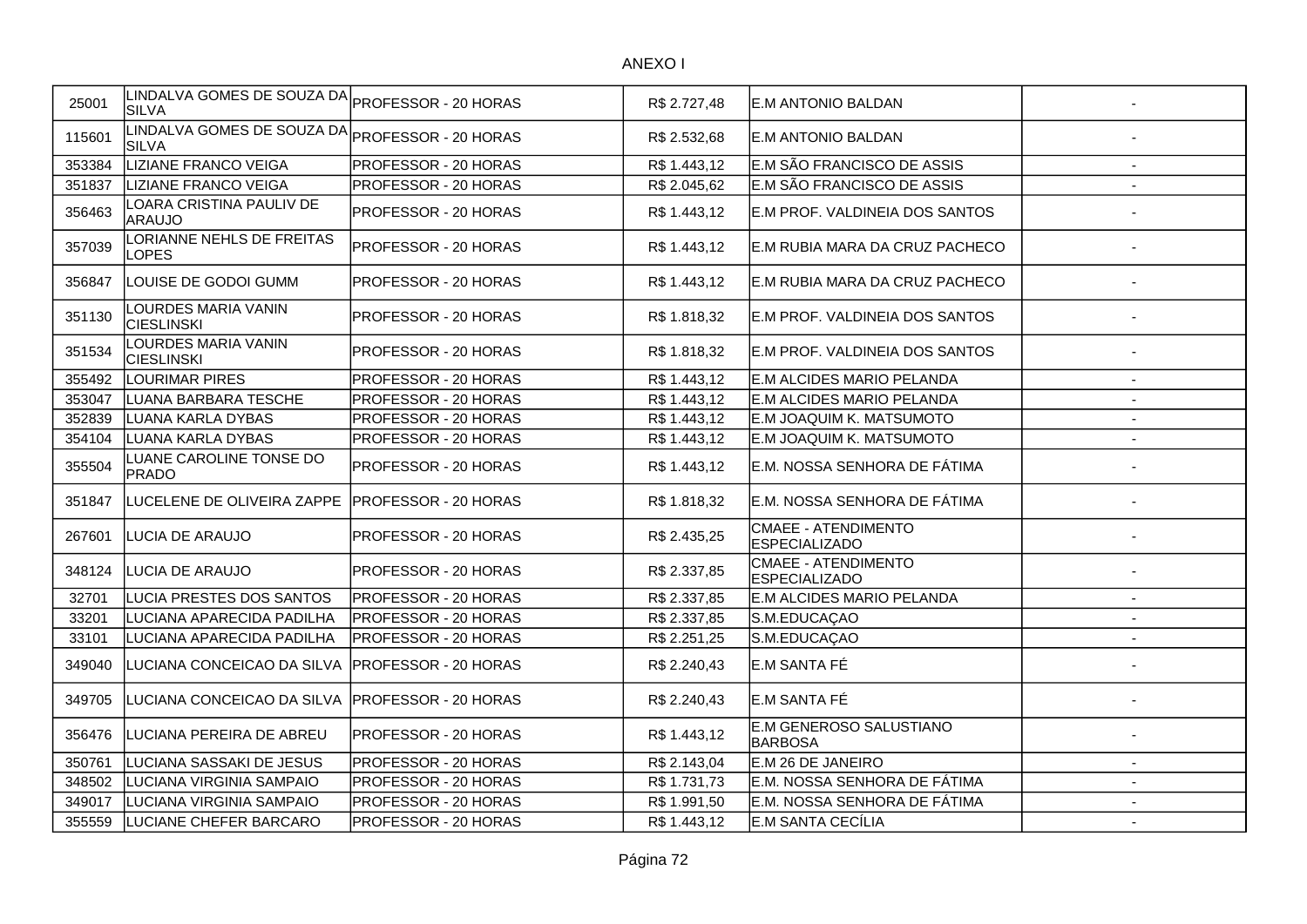ANEXO I

| | | | | | |
|---|---|---|---|---|---|
| 25001 | LINDALVA GOMES DE SOUZA DA SILVA | PROFESSOR - 20 HORAS | R$ 2.727,48 | E.M ANTONIO BALDAN | - |
| 115601 | LINDALVA GOMES DE SOUZA DA SILVA | PROFESSOR - 20 HORAS | R$ 2.532,68 | E.M ANTONIO BALDAN | - |
| 353384 | LIZIANE FRANCO VEIGA | PROFESSOR - 20 HORAS | R$ 1.443,12 | E.M SÃO FRANCISCO DE ASSIS | - |
| 351837 | LIZIANE FRANCO VEIGA | PROFESSOR - 20 HORAS | R$ 2.045,62 | E.M SÃO FRANCISCO DE ASSIS | - |
| 356463 | LOARA CRISTINA PAULIV DE ARAUJO | PROFESSOR - 20 HORAS | R$ 1.443,12 | E.M PROF. VALDINEIA DOS SANTOS | - |
| 357039 | LORIANNE NEHLS DE FREITAS LOPES | PROFESSOR - 20 HORAS | R$ 1.443,12 | E.M RUBIA MARA DA CRUZ PACHECO | - |
| 356847 | LOUISE DE GODOI GUMM | PROFESSOR - 20 HORAS | R$ 1.443,12 | E.M RUBIA MARA DA CRUZ PACHECO | - |
| 351130 | LOURDES MARIA VANIN CIESLINSKI | PROFESSOR - 20 HORAS | R$ 1.818,32 | E.M PROF. VALDINEIA DOS SANTOS | - |
| 351534 | LOURDES MARIA VANIN CIESLINSKI | PROFESSOR - 20 HORAS | R$ 1.818,32 | E.M PROF. VALDINEIA DOS SANTOS | - |
| 355492 | LOURIMAR PIRES | PROFESSOR - 20 HORAS | R$ 1.443,12 | E.M ALCIDES MARIO PELANDA | - |
| 353047 | LUANA BARBARA TESCHE | PROFESSOR - 20 HORAS | R$ 1.443,12 | E.M ALCIDES MARIO PELANDA | - |
| 352839 | LUANA KARLA DYBAS | PROFESSOR - 20 HORAS | R$ 1.443,12 | E.M JOAQUIM K. MATSUMOTO | - |
| 354104 | LUANA KARLA DYBAS | PROFESSOR - 20 HORAS | R$ 1.443,12 | E.M JOAQUIM K. MATSUMOTO | - |
| 355504 | LUANE CAROLINE TONSE DO PRADO | PROFESSOR - 20 HORAS | R$ 1.443,12 | E.M. NOSSA SENHORA DE FÁTIMA | - |
| 351847 | LUCELENE DE OLIVEIRA ZAPPE | PROFESSOR - 20 HORAS | R$ 1.818,32 | E.M. NOSSA SENHORA DE FÁTIMA | - |
| 267601 | LUCIA DE ARAUJO | PROFESSOR - 20 HORAS | R$ 2.435,25 | CMAEE - ATENDIMENTO ESPECIALIZADO | - |
| 348124 | LUCIA DE ARAUJO | PROFESSOR - 20 HORAS | R$ 2.337,85 | CMAEE - ATENDIMENTO ESPECIALIZADO | - |
| 32701 | LUCIA PRESTES DOS SANTOS | PROFESSOR - 20 HORAS | R$ 2.337,85 | E.M ALCIDES MARIO PELANDA | - |
| 33201 | LUCIANA APARECIDA PADILHA | PROFESSOR - 20 HORAS | R$ 2.337,85 | S.M.EDUCAÇAO | - |
| 33101 | LUCIANA APARECIDA PADILHA | PROFESSOR - 20 HORAS | R$ 2.251,25 | S.M.EDUCAÇAO | - |
| 349040 | LUCIANA CONCEICAO DA SILVA | PROFESSOR - 20 HORAS | R$ 2.240,43 | E.M SANTA FÉ | - |
| 349705 | LUCIANA CONCEICAO DA SILVA | PROFESSOR - 20 HORAS | R$ 2.240,43 | E.M SANTA FÉ | - |
| 356476 | LUCIANA PEREIRA DE ABREU | PROFESSOR - 20 HORAS | R$ 1.443,12 | E.M GENEROSO SALUSTIANO BARBOSA | - |
| 350761 | LUCIANA SASSAKI DE JESUS | PROFESSOR - 20 HORAS | R$ 2.143,04 | E.M 26 DE JANEIRO | - |
| 348502 | LUCIANA VIRGINIA SAMPAIO | PROFESSOR - 20 HORAS | R$ 1.731,73 | E.M. NOSSA SENHORA DE FÁTIMA | - |
| 349017 | LUCIANA VIRGINIA SAMPAIO | PROFESSOR - 20 HORAS | R$ 1.991,50 | E.M. NOSSA SENHORA DE FÁTIMA | - |
| 355559 | LUCIANE CHEFER BARCARO | PROFESSOR - 20 HORAS | R$ 1.443,12 | E.M SANTA CECÍLIA | - |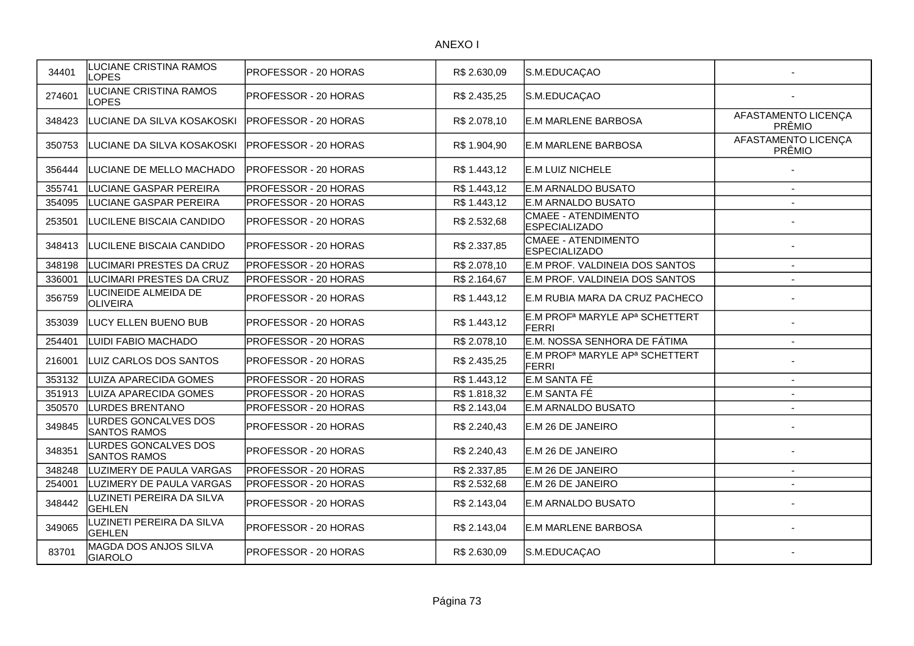ANEXO I

| | | | | | |
|---|---|---|---|---|---|
| 34401 | LUCIANE CRISTINA RAMOS LOPES | PROFESSOR - 20 HORAS | R$ 2.630,09 | S.M.EDUCAÇAO | - |
| 274601 | LUCIANE CRISTINA RAMOS LOPES | PROFESSOR - 20 HORAS | R$ 2.435,25 | S.M.EDUCAÇAO | - |
| 348423 | LUCIANE DA SILVA KOSAKOSKI | PROFESSOR - 20 HORAS | R$ 2.078,10 | E.M MARLENE BARBOSA | AFASTAMENTO LICENÇA PRÊMIO |
| 350753 | LUCIANE DA SILVA KOSAKOSKI | PROFESSOR - 20 HORAS | R$ 1.904,90 | E.M MARLENE BARBOSA | AFASTAMENTO LICENÇA PRÊMIO |
| 356444 | LUCIANE DE MELLO MACHADO | PROFESSOR - 20 HORAS | R$ 1.443,12 | E.M LUIZ NICHELE | - |
| 355741 | LUCIANE GASPAR PEREIRA | PROFESSOR - 20 HORAS | R$ 1.443,12 | E.M ARNALDO BUSATO | - |
| 354095 | LUCIANE GASPAR PEREIRA | PROFESSOR - 20 HORAS | R$ 1.443,12 | E.M ARNALDO BUSATO | - |
| 253501 | LUCILENE BISCAIA CANDIDO | PROFESSOR - 20 HORAS | R$ 2.532,68 | CMAEE - ATENDIMENTO ESPECIALIZADO | - |
| 348413 | LUCILENE BISCAIA CANDIDO | PROFESSOR - 20 HORAS | R$ 2.337,85 | CMAEE - ATENDIMENTO ESPECIALIZADO | - |
| 348198 | LUCIMARI PRESTES DA CRUZ | PROFESSOR - 20 HORAS | R$ 2.078,10 | E.M PROF. VALDINEIA DOS SANTOS | - |
| 336001 | LUCIMARI PRESTES DA CRUZ | PROFESSOR - 20 HORAS | R$ 2.164,67 | E.M PROF. VALDINEIA DOS SANTOS | - |
| 356759 | LUCINEIDE ALMEIDA DE OLIVEIRA | PROFESSOR - 20 HORAS | R$ 1.443,12 | E.M RUBIA MARA DA CRUZ PACHECO | - |
| 353039 | LUCY ELLEN BUENO BUB | PROFESSOR - 20 HORAS | R$ 1.443,12 | E.M PROFª MARYLE APª SCHETTERT FERRI | - |
| 254401 | LUIDI FABIO MACHADO | PROFESSOR - 20 HORAS | R$ 2.078,10 | E.M. NOSSA SENHORA DE FÁTIMA | - |
| 216001 | LUIZ CARLOS DOS SANTOS | PROFESSOR - 20 HORAS | R$ 2.435,25 | E.M PROFª MARYLE APª SCHETTERT FERRI | - |
| 353132 | LUIZA APARECIDA GOMES | PROFESSOR - 20 HORAS | R$ 1.443,12 | E.M SANTA FÉ | - |
| 351913 | LUIZA APARECIDA GOMES | PROFESSOR - 20 HORAS | R$ 1.818,32 | E.M SANTA FÉ | - |
| 350570 | LURDES BRENTANO | PROFESSOR - 20 HORAS | R$ 2.143,04 | E.M ARNALDO BUSATO | - |
| 349845 | LURDES GONCALVES DOS SANTOS RAMOS | PROFESSOR - 20 HORAS | R$ 2.240,43 | E.M 26 DE JANEIRO | - |
| 348351 | LURDES GONCALVES DOS SANTOS RAMOS | PROFESSOR - 20 HORAS | R$ 2.240,43 | E.M 26 DE JANEIRO | - |
| 348248 | LUZIMERY DE PAULA VARGAS | PROFESSOR - 20 HORAS | R$ 2.337,85 | E.M 26 DE JANEIRO | - |
| 254001 | LUZIMERY DE PAULA VARGAS | PROFESSOR - 20 HORAS | R$ 2.532,68 | E.M 26 DE JANEIRO | - |
| 348442 | LUZINETI PEREIRA DA SILVA GEHLEN | PROFESSOR - 20 HORAS | R$ 2.143,04 | E.M ARNALDO BUSATO | - |
| 349065 | LUZINETI PEREIRA DA SILVA GEHLEN | PROFESSOR - 20 HORAS | R$ 2.143,04 | E.M MARLENE BARBOSA | - |
| 83701 | MAGDA DOS ANJOS SILVA GIAROLO | PROFESSOR - 20 HORAS | R$ 2.630,09 | S.M.EDUCAÇAO | - |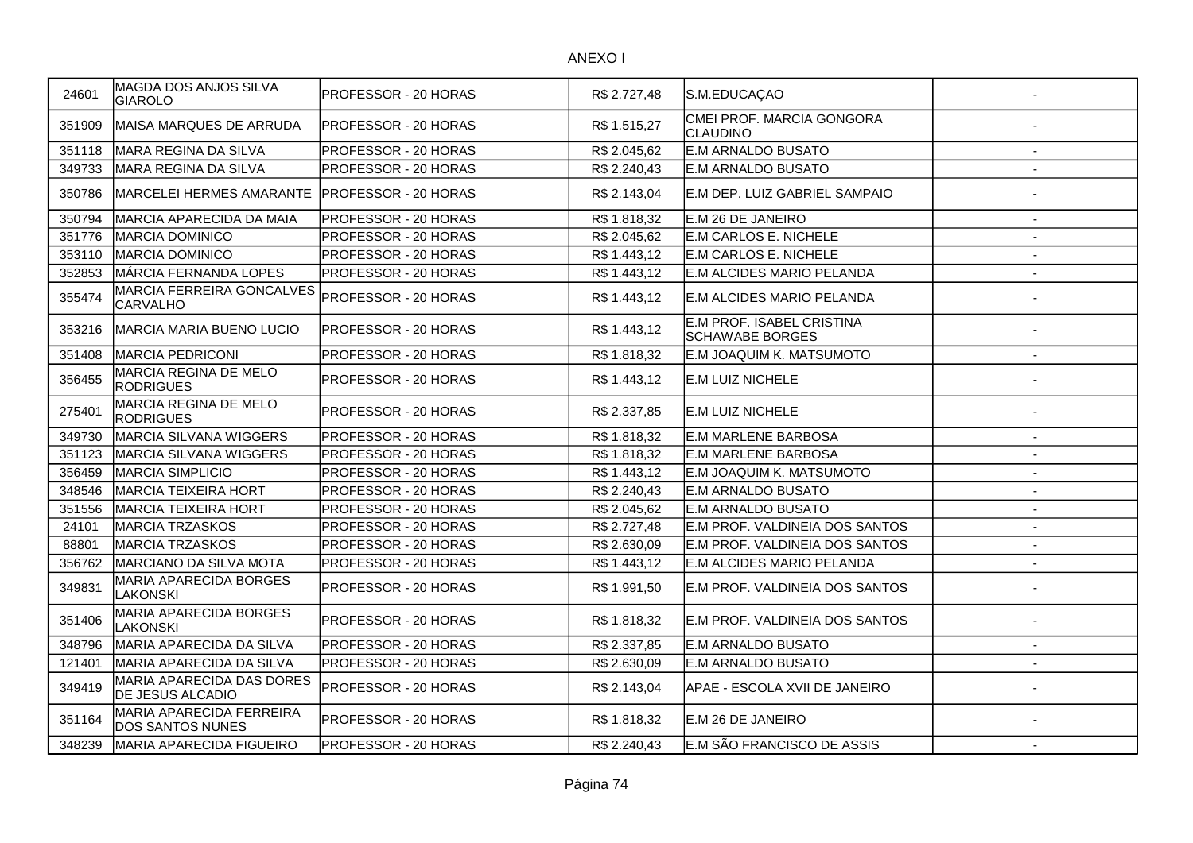ANEXO I

| | | | | | |
|---|---|---|---|---|---|
| 24601 | MAGDA DOS ANJOS SILVA GIAROLO | PROFESSOR - 20 HORAS | R$ 2.727,48 | S.M.EDUCAÇAO | - |
| 351909 | MAISA MARQUES DE ARRUDA | PROFESSOR - 20 HORAS | R$ 1.515,27 | CMEI PROF. MARCIA GONGORA CLAUDINO | - |
| 351118 | MARA REGINA DA SILVA | PROFESSOR - 20 HORAS | R$ 2.045,62 | E.M ARNALDO BUSATO | - |
| 349733 | MARA REGINA DA SILVA | PROFESSOR - 20 HORAS | R$ 2.240,43 | E.M ARNALDO BUSATO | - |
| 350786 | MARCELEI HERMES AMARANTE | PROFESSOR - 20 HORAS | R$ 2.143,04 | E.M DEP. LUIZ GABRIEL SAMPAIO | - |
| 350794 | MARCIA APARECIDA DA MAIA | PROFESSOR - 20 HORAS | R$ 1.818,32 | E.M 26 DE JANEIRO | - |
| 351776 | MARCIA DOMINICO | PROFESSOR - 20 HORAS | R$ 2.045,62 | E.M CARLOS E. NICHELE | - |
| 353110 | MARCIA DOMINICO | PROFESSOR - 20 HORAS | R$ 1.443,12 | E.M CARLOS E. NICHELE | - |
| 352853 | MÁRCIA FERNANDA LOPES | PROFESSOR - 20 HORAS | R$ 1.443,12 | E.M ALCIDES MARIO PELANDA | - |
| 355474 | MARCIA FERREIRA GONCALVES CARVALHO | PROFESSOR - 20 HORAS | R$ 1.443,12 | E.M ALCIDES MARIO PELANDA | - |
| 353216 | MARCIA MARIA BUENO LUCIO | PROFESSOR - 20 HORAS | R$ 1.443,12 | E.M PROF. ISABEL CRISTINA SCHAWABE BORGES | - |
| 351408 | MARCIA PEDRICONI | PROFESSOR - 20 HORAS | R$ 1.818,32 | E.M JOAQUIM K. MATSUMOTO | - |
| 356455 | MARCIA REGINA DE MELO RODRIGUES | PROFESSOR - 20 HORAS | R$ 1.443,12 | E.M LUIZ NICHELE | - |
| 275401 | MARCIA REGINA DE MELO RODRIGUES | PROFESSOR - 20 HORAS | R$ 2.337,85 | E.M LUIZ NICHELE | - |
| 349730 | MARCIA SILVANA WIGGERS | PROFESSOR - 20 HORAS | R$ 1.818,32 | E.M MARLENE BARBOSA | - |
| 351123 | MARCIA SILVANA WIGGERS | PROFESSOR - 20 HORAS | R$ 1.818,32 | E.M MARLENE BARBOSA | - |
| 356459 | MARCIA SIMPLICIO | PROFESSOR - 20 HORAS | R$ 1.443,12 | E.M JOAQUIM K. MATSUMOTO | - |
| 348546 | MARCIA TEIXEIRA HORT | PROFESSOR - 20 HORAS | R$ 2.240,43 | E.M ARNALDO BUSATO | - |
| 351556 | MARCIA TEIXEIRA HORT | PROFESSOR - 20 HORAS | R$ 2.045,62 | E.M ARNALDO BUSATO | - |
| 24101 | MARCIA TRZASKOS | PROFESSOR - 20 HORAS | R$ 2.727,48 | E.M PROF. VALDINEIA DOS SANTOS | - |
| 88801 | MARCIA TRZASKOS | PROFESSOR - 20 HORAS | R$ 2.630,09 | E.M PROF. VALDINEIA DOS SANTOS | - |
| 356762 | MARCIANO DA SILVA MOTA | PROFESSOR - 20 HORAS | R$ 1.443,12 | E.M ALCIDES MARIO PELANDA | - |
| 349831 | MARIA APARECIDA BORGES LAKONSKI | PROFESSOR - 20 HORAS | R$ 1.991,50 | E.M PROF. VALDINEIA DOS SANTOS | - |
| 351406 | MARIA APARECIDA BORGES LAKONSKI | PROFESSOR - 20 HORAS | R$ 1.818,32 | E.M PROF. VALDINEIA DOS SANTOS | - |
| 348796 | MARIA APARECIDA DA SILVA | PROFESSOR - 20 HORAS | R$ 2.337,85 | E.M ARNALDO BUSATO | - |
| 121401 | MARIA APARECIDA DA SILVA | PROFESSOR - 20 HORAS | R$ 2.630,09 | E.M ARNALDO BUSATO | - |
| 349419 | MARIA APARECIDA DAS DORES DE JESUS ALCADIO | PROFESSOR - 20 HORAS | R$ 2.143,04 | APAE - ESCOLA XVII DE JANEIRO | - |
| 351164 | MARIA APARECIDA FERREIRA DOS SANTOS NUNES | PROFESSOR - 20 HORAS | R$ 1.818,32 | E.M 26 DE JANEIRO | - |
| 348239 | MARIA APARECIDA FIGUEIRO | PROFESSOR - 20 HORAS | R$ 2.240,43 | E.M SÃO FRANCISCO DE ASSIS | - |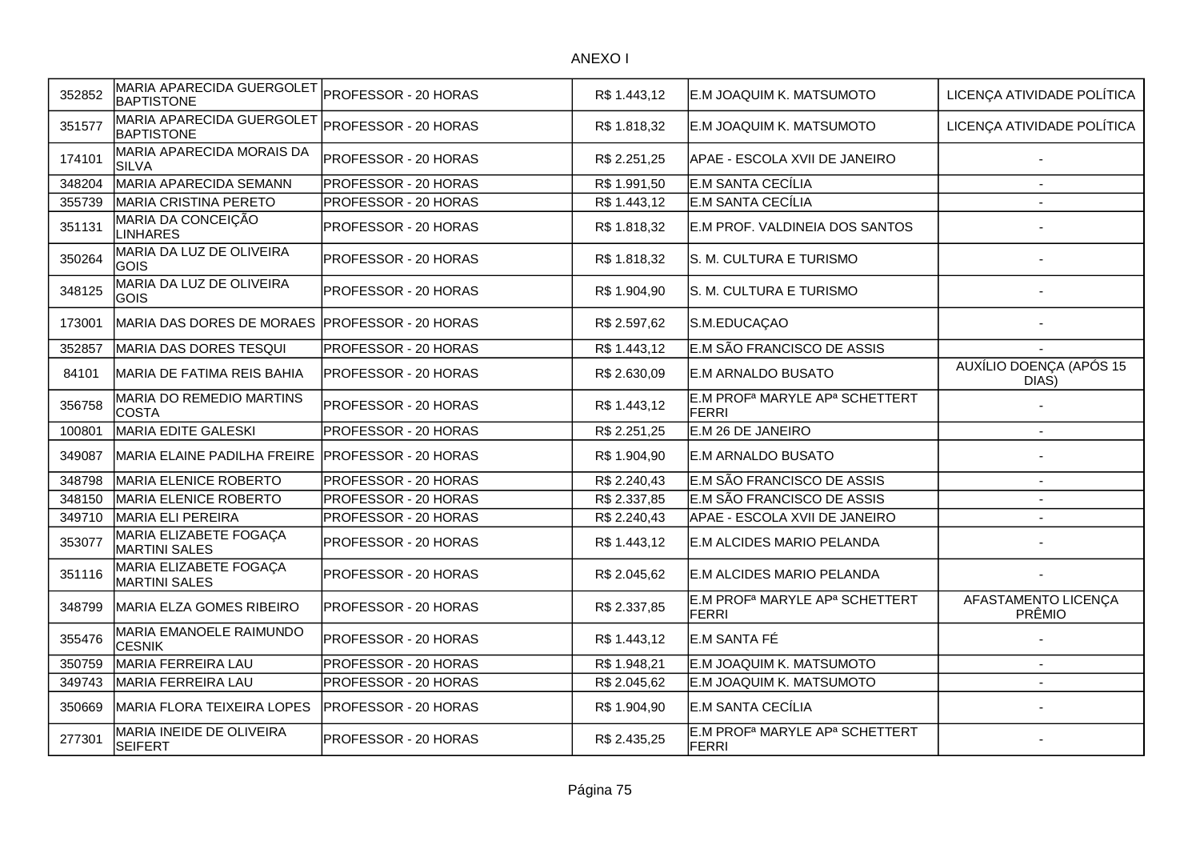ANEXO I

| | | | | | |
|---|---|---|---|---|---|
| 352852 | MARIA APARECIDA GUERGOLET BAPTISTONE | PROFESSOR - 20 HORAS | R$ 1.443,12 | E.M JOAQUIM K. MATSUMOTO | LICENÇA ATIVIDADE POLÍTICA |
| 351577 | MARIA APARECIDA GUERGOLET BAPTISTONE | PROFESSOR - 20 HORAS | R$ 1.818,32 | E.M JOAQUIM K. MATSUMOTO | LICENÇA ATIVIDADE POLÍTICA |
| 174101 | MARIA APARECIDA MORAIS DA SILVA | PROFESSOR - 20 HORAS | R$ 2.251,25 | APAE - ESCOLA XVII DE JANEIRO | - |
| 348204 | MARIA APARECIDA SEMANN | PROFESSOR - 20 HORAS | R$ 1.991,50 | E.M SANTA CECÍLIA | - |
| 355739 | MARIA CRISTINA PERETO | PROFESSOR - 20 HORAS | R$ 1.443,12 | E.M SANTA CECÍLIA | - |
| 351131 | MARIA DA CONCEIÇÃO LINHARES | PROFESSOR - 20 HORAS | R$ 1.818,32 | E.M PROF. VALDINEIA DOS SANTOS | - |
| 350264 | MARIA DA LUZ DE OLIVEIRA GOIS | PROFESSOR - 20 HORAS | R$ 1.818,32 | S. M. CULTURA E TURISMO | - |
| 348125 | MARIA DA LUZ DE OLIVEIRA GOIS | PROFESSOR - 20 HORAS | R$ 1.904,90 | S. M. CULTURA E TURISMO | - |
| 173001 | MARIA DAS DORES DE MORAES | PROFESSOR - 20 HORAS | R$ 2.597,62 | S.M.EDUCAÇAO | - |
| 352857 | MARIA DAS DORES TESQUI | PROFESSOR - 20 HORAS | R$ 1.443,12 | E.M SÃO FRANCISCO DE ASSIS | - |
| 84101 | MARIA DE FATIMA REIS BAHIA | PROFESSOR - 20 HORAS | R$ 2.630,09 | E.M ARNALDO BUSATO | AUXÍLIO DOENÇA (APÓS 15 DIAS) |
| 356758 | MARIA DO REMEDIO MARTINS COSTA | PROFESSOR - 20 HORAS | R$ 1.443,12 | E.M PROFª MARYLE APª SCHETTERT FERRI | - |
| 100801 | MARIA EDITE GALESKI | PROFESSOR - 20 HORAS | R$ 2.251,25 | E.M 26 DE JANEIRO | - |
| 349087 | MARIA ELAINE PADILHA FREIRE | PROFESSOR - 20 HORAS | R$ 1.904,90 | E.M ARNALDO BUSATO | - |
| 348798 | MARIA ELENICE ROBERTO | PROFESSOR - 20 HORAS | R$ 2.240,43 | E.M SÃO FRANCISCO DE ASSIS | - |
| 348150 | MARIA ELENICE ROBERTO | PROFESSOR - 20 HORAS | R$ 2.337,85 | E.M SÃO FRANCISCO DE ASSIS | - |
| 349710 | MARIA ELI PEREIRA | PROFESSOR - 20 HORAS | R$ 2.240,43 | APAE - ESCOLA XVII DE JANEIRO | - |
| 353077 | MARIA ELIZABETE FOGAÇA MARTINI SALES | PROFESSOR - 20 HORAS | R$ 1.443,12 | E.M ALCIDES MARIO PELANDA | - |
| 351116 | MARIA ELIZABETE FOGAÇA MARTINI SALES | PROFESSOR - 20 HORAS | R$ 2.045,62 | E.M ALCIDES MARIO PELANDA | - |
| 348799 | MARIA ELZA GOMES RIBEIRO | PROFESSOR - 20 HORAS | R$ 2.337,85 | E.M PROFª MARYLE APª SCHETTERT FERRI | AFASTAMENTO LICENÇA PRÊMIO |
| 355476 | MARIA EMANOELE RAIMUNDO CESNIK | PROFESSOR - 20 HORAS | R$ 1.443,12 | E.M SANTA FÉ | - |
| 350759 | MARIA FERREIRA LAU | PROFESSOR - 20 HORAS | R$ 1.948,21 | E.M JOAQUIM K. MATSUMOTO | - |
| 349743 | MARIA FERREIRA LAU | PROFESSOR - 20 HORAS | R$ 2.045,62 | E.M JOAQUIM K. MATSUMOTO | - |
| 350669 | MARIA FLORA TEIXEIRA LOPES | PROFESSOR - 20 HORAS | R$ 1.904,90 | E.M SANTA CECÍLIA | - |
| 277301 | MARIA INEIDE DE OLIVEIRA SEIFERT | PROFESSOR - 20 HORAS | R$ 2.435,25 | E.M PROFª MARYLE APª SCHETTERT FERRI | - |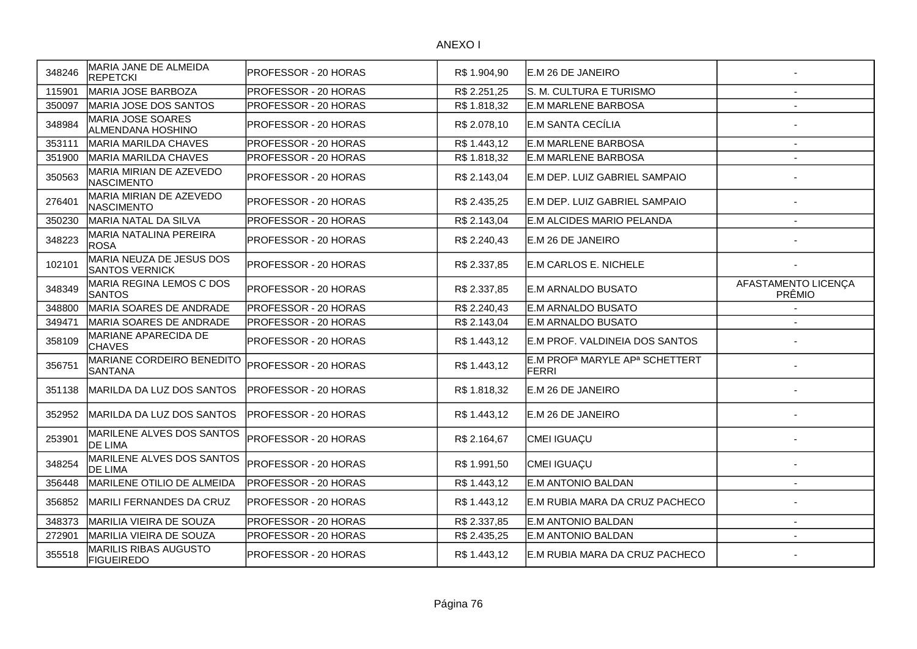ANEXO I

| | | | | | |
|---|---|---|---|---|---|
| 348246 | MARIA JANE DE ALMEIDA REPETCKI | PROFESSOR - 20 HORAS | R$ 1.904,90 | E.M 26 DE JANEIRO | - |
| 115901 | MARIA JOSE BARBOZA | PROFESSOR - 20 HORAS | R$ 2.251,25 | S. M. CULTURA E TURISMO | - |
| 350097 | MARIA JOSE DOS SANTOS | PROFESSOR - 20 HORAS | R$ 1.818,32 | E.M MARLENE BARBOSA | - |
| 348984 | MARIA JOSE SOARES ALMENDANA HOSHINO | PROFESSOR - 20 HORAS | R$ 2.078,10 | E.M SANTA CECÍLIA | - |
| 353111 | MARIA MARILDA CHAVES | PROFESSOR - 20 HORAS | R$ 1.443,12 | E.M MARLENE BARBOSA | - |
| 351900 | MARIA MARILDA CHAVES | PROFESSOR - 20 HORAS | R$ 1.818,32 | E.M MARLENE BARBOSA | - |
| 350563 | MARIA MIRIAN DE AZEVEDO NASCIMENTO | PROFESSOR - 20 HORAS | R$ 2.143,04 | E.M DEP. LUIZ GABRIEL SAMPAIO | - |
| 276401 | MARIA MIRIAN DE AZEVEDO NASCIMENTO | PROFESSOR - 20 HORAS | R$ 2.435,25 | E.M DEP. LUIZ GABRIEL SAMPAIO | - |
| 350230 | MARIA NATAL DA SILVA | PROFESSOR - 20 HORAS | R$ 2.143,04 | E.M ALCIDES MARIO PELANDA | - |
| 348223 | MARIA NATALINA PEREIRA ROSA | PROFESSOR - 20 HORAS | R$ 2.240,43 | E.M 26 DE JANEIRO | - |
| 102101 | MARIA NEUZA DE JESUS DOS SANTOS VERNICK | PROFESSOR - 20 HORAS | R$ 2.337,85 | E.M CARLOS E. NICHELE | - |
| 348349 | MARIA REGINA LEMOS C DOS SANTOS | PROFESSOR - 20 HORAS | R$ 2.337,85 | E.M ARNALDO BUSATO | AFASTAMENTO LICENÇA PRÊMIO |
| 348800 | MARIA SOARES DE ANDRADE | PROFESSOR - 20 HORAS | R$ 2.240,43 | E.M ARNALDO BUSATO | - |
| 349471 | MARIA SOARES DE ANDRADE | PROFESSOR - 20 HORAS | R$ 2.143,04 | E.M ARNALDO BUSATO | - |
| 358109 | MARIANE APARECIDA DE CHAVES | PROFESSOR - 20 HORAS | R$ 1.443,12 | E.M PROF. VALDINEIA DOS SANTOS | - |
| 356751 | MARIANE CORDEIRO BENEDITO SANTANA | PROFESSOR - 20 HORAS | R$ 1.443,12 | E.M PROFª MARYLE APª SCHETTERT FERRI | - |
| 351138 | MARILDA DA LUZ DOS SANTOS | PROFESSOR - 20 HORAS | R$ 1.818,32 | E.M 26 DE JANEIRO | - |
| 352952 | MARILDA DA LUZ DOS SANTOS | PROFESSOR - 20 HORAS | R$ 1.443,12 | E.M 26 DE JANEIRO | - |
| 253901 | MARILENE ALVES DOS SANTOS DE LIMA | PROFESSOR - 20 HORAS | R$ 2.164,67 | CMEI IGUAÇU | - |
| 348254 | MARILENE ALVES DOS SANTOS DE LIMA | PROFESSOR - 20 HORAS | R$ 1.991,50 | CMEI IGUAÇU | - |
| 356448 | MARILENE OTILIO DE ALMEIDA | PROFESSOR - 20 HORAS | R$ 1.443,12 | E.M ANTONIO BALDAN | - |
| 356852 | MARILI FERNANDES DA CRUZ | PROFESSOR - 20 HORAS | R$ 1.443,12 | E.M RUBIA MARA DA CRUZ PACHECO | - |
| 348373 | MARILIA VIEIRA DE SOUZA | PROFESSOR - 20 HORAS | R$ 2.337,85 | E.M ANTONIO BALDAN | - |
| 272901 | MARILIA VIEIRA DE SOUZA | PROFESSOR - 20 HORAS | R$ 2.435,25 | E.M ANTONIO BALDAN | - |
| 355518 | MARILIS RIBAS AUGUSTO FIGUEIREDO | PROFESSOR - 20 HORAS | R$ 1.443,12 | E.M RUBIA MARA DA CRUZ PACHECO | - |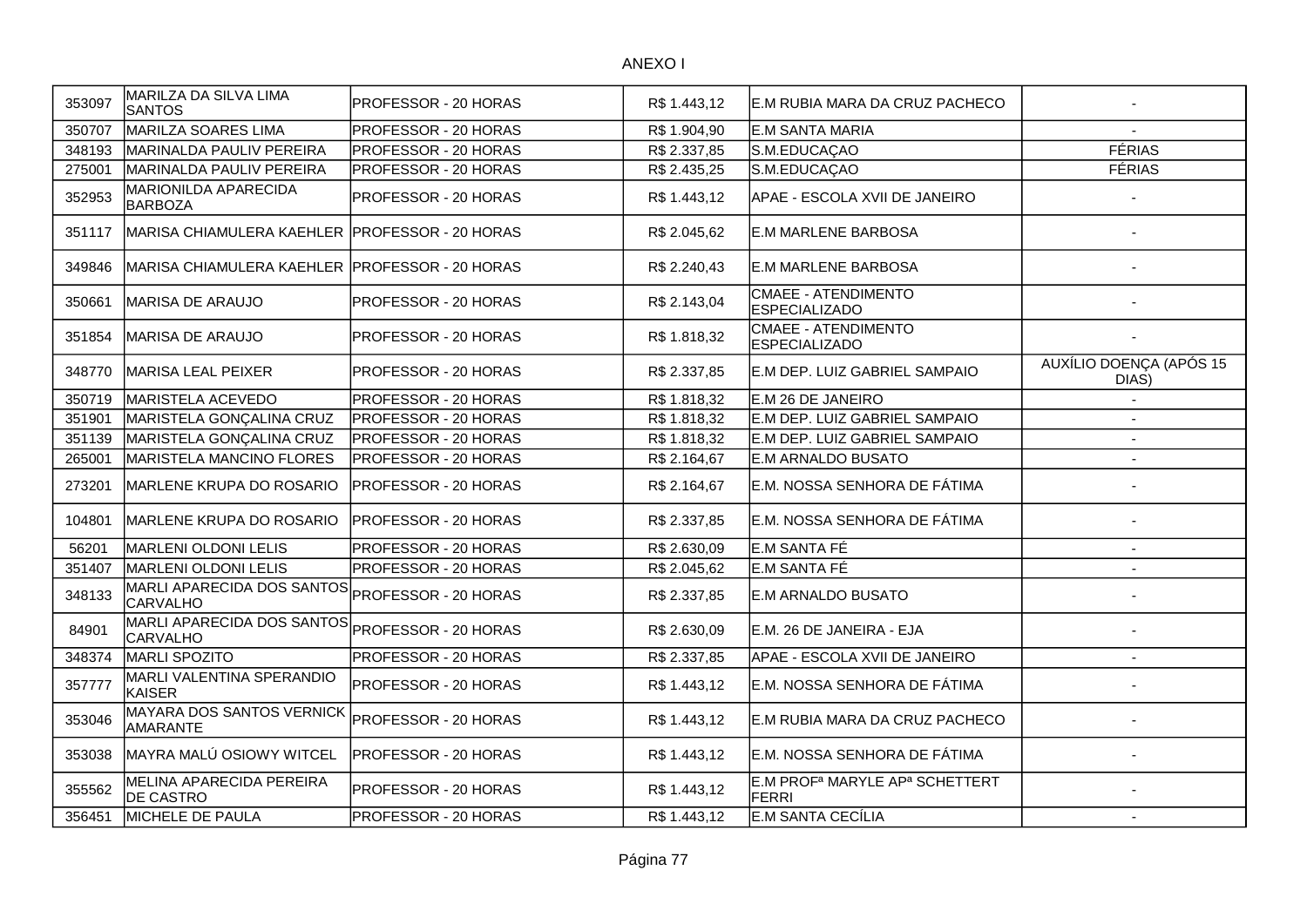ANEXO I

| | | | | | |
|---|---|---|---|---|---|
| 353097 | MARILZA DA SILVA LIMA SANTOS | PROFESSOR - 20 HORAS | R$ 1.443,12 | E.M RUBIA MARA DA CRUZ PACHECO | - |
| 350707 | MARILZA SOARES LIMA | PROFESSOR - 20 HORAS | R$ 1.904,90 | E.M SANTA MARIA | - |
| 348193 | MARINALDA PAULIV PEREIRA | PROFESSOR - 20 HORAS | R$ 2.337,85 | S.M.EDUCAÇAO | FÉRIAS |
| 275001 | MARINALDA PAULIV PEREIRA | PROFESSOR - 20 HORAS | R$ 2.435,25 | S.M.EDUCAÇAO | FÉRIAS |
| 352953 | MARIONILDA APARECIDA BARBOZA | PROFESSOR - 20 HORAS | R$ 1.443,12 | APAE - ESCOLA XVII DE JANEIRO | - |
| 351117 | MARISA CHIAMULERA KAEHLER | PROFESSOR - 20 HORAS | R$ 2.045,62 | E.M MARLENE BARBOSA | - |
| 349846 | MARISA CHIAMULERA KAEHLER | PROFESSOR - 20 HORAS | R$ 2.240,43 | E.M MARLENE BARBOSA | - |
| 350661 | MARISA DE ARAUJO | PROFESSOR - 20 HORAS | R$ 2.143,04 | CMAEE - ATENDIMENTO ESPECIALIZADO | - |
| 351854 | MARISA DE ARAUJO | PROFESSOR - 20 HORAS | R$ 1.818,32 | CMAEE - ATENDIMENTO ESPECIALIZADO | - |
| 348770 | MARISA LEAL PEIXER | PROFESSOR - 20 HORAS | R$ 2.337,85 | E.M DEP. LUIZ GABRIEL SAMPAIO | AUXÍLIO DOENÇA (APÓS 15 DIAS) |
| 350719 | MARISTELA ACEVEDO | PROFESSOR - 20 HORAS | R$ 1.818,32 | E.M 26 DE JANEIRO | - |
| 351901 | MARISTELA GONÇALINA CRUZ | PROFESSOR - 20 HORAS | R$ 1.818,32 | E.M DEP. LUIZ GABRIEL SAMPAIO | - |
| 351139 | MARISTELA GONÇALINA CRUZ | PROFESSOR - 20 HORAS | R$ 1.818,32 | E.M DEP. LUIZ GABRIEL SAMPAIO | - |
| 265001 | MARISTELA MANCINO FLORES | PROFESSOR - 20 HORAS | R$ 2.164,67 | E.M ARNALDO BUSATO | - |
| 273201 | MARLENE KRUPA DO ROSARIO | PROFESSOR - 20 HORAS | R$ 2.164,67 | E.M. NOSSA SENHORA DE FÁTIMA | - |
| 104801 | MARLENE KRUPA DO ROSARIO | PROFESSOR - 20 HORAS | R$ 2.337,85 | E.M. NOSSA SENHORA DE FÁTIMA | - |
| 56201 | MARLENI OLDONI LELIS | PROFESSOR - 20 HORAS | R$ 2.630,09 | E.M SANTA FÉ | - |
| 351407 | MARLENI OLDONI LELIS | PROFESSOR - 20 HORAS | R$ 2.045,62 | E.M SANTA FÉ | - |
| 348133 | MARLI APARECIDA DOS SANTOS CARVALHO | PROFESSOR - 20 HORAS | R$ 2.337,85 | E.M ARNALDO BUSATO | - |
| 84901 | MARLI APARECIDA DOS SANTOS CARVALHO | PROFESSOR - 20 HORAS | R$ 2.630,09 | E.M. 26 DE JANEIRA - EJA | - |
| 348374 | MARLI SPOZITO | PROFESSOR - 20 HORAS | R$ 2.337,85 | APAE - ESCOLA XVII DE JANEIRO | - |
| 357777 | MARLI VALENTINA SPERANDIO KAISER | PROFESSOR - 20 HORAS | R$ 1.443,12 | E.M. NOSSA SENHORA DE FÁTIMA | - |
| 353046 | MAYARA DOS SANTOS VERNICK AMARANTE | PROFESSOR - 20 HORAS | R$ 1.443,12 | E.M RUBIA MARA DA CRUZ PACHECO | - |
| 353038 | MAYRA MALÚ OSIOWY WITCEL | PROFESSOR - 20 HORAS | R$ 1.443,12 | E.M. NOSSA SENHORA DE FÁTIMA | - |
| 355562 | MELINA APARECIDA PEREIRA DE CASTRO | PROFESSOR - 20 HORAS | R$ 1.443,12 | E.M PROFª MARYLE APª SCHETTERT FERRI | - |
| 356451 | MICHELE DE PAULA | PROFESSOR - 20 HORAS | R$ 1.443,12 | E.M SANTA CECÍLIA | - |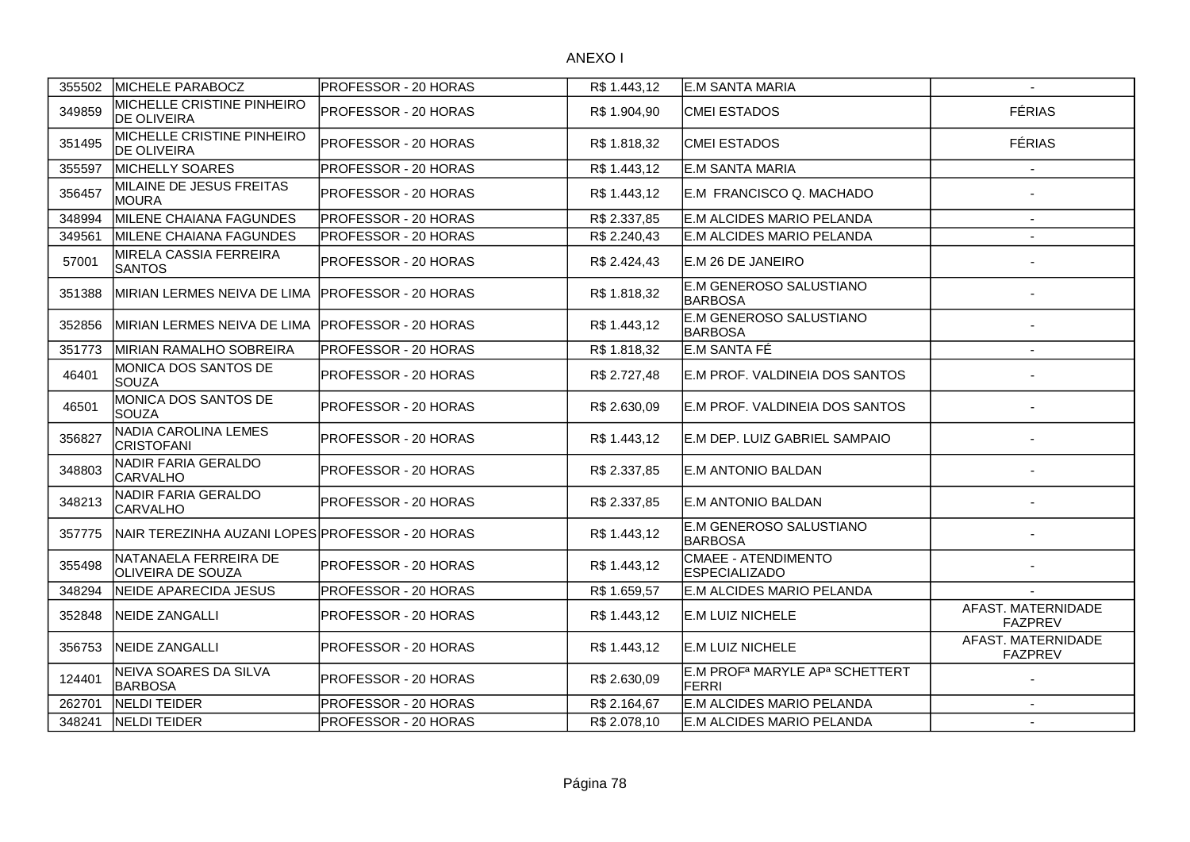ANEXO I

| | | | | | |
|---|---|---|---|---|---|
| 355502 | MICHELE PARABOCZ | PROFESSOR - 20 HORAS | R$ 1.443,12 | E.M SANTA MARIA | - |
| 349859 | MICHELLE CRISTINE PINHEIRO DE OLIVEIRA | PROFESSOR - 20 HORAS | R$ 1.904,90 | CMEI ESTADOS | FÉRIAS |
| 351495 | MICHELLE CRISTINE PINHEIRO DE OLIVEIRA | PROFESSOR - 20 HORAS | R$ 1.818,32 | CMEI ESTADOS | FÉRIAS |
| 355597 | MICHELLY SOARES | PROFESSOR - 20 HORAS | R$ 1.443,12 | E.M SANTA MARIA | - |
| 356457 | MILAINE DE JESUS FREITAS MOURA | PROFESSOR - 20 HORAS | R$ 1.443,12 | E.M FRANCISCO Q. MACHADO | - |
| 348994 | MILENE CHAIANA FAGUNDES | PROFESSOR - 20 HORAS | R$ 2.337,85 | E.M ALCIDES MARIO PELANDA | - |
| 349561 | MILENE CHAIANA FAGUNDES | PROFESSOR - 20 HORAS | R$ 2.240,43 | E.M ALCIDES MARIO PELANDA | - |
| 57001 | MIRELA CASSIA FERREIRA SANTOS | PROFESSOR - 20 HORAS | R$ 2.424,43 | E.M 26 DE JANEIRO | - |
| 351388 | MIRIAN LERMES NEIVA DE LIMA | PROFESSOR - 20 HORAS | R$ 1.818,32 | E.M GENEROSO SALUSTIANO BARBOSA | - |
| 352856 | MIRIAN LERMES NEIVA DE LIMA | PROFESSOR - 20 HORAS | R$ 1.443,12 | E.M GENEROSO SALUSTIANO BARBOSA | - |
| 351773 | MIRIAN RAMALHO SOBREIRA | PROFESSOR - 20 HORAS | R$ 1.818,32 | E.M SANTA FÉ | - |
| 46401 | MONICA DOS SANTOS DE SOUZA | PROFESSOR - 20 HORAS | R$ 2.727,48 | E.M PROF. VALDINEIA DOS SANTOS | - |
| 46501 | MONICA DOS SANTOS DE SOUZA | PROFESSOR - 20 HORAS | R$ 2.630,09 | E.M PROF. VALDINEIA DOS SANTOS | - |
| 356827 | NADIA CAROLINA LEMES CRISTOFANI | PROFESSOR - 20 HORAS | R$ 1.443,12 | E.M DEP. LUIZ GABRIEL SAMPAIO | - |
| 348803 | NADIR FARIA GERALDO CARVALHO | PROFESSOR - 20 HORAS | R$ 2.337,85 | E.M ANTONIO BALDAN | - |
| 348213 | NADIR FARIA GERALDO CARVALHO | PROFESSOR - 20 HORAS | R$ 2.337,85 | E.M ANTONIO BALDAN | - |
| 357775 | NAIR TEREZINHA AUZANI LOPES | PROFESSOR - 20 HORAS | R$ 1.443,12 | E.M GENEROSO SALUSTIANO BARBOSA | - |
| 355498 | NATANAELA FERREIRA DE OLIVEIRA DE SOUZA | PROFESSOR - 20 HORAS | R$ 1.443,12 | CMAEE - ATENDIMENTO ESPECIALIZADO | - |
| 348294 | NEIDE APARECIDA JESUS | PROFESSOR - 20 HORAS | R$ 1.659,57 | E.M ALCIDES MARIO PELANDA | - |
| 352848 | NEIDE ZANGALLI | PROFESSOR - 20 HORAS | R$ 1.443,12 | E.M LUIZ NICHELE | AFAST. MATERNIDADE FAZPREV |
| 356753 | NEIDE ZANGALLI | PROFESSOR - 20 HORAS | R$ 1.443,12 | E.M LUIZ NICHELE | AFAST. MATERNIDADE FAZPREV |
| 124401 | NEIVA SOARES DA SILVA BARBOSA | PROFESSOR - 20 HORAS | R$ 2.630,09 | E.M PROFª MARYLE APª SCHETTERT FERRI | - |
| 262701 | NELDI TEIDER | PROFESSOR - 20 HORAS | R$ 2.164,67 | E.M ALCIDES MARIO PELANDA | - |
| 348241 | NELDI TEIDER | PROFESSOR - 20 HORAS | R$ 2.078,10 | E.M ALCIDES MARIO PELANDA | - |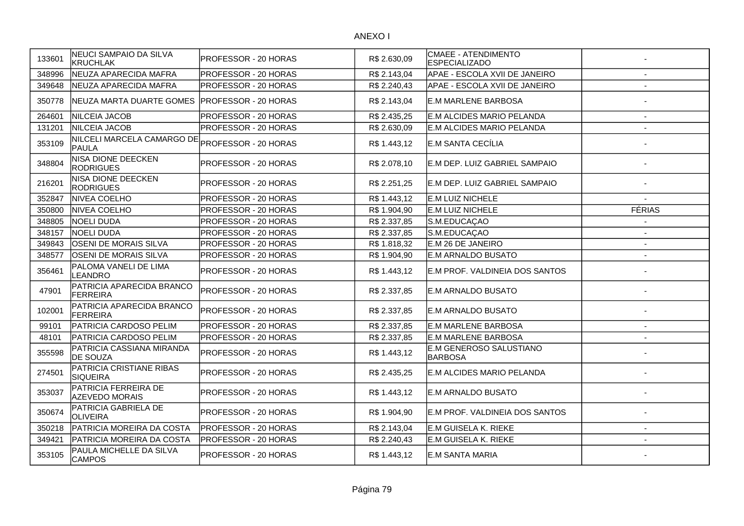ANEXO I

| | | | | | |
|---|---|---|---|---|---|
| 133601 | NEUCI SAMPAIO DA SILVA KRUCHLAK | PROFESSOR - 20 HORAS | R$ 2.630,09 | CMAEE - ATENDIMENTO ESPECIALIZADO | - |
| 348996 | NEUZA APARECIDA MAFRA | PROFESSOR - 20 HORAS | R$ 2.143,04 | APAE - ESCOLA XVII DE JANEIRO | - |
| 349648 | NEUZA APARECIDA MAFRA | PROFESSOR - 20 HORAS | R$ 2.240,43 | APAE - ESCOLA XVII DE JANEIRO | - |
| 350778 | NEUZA MARTA DUARTE GOMES | PROFESSOR - 20 HORAS | R$ 2.143,04 | E.M MARLENE BARBOSA | - |
| 264601 | NILCEIA JACOB | PROFESSOR - 20 HORAS | R$ 2.435,25 | E.M ALCIDES MARIO PELANDA | - |
| 131201 | NILCEIA JACOB | PROFESSOR - 20 HORAS | R$ 2.630,09 | E.M ALCIDES MARIO PELANDA | - |
| 353109 | NILCELI MARCELA CAMARGO DE PAULA | PROFESSOR - 20 HORAS | R$ 1.443,12 | E.M SANTA CECÍLIA | - |
| 348804 | NISA DIONE DEECKEN RODRIGUES | PROFESSOR - 20 HORAS | R$ 2.078,10 | E.M DEP. LUIZ GABRIEL SAMPAIO | - |
| 216201 | NISA DIONE DEECKEN RODRIGUES | PROFESSOR - 20 HORAS | R$ 2.251,25 | E.M DEP. LUIZ GABRIEL SAMPAIO | - |
| 352847 | NIVEA COELHO | PROFESSOR - 20 HORAS | R$ 1.443,12 | E.M LUIZ NICHELE | - |
| 350800 | NIVEA COELHO | PROFESSOR - 20 HORAS | R$ 1.904,90 | E.M LUIZ NICHELE | FÉRIAS |
| 348805 | NOELI DUDA | PROFESSOR - 20 HORAS | R$ 2.337,85 | S.M.EDUCAÇAO | - |
| 348157 | NOELI DUDA | PROFESSOR - 20 HORAS | R$ 2.337,85 | S.M.EDUCAÇAO | - |
| 349843 | OSENI DE MORAIS SILVA | PROFESSOR - 20 HORAS | R$ 1.818,32 | E.M 26 DE JANEIRO | - |
| 348577 | OSENI DE MORAIS SILVA | PROFESSOR - 20 HORAS | R$ 1.904,90 | E.M ARNALDO BUSATO | - |
| 356461 | PALOMA VANELI DE LIMA LEANDRO | PROFESSOR - 20 HORAS | R$ 1.443,12 | E.M PROF. VALDINEIA DOS SANTOS | - |
| 47901 | PATRICIA APARECIDA BRANCO FERREIRA | PROFESSOR - 20 HORAS | R$ 2.337,85 | E.M ARNALDO BUSATO | - |
| 102001 | PATRICIA APARECIDA BRANCO FERREIRA | PROFESSOR - 20 HORAS | R$ 2.337,85 | E.M ARNALDO BUSATO | - |
| 99101 | PATRICIA CARDOSO PELIM | PROFESSOR - 20 HORAS | R$ 2.337,85 | E.M MARLENE BARBOSA | - |
| 48101 | PATRICIA CARDOSO PELIM | PROFESSOR - 20 HORAS | R$ 2.337,85 | E.M MARLENE BARBOSA | - |
| 355598 | PATRICIA CASSIANA MIRANDA DE SOUZA | PROFESSOR - 20 HORAS | R$ 1.443,12 | E.M GENEROSO SALUSTIANO BARBOSA | - |
| 274501 | PATRICIA CRISTIANE RIBAS SIQUEIRA | PROFESSOR - 20 HORAS | R$ 2.435,25 | E.M ALCIDES MARIO PELANDA | - |
| 353037 | PATRICIA FERREIRA DE AZEVEDO MORAIS | PROFESSOR - 20 HORAS | R$ 1.443,12 | E.M ARNALDO BUSATO | - |
| 350674 | PATRICIA GABRIELA DE OLIVEIRA | PROFESSOR - 20 HORAS | R$ 1.904,90 | E.M PROF. VALDINEIA DOS SANTOS | - |
| 350218 | PATRICIA MOREIRA DA COSTA | PROFESSOR - 20 HORAS | R$ 2.143,04 | E.M GUISELA K. RIEKE | - |
| 349421 | PATRICIA MOREIRA DA COSTA | PROFESSOR - 20 HORAS | R$ 2.240,43 | E.M GUISELA K. RIEKE | - |
| 353105 | PAULA MICHELLE DA SILVA CAMPOS | PROFESSOR - 20 HORAS | R$ 1.443,12 | E.M SANTA MARIA | - |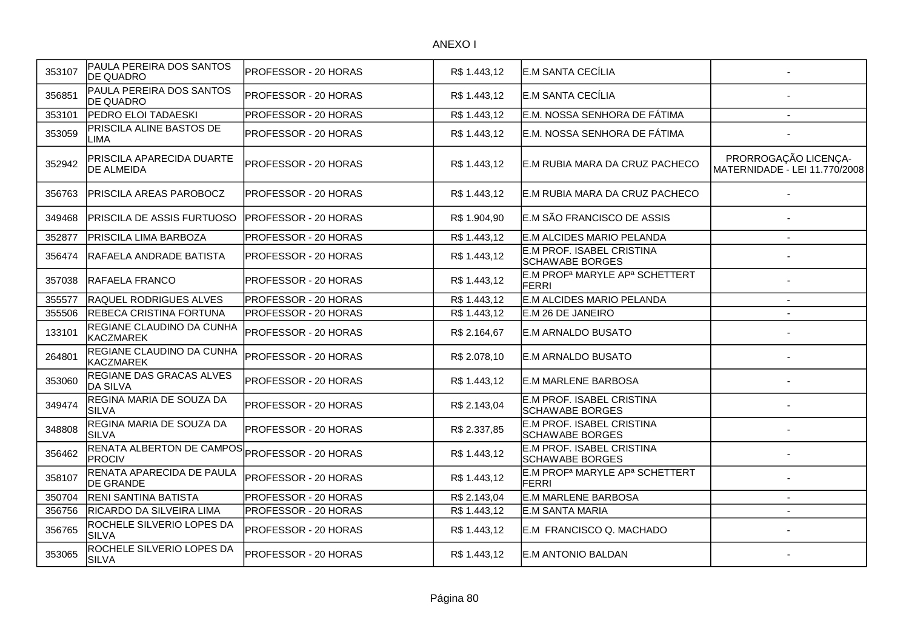ANEXO I

| | | | | | |
|---|---|---|---|---|---|
| 353107 | PAULA PEREIRA DOS SANTOS DE QUADRO | PROFESSOR - 20 HORAS | R$ 1.443,12 | E.M SANTA CECÍLIA | - |
| 356851 | PAULA PEREIRA DOS SANTOS DE QUADRO | PROFESSOR - 20 HORAS | R$ 1.443,12 | E.M SANTA CECÍLIA | - |
| 353101 | PEDRO ELOI TADAESKI | PROFESSOR - 20 HORAS | R$ 1.443,12 | E.M. NOSSA SENHORA DE FÁTIMA | - |
| 353059 | PRISCILA ALINE BASTOS DE LIMA | PROFESSOR - 20 HORAS | R$ 1.443,12 | E.M. NOSSA SENHORA DE FÁTIMA | - |
| 352942 | PRISCILA APARECIDA DUARTE DE ALMEIDA | PROFESSOR - 20 HORAS | R$ 1.443,12 | E.M RUBIA MARA DA CRUZ PACHECO | PRORROGAÇÃO LICENÇA-MATERNIDADE - LEI 11.770/2008 |
| 356763 | PRISCILA AREAS PAROBOCZ | PROFESSOR - 20 HORAS | R$ 1.443,12 | E.M RUBIA MARA DA CRUZ PACHECO | - |
| 349468 | PRISCILA DE ASSIS FURTUOSO | PROFESSOR - 20 HORAS | R$ 1.904,90 | E.M SÃO FRANCISCO DE ASSIS | - |
| 352877 | PRISCILA LIMA BARBOZA | PROFESSOR - 20 HORAS | R$ 1.443,12 | E.M ALCIDES MARIO PELANDA | - |
| 356474 | RAFAELA ANDRADE BATISTA | PROFESSOR - 20 HORAS | R$ 1.443,12 | E.M PROF. ISABEL CRISTINA SCHAWABE BORGES | - |
| 357038 | RAFAELA FRANCO | PROFESSOR - 20 HORAS | R$ 1.443,12 | E.M PROFª MARYLE APª SCHETTERT FERRI | - |
| 355577 | RAQUEL RODRIGUES ALVES | PROFESSOR - 20 HORAS | R$ 1.443,12 | E.M ALCIDES MARIO PELANDA | - |
| 355506 | REBECA CRISTINA FORTUNA | PROFESSOR - 20 HORAS | R$ 1.443,12 | E.M 26 DE JANEIRO | - |
| 133101 | REGIANE CLAUDINO DA CUNHA KACZMAREK | PROFESSOR - 20 HORAS | R$ 2.164,67 | E.M ARNALDO BUSATO | - |
| 264801 | REGIANE CLAUDINO DA CUNHA KACZMAREK | PROFESSOR - 20 HORAS | R$ 2.078,10 | E.M ARNALDO BUSATO | - |
| 353060 | REGIANE DAS GRACAS ALVES DA SILVA | PROFESSOR - 20 HORAS | R$ 1.443,12 | E.M MARLENE BARBOSA | - |
| 349474 | REGINA MARIA DE SOUZA DA SILVA | PROFESSOR - 20 HORAS | R$ 2.143,04 | E.M PROF. ISABEL CRISTINA SCHAWABE BORGES | - |
| 348808 | REGINA MARIA DE SOUZA DA SILVA | PROFESSOR - 20 HORAS | R$ 2.337,85 | E.M PROF. ISABEL CRISTINA SCHAWABE BORGES | - |
| 356462 | RENATA ALBERTON DE CAMPOS PROCIV | PROFESSOR - 20 HORAS | R$ 1.443,12 | E.M PROF. ISABEL CRISTINA SCHAWABE BORGES | - |
| 358107 | RENATA APARECIDA DE PAULA DE GRANDE | PROFESSOR - 20 HORAS | R$ 1.443,12 | E.M PROFª MARYLE APª SCHETTERT FERRI | - |
| 350704 | RENI SANTINA BATISTA | PROFESSOR - 20 HORAS | R$ 2.143,04 | E.M MARLENE BARBOSA | - |
| 356756 | RICARDO DA SILVEIRA LIMA | PROFESSOR - 20 HORAS | R$ 1.443,12 | E.M SANTA MARIA | - |
| 356765 | ROCHELE SILVERIO LOPES DA SILVA | PROFESSOR - 20 HORAS | R$ 1.443,12 | E.M FRANCISCO Q. MACHADO | - |
| 353065 | ROCHELE SILVERIO LOPES DA SILVA | PROFESSOR - 20 HORAS | R$ 1.443,12 | E.M ANTONIO BALDAN | - |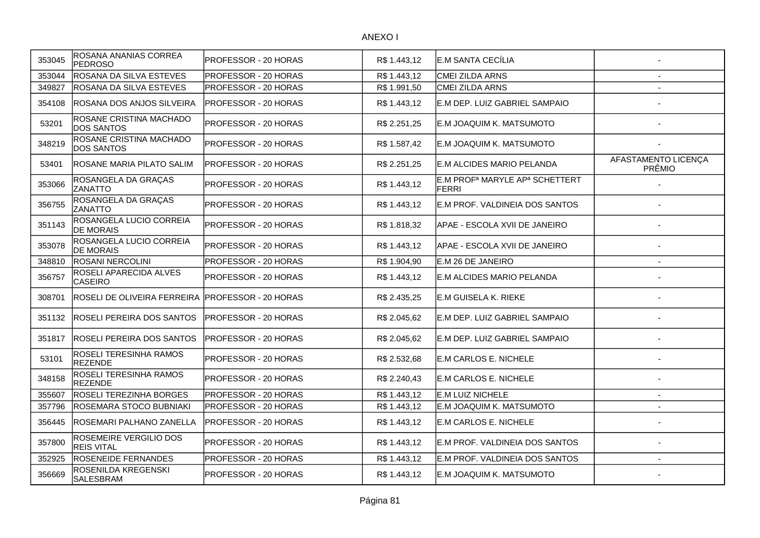ANEXO I

| | | | | | |
|---|---|---|---|---|---|
| 353045 | ROSANA ANANIAS CORREA PEDROSO | PROFESSOR - 20 HORAS | R$ 1.443,12 | E.M SANTA CECÍLIA | - |
| 353044 | ROSANA DA SILVA ESTEVES | PROFESSOR - 20 HORAS | R$ 1.443,12 | CMEI ZILDA ARNS | - |
| 349827 | ROSANA DA SILVA ESTEVES | PROFESSOR - 20 HORAS | R$ 1.991,50 | CMEI ZILDA ARNS | - |
| 354108 | ROSANA DOS ANJOS SILVEIRA | PROFESSOR - 20 HORAS | R$ 1.443,12 | E.M DEP. LUIZ GABRIEL SAMPAIO | - |
| 53201 | ROSANE CRISTINA MACHADO DOS SANTOS | PROFESSOR - 20 HORAS | R$ 2.251,25 | E.M JOAQUIM K. MATSUMOTO | - |
| 348219 | ROSANE CRISTINA MACHADO DOS SANTOS | PROFESSOR - 20 HORAS | R$ 1.587,42 | E.M JOAQUIM K. MATSUMOTO | - |
| 53401 | ROSANE MARIA PILATO SALIM | PROFESSOR - 20 HORAS | R$ 2.251,25 | E.M ALCIDES MARIO PELANDA | AFASTAMENTO LICENÇA PRÊMIO |
| 353066 | ROSANGELA DA GRAÇAS ZANATTO | PROFESSOR - 20 HORAS | R$ 1.443,12 | E.M PROFª MARYLE APª SCHETTERT FERRI | - |
| 356755 | ROSANGELA DA GRAÇAS ZANATTO | PROFESSOR - 20 HORAS | R$ 1.443,12 | E.M PROF. VALDINEIA DOS SANTOS | - |
| 351143 | ROSANGELA LUCIO CORREIA DE MORAIS | PROFESSOR - 20 HORAS | R$ 1.818,32 | APAE - ESCOLA XVII DE JANEIRO | - |
| 353078 | ROSANGELA LUCIO CORREIA DE MORAIS | PROFESSOR - 20 HORAS | R$ 1.443,12 | APAE - ESCOLA XVII DE JANEIRO | - |
| 348810 | ROSANI NERCOLINI | PROFESSOR - 20 HORAS | R$ 1.904,90 | E.M 26 DE JANEIRO | - |
| 356757 | ROSELI APARECIDA ALVES CASEIRO | PROFESSOR - 20 HORAS | R$ 1.443,12 | E.M ALCIDES MARIO PELANDA | - |
| 308701 | ROSELI DE OLIVEIRA FERREIRA | PROFESSOR - 20 HORAS | R$ 2.435,25 | E.M GUISELA K. RIEKE | - |
| 351132 | ROSELI PEREIRA DOS SANTOS | PROFESSOR - 20 HORAS | R$ 2.045,62 | E.M DEP. LUIZ GABRIEL SAMPAIO | - |
| 351817 | ROSELI PEREIRA DOS SANTOS | PROFESSOR - 20 HORAS | R$ 2.045,62 | E.M DEP. LUIZ GABRIEL SAMPAIO | - |
| 53101 | ROSELI TERESINHA RAMOS REZENDE | PROFESSOR - 20 HORAS | R$ 2.532,68 | E.M CARLOS E. NICHELE | - |
| 348158 | ROSELI TERESINHA RAMOS REZENDE | PROFESSOR - 20 HORAS | R$ 2.240,43 | E.M CARLOS E. NICHELE | - |
| 355607 | ROSELI TEREZINHA BORGES | PROFESSOR - 20 HORAS | R$ 1.443,12 | E.M LUIZ NICHELE | - |
| 357796 | ROSEMARA STOCO BUBNIAKI | PROFESSOR - 20 HORAS | R$ 1.443,12 | E.M JOAQUIM K. MATSUMOTO | - |
| 356445 | ROSEMARI PALHANO ZANELLA | PROFESSOR - 20 HORAS | R$ 1.443,12 | E.M CARLOS E. NICHELE | - |
| 357800 | ROSEMEIRE VERGILIO DOS REIS VITAL | PROFESSOR - 20 HORAS | R$ 1.443,12 | E.M PROF. VALDINEIA DOS SANTOS | - |
| 352925 | ROSENEIDE FERNANDES | PROFESSOR - 20 HORAS | R$ 1.443,12 | E.M PROF. VALDINEIA DOS SANTOS | - |
| 356669 | ROSENILDA KREGENSKI SALESBRAM | PROFESSOR - 20 HORAS | R$ 1.443,12 | E.M JOAQUIM K. MATSUMOTO | - |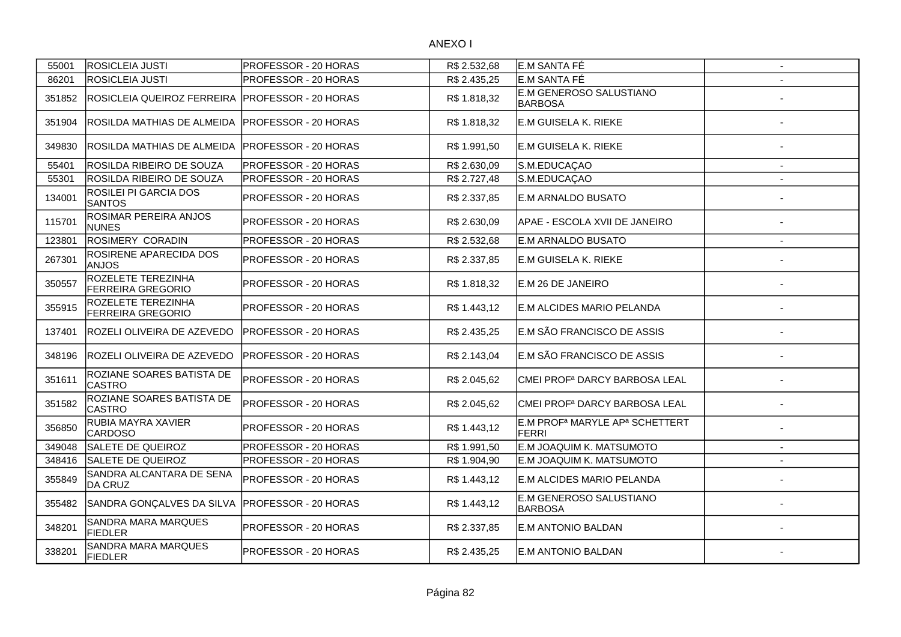ANEXO I

| | | | | | |
|---|---|---|---|---|---|
| 55001 | ROSICLEIA JUSTI | PROFESSOR - 20 HORAS | R$ 2.532,68 | E.M SANTA FÉ | - |
| 86201 | ROSICLEIA JUSTI | PROFESSOR - 20 HORAS | R$ 2.435,25 | E.M SANTA FÉ | - |
| 351852 | ROSICLEIA QUEIROZ FERREIRA | PROFESSOR - 20 HORAS | R$ 1.818,32 | E.M GENEROSO SALUSTIANO BARBOSA | - |
| 351904 | ROSILDA MATHIAS DE ALMEIDA | PROFESSOR - 20 HORAS | R$ 1.818,32 | E.M GUISELA K. RIEKE | - |
| 349830 | ROSILDA MATHIAS DE ALMEIDA | PROFESSOR - 20 HORAS | R$ 1.991,50 | E.M GUISELA K. RIEKE | - |
| 55401 | ROSILDA RIBEIRO DE SOUZA | PROFESSOR - 20 HORAS | R$ 2.630,09 | S.M.EDUCAÇAO | - |
| 55301 | ROSILDA RIBEIRO DE SOUZA | PROFESSOR - 20 HORAS | R$ 2.727,48 | S.M.EDUCAÇAO | - |
| 134001 | ROSILEI PI GARCIA DOS SANTOS | PROFESSOR - 20 HORAS | R$ 2.337,85 | E.M ARNALDO BUSATO | - |
| 115701 | ROSIMAR PEREIRA ANJOS NUNES | PROFESSOR - 20 HORAS | R$ 2.630,09 | APAE - ESCOLA XVII DE JANEIRO | - |
| 123801 | ROSIMERY CORADIN | PROFESSOR - 20 HORAS | R$ 2.532,68 | E.M ARNALDO BUSATO | - |
| 267301 | ROSIRENE APARECIDA DOS ANJOS | PROFESSOR - 20 HORAS | R$ 2.337,85 | E.M GUISELA K. RIEKE | - |
| 350557 | ROZELETE TEREZINHA FERREIRA GREGORIO | PROFESSOR - 20 HORAS | R$ 1.818,32 | E.M 26 DE JANEIRO | - |
| 355915 | ROZELETE TEREZINHA FERREIRA GREGORIO | PROFESSOR - 20 HORAS | R$ 1.443,12 | E.M ALCIDES MARIO PELANDA | - |
| 137401 | ROZELI OLIVEIRA DE AZEVEDO | PROFESSOR - 20 HORAS | R$ 2.435,25 | E.M SÃO FRANCISCO DE ASSIS | - |
| 348196 | ROZELI OLIVEIRA DE AZEVEDO | PROFESSOR - 20 HORAS | R$ 2.143,04 | E.M SÃO FRANCISCO DE ASSIS | - |
| 351611 | ROZIANE SOARES BATISTA DE CASTRO | PROFESSOR - 20 HORAS | R$ 2.045,62 | CMEI PROFª DARCY BARBOSA LEAL | - |
| 351582 | ROZIANE SOARES BATISTA DE CASTRO | PROFESSOR - 20 HORAS | R$ 2.045,62 | CMEI PROFª DARCY BARBOSA LEAL | - |
| 356850 | RUBIA MAYRA XAVIER CARDOSO | PROFESSOR - 20 HORAS | R$ 1.443,12 | E.M PROFª MARYLE APª SCHETTERT FERRI | - |
| 349048 | SALETE DE QUEIROZ | PROFESSOR - 20 HORAS | R$ 1.991,50 | E.M JOAQUIM K. MATSUMOTO | - |
| 348416 | SALETE DE QUEIROZ | PROFESSOR - 20 HORAS | R$ 1.904,90 | E.M JOAQUIM K. MATSUMOTO | - |
| 355849 | SANDRA ALCANTARA DE SENA DA CRUZ | PROFESSOR - 20 HORAS | R$ 1.443,12 | E.M ALCIDES MARIO PELANDA | - |
| 355482 | SANDRA GONÇALVES DA SILVA | PROFESSOR - 20 HORAS | R$ 1.443,12 | E.M GENEROSO SALUSTIANO BARBOSA | - |
| 348201 | SANDRA MARA MARQUES FIEDLER | PROFESSOR - 20 HORAS | R$ 2.337,85 | E.M ANTONIO BALDAN | - |
| 338201 | SANDRA MARA MARQUES FIEDLER | PROFESSOR - 20 HORAS | R$ 2.435,25 | E.M ANTONIO BALDAN | - |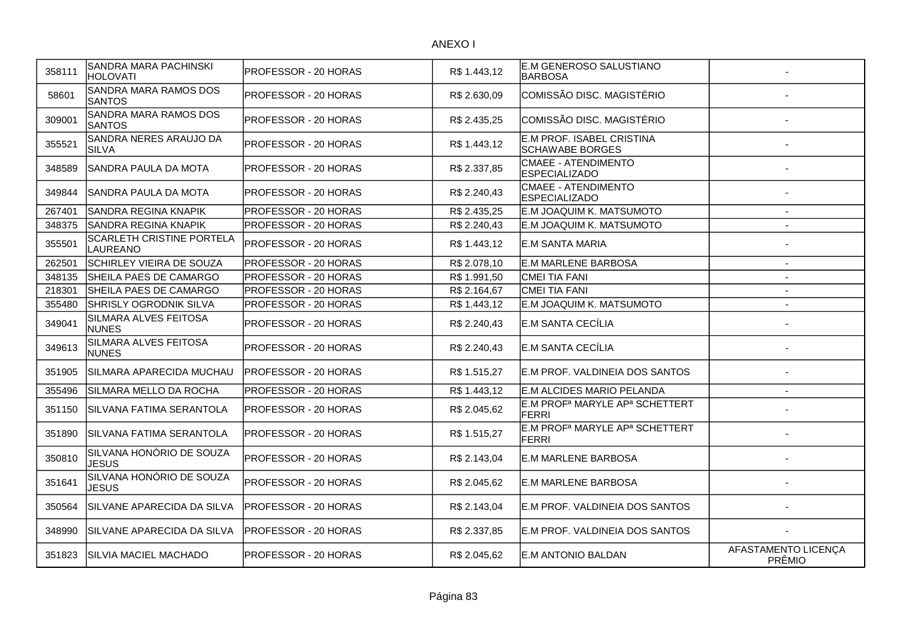ANEXO I

| | | | | | |
|---|---|---|---|---|---|
| 358111 | SANDRA MARA PACHINSKI HOLOVATI | PROFESSOR - 20 HORAS | R$ 1.443,12 | E.M GENEROSO SALUSTIANO BARBOSA | - |
| 58601 | SANDRA MARA RAMOS DOS SANTOS | PROFESSOR - 20 HORAS | R$ 2.630,09 | COMISSÃO DISC. MAGISTÉRIO | - |
| 309001 | SANDRA MARA RAMOS DOS SANTOS | PROFESSOR - 20 HORAS | R$ 2.435,25 | COMISSÃO DISC. MAGISTÉRIO | - |
| 355521 | SANDRA NERES ARAUJO DA SILVA | PROFESSOR - 20 HORAS | R$ 1.443,12 | E.M PROF. ISABEL CRISTINA SCHAWABE BORGES | - |
| 348589 | SANDRA PAULA DA MOTA | PROFESSOR - 20 HORAS | R$ 2.337,85 | CMAEE - ATENDIMENTO ESPECIALIZADO | - |
| 349844 | SANDRA PAULA DA MOTA | PROFESSOR - 20 HORAS | R$ 2.240,43 | CMAEE - ATENDIMENTO ESPECIALIZADO | - |
| 267401 | SANDRA REGINA KNAPIK | PROFESSOR - 20 HORAS | R$ 2.435,25 | E.M JOAQUIM K. MATSUMOTO | - |
| 348375 | SANDRA REGINA KNAPIK | PROFESSOR - 20 HORAS | R$ 2.240,43 | E.M JOAQUIM K. MATSUMOTO | - |
| 355501 | SCARLETH CRISTINE PORTELA LAUREANO | PROFESSOR - 20 HORAS | R$ 1.443,12 | E.M SANTA MARIA | - |
| 262501 | SCHIRLEY VIEIRA DE SOUZA | PROFESSOR - 20 HORAS | R$ 2.078,10 | E.M MARLENE BARBOSA | - |
| 348135 | SHEILA PAES DE CAMARGO | PROFESSOR - 20 HORAS | R$ 1.991,50 | CMEI TIA FANI | - |
| 218301 | SHEILA PAES DE CAMARGO | PROFESSOR - 20 HORAS | R$ 2.164,67 | CMEI TIA FANI | - |
| 355480 | SHRISLY OGRODNIK SILVA | PROFESSOR - 20 HORAS | R$ 1.443,12 | E.M JOAQUIM K. MATSUMOTO | - |
| 349041 | SILMARA ALVES FEITOSA NUNES | PROFESSOR - 20 HORAS | R$ 2.240,43 | E.M SANTA CECÍLIA | - |
| 349613 | SILMARA ALVES FEITOSA NUNES | PROFESSOR - 20 HORAS | R$ 2.240,43 | E.M SANTA CECÍLIA | - |
| 351905 | SILMARA APARECIDA MUCHAU | PROFESSOR - 20 HORAS | R$ 1.515,27 | E.M PROF. VALDINEIA DOS SANTOS | - |
| 355496 | SILMARA MELLO DA ROCHA | PROFESSOR - 20 HORAS | R$ 1.443,12 | E.M ALCIDES MARIO PELANDA | - |
| 351150 | SILVANA FATIMA SERANTOLA | PROFESSOR - 20 HORAS | R$ 2.045,62 | E.M PROFª MARYLE APª SCHETTERT FERRI | - |
| 351890 | SILVANA FATIMA SERANTOLA | PROFESSOR - 20 HORAS | R$ 1.515,27 | E.M PROFª MARYLE APª SCHETTERT FERRI | - |
| 350810 | SILVANA HONÓRIO DE SOUZA JESUS | PROFESSOR - 20 HORAS | R$ 2.143,04 | E.M MARLENE BARBOSA | - |
| 351641 | SILVANA HONÓRIO DE SOUZA JESUS | PROFESSOR - 20 HORAS | R$ 2.045,62 | E.M MARLENE BARBOSA | - |
| 350564 | SILVANE APARECIDA DA SILVA | PROFESSOR - 20 HORAS | R$ 2.143,04 | E.M PROF. VALDINEIA DOS SANTOS | - |
| 348990 | SILVANE APARECIDA DA SILVA | PROFESSOR - 20 HORAS | R$ 2.337,85 | E.M PROF. VALDINEIA DOS SANTOS | - |
| 351823 | SILVIA MACIEL MACHADO | PROFESSOR - 20 HORAS | R$ 2.045,62 | E.M ANTONIO BALDAN | AFASTAMENTO LICENÇA PRÊMIO |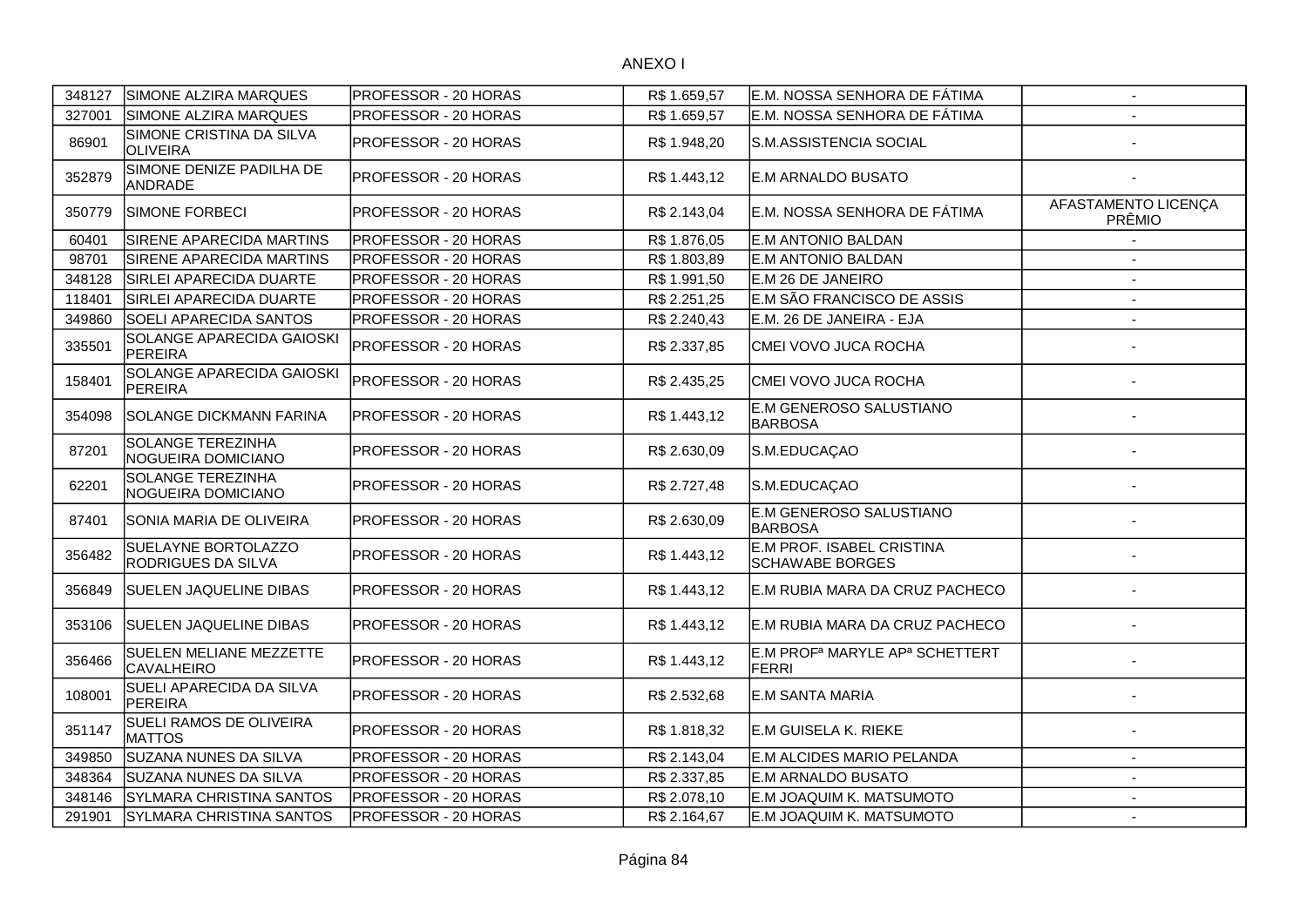ANEXO I

| | | | | | |
|---|---|---|---|---|---|
| 348127 | SIMONE ALZIRA MARQUES | PROFESSOR - 20 HORAS | R$ 1.659,57 | E.M. NOSSA SENHORA DE FÁTIMA | - |
| 327001 | SIMONE ALZIRA MARQUES | PROFESSOR - 20 HORAS | R$ 1.659,57 | E.M. NOSSA SENHORA DE FÁTIMA | - |
| 86901 | SIMONE CRISTINA DA SILVA OLIVEIRA | PROFESSOR - 20 HORAS | R$ 1.948,20 | S.M.ASSISTENCIA SOCIAL | - |
| 352879 | SIMONE DENIZE PADILHA DE ANDRADE | PROFESSOR - 20 HORAS | R$ 1.443,12 | E.M ARNALDO BUSATO | - |
| 350779 | SIMONE FORBECI | PROFESSOR - 20 HORAS | R$ 2.143,04 | E.M. NOSSA SENHORA DE FÁTIMA | AFASTAMENTO LICENÇA PRÊMIO |
| 60401 | SIRENE APARECIDA MARTINS | PROFESSOR - 20 HORAS | R$ 1.876,05 | E.M ANTONIO BALDAN | - |
| 98701 | SIRENE APARECIDA MARTINS | PROFESSOR - 20 HORAS | R$ 1.803,89 | E.M ANTONIO BALDAN | - |
| 348128 | SIRLEI APARECIDA DUARTE | PROFESSOR - 20 HORAS | R$ 1.991,50 | E.M 26 DE JANEIRO | - |
| 118401 | SIRLEI APARECIDA DUARTE | PROFESSOR - 20 HORAS | R$ 2.251,25 | E.M SÃO FRANCISCO DE ASSIS | - |
| 349860 | SOELI APARECIDA SANTOS | PROFESSOR - 20 HORAS | R$ 2.240,43 | E.M. 26 DE JANEIRA - EJA | - |
| 335501 | SOLANGE APARECIDA GAIOSKI PEREIRA | PROFESSOR - 20 HORAS | R$ 2.337,85 | CMEI VOVO JUCA ROCHA | - |
| 158401 | SOLANGE APARECIDA GAIOSKI PEREIRA | PROFESSOR - 20 HORAS | R$ 2.435,25 | CMEI VOVO JUCA ROCHA | - |
| 354098 | SOLANGE DICKMANN FARINA | PROFESSOR - 20 HORAS | R$ 1.443,12 | E.M GENEROSO SALUSTIANO BARBOSA | - |
| 87201 | SOLANGE TEREZINHA NOGUEIRA DOMICIANO | PROFESSOR - 20 HORAS | R$ 2.630,09 | S.M.EDUCAÇAO | - |
| 62201 | SOLANGE TEREZINHA NOGUEIRA DOMICIANO | PROFESSOR - 20 HORAS | R$ 2.727,48 | S.M.EDUCAÇAO | - |
| 87401 | SONIA MARIA DE OLIVEIRA | PROFESSOR - 20 HORAS | R$ 2.630,09 | E.M GENEROSO SALUSTIANO BARBOSA | - |
| 356482 | SUELAYNE BORTOLAZZO RODRIGUES DA SILVA | PROFESSOR - 20 HORAS | R$ 1.443,12 | E.M PROF. ISABEL CRISTINA SCHAWABE BORGES | - |
| 356849 | SUELEN JAQUELINE DIBAS | PROFESSOR - 20 HORAS | R$ 1.443,12 | E.M RUBIA MARA DA CRUZ PACHECO | - |
| 353106 | SUELEN JAQUELINE DIBAS | PROFESSOR - 20 HORAS | R$ 1.443,12 | E.M RUBIA MARA DA CRUZ PACHECO | - |
| 356466 | SUELEN MELIANE MEZZETTE CAVALHEIRO | PROFESSOR - 20 HORAS | R$ 1.443,12 | E.M PROFª MARYLE APª SCHETTERT FERRI | - |
| 108001 | SUELI APARECIDA DA SILVA PEREIRA | PROFESSOR - 20 HORAS | R$ 2.532,68 | E.M SANTA MARIA | - |
| 351147 | SUELI RAMOS DE OLIVEIRA MATTOS | PROFESSOR - 20 HORAS | R$ 1.818,32 | E.M GUISELA K. RIEKE | - |
| 349850 | SUZANA NUNES DA SILVA | PROFESSOR - 20 HORAS | R$ 2.143,04 | E.M ALCIDES MARIO PELANDA | - |
| 348364 | SUZANA NUNES DA SILVA | PROFESSOR - 20 HORAS | R$ 2.337,85 | E.M ARNALDO BUSATO | - |
| 348146 | SYLMARA CHRISTINA SANTOS | PROFESSOR - 20 HORAS | R$ 2.078,10 | E.M JOAQUIM K. MATSUMOTO | - |
| 291901 | SYLMARA CHRISTINA SANTOS | PROFESSOR - 20 HORAS | R$ 2.164,67 | E.M JOAQUIM K. MATSUMOTO | - |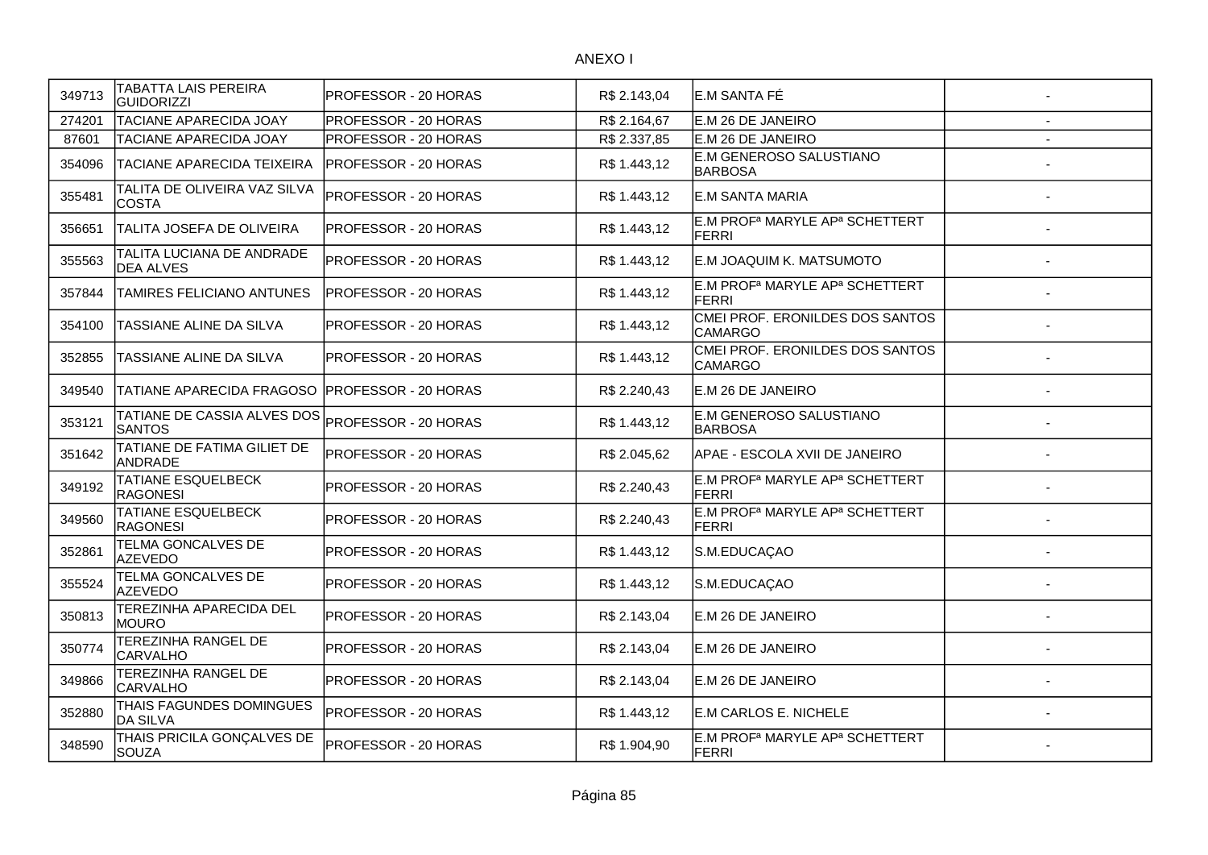ANEXO I

| | | | | | |
|---|---|---|---|---|---|
| 349713 | TABATTA LAIS PEREIRA GUIDORIZZI | PROFESSOR - 20 HORAS | R$ 2.143,04 | E.M SANTA FÉ | - |
| 274201 | TACIANE APARECIDA JOAY | PROFESSOR - 20 HORAS | R$ 2.164,67 | E.M 26 DE JANEIRO | - |
| 87601 | TACIANE APARECIDA JOAY | PROFESSOR - 20 HORAS | R$ 2.337,85 | E.M 26 DE JANEIRO | - |
| 354096 | TACIANE APARECIDA TEIXEIRA | PROFESSOR - 20 HORAS | R$ 1.443,12 | E.M GENEROSO SALUSTIANO BARBOSA | - |
| 355481 | TALITA DE OLIVEIRA VAZ SILVA COSTA | PROFESSOR - 20 HORAS | R$ 1.443,12 | E.M SANTA MARIA | - |
| 356651 | TALITA JOSEFA DE OLIVEIRA | PROFESSOR - 20 HORAS | R$ 1.443,12 | E.M PROFª MARYLE APª SCHETTERT FERRI | - |
| 355563 | TALITA LUCIANA DE ANDRADE DEA ALVES | PROFESSOR - 20 HORAS | R$ 1.443,12 | E.M JOAQUIM K. MATSUMOTO | - |
| 357844 | TAMIRES FELICIANO ANTUNES | PROFESSOR - 20 HORAS | R$ 1.443,12 | E.M PROFª MARYLE APª SCHETTERT FERRI | - |
| 354100 | TASSIANE ALINE DA SILVA | PROFESSOR - 20 HORAS | R$ 1.443,12 | CMEI PROF. ERONILDES DOS SANTOS CAMARGO | - |
| 352855 | TASSIANE ALINE DA SILVA | PROFESSOR - 20 HORAS | R$ 1.443,12 | CMEI PROF. ERONILDES DOS SANTOS CAMARGO | - |
| 349540 | TATIANE APARECIDA FRAGOSO | PROFESSOR - 20 HORAS | R$ 2.240,43 | E.M 26 DE JANEIRO | - |
| 353121 | TATIANE DE CASSIA ALVES DOS SANTOS | PROFESSOR - 20 HORAS | R$ 1.443,12 | E.M GENEROSO SALUSTIANO BARBOSA | - |
| 351642 | TATIANE DE FATIMA GILIET DE ANDRADE | PROFESSOR - 20 HORAS | R$ 2.045,62 | APAE - ESCOLA XVII DE JANEIRO | - |
| 349192 | TATIANE ESQUELBECK RAGONESI | PROFESSOR - 20 HORAS | R$ 2.240,43 | E.M PROFª MARYLE APª SCHETTERT FERRI | - |
| 349560 | TATIANE ESQUELBECK RAGONESI | PROFESSOR - 20 HORAS | R$ 2.240,43 | E.M PROFª MARYLE APª SCHETTERT FERRI | - |
| 352861 | TELMA GONCALVES DE AZEVEDO | PROFESSOR - 20 HORAS | R$ 1.443,12 | S.M.EDUCAÇAO | - |
| 355524 | TELMA GONCALVES DE AZEVEDO | PROFESSOR - 20 HORAS | R$ 1.443,12 | S.M.EDUCAÇAO | - |
| 350813 | TEREZINHA APARECIDA DEL MOURO | PROFESSOR - 20 HORAS | R$ 2.143,04 | E.M 26 DE JANEIRO | - |
| 350774 | TEREZINHA RANGEL DE CARVALHO | PROFESSOR - 20 HORAS | R$ 2.143,04 | E.M 26 DE JANEIRO | - |
| 349866 | TEREZINHA RANGEL DE CARVALHO | PROFESSOR - 20 HORAS | R$ 2.143,04 | E.M 26 DE JANEIRO | - |
| 352880 | THAIS FAGUNDES DOMINGUES DA SILVA | PROFESSOR - 20 HORAS | R$ 1.443,12 | E.M CARLOS E. NICHELE | - |
| 348590 | THAIS PRICILA GONÇALVES DE SOUZA | PROFESSOR - 20 HORAS | R$ 1.904,90 | E.M PROFª MARYLE APª SCHETTERT FERRI | - |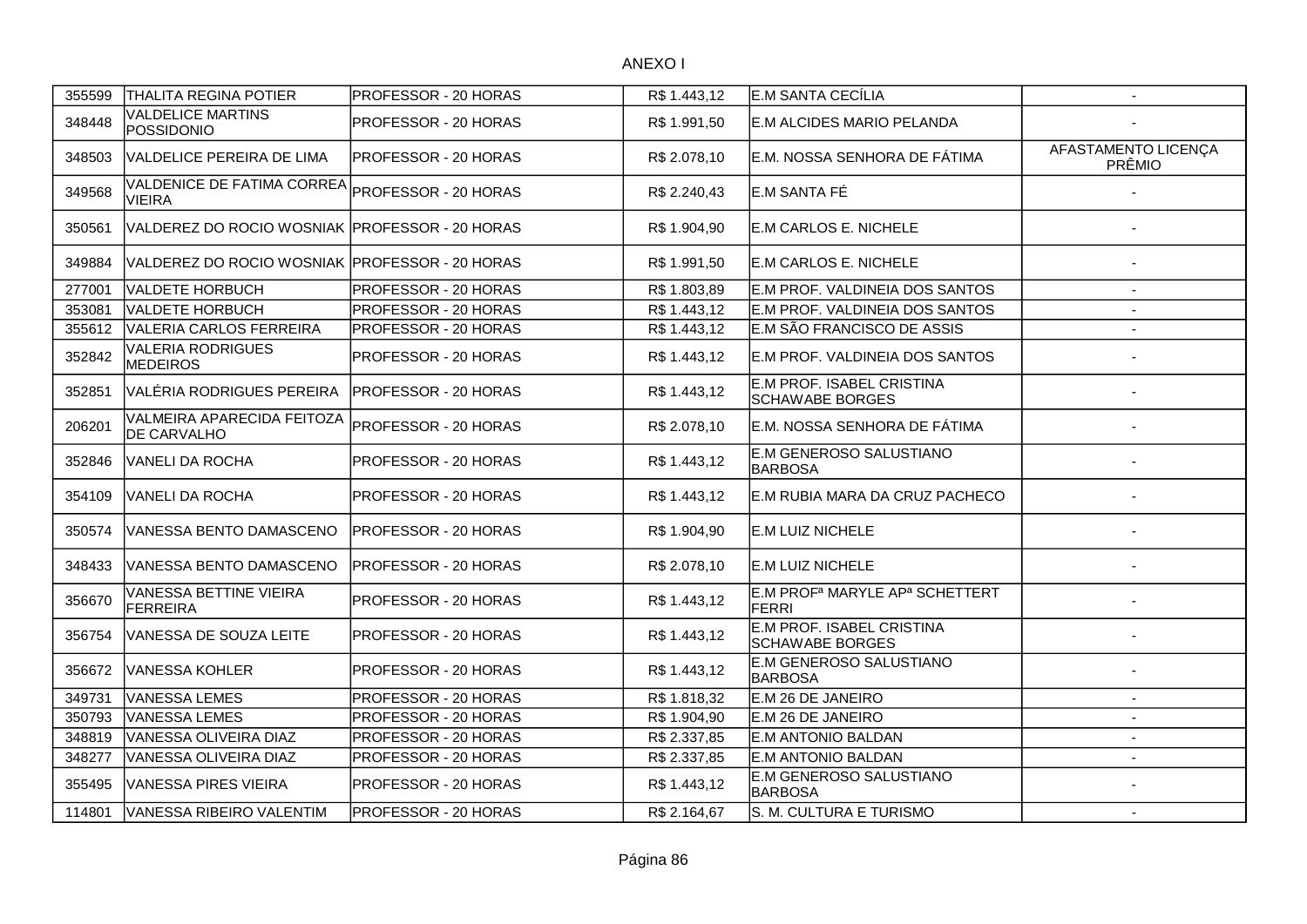ANEXO I

| | | | | | |
|---|---|---|---|---|---|
| 355599 | THALITA REGINA POTIER | PROFESSOR - 20 HORAS | R$ 1.443,12 | E.M SANTA CECÍLIA | - |
| 348448 | VALDELICE MARTINS POSSIDONIO | PROFESSOR - 20 HORAS | R$ 1.991,50 | E.M ALCIDES MARIO PELANDA | - |
| 348503 | VALDELICE PEREIRA DE LIMA | PROFESSOR - 20 HORAS | R$ 2.078,10 | E.M. NOSSA SENHORA DE FÁTIMA | AFASTAMENTO LICENÇA PRÊMIO |
| 349568 | VALDENICE DE FATIMA CORREA VIEIRA | PROFESSOR - 20 HORAS | R$ 2.240,43 | E.M SANTA FÉ | - |
| 350561 | VALDEREZ DO ROCIO WOSNIAK | PROFESSOR - 20 HORAS | R$ 1.904,90 | E.M CARLOS E. NICHELE | - |
| 349884 | VALDEREZ DO ROCIO WOSNIAK | PROFESSOR - 20 HORAS | R$ 1.991,50 | E.M CARLOS E. NICHELE | - |
| 277001 | VALDETE HORBUCH | PROFESSOR - 20 HORAS | R$ 1.803,89 | E.M PROF. VALDINEIA DOS SANTOS | - |
| 353081 | VALDETE HORBUCH | PROFESSOR - 20 HORAS | R$ 1.443,12 | E.M PROF. VALDINEIA DOS SANTOS | - |
| 355612 | VALERIA CARLOS FERREIRA | PROFESSOR - 20 HORAS | R$ 1.443,12 | E.M SÃO FRANCISCO DE ASSIS | - |
| 352842 | VALERIA RODRIGUES MEDEIROS | PROFESSOR - 20 HORAS | R$ 1.443,12 | E.M PROF. VALDINEIA DOS SANTOS | - |
| 352851 | VALÉRIA RODRIGUES PEREIRA | PROFESSOR - 20 HORAS | R$ 1.443,12 | E.M PROF. ISABEL CRISTINA SCHAWABE BORGES | - |
| 206201 | VALMEIRA APARECIDA FEITOZA DE CARVALHO | PROFESSOR - 20 HORAS | R$ 2.078,10 | E.M. NOSSA SENHORA DE FÁTIMA | - |
| 352846 | VANELI DA ROCHA | PROFESSOR - 20 HORAS | R$ 1.443,12 | E.M GENEROSO SALUSTIANO BARBOSA | - |
| 354109 | VANELI DA ROCHA | PROFESSOR - 20 HORAS | R$ 1.443,12 | E.M RUBIA MARA DA CRUZ PACHECO | - |
| 350574 | VANESSA BENTO DAMASCENO | PROFESSOR - 20 HORAS | R$ 1.904,90 | E.M LUIZ NICHELE | - |
| 348433 | VANESSA BENTO DAMASCENO | PROFESSOR - 20 HORAS | R$ 2.078,10 | E.M LUIZ NICHELE | - |
| 356670 | VANESSA BETTINE VIEIRA FERREIRA | PROFESSOR - 20 HORAS | R$ 1.443,12 | E.M PROFª MARYLE APª SCHETTERT FERRI | - |
| 356754 | VANESSA DE SOUZA LEITE | PROFESSOR - 20 HORAS | R$ 1.443,12 | E.M PROF. ISABEL CRISTINA SCHAWABE BORGES | - |
| 356672 | VANESSA KOHLER | PROFESSOR - 20 HORAS | R$ 1.443,12 | E.M GENEROSO SALUSTIANO BARBOSA | - |
| 349731 | VANESSA LEMES | PROFESSOR - 20 HORAS | R$ 1.818,32 | E.M 26 DE JANEIRO | - |
| 350793 | VANESSA LEMES | PROFESSOR - 20 HORAS | R$ 1.904,90 | E.M 26 DE JANEIRO | - |
| 348819 | VANESSA OLIVEIRA DIAZ | PROFESSOR - 20 HORAS | R$ 2.337,85 | E.M ANTONIO BALDAN | - |
| 348277 | VANESSA OLIVEIRA DIAZ | PROFESSOR - 20 HORAS | R$ 2.337,85 | E.M ANTONIO BALDAN | - |
| 355495 | VANESSA PIRES VIEIRA | PROFESSOR - 20 HORAS | R$ 1.443,12 | E.M GENEROSO SALUSTIANO BARBOSA | - |
| 114801 | VANESSA RIBEIRO VALENTIM | PROFESSOR - 20 HORAS | R$ 2.164,67 | S. M. CULTURA E TURISMO | - |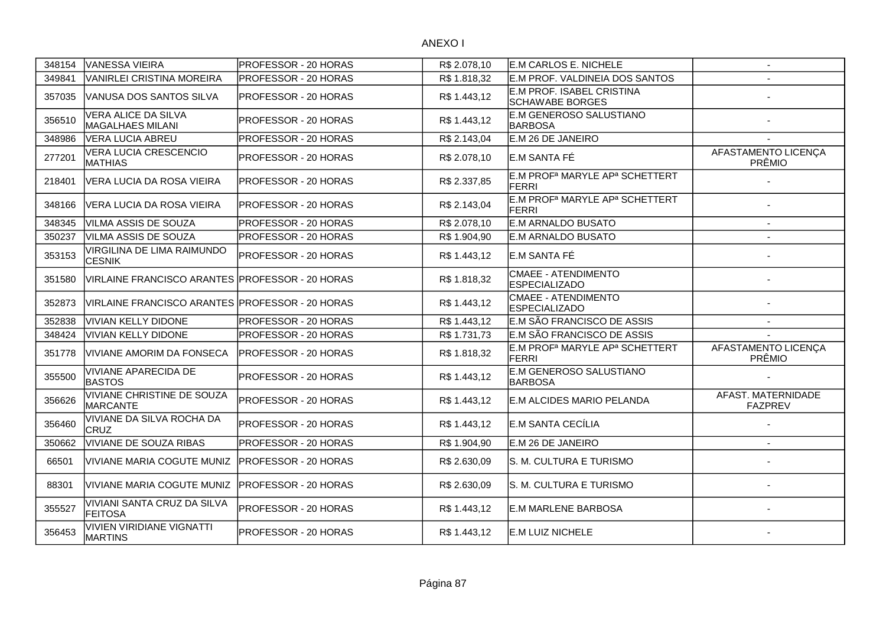ANEXO I

| | | | | | |
|---|---|---|---|---|---|
| 348154 | VANESSA VIEIRA | PROFESSOR - 20 HORAS | R$ 2.078,10 | E.M CARLOS E. NICHELE | - |
| 349841 | VANIRLEI CRISTINA MOREIRA | PROFESSOR - 20 HORAS | R$ 1.818,32 | E.M PROF. VALDINEIA DOS SANTOS | - |
| 357035 | VANUSA DOS SANTOS SILVA | PROFESSOR - 20 HORAS | R$ 1.443,12 | E.M PROF. ISABEL CRISTINA SCHAWABE BORGES | - |
| 356510 | VERA ALICE DA SILVA MAGALHAES MILANI | PROFESSOR - 20 HORAS | R$ 1.443,12 | E.M GENEROSO SALUSTIANO BARBOSA | - |
| 348986 | VERA LUCIA ABREU | PROFESSOR - 20 HORAS | R$ 2.143,04 | E.M 26 DE JANEIRO | - |
| 277201 | VERA LUCIA CRESCENCIO MATHIAS | PROFESSOR - 20 HORAS | R$ 2.078,10 | E.M SANTA FÉ | AFASTAMENTO LICENÇA PRÊMIO |
| 218401 | VERA LUCIA DA ROSA VIEIRA | PROFESSOR - 20 HORAS | R$ 2.337,85 | E.M PROFª MARYLE APª SCHETTERT FERRI | - |
| 348166 | VERA LUCIA DA ROSA VIEIRA | PROFESSOR - 20 HORAS | R$ 2.143,04 | E.M PROFª MARYLE APª SCHETTERT FERRI | - |
| 348345 | VILMA ASSIS DE SOUZA | PROFESSOR - 20 HORAS | R$ 2.078,10 | E.M ARNALDO BUSATO | - |
| 350237 | VILMA ASSIS DE SOUZA | PROFESSOR - 20 HORAS | R$ 1.904,90 | E.M ARNALDO BUSATO | - |
| 353153 | VIRGILINA DE LIMA RAIMUNDO CESNIK | PROFESSOR - 20 HORAS | R$ 1.443,12 | E.M SANTA FÉ | - |
| 351580 | VIRLAINE FRANCISCO ARANTES | PROFESSOR - 20 HORAS | R$ 1.818,32 | CMAEE - ATENDIMENTO ESPECIALIZADO | - |
| 352873 | VIRLAINE FRANCISCO ARANTES | PROFESSOR - 20 HORAS | R$ 1.443,12 | CMAEE - ATENDIMENTO ESPECIALIZADO | - |
| 352838 | VIVIAN KELLY DIDONE | PROFESSOR - 20 HORAS | R$ 1.443,12 | E.M SÃO FRANCISCO DE ASSIS | - |
| 348424 | VIVIAN KELLY DIDONE | PROFESSOR - 20 HORAS | R$ 1.731,73 | E.M SÃO FRANCISCO DE ASSIS | - |
| 351778 | VIVIANE AMORIM DA FONSECA | PROFESSOR - 20 HORAS | R$ 1.818,32 | E.M PROFª MARYLE APª SCHETTERT FERRI | AFASTAMENTO LICENÇA PRÊMIO |
| 355500 | VIVIANE APARECIDA DE BASTOS | PROFESSOR - 20 HORAS | R$ 1.443,12 | E.M GENEROSO SALUSTIANO BARBOSA | - |
| 356626 | VIVIANE CHRISTINE DE SOUZA MARCANTE | PROFESSOR - 20 HORAS | R$ 1.443,12 | E.M ALCIDES MARIO PELANDA | AFAST. MATERNIDADE FAZPREV |
| 356460 | VIVIANE DA SILVA ROCHA DA CRUZ | PROFESSOR - 20 HORAS | R$ 1.443,12 | E.M SANTA CECÍLIA | - |
| 350662 | VIVIANE DE SOUZA RIBAS | PROFESSOR - 20 HORAS | R$ 1.904,90 | E.M 26 DE JANEIRO | - |
| 66501 | VIVIANE MARIA COGUTE MUNIZ | PROFESSOR - 20 HORAS | R$ 2.630,09 | S. M. CULTURA E TURISMO | - |
| 88301 | VIVIANE MARIA COGUTE MUNIZ | PROFESSOR - 20 HORAS | R$ 2.630,09 | S. M. CULTURA E TURISMO | - |
| 355527 | VIVIANI SANTA CRUZ DA SILVA FEITOSA | PROFESSOR - 20 HORAS | R$ 1.443,12 | E.M MARLENE BARBOSA | - |
| 356453 | VIVIEN VIRIDIANE VIGNATTI MARTINS | PROFESSOR - 20 HORAS | R$ 1.443,12 | E.M LUIZ NICHELE | - |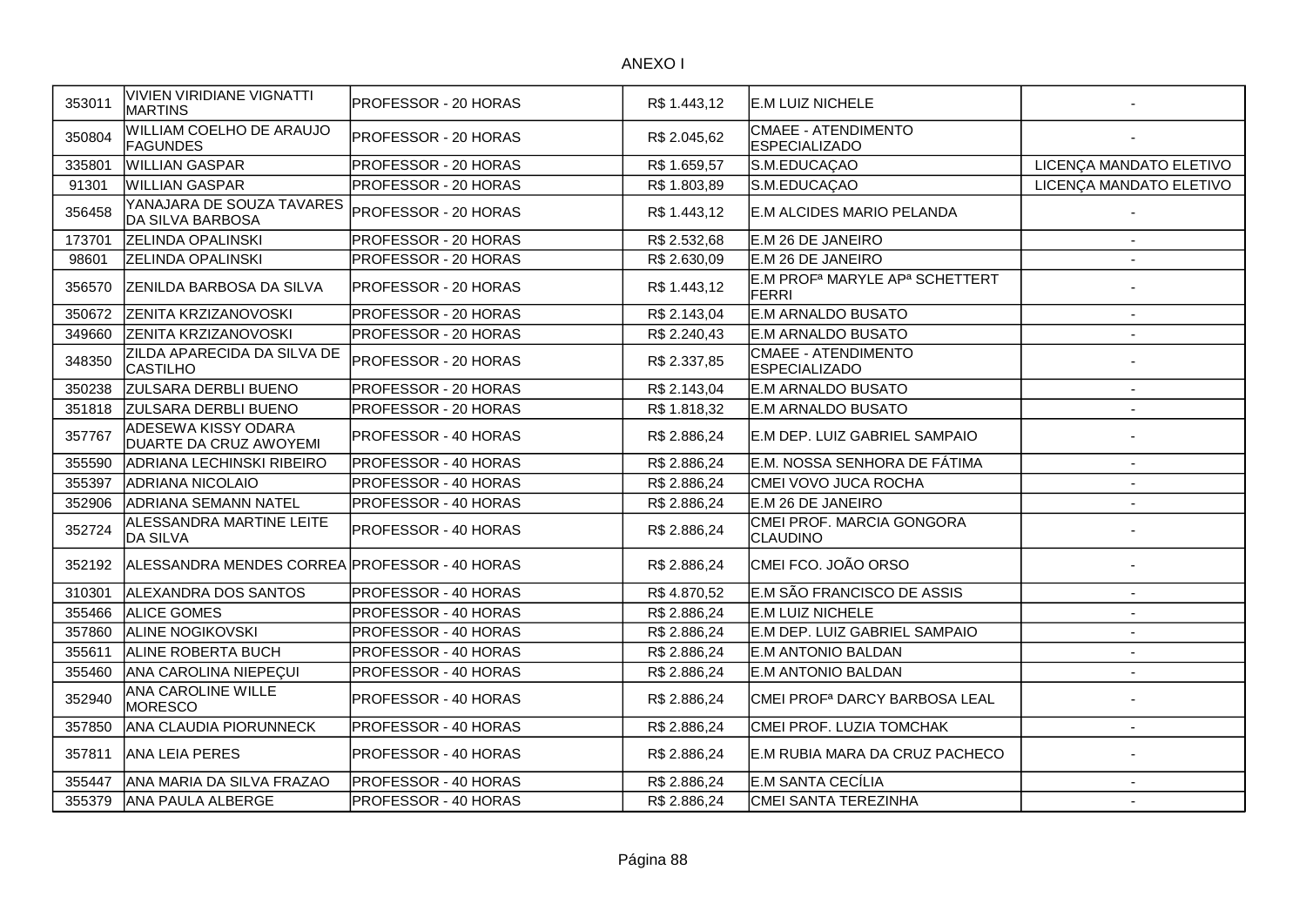ANEXO I

| | | | | | |
|---|---|---|---|---|---|
| 353011 | VIVIEN VIRIDIANE VIGNATTI MARTINS | PROFESSOR - 20 HORAS | R$ 1.443,12 | E.M LUIZ NICHELE | - |
| 350804 | WILLIAM COELHO DE ARAUJO FAGUNDES | PROFESSOR - 20 HORAS | R$ 2.045,62 | CMAEE - ATENDIMENTO ESPECIALIZADO | - |
| 335801 | WILLIAN GASPAR | PROFESSOR - 20 HORAS | R$ 1.659,57 | S.M.EDUCAÇAO | LICENÇA MANDATO ELETIVO |
| 91301 | WILLIAN GASPAR | PROFESSOR - 20 HORAS | R$ 1.803,89 | S.M.EDUCAÇAO | LICENÇA MANDATO ELETIVO |
| 356458 | YANAJARA DE SOUZA TAVARES DA SILVA BARBOSA | PROFESSOR - 20 HORAS | R$ 1.443,12 | E.M ALCIDES MARIO PELANDA | - |
| 173701 | ZELINDA OPALINSKI | PROFESSOR - 20 HORAS | R$ 2.532,68 | E.M 26 DE JANEIRO | - |
| 98601 | ZELINDA OPALINSKI | PROFESSOR - 20 HORAS | R$ 2.630,09 | E.M 26 DE JANEIRO | - |
| 356570 | ZENILDA BARBOSA DA SILVA | PROFESSOR - 20 HORAS | R$ 1.443,12 | E.M PROFª MARYLE APª SCHETTERT FERRI | - |
| 350672 | ZENITA KRZIZANOVOSKI | PROFESSOR - 20 HORAS | R$ 2.143,04 | E.M ARNALDO BUSATO | - |
| 349660 | ZENITA KRZIZANOVOSKI | PROFESSOR - 20 HORAS | R$ 2.240,43 | E.M ARNALDO BUSATO | - |
| 348350 | ZILDA APARECIDA DA SILVA DE CASTILHO | PROFESSOR - 20 HORAS | R$ 2.337,85 | CMAEE - ATENDIMENTO ESPECIALIZADO | - |
| 350238 | ZULSARA DERBLI BUENO | PROFESSOR - 20 HORAS | R$ 2.143,04 | E.M ARNALDO BUSATO | - |
| 351818 | ZULSARA DERBLI BUENO | PROFESSOR - 20 HORAS | R$ 1.818,32 | E.M ARNALDO BUSATO | - |
| 357767 | ADESEWA KISSY ODARA DUARTE DA CRUZ AWOYEMI | PROFESSOR - 40 HORAS | R$ 2.886,24 | E.M DEP. LUIZ GABRIEL SAMPAIO | - |
| 355590 | ADRIANA LECHINSKI RIBEIRO | PROFESSOR - 40 HORAS | R$ 2.886,24 | E.M. NOSSA SENHORA DE FÁTIMA | - |
| 355397 | ADRIANA NICOLAIO | PROFESSOR - 40 HORAS | R$ 2.886,24 | CMEI VOVO JUCA ROCHA | - |
| 352906 | ADRIANA SEMANN NATEL | PROFESSOR - 40 HORAS | R$ 2.886,24 | E.M 26 DE JANEIRO | - |
| 352724 | ALESSANDRA MARTINE LEITE DA SILVA | PROFESSOR - 40 HORAS | R$ 2.886,24 | CMEI PROF. MARCIA GONGORA CLAUDINO | - |
| 352192 | ALESSANDRA MENDES CORREA | PROFESSOR - 40 HORAS | R$ 2.886,24 | CMEI FCO. JOÃO ORSO | - |
| 310301 | ALEXANDRA DOS SANTOS | PROFESSOR - 40 HORAS | R$ 4.870,52 | E.M SÃO FRANCISCO DE ASSIS | - |
| 355466 | ALICE GOMES | PROFESSOR - 40 HORAS | R$ 2.886,24 | E.M LUIZ NICHELE | - |
| 357860 | ALINE NOGIKOVSKI | PROFESSOR - 40 HORAS | R$ 2.886,24 | E.M DEP. LUIZ GABRIEL SAMPAIO | - |
| 355611 | ALINE ROBERTA BUCH | PROFESSOR - 40 HORAS | R$ 2.886,24 | E.M ANTONIO BALDAN | - |
| 355460 | ANA CAROLINA NIEPEÇUI | PROFESSOR - 40 HORAS | R$ 2.886,24 | E.M ANTONIO BALDAN | - |
| 352940 | ANA CAROLINE WILLE MORESCO | PROFESSOR - 40 HORAS | R$ 2.886,24 | CMEI PROFª DARCY BARBOSA LEAL | - |
| 357850 | ANA CLAUDIA PIORUNNECK | PROFESSOR - 40 HORAS | R$ 2.886,24 | CMEI PROF. LUZIA TOMCHAK | - |
| 357811 | ANA LEIA PERES | PROFESSOR - 40 HORAS | R$ 2.886,24 | E.M RUBIA MARA DA CRUZ PACHECO | - |
| 355447 | ANA MARIA DA SILVA FRAZAO | PROFESSOR - 40 HORAS | R$ 2.886,24 | E.M SANTA CECÍLIA | - |
| 355379 | ANA PAULA ALBERGE | PROFESSOR - 40 HORAS | R$ 2.886,24 | CMEI SANTA TEREZINHA | - |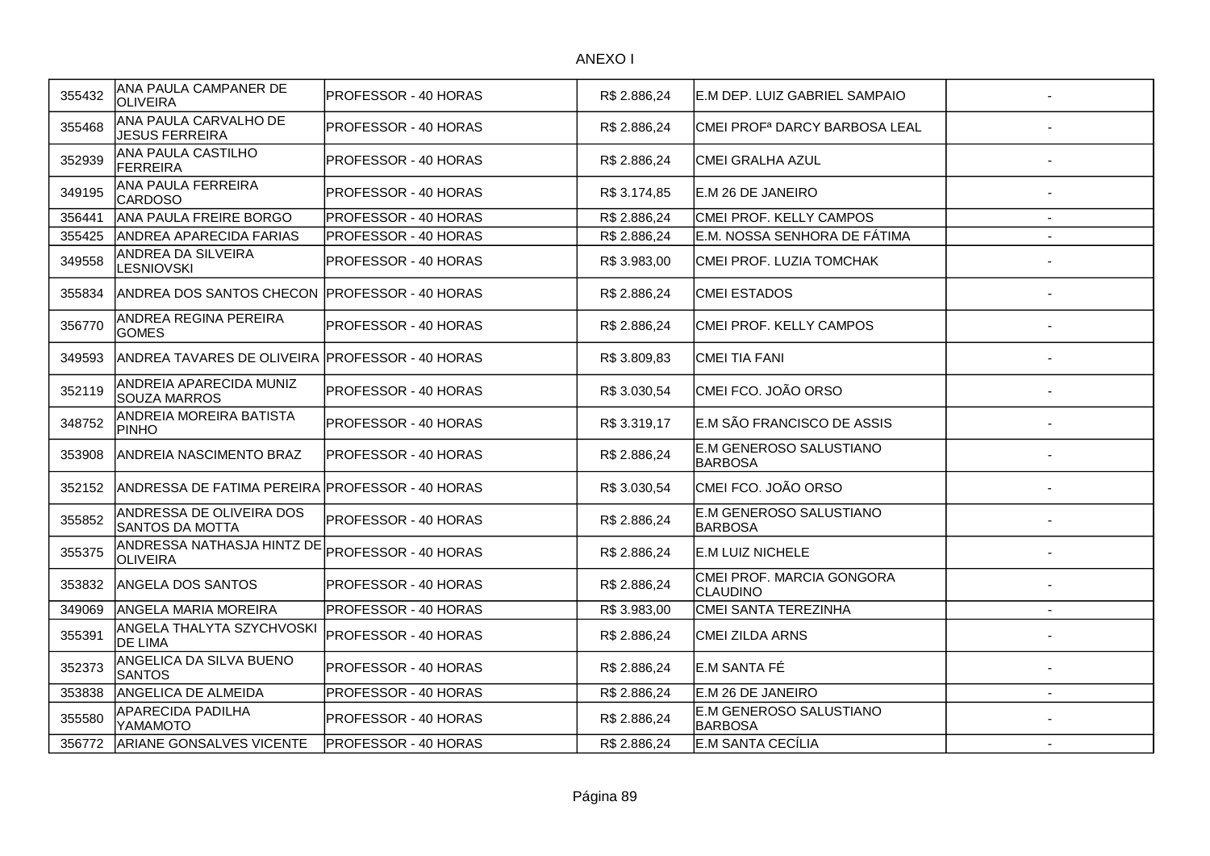ANEXO I

| | | | | | |
|---|---|---|---|---|---|
| 355432 | ANA PAULA CAMPANER DE OLIVEIRA | PROFESSOR - 40 HORAS | R$ 2.886,24 | E.M DEP. LUIZ GABRIEL SAMPAIO | - |
| 355468 | ANA PAULA CARVALHO DE JESUS FERREIRA | PROFESSOR - 40 HORAS | R$ 2.886,24 | CMEI PROFª DARCY BARBOSA LEAL | - |
| 352939 | ANA PAULA CASTILHO FERREIRA | PROFESSOR - 40 HORAS | R$ 2.886,24 | CMEI GRALHA AZUL | - |
| 349195 | ANA PAULA FERREIRA CARDOSO | PROFESSOR - 40 HORAS | R$ 3.174,85 | E.M 26 DE JANEIRO | - |
| 356441 | ANA PAULA FREIRE BORGO | PROFESSOR - 40 HORAS | R$ 2.886,24 | CMEI PROF. KELLY CAMPOS | - |
| 355425 | ANDREA APARECIDA FARIAS | PROFESSOR - 40 HORAS | R$ 2.886,24 | E.M. NOSSA SENHORA DE FÁTIMA | - |
| 349558 | ANDREA DA SILVEIRA LESNIOVSKI | PROFESSOR - 40 HORAS | R$ 3.983,00 | CMEI PROF. LUZIA TOMCHAK | - |
| 355834 | ANDREA DOS SANTOS CHECON | PROFESSOR - 40 HORAS | R$ 2.886,24 | CMEI ESTADOS | - |
| 356770 | ANDREA REGINA PEREIRA GOMES | PROFESSOR - 40 HORAS | R$ 2.886,24 | CMEI PROF. KELLY CAMPOS | - |
| 349593 | ANDREA TAVARES DE OLIVEIRA | PROFESSOR - 40 HORAS | R$ 3.809,83 | CMEI TIA FANI | - |
| 352119 | ANDREIA APARECIDA MUNIZ SOUZA MARROS | PROFESSOR - 40 HORAS | R$ 3.030,54 | CMEI FCO. JOÃO ORSO | - |
| 348752 | ANDREIA MOREIRA BATISTA PINHO | PROFESSOR - 40 HORAS | R$ 3.319,17 | E.M SÃO FRANCISCO DE ASSIS | - |
| 353908 | ANDREIA NASCIMENTO BRAZ | PROFESSOR - 40 HORAS | R$ 2.886,24 | E.M GENEROSO SALUSTIANO BARBOSA | - |
| 352152 | ANDRESSA DE FATIMA PEREIRA | PROFESSOR - 40 HORAS | R$ 3.030,54 | CMEI FCO. JOÃO ORSO | - |
| 355852 | ANDRESSA DE OLIVEIRA DOS SANTOS DA MOTTA | PROFESSOR - 40 HORAS | R$ 2.886,24 | E.M GENEROSO SALUSTIANO BARBOSA | - |
| 355375 | ANDRESSA NATHASJA HINTZ DE OLIVEIRA | PROFESSOR - 40 HORAS | R$ 2.886,24 | E.M LUIZ NICHELE | - |
| 353832 | ANGELA DOS SANTOS | PROFESSOR - 40 HORAS | R$ 2.886,24 | CMEI PROF. MARCIA GONGORA CLAUDINO | - |
| 349069 | ANGELA MARIA MOREIRA | PROFESSOR - 40 HORAS | R$ 3.983,00 | CMEI SANTA TEREZINHA | - |
| 355391 | ANGELA THALYTA SZYCHVOSKI DE LIMA | PROFESSOR - 40 HORAS | R$ 2.886,24 | CMEI ZILDA ARNS | - |
| 352373 | ANGELICA DA SILVA BUENO SANTOS | PROFESSOR - 40 HORAS | R$ 2.886,24 | E.M SANTA FÉ | - |
| 353838 | ANGELICA DE ALMEIDA | PROFESSOR - 40 HORAS | R$ 2.886,24 | E.M 26 DE JANEIRO | - |
| 355580 | APARECIDA PADILHA YAMAMOTO | PROFESSOR - 40 HORAS | R$ 2.886,24 | E.M GENEROSO SALUSTIANO BARBOSA | - |
| 356772 | ARIANE GONSALVES VICENTE | PROFESSOR - 40 HORAS | R$ 2.886,24 | E.M SANTA CECÍLIA | - |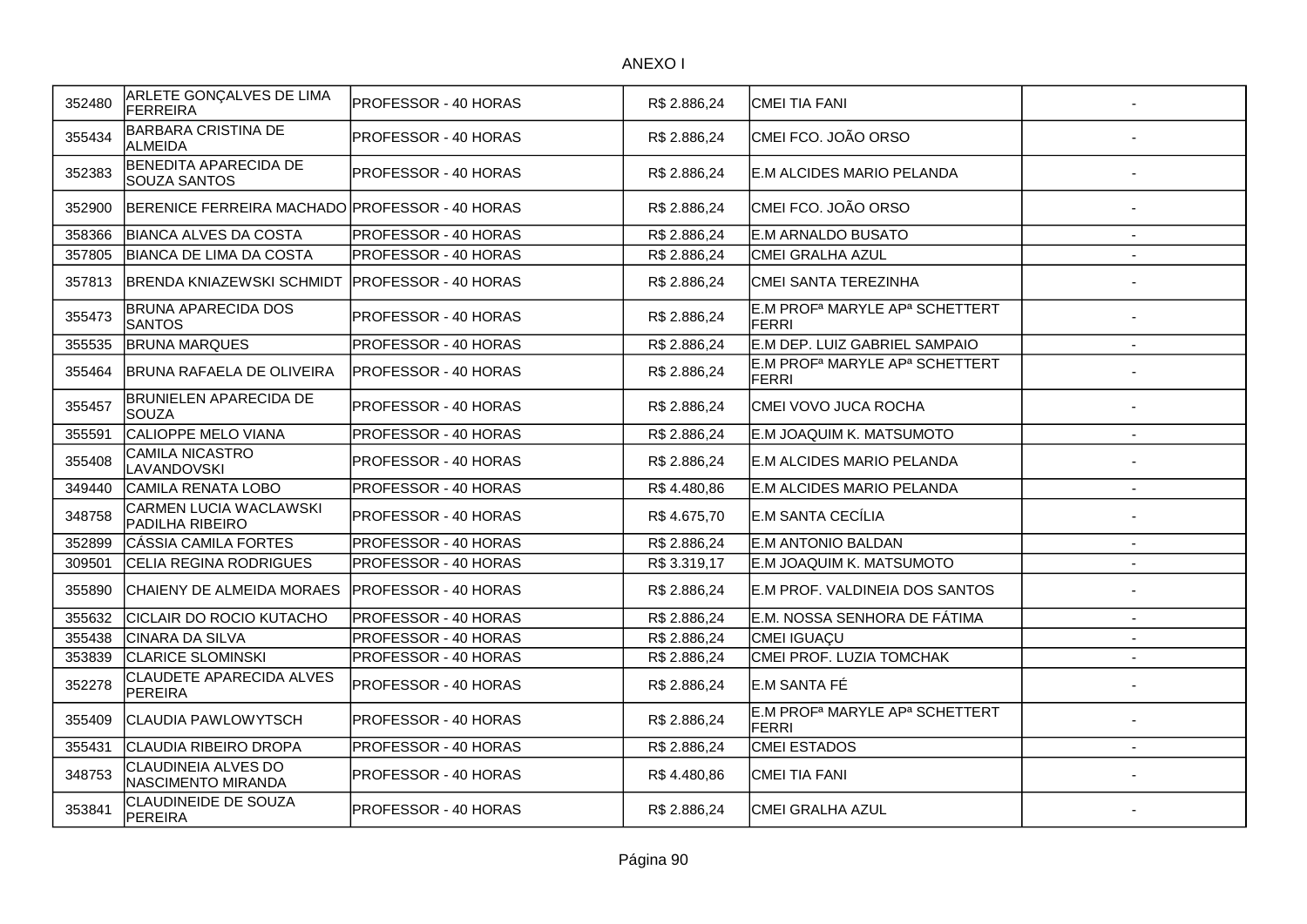ANEXO I

| | | | | | |
|---|---|---|---|---|---|
| 352480 | ARLETE GONÇALVES DE LIMA FERREIRA | PROFESSOR - 40 HORAS | R$ 2.886,24 | CMEI TIA FANI | - |
| 355434 | BARBARA CRISTINA DE ALMEIDA | PROFESSOR - 40 HORAS | R$ 2.886,24 | CMEI FCO. JOÃO ORSO | - |
| 352383 | BENEDITA APARECIDA DE SOUZA SANTOS | PROFESSOR - 40 HORAS | R$ 2.886,24 | E.M ALCIDES MARIO PELANDA | - |
| 352900 | BERENICE FERREIRA MACHADO | PROFESSOR - 40 HORAS | R$ 2.886,24 | CMEI FCO. JOÃO ORSO | - |
| 358366 | BIANCA ALVES DA COSTA | PROFESSOR - 40 HORAS | R$ 2.886,24 | E.M ARNALDO BUSATO | - |
| 357805 | BIANCA DE LIMA DA COSTA | PROFESSOR - 40 HORAS | R$ 2.886,24 | CMEI GRALHA AZUL | - |
| 357813 | BRENDA KNIAZEWSKI SCHMIDT | PROFESSOR - 40 HORAS | R$ 2.886,24 | CMEI SANTA TEREZINHA | - |
| 355473 | BRUNA APARECIDA DOS SANTOS | PROFESSOR - 40 HORAS | R$ 2.886,24 | E.M PROFª MARYLE APª SCHETTERT FERRI | - |
| 355535 | BRUNA MARQUES | PROFESSOR - 40 HORAS | R$ 2.886,24 | E.M DEP. LUIZ GABRIEL SAMPAIO | - |
| 355464 | BRUNA RAFAELA DE OLIVEIRA | PROFESSOR - 40 HORAS | R$ 2.886,24 | E.M PROFª MARYLE APª SCHETTERT FERRI | - |
| 355457 | BRUNIELEN APARECIDA DE SOUZA | PROFESSOR - 40 HORAS | R$ 2.886,24 | CMEI VOVO JUCA ROCHA | - |
| 355591 | CALIOPPE MELO VIANA | PROFESSOR - 40 HORAS | R$ 2.886,24 | E.M JOAQUIM K. MATSUMOTO | - |
| 355408 | CAMILA NICASTRO LAVANDOVSKI | PROFESSOR - 40 HORAS | R$ 2.886,24 | E.M ALCIDES MARIO PELANDA | - |
| 349440 | CAMILA RENATA LOBO | PROFESSOR - 40 HORAS | R$ 4.480,86 | E.M ALCIDES MARIO PELANDA | - |
| 348758 | CARMEN LUCIA WACLAWSKI PADILHA RIBEIRO | PROFESSOR - 40 HORAS | R$ 4.675,70 | E.M SANTA CECÍLIA | - |
| 352899 | CÁSSIA CAMILA FORTES | PROFESSOR - 40 HORAS | R$ 2.886,24 | E.M ANTONIO BALDAN | - |
| 309501 | CELIA REGINA RODRIGUES | PROFESSOR - 40 HORAS | R$ 3.319,17 | E.M JOAQUIM K. MATSUMOTO | - |
| 355890 | CHAIENY DE ALMEIDA MORAES | PROFESSOR - 40 HORAS | R$ 2.886,24 | E.M PROF. VALDINEIA DOS SANTOS | - |
| 355632 | CICLAIR DO ROCIO KUTACHO | PROFESSOR - 40 HORAS | R$ 2.886,24 | E.M. NOSSA SENHORA DE FÁTIMA | - |
| 355438 | CINARA DA SILVA | PROFESSOR - 40 HORAS | R$ 2.886,24 | CMEI IGUAÇU | - |
| 353839 | CLARICE SLOMINSKI | PROFESSOR - 40 HORAS | R$ 2.886,24 | CMEI PROF. LUZIA TOMCHAK | - |
| 352278 | CLAUDETE APARECIDA ALVES PEREIRA | PROFESSOR - 40 HORAS | R$ 2.886,24 | E.M SANTA FÉ | - |
| 355409 | CLAUDIA PAWLOWYTSCH | PROFESSOR - 40 HORAS | R$ 2.886,24 | E.M PROFª MARYLE APª SCHETTERT FERRI | - |
| 355431 | CLAUDIA RIBEIRO DROPA | PROFESSOR - 40 HORAS | R$ 2.886,24 | CMEI ESTADOS | - |
| 348753 | CLAUDINEIA ALVES DO NASCIMENTO MIRANDA | PROFESSOR - 40 HORAS | R$ 4.480,86 | CMEI TIA FANI | - |
| 353841 | CLAUDINEIDE DE SOUZA PEREIRA | PROFESSOR - 40 HORAS | R$ 2.886,24 | CMEI GRALHA AZUL | - |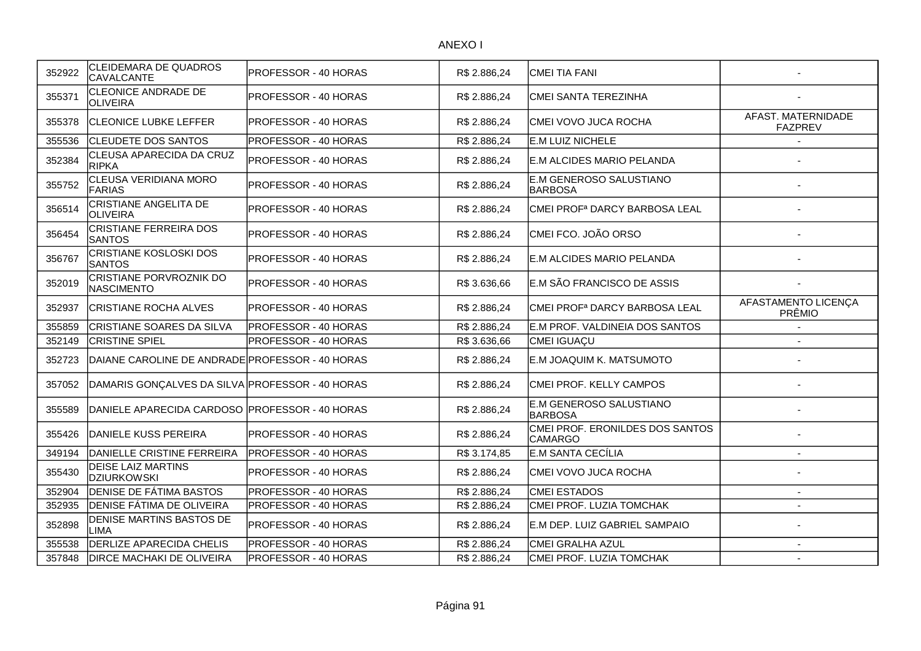ANEXO I

| | | | | | |
|---|---|---|---|---|---|
| 352922 | CLEIDEMARA DE QUADROS CAVALCANTE | PROFESSOR - 40 HORAS | R$ 2.886,24 | CMEI TIA FANI | - |
| 355371 | CLEONICE ANDRADE DE OLIVEIRA | PROFESSOR - 40 HORAS | R$ 2.886,24 | CMEI SANTA TEREZINHA | - |
| 355378 | CLEONICE LUBKE LEFFER | PROFESSOR - 40 HORAS | R$ 2.886,24 | CMEI VOVO JUCA ROCHA | AFAST. MATERNIDADE FAZPREV |
| 355536 | CLEUDETE DOS SANTOS | PROFESSOR - 40 HORAS | R$ 2.886,24 | E.M LUIZ NICHELE | - |
| 352384 | CLEUSA APARECIDA DA CRUZ RIPKA | PROFESSOR - 40 HORAS | R$ 2.886,24 | E.M ALCIDES MARIO PELANDA | - |
| 355752 | CLEUSA VERIDIANA MORO FARIAS | PROFESSOR - 40 HORAS | R$ 2.886,24 | E.M GENEROSO SALUSTIANO BARBOSA | - |
| 356514 | CRISTIANE ANGELITA DE OLIVEIRA | PROFESSOR - 40 HORAS | R$ 2.886,24 | CMEI PROFª DARCY BARBOSA LEAL | - |
| 356454 | CRISTIANE FERREIRA DOS SANTOS | PROFESSOR - 40 HORAS | R$ 2.886,24 | CMEI FCO. JOÃO ORSO | - |
| 356767 | CRISTIANE KOSLOSKI DOS SANTOS | PROFESSOR - 40 HORAS | R$ 2.886,24 | E.M ALCIDES MARIO PELANDA | - |
| 352019 | CRISTIANE PORVROZNIK DO NASCIMENTO | PROFESSOR - 40 HORAS | R$ 3.636,66 | E.M SÃO FRANCISCO DE ASSIS | - |
| 352937 | CRISTIANE ROCHA ALVES | PROFESSOR - 40 HORAS | R$ 2.886,24 | CMEI PROFª DARCY BARBOSA LEAL | AFASTAMENTO LICENÇA PRÊMIO |
| 355859 | CRISTIANE SOARES DA SILVA | PROFESSOR - 40 HORAS | R$ 2.886,24 | E.M PROF. VALDINEIA DOS SANTOS | - |
| 352149 | CRISTINE SPIEL | PROFESSOR - 40 HORAS | R$ 3.636,66 | CMEI IGUAÇU | - |
| 352723 | DAIANE CAROLINE DE ANDRADE | PROFESSOR - 40 HORAS | R$ 2.886,24 | E.M JOAQUIM K. MATSUMOTO | - |
| 357052 | DAMARIS GONÇALVES DA SILVA | PROFESSOR - 40 HORAS | R$ 2.886,24 | CMEI PROF. KELLY CAMPOS | - |
| 355589 | DANIELE APARECIDA CARDOSO | PROFESSOR - 40 HORAS | R$ 2.886,24 | E.M GENEROSO SALUSTIANO BARBOSA | - |
| 355426 | DANIELE KUSS PEREIRA | PROFESSOR - 40 HORAS | R$ 2.886,24 | CMEI PROF. ERONILDES DOS SANTOS CAMARGO | - |
| 349194 | DANIELLE CRISTINE FERREIRA | PROFESSOR - 40 HORAS | R$ 3.174,85 | E.M SANTA CECÍLIA | - |
| 355430 | DEISE LAIZ MARTINS DZIURKOWSKI | PROFESSOR - 40 HORAS | R$ 2.886,24 | CMEI VOVO JUCA ROCHA | - |
| 352904 | DENISE DE FÁTIMA BASTOS | PROFESSOR - 40 HORAS | R$ 2.886,24 | CMEI ESTADOS | - |
| 352935 | DENISE FÁTIMA DE OLIVEIRA | PROFESSOR - 40 HORAS | R$ 2.886,24 | CMEI PROF. LUZIA TOMCHAK | - |
| 352898 | DENISE MARTINS BASTOS DE LIMA | PROFESSOR - 40 HORAS | R$ 2.886,24 | E.M DEP. LUIZ GABRIEL SAMPAIO | - |
| 355538 | DERLIZE APARECIDA CHELIS | PROFESSOR - 40 HORAS | R$ 2.886,24 | CMEI GRALHA AZUL | - |
| 357848 | DIRCE MACHAKI DE OLIVEIRA | PROFESSOR - 40 HORAS | R$ 2.886,24 | CMEI PROF. LUZIA TOMCHAK | - |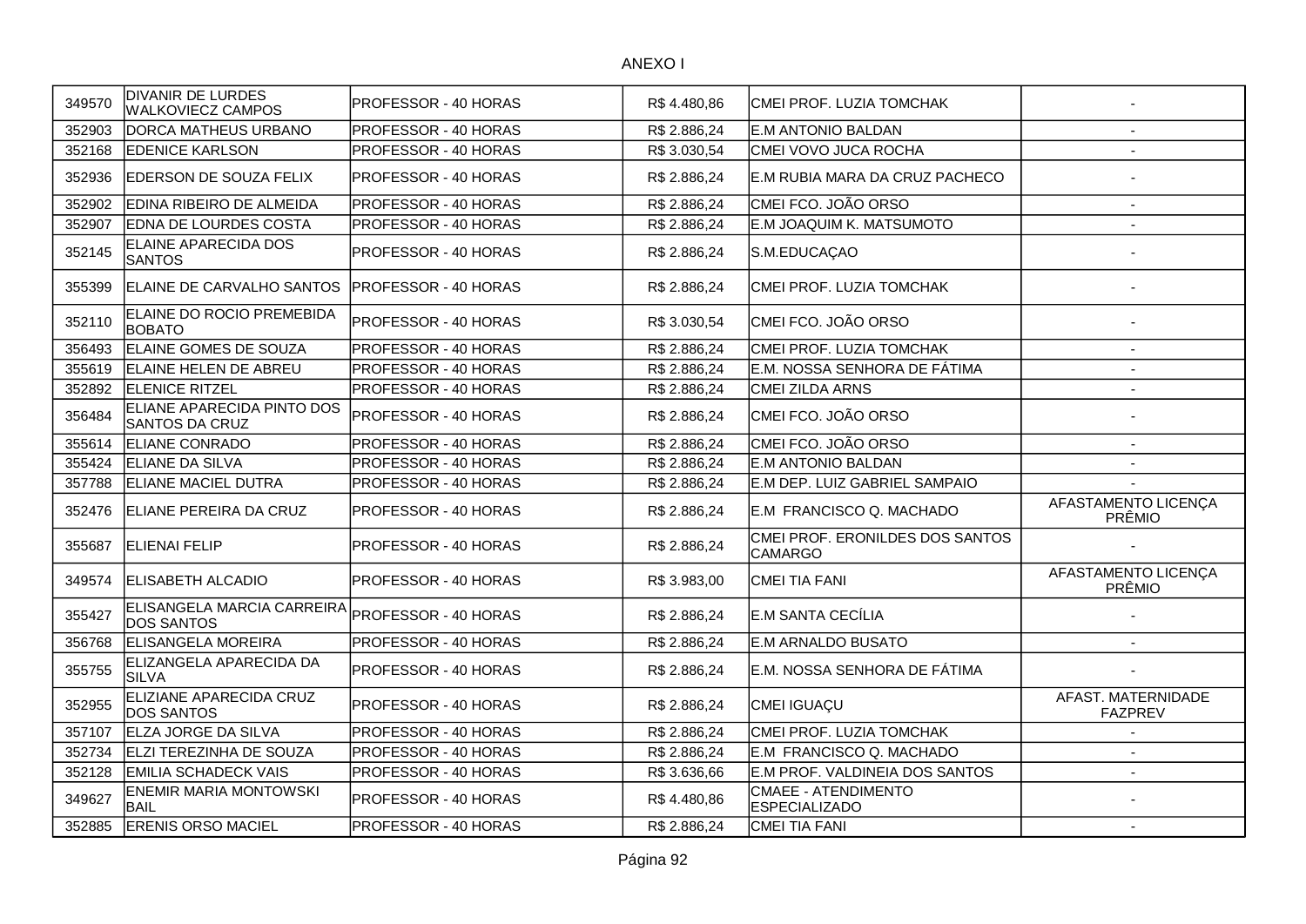ANEXO I

| | | | | | |
|---|---|---|---|---|---|
| 349570 | DIVANIR DE LURDES WALKOVIECZ CAMPOS | PROFESSOR - 40 HORAS | R$ 4.480,86 | CMEI PROF. LUZIA TOMCHAK | - |
| 352903 | DORCA MATHEUS URBANO | PROFESSOR - 40 HORAS | R$ 2.886,24 | E.M ANTONIO BALDAN | - |
| 352168 | EDENICE KARLSON | PROFESSOR - 40 HORAS | R$ 3.030,54 | CMEI VOVO JUCA ROCHA | - |
| 352936 | EDERSON DE SOUZA FELIX | PROFESSOR - 40 HORAS | R$ 2.886,24 | E.M RUBIA MARA DA CRUZ PACHECO | - |
| 352902 | EDINA RIBEIRO DE ALMEIDA | PROFESSOR - 40 HORAS | R$ 2.886,24 | CMEI FCO. JOÃO ORSO | - |
| 352907 | EDNA DE LOURDES COSTA | PROFESSOR - 40 HORAS | R$ 2.886,24 | E.M JOAQUIM K. MATSUMOTO | - |
| 352145 | ELAINE APARECIDA DOS SANTOS | PROFESSOR - 40 HORAS | R$ 2.886,24 | S.M.EDUCAÇAO | - |
| 355399 | ELAINE DE CARVALHO SANTOS | PROFESSOR - 40 HORAS | R$ 2.886,24 | CMEI PROF. LUZIA TOMCHAK | - |
| 352110 | ELAINE DO ROCIO PREMEBIDA BOBATO | PROFESSOR - 40 HORAS | R$ 3.030,54 | CMEI FCO. JOÃO ORSO | - |
| 356493 | ELAINE GOMES DE SOUZA | PROFESSOR - 40 HORAS | R$ 2.886,24 | CMEI PROF. LUZIA TOMCHAK | - |
| 355619 | ELAINE HELEN DE ABREU | PROFESSOR - 40 HORAS | R$ 2.886,24 | E.M. NOSSA SENHORA DE FÁTIMA | - |
| 352892 | ELENICE RITZEL | PROFESSOR - 40 HORAS | R$ 2.886,24 | CMEI ZILDA ARNS | - |
| 356484 | ELIANE APARECIDA PINTO DOS SANTOS DA CRUZ | PROFESSOR - 40 HORAS | R$ 2.886,24 | CMEI FCO. JOÃO ORSO | - |
| 355614 | ELIANE CONRADO | PROFESSOR - 40 HORAS | R$ 2.886,24 | CMEI FCO. JOÃO ORSO | - |
| 355424 | ELIANE DA SILVA | PROFESSOR - 40 HORAS | R$ 2.886,24 | E.M ANTONIO BALDAN | - |
| 357788 | ELIANE MACIEL DUTRA | PROFESSOR - 40 HORAS | R$ 2.886,24 | E.M DEP. LUIZ GABRIEL SAMPAIO | - |
| 352476 | ELIANE PEREIRA DA CRUZ | PROFESSOR - 40 HORAS | R$ 2.886,24 | E.M FRANCISCO Q. MACHADO | AFASTAMENTO LICENÇA PRÊMIO |
| 355687 | ELIENAI FELIP | PROFESSOR - 40 HORAS | R$ 2.886,24 | CMEI PROF. ERONILDES DOS SANTOS CAMARGO | - |
| 349574 | ELISABETH ALCADIO | PROFESSOR - 40 HORAS | R$ 3.983,00 | CMEI TIA FANI | AFASTAMENTO LICENÇA PRÊMIO |
| 355427 | ELISANGELA MARCIA CARREIRA DOS SANTOS | PROFESSOR - 40 HORAS | R$ 2.886,24 | E.M SANTA CECÍLIA | - |
| 356768 | ELISANGELA MOREIRA | PROFESSOR - 40 HORAS | R$ 2.886,24 | E.M ARNALDO BUSATO | - |
| 355755 | ELIZANGELA APARECIDA DA SILVA | PROFESSOR - 40 HORAS | R$ 2.886,24 | E.M. NOSSA SENHORA DE FÁTIMA | - |
| 352955 | ELIZIANE APARECIDA CRUZ DOS SANTOS | PROFESSOR - 40 HORAS | R$ 2.886,24 | CMEI IGUAÇU | AFAST. MATERNIDADE FAZPREV |
| 357107 | ELZA JORGE DA SILVA | PROFESSOR - 40 HORAS | R$ 2.886,24 | CMEI PROF. LUZIA TOMCHAK | - |
| 352734 | ELZI TEREZINHA DE SOUZA | PROFESSOR - 40 HORAS | R$ 2.886,24 | E.M FRANCISCO Q. MACHADO | - |
| 352128 | EMILIA SCHADECK VAIS | PROFESSOR - 40 HORAS | R$ 3.636,66 | E.M PROF. VALDINEIA DOS SANTOS | - |
| 349627 | ENEMIR MARIA MONTOWSKI BAIL | PROFESSOR - 40 HORAS | R$ 4.480,86 | CMAEE - ATENDIMENTO ESPECIALIZADO | - |
| 352885 | ERENIS ORSO MACIEL | PROFESSOR - 40 HORAS | R$ 2.886,24 | CMEI TIA FANI | - |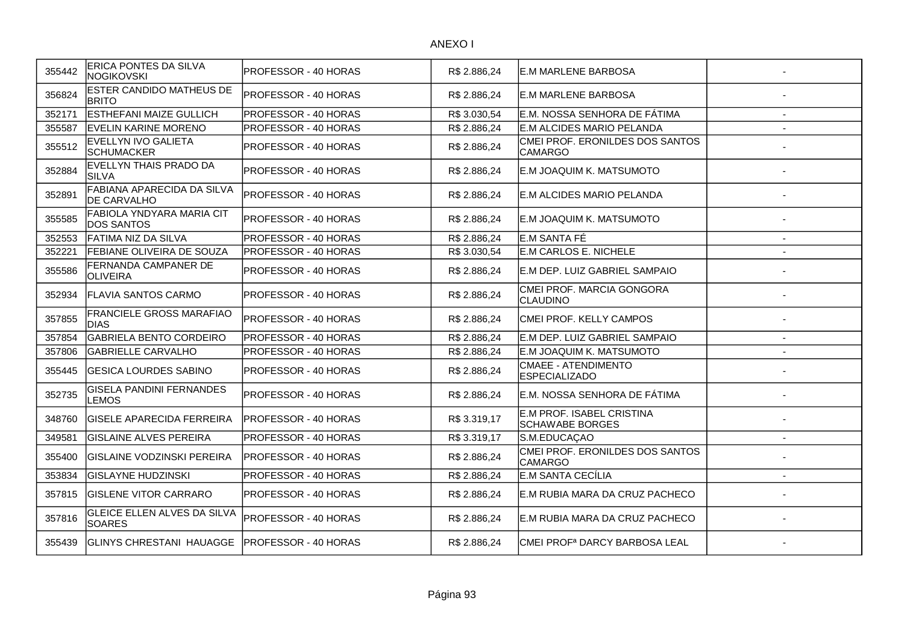ANEXO I

| | | | | | |
|---|---|---|---|---|---|
| 355442 | ERICA PONTES DA SILVA NOGIKOVSKI | PROFESSOR - 40 HORAS | R$ 2.886,24 | E.M MARLENE BARBOSA | - |
| 356824 | ESTER CANDIDO MATHEUS DE BRITO | PROFESSOR - 40 HORAS | R$ 2.886,24 | E.M MARLENE BARBOSA | - |
| 352171 | ESTHEFANI MAIZE GULLICH | PROFESSOR - 40 HORAS | R$ 3.030,54 | E.M. NOSSA SENHORA DE FÁTIMA | - |
| 355587 | EVELIN KARINE MORENO | PROFESSOR - 40 HORAS | R$ 2.886,24 | E.M ALCIDES MARIO PELANDA | - |
| 355512 | EVELLYN IVO GALIETA SCHUMACKER | PROFESSOR - 40 HORAS | R$ 2.886,24 | CMEI PROF. ERONILDES DOS SANTOS CAMARGO | - |
| 352884 | EVELLYN THAIS PRADO DA SILVA | PROFESSOR - 40 HORAS | R$ 2.886,24 | E.M JOAQUIM K. MATSUMOTO | - |
| 352891 | FABIANA APARECIDA DA SILVA DE CARVALHO | PROFESSOR - 40 HORAS | R$ 2.886,24 | E.M ALCIDES MARIO PELANDA | - |
| 355585 | FABIOLA YNDYARA MARIA CIT DOS SANTOS | PROFESSOR - 40 HORAS | R$ 2.886,24 | E.M JOAQUIM K. MATSUMOTO | - |
| 352553 | FATIMA NIZ DA SILVA | PROFESSOR - 40 HORAS | R$ 2.886,24 | E.M SANTA FÉ | - |
| 352221 | FEBIANE OLIVEIRA DE SOUZA | PROFESSOR - 40 HORAS | R$ 3.030,54 | E.M CARLOS E. NICHELE | - |
| 355586 | FERNANDA CAMPANER DE OLIVEIRA | PROFESSOR - 40 HORAS | R$ 2.886,24 | E.M DEP. LUIZ GABRIEL SAMPAIO | - |
| 352934 | FLAVIA SANTOS CARMO | PROFESSOR - 40 HORAS | R$ 2.886,24 | CMEI PROF. MARCIA GONGORA CLAUDINO | - |
| 357855 | FRANCIELE GROSS MARAFIAO DIAS | PROFESSOR - 40 HORAS | R$ 2.886,24 | CMEI PROF. KELLY CAMPOS | - |
| 357854 | GABRIELA BENTO CORDEIRO | PROFESSOR - 40 HORAS | R$ 2.886,24 | E.M DEP. LUIZ GABRIEL SAMPAIO | - |
| 357806 | GABRIELLE CARVALHO | PROFESSOR - 40 HORAS | R$ 2.886,24 | E.M JOAQUIM K. MATSUMOTO | - |
| 355445 | GESICA LOURDES SABINO | PROFESSOR - 40 HORAS | R$ 2.886,24 | CMAEE - ATENDIMENTO ESPECIALIZADO | - |
| 352735 | GISELA PANDINI FERNANDES LEMOS | PROFESSOR - 40 HORAS | R$ 2.886,24 | E.M. NOSSA SENHORA DE FÁTIMA | - |
| 348760 | GISELE APARECIDA FERREIRA | PROFESSOR - 40 HORAS | R$ 3.319,17 | E.M PROF. ISABEL CRISTINA SCHAWABE BORGES | - |
| 349581 | GISLAINE ALVES PEREIRA | PROFESSOR - 40 HORAS | R$ 3.319,17 | S.M.EDUCAÇAO | - |
| 355400 | GISLAINE VODZINSKI PEREIRA | PROFESSOR - 40 HORAS | R$ 2.886,24 | CMEI PROF. ERONILDES DOS SANTOS CAMARGO | - |
| 353834 | GISLAYNE HUDZINSKI | PROFESSOR - 40 HORAS | R$ 2.886,24 | E.M SANTA CECÍLIA | - |
| 357815 | GISLENE VITOR CARRARO | PROFESSOR - 40 HORAS | R$ 2.886,24 | E.M RUBIA MARA DA CRUZ PACHECO | - |
| 357816 | GLEICE ELLEN ALVES DA SILVA SOARES | PROFESSOR - 40 HORAS | R$ 2.886,24 | E.M RUBIA MARA DA CRUZ PACHECO | - |
| 355439 | GLINYS CHRESTANI HAUAGGE | PROFESSOR - 40 HORAS | R$ 2.886,24 | CMEI PROFª DARCY BARBOSA LEAL | - |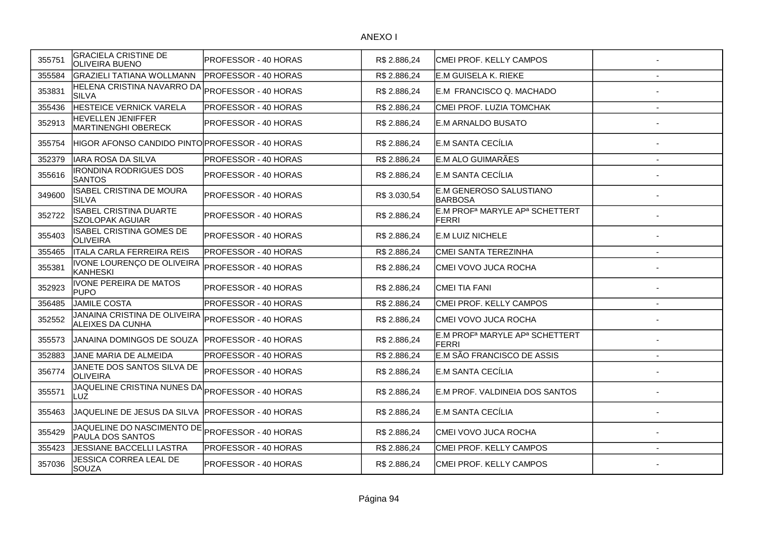ANEXO I

| | | | | | |
|---|---|---|---|---|---|
| 355751 | GRACIELA CRISTINE DE OLIVEIRA BUENO | PROFESSOR - 40 HORAS | R$ 2.886,24 | CMEI PROF. KELLY CAMPOS | - |
| 355584 | GRAZIELI TATIANA WOLLMANN | PROFESSOR - 40 HORAS | R$ 2.886,24 | E.M GUISELA K. RIEKE | - |
| 353831 | HELENA CRISTINA NAVARRO DA SILVA | PROFESSOR - 40 HORAS | R$ 2.886,24 | E.M FRANCISCO Q. MACHADO | - |
| 355436 | HESTEICE VERNICK VARELA | PROFESSOR - 40 HORAS | R$ 2.886,24 | CMEI PROF. LUZIA TOMCHAK | - |
| 352913 | HEVELLEN JENIFFER MARTINENGHI OBERECK | PROFESSOR - 40 HORAS | R$ 2.886,24 | E.M ARNALDO BUSATO | - |
| 355754 | HIGOR AFONSO CANDIDO PINTO | PROFESSOR - 40 HORAS | R$ 2.886,24 | E.M SANTA CECÍLIA | - |
| 352379 | IARA ROSA DA SILVA | PROFESSOR - 40 HORAS | R$ 2.886,24 | E.M ALO GUIMARÃES | - |
| 355616 | IRONDINA RODRIGUES DOS SANTOS | PROFESSOR - 40 HORAS | R$ 2.886,24 | E.M SANTA CECÍLIA | - |
| 349600 | ISABEL CRISTINA DE MOURA SILVA | PROFESSOR - 40 HORAS | R$ 3.030,54 | E.M GENEROSO SALUSTIANO BARBOSA | - |
| 352722 | ISABEL CRISTINA DUARTE SZOLOPAK AGUIAR | PROFESSOR - 40 HORAS | R$ 2.886,24 | E.M PROFª MARYLE APª SCHETTERT FERRI | - |
| 355403 | ISABEL CRISTINA GOMES DE OLIVEIRA | PROFESSOR - 40 HORAS | R$ 2.886,24 | E.M LUIZ NICHELE | - |
| 355465 | ITALA CARLA FERREIRA REIS | PROFESSOR - 40 HORAS | R$ 2.886,24 | CMEI SANTA TEREZINHA | - |
| 355381 | IVONE LOURENÇO DE OLIVEIRA KANHESKI | PROFESSOR - 40 HORAS | R$ 2.886,24 | CMEI VOVO JUCA ROCHA | - |
| 352923 | IVONE PEREIRA DE MATOS PUPO | PROFESSOR - 40 HORAS | R$ 2.886,24 | CMEI TIA FANI | - |
| 356485 | JAMILE COSTA | PROFESSOR - 40 HORAS | R$ 2.886,24 | CMEI PROF. KELLY CAMPOS | - |
| 352552 | JANAINA CRISTINA DE OLIVEIRA ALEIXES DA CUNHA | PROFESSOR - 40 HORAS | R$ 2.886,24 | CMEI VOVO JUCA ROCHA | - |
| 355573 | JANAINA DOMINGOS DE SOUZA | PROFESSOR - 40 HORAS | R$ 2.886,24 | E.M PROFª MARYLE APª SCHETTERT FERRI | - |
| 352883 | JANE MARIA DE ALMEIDA | PROFESSOR - 40 HORAS | R$ 2.886,24 | E.M SÃO FRANCISCO DE ASSIS | - |
| 356774 | JANETE DOS SANTOS SILVA DE OLIVEIRA | PROFESSOR - 40 HORAS | R$ 2.886,24 | E.M SANTA CECÍLIA | - |
| 355571 | JAQUELINE CRISTINA NUNES DA LUZ | PROFESSOR - 40 HORAS | R$ 2.886,24 | E.M PROF. VALDINEIA DOS SANTOS | - |
| 355463 | JAQUELINE DE JESUS DA SILVA | PROFESSOR - 40 HORAS | R$ 2.886,24 | E.M SANTA CECÍLIA | - |
| 355429 | JAQUELINE DO NASCIMENTO DE PAULA DOS SANTOS | PROFESSOR - 40 HORAS | R$ 2.886,24 | CMEI VOVO JUCA ROCHA | - |
| 355423 | JESSIANE BACCELLI LASTRA | PROFESSOR - 40 HORAS | R$ 2.886,24 | CMEI PROF. KELLY CAMPOS | - |
| 357036 | JESSICA CORREA LEAL DE SOUZA | PROFESSOR - 40 HORAS | R$ 2.886,24 | CMEI PROF. KELLY CAMPOS | - |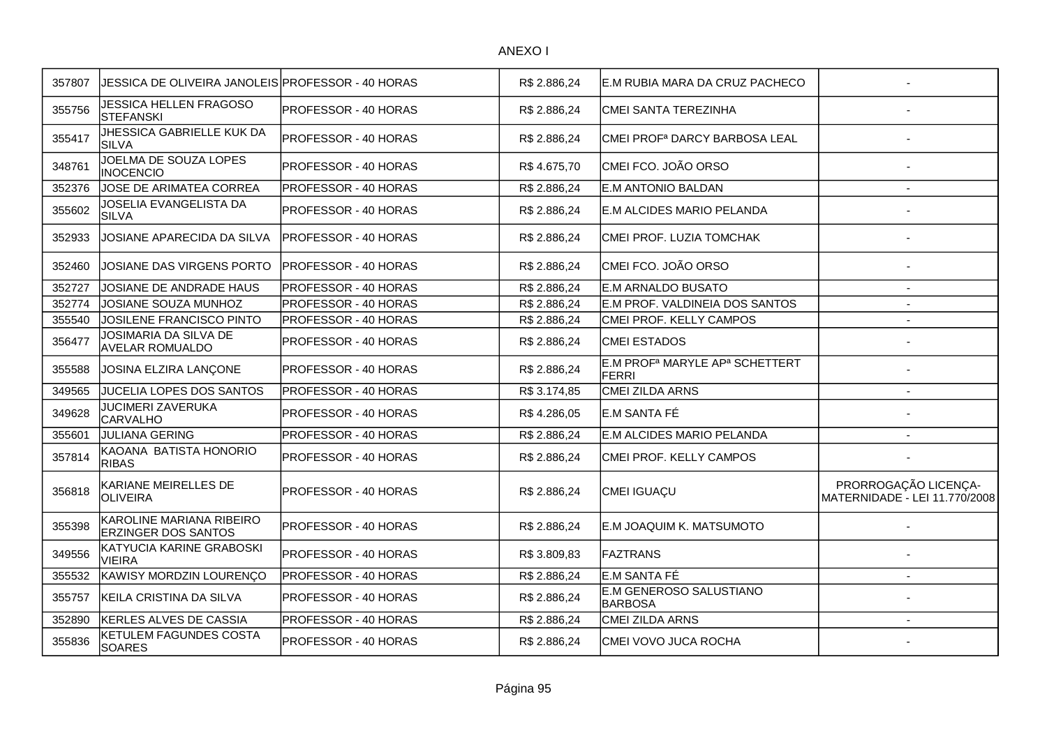ANEXO I

| | | | | | |
|---|---|---|---|---|---|
| 357807 | JESSICA DE OLIVEIRA JANOLEIS | PROFESSOR - 40 HORAS | R$ 2.886,24 | E.M RUBIA MARA DA CRUZ PACHECO | - |
| 355756 | JESSICA HELLEN FRAGOSO STEFANSKI | PROFESSOR - 40 HORAS | R$ 2.886,24 | CMEI SANTA TEREZINHA | - |
| 355417 | JHESSICA GABRIELLE KUK DA SILVA | PROFESSOR - 40 HORAS | R$ 2.886,24 | CMEI PROFª DARCY BARBOSA LEAL | - |
| 348761 | JOELMA DE SOUZA LOPES INOCENCIO | PROFESSOR - 40 HORAS | R$ 4.675,70 | CMEI FCO. JOÃO ORSO | - |
| 352376 | JOSE DE ARIMATEA CORREA | PROFESSOR - 40 HORAS | R$ 2.886,24 | E.M ANTONIO BALDAN | - |
| 355602 | JOSELIA EVANGELISTA DA SILVA | PROFESSOR - 40 HORAS | R$ 2.886,24 | E.M ALCIDES MARIO PELANDA | - |
| 352933 | JOSIANE APARECIDA DA SILVA | PROFESSOR - 40 HORAS | R$ 2.886,24 | CMEI PROF. LUZIA TOMCHAK | - |
| 352460 | JOSIANE DAS VIRGENS PORTO | PROFESSOR - 40 HORAS | R$ 2.886,24 | CMEI FCO. JOÃO ORSO | - |
| 352727 | JOSIANE DE ANDRADE HAUS | PROFESSOR - 40 HORAS | R$ 2.886,24 | E.M ARNALDO BUSATO | - |
| 352774 | JOSIANE SOUZA MUNHOZ | PROFESSOR - 40 HORAS | R$ 2.886,24 | E.M PROF. VALDINEIA DOS SANTOS | - |
| 355540 | JOSILENE FRANCISCO PINTO | PROFESSOR - 40 HORAS | R$ 2.886,24 | CMEI PROF. KELLY CAMPOS | - |
| 356477 | JOSIMARIA DA SILVA DE AVELAR ROMUALDO | PROFESSOR - 40 HORAS | R$ 2.886,24 | CMEI ESTADOS | - |
| 355588 | JOSINA ELZIRA LANÇONE | PROFESSOR - 40 HORAS | R$ 2.886,24 | E.M PROFª MARYLE APª SCHETTERT FERRI | - |
| 349565 | JUCELIA LOPES DOS SANTOS | PROFESSOR - 40 HORAS | R$ 3.174,85 | CMEI ZILDA ARNS | - |
| 349628 | JUCIMERI ZAVERUKA CARVALHO | PROFESSOR - 40 HORAS | R$ 4.286,05 | E.M SANTA FÉ | - |
| 355601 | JULIANA GERING | PROFESSOR - 40 HORAS | R$ 2.886,24 | E.M ALCIDES MARIO PELANDA | - |
| 357814 | KAOANA BATISTA HONORIO RIBAS | PROFESSOR - 40 HORAS | R$ 2.886,24 | CMEI PROF. KELLY CAMPOS | - |
| 356818 | KARIANE MEIRELLES DE OLIVEIRA | PROFESSOR - 40 HORAS | R$ 2.886,24 | CMEI IGUAÇU | PRORROGAÇÃO LICENÇA-MATERNIDADE - LEI 11.770/2008 |
| 355398 | KAROLINE MARIANA RIBEIRO ERZINGER DOS SANTOS | PROFESSOR - 40 HORAS | R$ 2.886,24 | E.M JOAQUIM K. MATSUMOTO | - |
| 349556 | KATYUCIA KARINE GRABOSKI VIEIRA | PROFESSOR - 40 HORAS | R$ 3.809,83 | FAZTRANS | - |
| 355532 | KAWISY MORDZIN LOURENÇO | PROFESSOR - 40 HORAS | R$ 2.886,24 | E.M SANTA FÉ | - |
| 355757 | KEILA CRISTINA DA SILVA | PROFESSOR - 40 HORAS | R$ 2.886,24 | E.M GENEROSO SALUSTIANO BARBOSA | - |
| 352890 | KERLES ALVES DE CASSIA | PROFESSOR - 40 HORAS | R$ 2.886,24 | CMEI ZILDA ARNS | - |
| 355836 | KETULEM FAGUNDES COSTA SOARES | PROFESSOR - 40 HORAS | R$ 2.886,24 | CMEI VOVO JUCA ROCHA | - |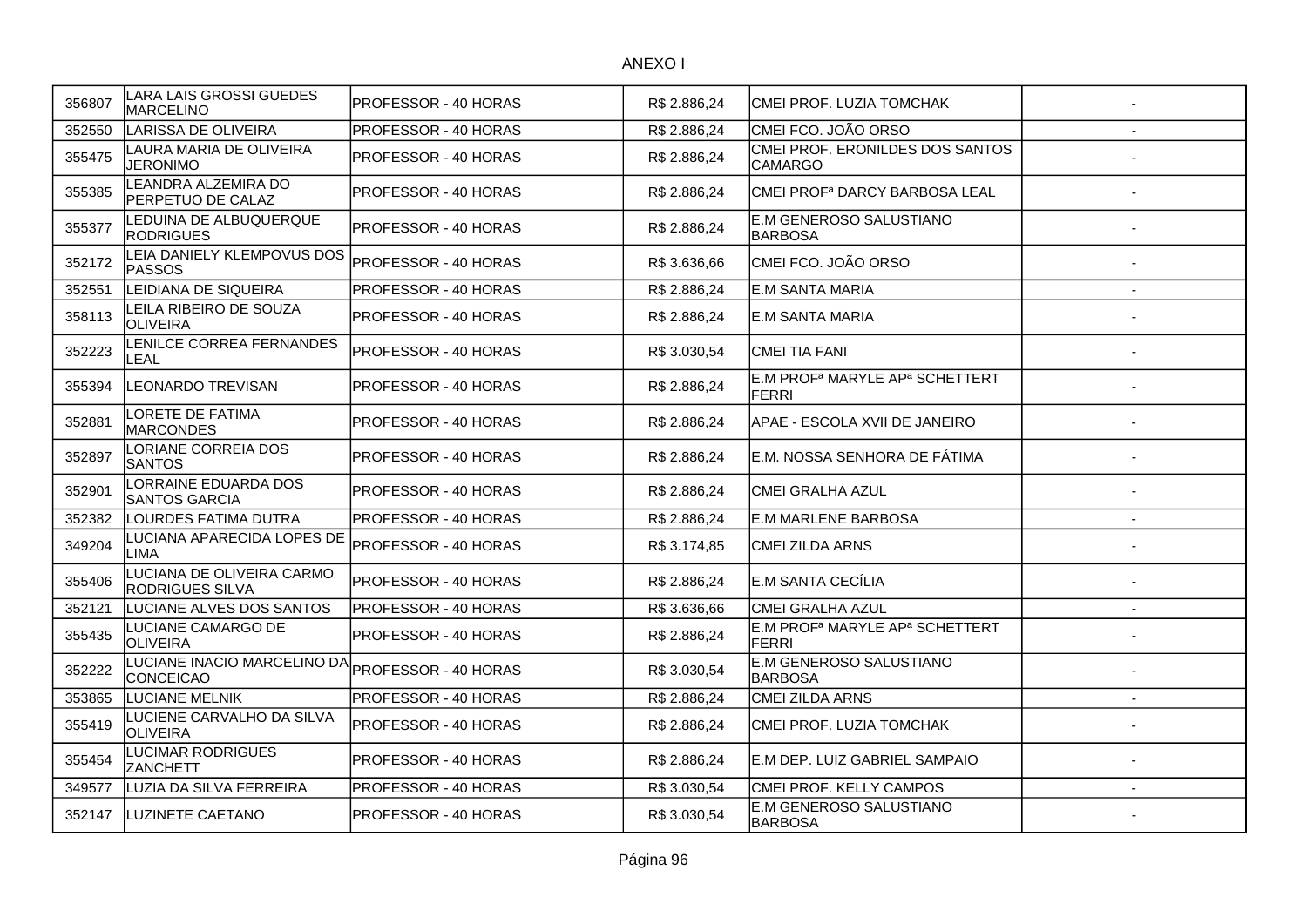ANEXO I

| | | | | | |
|---|---|---|---|---|---|
| 356807 | LARA LAIS GROSSI GUEDES MARCELINO | PROFESSOR - 40 HORAS | R$ 2.886,24 | CMEI PROF. LUZIA TOMCHAK | - |
| 352550 | LARISSA DE OLIVEIRA | PROFESSOR - 40 HORAS | R$ 2.886,24 | CMEI FCO. JOÃO ORSO | - |
| 355475 | LAURA MARIA DE OLIVEIRA JERONIMO | PROFESSOR - 40 HORAS | R$ 2.886,24 | CMEI PROF. ERONILDES DOS SANTOS CAMARGO | - |
| 355385 | LEANDRA ALZEMIRA DO PERPETUO DE CALAZ | PROFESSOR - 40 HORAS | R$ 2.886,24 | CMEI PROFª DARCY BARBOSA LEAL | - |
| 355377 | LEDUINA DE ALBUQUERQUE RODRIGUES | PROFESSOR - 40 HORAS | R$ 2.886,24 | E.M GENEROSO SALUSTIANO BARBOSA | - |
| 352172 | LEIA DANIELY KLEMPOVUS DOS PASSOS | PROFESSOR - 40 HORAS | R$ 3.636,66 | CMEI FCO. JOÃO ORSO | - |
| 352551 | LEIDIANA DE SIQUEIRA | PROFESSOR - 40 HORAS | R$ 2.886,24 | E.M SANTA MARIA | - |
| 358113 | LEILA RIBEIRO DE SOUZA OLIVEIRA | PROFESSOR - 40 HORAS | R$ 2.886,24 | E.M SANTA MARIA | - |
| 352223 | LENILCE CORREA FERNANDES LEAL | PROFESSOR - 40 HORAS | R$ 3.030,54 | CMEI TIA FANI | - |
| 355394 | LEONARDO TREVISAN | PROFESSOR - 40 HORAS | R$ 2.886,24 | E.M PROFª MARYLE APª SCHETTERT FERRI | - |
| 352881 | LORETE DE FATIMA MARCONDES | PROFESSOR - 40 HORAS | R$ 2.886,24 | APAE - ESCOLA XVII DE JANEIRO | - |
| 352897 | LORIANE CORREIA DOS SANTOS | PROFESSOR - 40 HORAS | R$ 2.886,24 | E.M. NOSSA SENHORA DE FÁTIMA | - |
| 352901 | LORRAINE EDUARDA DOS SANTOS GARCIA | PROFESSOR - 40 HORAS | R$ 2.886,24 | CMEI GRALHA AZUL | - |
| 352382 | LOURDES FATIMA DUTRA | PROFESSOR - 40 HORAS | R$ 2.886,24 | E.M MARLENE BARBOSA | - |
| 349204 | LUCIANA APARECIDA LOPES DE LIMA | PROFESSOR - 40 HORAS | R$ 3.174,85 | CMEI ZILDA ARNS | - |
| 355406 | LUCIANA DE OLIVEIRA CARMO RODRIGUES SILVA | PROFESSOR - 40 HORAS | R$ 2.886,24 | E.M SANTA CECÍLIA | - |
| 352121 | LUCIANE ALVES DOS SANTOS | PROFESSOR - 40 HORAS | R$ 3.636,66 | CMEI GRALHA AZUL | - |
| 355435 | LUCIANE CAMARGO DE OLIVEIRA | PROFESSOR - 40 HORAS | R$ 2.886,24 | E.M PROFª MARYLE APª SCHETTERT FERRI | - |
| 352222 | LUCIANE INACIO MARCELINO DA CONCEICAO | PROFESSOR - 40 HORAS | R$ 3.030,54 | E.M GENEROSO SALUSTIANO BARBOSA | - |
| 353865 | LUCIANE MELNIK | PROFESSOR - 40 HORAS | R$ 2.886,24 | CMEI ZILDA ARNS | - |
| 355419 | LUCIENE CARVALHO DA SILVA OLIVEIRA | PROFESSOR - 40 HORAS | R$ 2.886,24 | CMEI PROF. LUZIA TOMCHAK | - |
| 355454 | LUCIMAR RODRIGUES ZANCHETT | PROFESSOR - 40 HORAS | R$ 2.886,24 | E.M DEP. LUIZ GABRIEL SAMPAIO | - |
| 349577 | LUZIA DA SILVA FERREIRA | PROFESSOR - 40 HORAS | R$ 3.030,54 | CMEI PROF. KELLY CAMPOS | - |
| 352147 | LUZINETE CAETANO | PROFESSOR - 40 HORAS | R$ 3.030,54 | E.M GENEROSO SALUSTIANO BARBOSA | - |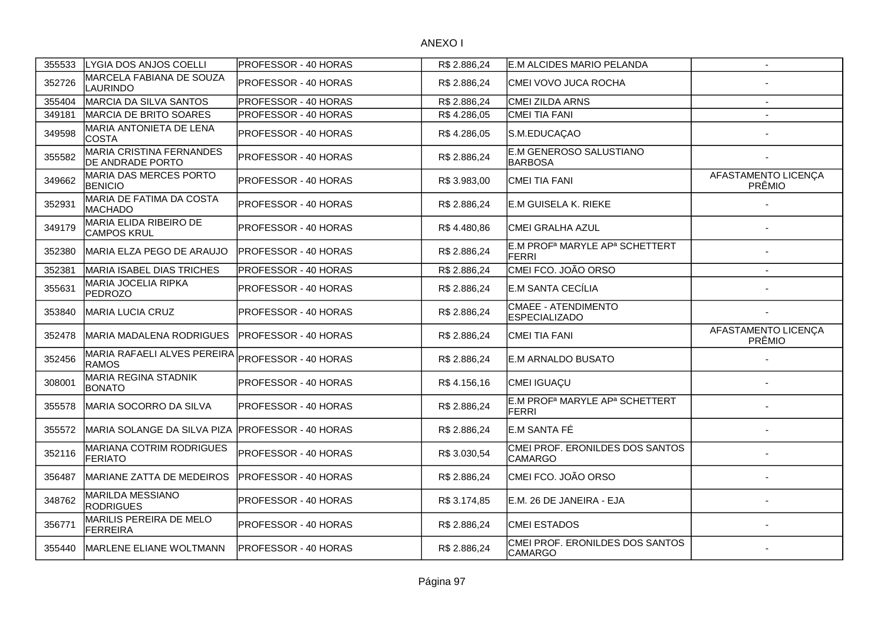ANEXO I

| | | | | | |
|---|---|---|---|---|---|
| 355533 | LYGIA DOS ANJOS COELLI | PROFESSOR - 40 HORAS | R$ 2.886,24 | E.M ALCIDES MARIO PELANDA | - |
| 352726 | MARCELA FABIANA DE SOUZA LAURINDO | PROFESSOR - 40 HORAS | R$ 2.886,24 | CMEI VOVO JUCA ROCHA | - |
| 355404 | MARCIA DA SILVA SANTOS | PROFESSOR - 40 HORAS | R$ 2.886,24 | CMEI ZILDA ARNS | - |
| 349181 | MARCIA DE BRITO SOARES | PROFESSOR - 40 HORAS | R$ 4.286,05 | CMEI TIA FANI | - |
| 349598 | MARIA ANTONIETA DE LENA COSTA | PROFESSOR - 40 HORAS | R$ 4.286,05 | S.M.EDUCAÇAO | - |
| 355582 | MARIA CRISTINA FERNANDES DE ANDRADE PORTO | PROFESSOR - 40 HORAS | R$ 2.886,24 | E.M GENEROSO SALUSTIANO BARBOSA | - |
| 349662 | MARIA DAS MERCES PORTO BENICIO | PROFESSOR - 40 HORAS | R$ 3.983,00 | CMEI TIA FANI | AFASTAMENTO LICENÇA PRÊMIO |
| 352931 | MARIA DE FATIMA DA COSTA MACHADO | PROFESSOR - 40 HORAS | R$ 2.886,24 | E.M GUISELA K. RIEKE | - |
| 349179 | MARIA ELIDA RIBEIRO DE CAMPOS KRUL | PROFESSOR - 40 HORAS | R$ 4.480,86 | CMEI GRALHA AZUL | - |
| 352380 | MARIA ELZA PEGO DE ARAUJO | PROFESSOR - 40 HORAS | R$ 2.886,24 | E.M PROFª MARYLE APª SCHETTERT FERRI | - |
| 352381 | MARIA ISABEL DIAS TRICHES | PROFESSOR - 40 HORAS | R$ 2.886,24 | CMEI FCO. JOÃO ORSO | - |
| 355631 | MARIA JOCELIA RIPKA PEDROZO | PROFESSOR - 40 HORAS | R$ 2.886,24 | E.M SANTA CECÍLIA | - |
| 353840 | MARIA LUCIA CRUZ | PROFESSOR - 40 HORAS | R$ 2.886,24 | CMAEE - ATENDIMENTO ESPECIALIZADO | - |
| 352478 | MARIA MADALENA RODRIGUES | PROFESSOR - 40 HORAS | R$ 2.886,24 | CMEI TIA FANI | AFASTAMENTO LICENÇA PRÊMIO |
| 352456 | MARIA RAFAELI ALVES PEREIRA RAMOS | PROFESSOR - 40 HORAS | R$ 2.886,24 | E.M ARNALDO BUSATO | - |
| 308001 | MARIA REGINA STADNIK BONATO | PROFESSOR - 40 HORAS | R$ 4.156,16 | CMEI IGUAÇU | - |
| 355578 | MARIA SOCORRO DA SILVA | PROFESSOR - 40 HORAS | R$ 2.886,24 | E.M PROFª MARYLE APª SCHETTERT FERRI | - |
| 355572 | MARIA SOLANGE DA SILVA PIZA | PROFESSOR - 40 HORAS | R$ 2.886,24 | E.M SANTA FÉ | - |
| 352116 | MARIANA COTRIM RODRIGUES FERIATO | PROFESSOR - 40 HORAS | R$ 3.030,54 | CMEI PROF. ERONILDES DOS SANTOS CAMARGO | - |
| 356487 | MARIANE ZATTA DE MEDEIROS | PROFESSOR - 40 HORAS | R$ 2.886,24 | CMEI FCO. JOÃO ORSO | - |
| 348762 | MARILDA MESSIANO RODRIGUES | PROFESSOR - 40 HORAS | R$ 3.174,85 | E.M. 26 DE JANEIRA - EJA | - |
| 356771 | MARILIS PEREIRA DE MELO FERREIRA | PROFESSOR - 40 HORAS | R$ 2.886,24 | CMEI ESTADOS | - |
| 355440 | MARLENE ELIANE WOLTMANN | PROFESSOR - 40 HORAS | R$ 2.886,24 | CMEI PROF. ERONILDES DOS SANTOS CAMARGO | - |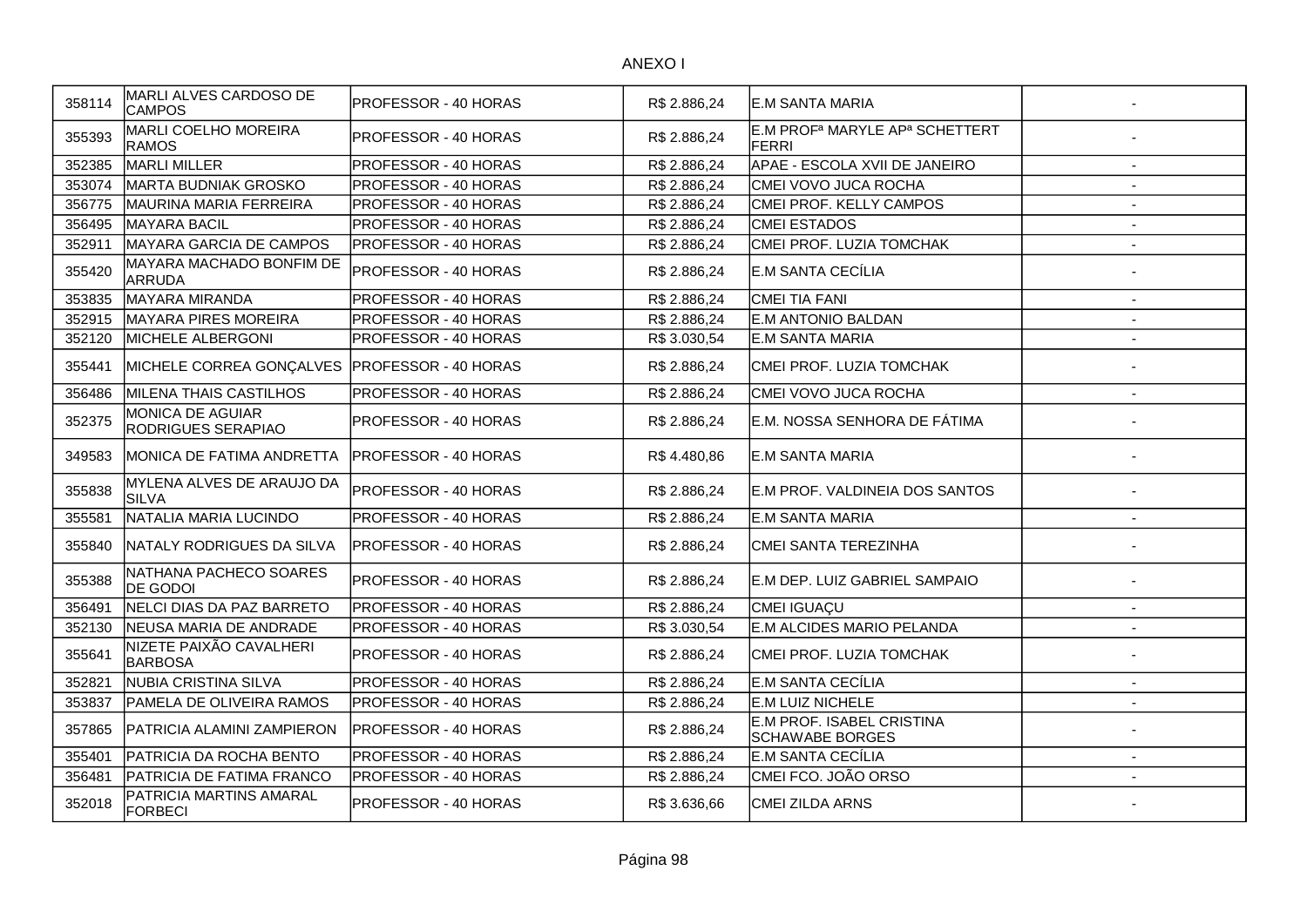ANEXO I

| | | | | | |
|---|---|---|---|---|---|
| 358114 | MARLI ALVES CARDOSO DE CAMPOS | PROFESSOR - 40 HORAS | R$ 2.886,24 | E.M SANTA MARIA | - |
| 355393 | MARLI COELHO MOREIRA RAMOS | PROFESSOR - 40 HORAS | R$ 2.886,24 | E.M PROFª MARYLE APª SCHETTERT FERRI | - |
| 352385 | MARLI MILLER | PROFESSOR - 40 HORAS | R$ 2.886,24 | APAE - ESCOLA XVII DE JANEIRO | - |
| 353074 | MARTA BUDNIAK GROSKO | PROFESSOR - 40 HORAS | R$ 2.886,24 | CMEI VOVO JUCA ROCHA | - |
| 356775 | MAURINA MARIA FERREIRA | PROFESSOR - 40 HORAS | R$ 2.886,24 | CMEI PROF. KELLY CAMPOS | - |
| 356495 | MAYARA BACIL | PROFESSOR - 40 HORAS | R$ 2.886,24 | CMEI ESTADOS | - |
| 352911 | MAYARA GARCIA DE CAMPOS | PROFESSOR - 40 HORAS | R$ 2.886,24 | CMEI PROF. LUZIA TOMCHAK | - |
| 355420 | MAYARA MACHADO BONFIM DE ARRUDA | PROFESSOR - 40 HORAS | R$ 2.886,24 | E.M SANTA CECÍLIA | - |
| 353835 | MAYARA MIRANDA | PROFESSOR - 40 HORAS | R$ 2.886,24 | CMEI TIA FANI | - |
| 352915 | MAYARA PIRES MOREIRA | PROFESSOR - 40 HORAS | R$ 2.886,24 | E.M ANTONIO BALDAN | - |
| 352120 | MICHELE ALBERGONI | PROFESSOR - 40 HORAS | R$ 3.030,54 | E.M SANTA MARIA | - |
| 355441 | MICHELE CORREA GONÇALVES | PROFESSOR - 40 HORAS | R$ 2.886,24 | CMEI PROF. LUZIA TOMCHAK | - |
| 356486 | MILENA THAIS CASTILHOS | PROFESSOR - 40 HORAS | R$ 2.886,24 | CMEI VOVO JUCA ROCHA | - |
| 352375 | MONICA DE AGUIAR RODRIGUES SERAPIAO | PROFESSOR - 40 HORAS | R$ 2.886,24 | E.M. NOSSA SENHORA DE FÁTIMA | - |
| 349583 | MONICA DE FATIMA ANDRETTA | PROFESSOR - 40 HORAS | R$ 4.480,86 | E.M SANTA MARIA | - |
| 355838 | MYLENA ALVES DE ARAUJO DA SILVA | PROFESSOR - 40 HORAS | R$ 2.886,24 | E.M PROF. VALDINEIA DOS SANTOS | - |
| 355581 | NATALIA MARIA LUCINDO | PROFESSOR - 40 HORAS | R$ 2.886,24 | E.M SANTA MARIA | - |
| 355840 | NATALY RODRIGUES DA SILVA | PROFESSOR - 40 HORAS | R$ 2.886,24 | CMEI SANTA TEREZINHA | - |
| 355388 | NATHANA PACHECO SOARES DE GODOI | PROFESSOR - 40 HORAS | R$ 2.886,24 | E.M DEP. LUIZ GABRIEL SAMPAIO | - |
| 356491 | NELCI DIAS DA PAZ BARRETO | PROFESSOR - 40 HORAS | R$ 2.886,24 | CMEI IGUAÇU | - |
| 352130 | NEUSA MARIA DE ANDRADE | PROFESSOR - 40 HORAS | R$ 3.030,54 | E.M ALCIDES MARIO PELANDA | - |
| 355641 | NIZETE PAIXÃO CAVALHERI BARBOSA | PROFESSOR - 40 HORAS | R$ 2.886,24 | CMEI PROF. LUZIA TOMCHAK | - |
| 352821 | NUBIA CRISTINA SILVA | PROFESSOR - 40 HORAS | R$ 2.886,24 | E.M SANTA CECÍLIA | - |
| 353837 | PAMELA DE OLIVEIRA RAMOS | PROFESSOR - 40 HORAS | R$ 2.886,24 | E.M LUIZ NICHELE | - |
| 357865 | PATRICIA ALAMINI ZAMPIERON | PROFESSOR - 40 HORAS | R$ 2.886,24 | E.M PROF. ISABEL CRISTINA SCHAWABE BORGES | - |
| 355401 | PATRICIA DA ROCHA BENTO | PROFESSOR - 40 HORAS | R$ 2.886,24 | E.M SANTA CECÍLIA | - |
| 356481 | PATRICIA DE FATIMA FRANCO | PROFESSOR - 40 HORAS | R$ 2.886,24 | CMEI FCO. JOÃO ORSO | - |
| 352018 | PATRICIA MARTINS AMARAL FORBECI | PROFESSOR - 40 HORAS | R$ 3.636,66 | CMEI ZILDA ARNS | - |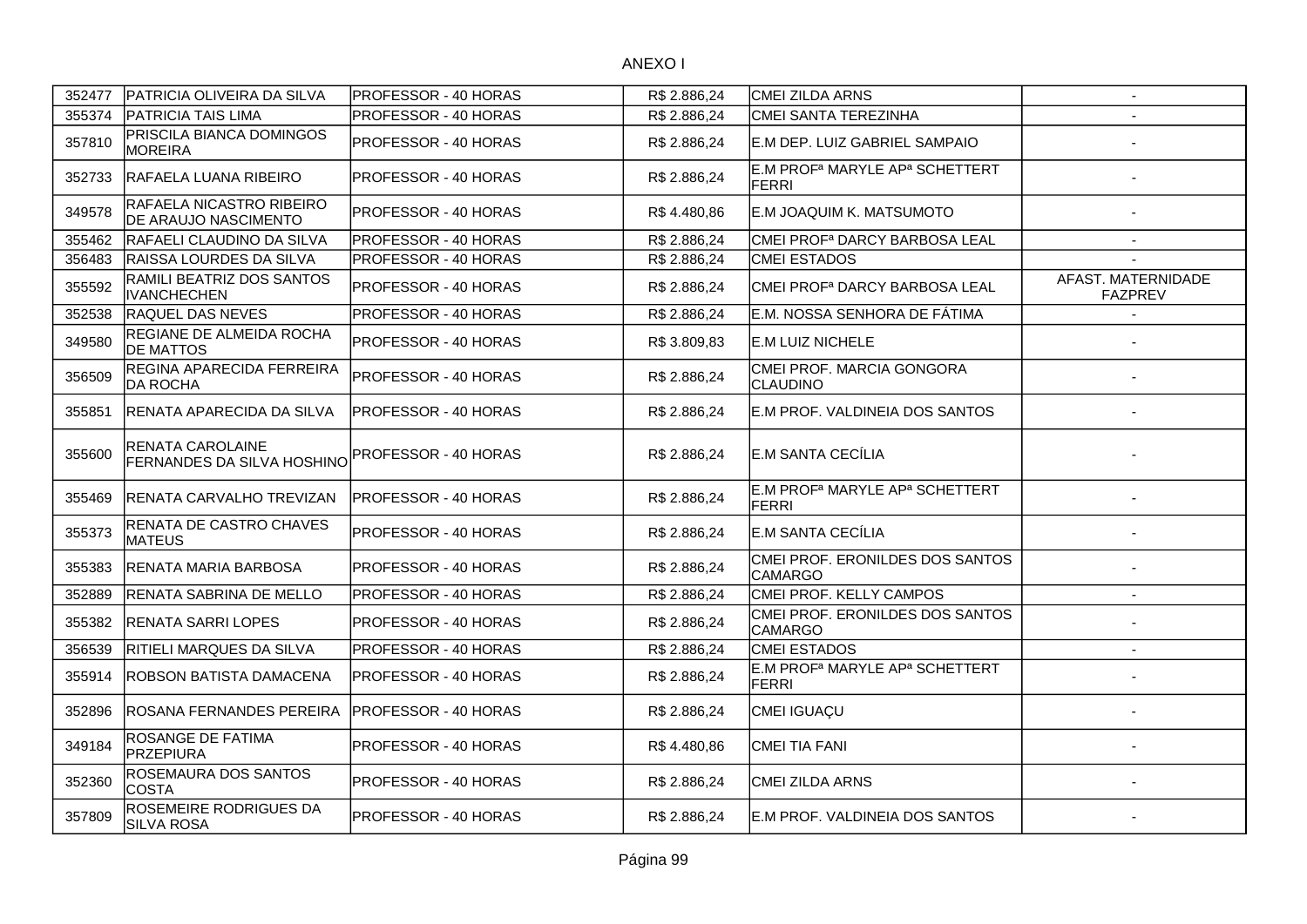ANEXO I

| | | | | | |
|---|---|---|---|---|---|
| 352477 | PATRICIA OLIVEIRA DA SILVA | PROFESSOR - 40 HORAS | R$ 2.886,24 | CMEI ZILDA ARNS | - |
| 355374 | PATRICIA TAIS LIMA | PROFESSOR - 40 HORAS | R$ 2.886,24 | CMEI SANTA TEREZINHA | - |
| 357810 | PRISCILA BIANCA DOMINGOS MOREIRA | PROFESSOR - 40 HORAS | R$ 2.886,24 | E.M DEP. LUIZ GABRIEL SAMPAIO | - |
| 352733 | RAFAELA LUANA RIBEIRO | PROFESSOR - 40 HORAS | R$ 2.886,24 | E.M PROFª MARYLE APª SCHETTERT FERRI | - |
| 349578 | RAFAELA NICASTRO RIBEIRO DE ARAUJO NASCIMENTO | PROFESSOR - 40 HORAS | R$ 4.480,86 | E.M JOAQUIM K. MATSUMOTO | - |
| 355462 | RAFAELI CLAUDINO DA SILVA | PROFESSOR - 40 HORAS | R$ 2.886,24 | CMEI PROFª DARCY BARBOSA LEAL | - |
| 356483 | RAISSA LOURDES DA SILVA | PROFESSOR - 40 HORAS | R$ 2.886,24 | CMEI ESTADOS | - |
| 355592 | RAMILI BEATRIZ DOS SANTOS IVANCHECHEN | PROFESSOR - 40 HORAS | R$ 2.886,24 | CMEI PROFª DARCY BARBOSA LEAL | AFAST. MATERNIDADE FAZPREV |
| 352538 | RAQUEL DAS NEVES | PROFESSOR - 40 HORAS | R$ 2.886,24 | E.M. NOSSA SENHORA DE FÁTIMA | - |
| 349580 | REGIANE DE ALMEIDA ROCHA DE MATTOS | PROFESSOR - 40 HORAS | R$ 3.809,83 | E.M LUIZ NICHELE | - |
| 356509 | REGINA APARECIDA FERREIRA DA ROCHA | PROFESSOR - 40 HORAS | R$ 2.886,24 | CMEI PROF. MARCIA GONGORA CLAUDINO | - |
| 355851 | RENATA APARECIDA DA SILVA | PROFESSOR - 40 HORAS | R$ 2.886,24 | E.M PROF. VALDINEIA DOS SANTOS | - |
| 355600 | RENATA CAROLAINE FERNANDES DA SILVA HOSHINO | PROFESSOR - 40 HORAS | R$ 2.886,24 | E.M SANTA CECÍLIA | - |
| 355469 | RENATA CARVALHO TREVIZAN | PROFESSOR - 40 HORAS | R$ 2.886,24 | E.M PROFª MARYLE APª SCHETTERT FERRI | - |
| 355373 | RENATA DE CASTRO CHAVES MATEUS | PROFESSOR - 40 HORAS | R$ 2.886,24 | E.M SANTA CECÍLIA | - |
| 355383 | RENATA MARIA BARBOSA | PROFESSOR - 40 HORAS | R$ 2.886,24 | CMEI PROF. ERONILDES DOS SANTOS CAMARGO | - |
| 352889 | RENATA SABRINA DE MELLO | PROFESSOR - 40 HORAS | R$ 2.886,24 | CMEI PROF. KELLY CAMPOS | - |
| 355382 | RENATA SARRI LOPES | PROFESSOR - 40 HORAS | R$ 2.886,24 | CMEI PROF. ERONILDES DOS SANTOS CAMARGO | - |
| 356539 | RITIELI MARQUES DA SILVA | PROFESSOR - 40 HORAS | R$ 2.886,24 | CMEI ESTADOS | - |
| 355914 | ROBSON BATISTA DAMACENA | PROFESSOR - 40 HORAS | R$ 2.886,24 | E.M PROFª MARYLE APª SCHETTERT FERRI | - |
| 352896 | ROSANA FERNANDES PEREIRA | PROFESSOR - 40 HORAS | R$ 2.886,24 | CMEI IGUAÇU | - |
| 349184 | ROSANGE DE FATIMA PRZEPIURA | PROFESSOR - 40 HORAS | R$ 4.480,86 | CMEI TIA FANI | - |
| 352360 | ROSEMAURA DOS SANTOS COSTA | PROFESSOR - 40 HORAS | R$ 2.886,24 | CMEI ZILDA ARNS | - |
| 357809 | ROSEMEIRE RODRIGUES DA SILVA ROSA | PROFESSOR - 40 HORAS | R$ 2.886,24 | E.M PROF. VALDINEIA DOS SANTOS | - |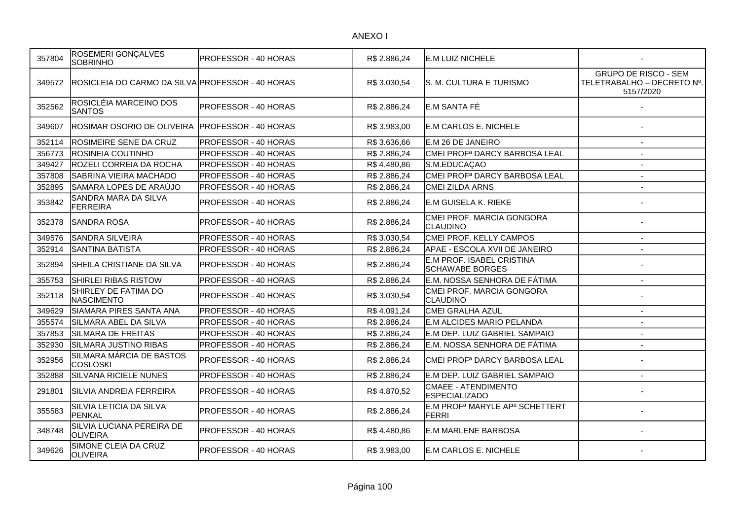ANEXO I

| | | | | | |
|---|---|---|---|---|---|
| 357804 | ROSEMERI GONÇALVES SOBRINHO | PROFESSOR - 40 HORAS | R$ 2.886,24 | E.M LUIZ NICHELE | - |
| 349572 | ROSICLEIA DO CARMO DA SILVA | PROFESSOR - 40 HORAS | R$ 3.030,54 | S. M. CULTURA E TURISMO | GRUPO DE RISCO - SEM TELETRABALHO – DECRETO Nº. 5157/2020 |
| 352562 | ROSICLÉIA MARCEINO DOS SANTOS | PROFESSOR - 40 HORAS | R$ 2.886,24 | E.M SANTA FÉ | - |
| 349607 | ROSIMAR OSORIO DE OLIVEIRA | PROFESSOR - 40 HORAS | R$ 3.983,00 | E.M CARLOS E. NICHELE | - |
| 352114 | ROSIMEIRE SENE DA CRUZ | PROFESSOR - 40 HORAS | R$ 3.636,66 | E.M 26 DE JANEIRO | - |
| 356773 | ROSINEIA COUTINHO | PROFESSOR - 40 HORAS | R$ 2.886,24 | CMEI PROFª DARCY BARBOSA LEAL | - |
| 349427 | ROZELI CORREIA DA ROCHA | PROFESSOR - 40 HORAS | R$ 4.480,86 | S.M.EDUCAÇAO | - |
| 357808 | SABRINA VIEIRA MACHADO | PROFESSOR - 40 HORAS | R$ 2.886,24 | CMEI PROFª DARCY BARBOSA LEAL | - |
| 352895 | SAMARA LOPES DE ARAÚJO | PROFESSOR - 40 HORAS | R$ 2.886,24 | CMEI ZILDA ARNS | - |
| 353842 | SANDRA MARA DA SILVA FERREIRA | PROFESSOR - 40 HORAS | R$ 2.886,24 | E.M GUISELA K. RIEKE | - |
| 352378 | SANDRA ROSA | PROFESSOR - 40 HORAS | R$ 2.886,24 | CMEI PROF. MARCIA GONGORA CLAUDINO | - |
| 349576 | SANDRA SILVEIRA | PROFESSOR - 40 HORAS | R$ 3.030,54 | CMEI PROF. KELLY CAMPOS | - |
| 352914 | SANTINA BATISTA | PROFESSOR - 40 HORAS | R$ 2.886,24 | APAE - ESCOLA XVII DE JANEIRO | - |
| 352894 | SHEILA CRISTIANE DA SILVA | PROFESSOR - 40 HORAS | R$ 2.886,24 | E.M PROF. ISABEL CRISTINA SCHAWABE BORGES | - |
| 355753 | SHIRLEI RIBAS RISTOW | PROFESSOR - 40 HORAS | R$ 2.886,24 | E.M. NOSSA SENHORA DE FÁTIMA | - |
| 352118 | SHIRLEY DE FATIMA DO NASCIMENTO | PROFESSOR - 40 HORAS | R$ 3.030,54 | CMEI PROF. MARCIA GONGORA CLAUDINO | - |
| 349629 | SIAMARA PIRES SANTA ANA | PROFESSOR - 40 HORAS | R$ 4.091,24 | CMEI GRALHA AZUL | - |
| 355574 | SILMARA ABEL DA SILVA | PROFESSOR - 40 HORAS | R$ 2.886,24 | E.M ALCIDES MARIO PELANDA | - |
| 357853 | SILMARA DE FREITAS | PROFESSOR - 40 HORAS | R$ 2.886,24 | E.M DEP. LUIZ GABRIEL SAMPAIO | - |
| 352930 | SILMARA JUSTINO RIBAS | PROFESSOR - 40 HORAS | R$ 2.886,24 | E.M. NOSSA SENHORA DE FÁTIMA | - |
| 352956 | SILMARA MÁRCIA DE BASTOS COSLOSKI | PROFESSOR - 40 HORAS | R$ 2.886,24 | CMEI PROFª DARCY BARBOSA LEAL | - |
| 352888 | SILVANA RICIELE NUNES | PROFESSOR - 40 HORAS | R$ 2.886,24 | E.M DEP. LUIZ GABRIEL SAMPAIO | - |
| 291801 | SILVIA ANDREIA FERREIRA | PROFESSOR - 40 HORAS | R$ 4.870,52 | CMAEE - ATENDIMENTO ESPECIALIZADO | - |
| 355583 | SILVIA LETICIA DA SILVA PENKAL | PROFESSOR - 40 HORAS | R$ 2.886,24 | E.M PROFª MARYLE APª SCHETTERT FERRI | - |
| 348748 | SILVIA LUCIANA PEREIRA DE OLIVEIRA | PROFESSOR - 40 HORAS | R$ 4.480,86 | E.M MARLENE BARBOSA | - |
| 349626 | SIMONE CLEIA DA CRUZ OLIVEIRA | PROFESSOR - 40 HORAS | R$ 3.983,00 | E.M CARLOS E. NICHELE | - |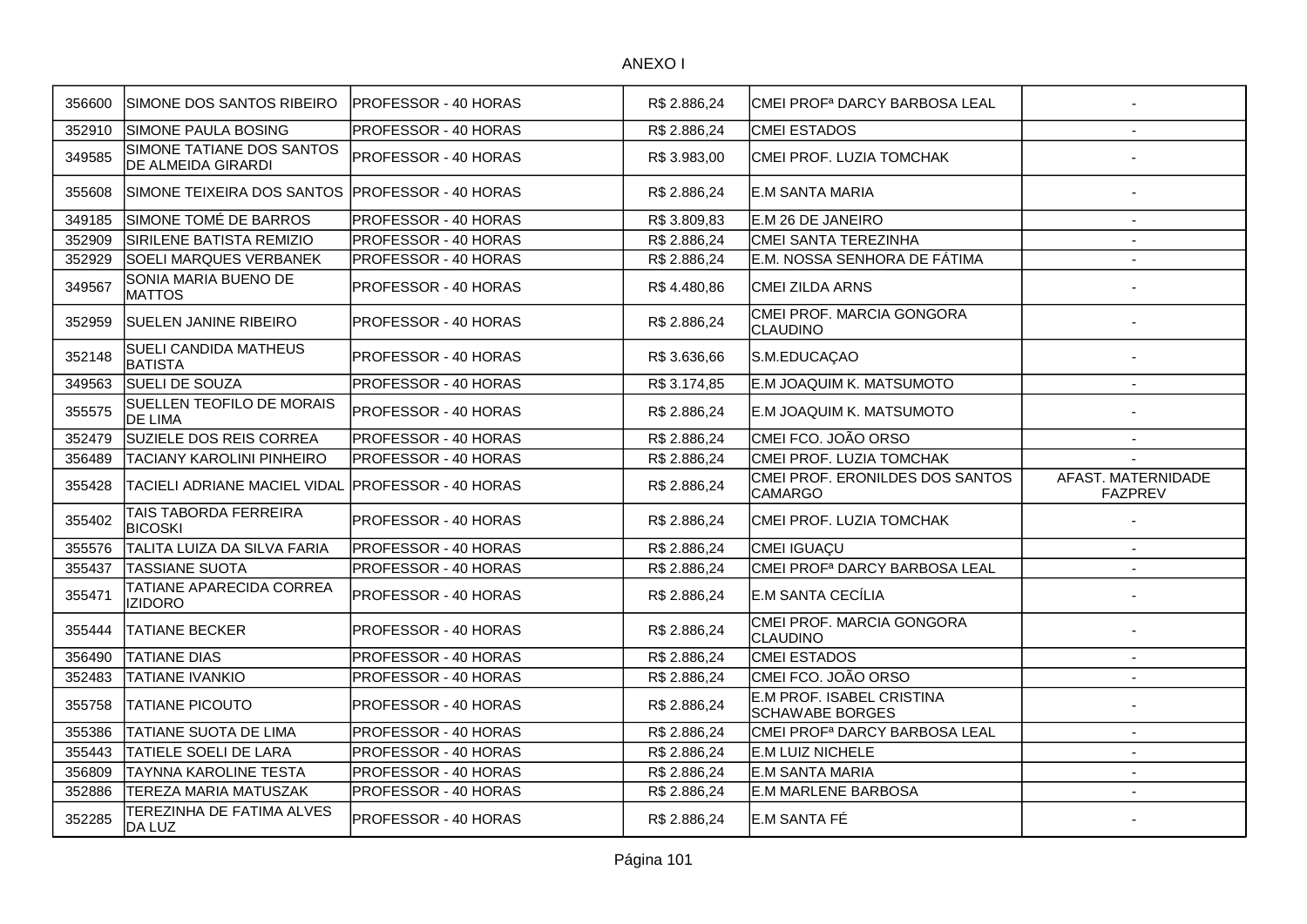ANEXO I

| | | | | | |
|---|---|---|---|---|---|
| 356600 | SIMONE DOS SANTOS RIBEIRO | PROFESSOR - 40 HORAS | R$ 2.886,24 | CMEI PROFª DARCY BARBOSA LEAL | - |
| 352910 | SIMONE PAULA BOSING | PROFESSOR - 40 HORAS | R$ 2.886,24 | CMEI ESTADOS | - |
| 349585 | SIMONE TATIANE DOS SANTOS DE ALMEIDA GIRARDI | PROFESSOR - 40 HORAS | R$ 3.983,00 | CMEI PROF. LUZIA TOMCHAK | - |
| 355608 | SIMONE TEIXEIRA DOS SANTOS | PROFESSOR - 40 HORAS | R$ 2.886,24 | E.M SANTA MARIA | - |
| 349185 | SIMONE TOMÉ DE BARROS | PROFESSOR - 40 HORAS | R$ 3.809,83 | E.M 26 DE JANEIRO | - |
| 352909 | SIRILENE BATISTA REMIZIO | PROFESSOR - 40 HORAS | R$ 2.886,24 | CMEI SANTA TEREZINHA | - |
| 352929 | SOELI MARQUES VERBANEK | PROFESSOR - 40 HORAS | R$ 2.886,24 | E.M. NOSSA SENHORA DE FÁTIMA | - |
| 349567 | SONIA MARIA BUENO DE MATTOS | PROFESSOR - 40 HORAS | R$ 4.480,86 | CMEI ZILDA ARNS | - |
| 352959 | SUELEN JANINE RIBEIRO | PROFESSOR - 40 HORAS | R$ 2.886,24 | CMEI PROF. MARCIA GONGORA CLAUDINO | - |
| 352148 | SUELI CANDIDA MATHEUS BATISTA | PROFESSOR - 40 HORAS | R$ 3.636,66 | S.M.EDUCAÇAO | - |
| 349563 | SUELI DE SOUZA | PROFESSOR - 40 HORAS | R$ 3.174,85 | E.M JOAQUIM K. MATSUMOTO | - |
| 355575 | SUELLEN TEOFILO DE MORAIS DE LIMA | PROFESSOR - 40 HORAS | R$ 2.886,24 | E.M JOAQUIM K. MATSUMOTO | - |
| 352479 | SUZIELE DOS REIS CORREA | PROFESSOR - 40 HORAS | R$ 2.886,24 | CMEI FCO. JOÃO ORSO | - |
| 356489 | TACIANY KAROLINI PINHEIRO | PROFESSOR - 40 HORAS | R$ 2.886,24 | CMEI PROF. LUZIA TOMCHAK | - |
| 355428 | TACIELI ADRIANE MACIEL VIDAL | PROFESSOR - 40 HORAS | R$ 2.886,24 | CMEI PROF. ERONILDES DOS SANTOS CAMARGO | AFAST. MATERNIDADE FAZPREV |
| 355402 | TAIS TABORDA FERREIRA BICOSKI | PROFESSOR - 40 HORAS | R$ 2.886,24 | CMEI PROF. LUZIA TOMCHAK | - |
| 355576 | TALITA LUIZA DA SILVA FARIA | PROFESSOR - 40 HORAS | R$ 2.886,24 | CMEI IGUAÇU | - |
| 355437 | TASSIANE SUOTA | PROFESSOR - 40 HORAS | R$ 2.886,24 | CMEI PROFª DARCY BARBOSA LEAL | - |
| 355471 | TATIANE APARECIDA CORREA IZIDORO | PROFESSOR - 40 HORAS | R$ 2.886,24 | E.M SANTA CECÍLIA | - |
| 355444 | TATIANE BECKER | PROFESSOR - 40 HORAS | R$ 2.886,24 | CMEI PROF. MARCIA GONGORA CLAUDINO | - |
| 356490 | TATIANE DIAS | PROFESSOR - 40 HORAS | R$ 2.886,24 | CMEI ESTADOS | - |
| 352483 | TATIANE IVANKIO | PROFESSOR - 40 HORAS | R$ 2.886,24 | CMEI FCO. JOÃO ORSO | - |
| 355758 | TATIANE PICOUTO | PROFESSOR - 40 HORAS | R$ 2.886,24 | E.M PROF. ISABEL CRISTINA SCHAWABE BORGES | - |
| 355386 | TATIANE SUOTA DE LIMA | PROFESSOR - 40 HORAS | R$ 2.886,24 | CMEI PROFª DARCY BARBOSA LEAL | - |
| 355443 | TATIELE SOELI DE LARA | PROFESSOR - 40 HORAS | R$ 2.886,24 | E.M LUIZ NICHELE | - |
| 356809 | TAYNNA KAROLINE TESTA | PROFESSOR - 40 HORAS | R$ 2.886,24 | E.M SANTA MARIA | - |
| 352886 | TEREZA MARIA MATUSZAK | PROFESSOR - 40 HORAS | R$ 2.886,24 | E.M MARLENE BARBOSA | - |
| 352285 | TEREZINHA DE FATIMA ALVES DA LUZ | PROFESSOR - 40 HORAS | R$ 2.886,24 | E.M SANTA FÉ | - |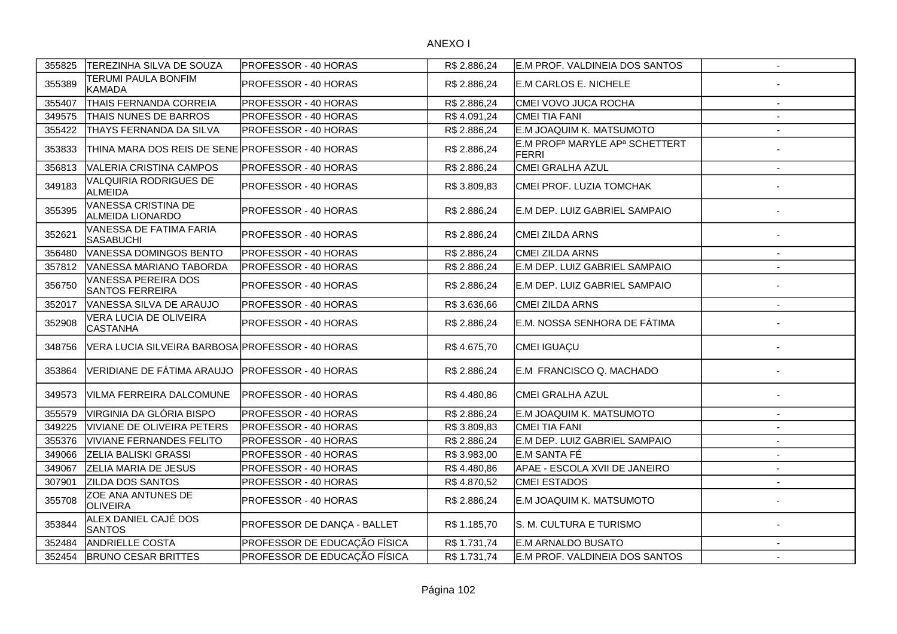ANEXO I

| | | | | | |
|---|---|---|---|---|---|
| 355825 | TEREZINHA SILVA DE SOUZA | PROFESSOR - 40 HORAS | R$ 2.886,24 | E.M PROF. VALDINEIA DOS SANTOS | - |
| 355389 | TERUMI PAULA BONFIM KAMADA | PROFESSOR - 40 HORAS | R$ 2.886,24 | E.M CARLOS E. NICHELE | - |
| 355407 | THAIS FERNANDA CORREIA | PROFESSOR - 40 HORAS | R$ 2.886,24 | CMEI VOVO JUCA ROCHA | - |
| 349575 | THAIS NUNES DE BARROS | PROFESSOR - 40 HORAS | R$ 4.091,24 | CMEI TIA FANI | - |
| 355422 | THAYS FERNANDA DA SILVA | PROFESSOR - 40 HORAS | R$ 2.886,24 | E.M JOAQUIM K. MATSUMOTO | - |
| 353833 | THINA MARA DOS REIS DE SENE | PROFESSOR - 40 HORAS | R$ 2.886,24 | E.M PROFª MARYLE APª SCHETTERT FERRI | - |
| 356813 | VALERIA CRISTINA CAMPOS | PROFESSOR - 40 HORAS | R$ 2.886,24 | CMEI GRALHA AZUL | - |
| 349183 | VALQUIRIA RODRIGUES DE ALMEIDA | PROFESSOR - 40 HORAS | R$ 3.809,83 | CMEI PROF. LUZIA TOMCHAK | - |
| 355395 | VANESSA CRISTINA DE ALMEIDA LIONARDO | PROFESSOR - 40 HORAS | R$ 2.886,24 | E.M DEP. LUIZ GABRIEL SAMPAIO | - |
| 352621 | VANESSA DE FATIMA FARIA SASABUCHI | PROFESSOR - 40 HORAS | R$ 2.886,24 | CMEI ZILDA ARNS | - |
| 356480 | VANESSA DOMINGOS BENTO | PROFESSOR - 40 HORAS | R$ 2.886,24 | CMEI ZILDA ARNS | - |
| 357812 | VANESSA MARIANO TABORDA | PROFESSOR - 40 HORAS | R$ 2.886,24 | E.M DEP. LUIZ GABRIEL SAMPAIO | - |
| 356750 | VANESSA PEREIRA DOS SANTOS FERREIRA | PROFESSOR - 40 HORAS | R$ 2.886,24 | E.M DEP. LUIZ GABRIEL SAMPAIO | - |
| 352017 | VANESSA SILVA DE ARAUJO | PROFESSOR - 40 HORAS | R$ 3.636,66 | CMEI ZILDA ARNS | - |
| 352908 | VERA LUCIA DE OLIVEIRA CASTANHA | PROFESSOR - 40 HORAS | R$ 2.886,24 | E.M. NOSSA SENHORA DE FÁTIMA | - |
| 348756 | VERA LUCIA SILVEIRA BARBOSA | PROFESSOR - 40 HORAS | R$ 4.675,70 | CMEI IGUAÇU | - |
| 353864 | VERIDIANE DE FÁTIMA ARAUJO | PROFESSOR - 40 HORAS | R$ 2.886,24 | E.M FRANCISCO Q. MACHADO | - |
| 349573 | VILMA FERREIRA DALCOMUNE | PROFESSOR - 40 HORAS | R$ 4.480,86 | CMEI GRALHA AZUL | - |
| 355579 | VIRGINIA DA GLÓRIA BISPO | PROFESSOR - 40 HORAS | R$ 2.886,24 | E.M JOAQUIM K. MATSUMOTO | - |
| 349225 | VIVIANE DE OLIVEIRA PETERS | PROFESSOR - 40 HORAS | R$ 3.809,83 | CMEI TIA FANI | - |
| 355376 | VIVIANE FERNANDES FELITO | PROFESSOR - 40 HORAS | R$ 2.886,24 | E.M DEP. LUIZ GABRIEL SAMPAIO | - |
| 349066 | ZELIA BALISKI GRASSI | PROFESSOR - 40 HORAS | R$ 3.983,00 | E.M SANTA FÉ | - |
| 349067 | ZELIA MARIA DE JESUS | PROFESSOR - 40 HORAS | R$ 4.480,86 | APAE - ESCOLA XVII DE JANEIRO | - |
| 307901 | ZILDA DOS SANTOS | PROFESSOR - 40 HORAS | R$ 4.870,52 | CMEI ESTADOS | - |
| 355708 | ZOE ANA ANTUNES DE OLIVEIRA | PROFESSOR - 40 HORAS | R$ 2.886,24 | E.M JOAQUIM K. MATSUMOTO | - |
| 353844 | ALEX DANIEL CAJÉ DOS SANTOS | PROFESSOR DE DANÇA - BALLET | R$ 1.185,70 | S. M. CULTURA E TURISMO | - |
| 352484 | ANDRIELLE COSTA | PROFESSOR DE EDUCAÇÃO FÍSICA | R$ 1.731,74 | E.M ARNALDO BUSATO | - |
| 352454 | BRUNO CESAR BRITTES | PROFESSOR DE EDUCAÇÃO FÍSICA | R$ 1.731,74 | E.M PROF. VALDINEIA DOS SANTOS | - |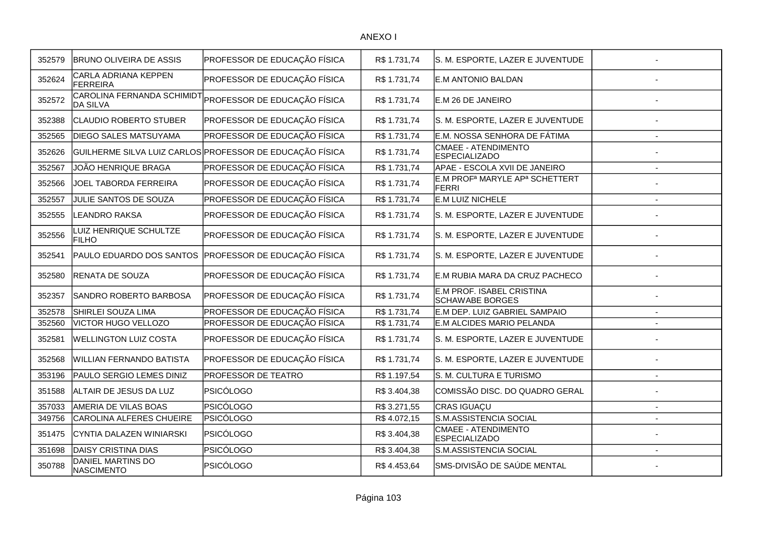ANEXO I

| | | | | | |
|---|---|---|---|---|---|
| 352579 | BRUNO OLIVEIRA DE ASSIS | PROFESSOR DE EDUCAÇÃO FÍSICA | R$ 1.731,74 | S. M. ESPORTE, LAZER E JUVENTUDE | - |
| 352624 | CARLA ADRIANA KEPPEN FERREIRA | PROFESSOR DE EDUCAÇÃO FÍSICA | R$ 1.731,74 | E.M ANTONIO BALDAN | - |
| 352572 | CAROLINA FERNANDA SCHIMIDT DA SILVA | PROFESSOR DE EDUCAÇÃO FÍSICA | R$ 1.731,74 | E.M 26 DE JANEIRO | - |
| 352388 | CLAUDIO ROBERTO STUBER | PROFESSOR DE EDUCAÇÃO FÍSICA | R$ 1.731,74 | S. M. ESPORTE, LAZER E JUVENTUDE | - |
| 352565 | DIEGO SALES MATSUYAMA | PROFESSOR DE EDUCAÇÃO FÍSICA | R$ 1.731,74 | E.M. NOSSA SENHORA DE FÁTIMA | - |
| 352626 | GUILHERME SILVA LUIZ CARLOS | PROFESSOR DE EDUCAÇÃO FÍSICA | R$ 1.731,74 | CMAEE - ATENDIMENTO ESPECIALIZADO | - |
| 352567 | JOÃO HENRIQUE BRAGA | PROFESSOR DE EDUCAÇÃO FÍSICA | R$ 1.731,74 | APAE - ESCOLA XVII DE JANEIRO | - |
| 352566 | JOEL TABORDA FERREIRA | PROFESSOR DE EDUCAÇÃO FÍSICA | R$ 1.731,74 | E.M PROFª MARYLE APª SCHETTERT FERRI | - |
| 352557 | JULIE SANTOS DE SOUZA | PROFESSOR DE EDUCAÇÃO FÍSICA | R$ 1.731,74 | E.M LUIZ NICHELE | - |
| 352555 | LEANDRO RAKSA | PROFESSOR DE EDUCAÇÃO FÍSICA | R$ 1.731,74 | S. M. ESPORTE, LAZER E JUVENTUDE | - |
| 352556 | LUIZ HENRIQUE SCHULTZE FILHO | PROFESSOR DE EDUCAÇÃO FÍSICA | R$ 1.731,74 | S. M. ESPORTE, LAZER E JUVENTUDE | - |
| 352541 | PAULO EDUARDO DOS SANTOS | PROFESSOR DE EDUCAÇÃO FÍSICA | R$ 1.731,74 | S. M. ESPORTE, LAZER E JUVENTUDE | - |
| 352580 | RENATA DE SOUZA | PROFESSOR DE EDUCAÇÃO FÍSICA | R$ 1.731,74 | E.M RUBIA MARA DA CRUZ PACHECO | - |
| 352357 | SANDRO ROBERTO BARBOSA | PROFESSOR DE EDUCAÇÃO FÍSICA | R$ 1.731,74 | E.M PROF. ISABEL CRISTINA SCHAWABE BORGES | - |
| 352578 | SHIRLEI SOUZA LIMA | PROFESSOR DE EDUCAÇÃO FÍSICA | R$ 1.731,74 | E.M DEP. LUIZ GABRIEL SAMPAIO | - |
| 352560 | VICTOR HUGO VELLOZO | PROFESSOR DE EDUCAÇÃO FÍSICA | R$ 1.731,74 | E.M ALCIDES MARIO PELANDA | - |
| 352581 | WELLINGTON LUIZ COSTA | PROFESSOR DE EDUCAÇÃO FÍSICA | R$ 1.731,74 | S. M. ESPORTE, LAZER E JUVENTUDE | - |
| 352568 | WILLIAN FERNANDO BATISTA | PROFESSOR DE EDUCAÇÃO FÍSICA | R$ 1.731,74 | S. M. ESPORTE, LAZER E JUVENTUDE | - |
| 353196 | PAULO SERGIO LEMES DINIZ | PROFESSOR DE TEATRO | R$ 1.197,54 | S. M. CULTURA E TURISMO | - |
| 351588 | ALTAIR DE JESUS DA LUZ | PSICÓLOGO | R$ 3.404,38 | COMISSÃO DISC. DO QUADRO GERAL | - |
| 357033 | AMERIA DE VILAS BOAS | PSICÓLOGO | R$ 3.271,55 | CRAS IGUAÇU | - |
| 349756 | CAROLINA ALFERES CHUEIRE | PSICÓLOGO | R$ 4.072,15 | S.M.ASSISTENCIA SOCIAL | - |
| 351475 | CYNTIA DALAZEN WINIARSKI | PSICÓLOGO | R$ 3.404,38 | CMAEE - ATENDIMENTO ESPECIALIZADO | - |
| 351698 | DAISY CRISTINA DIAS | PSICÓLOGO | R$ 3.404,38 | S.M.ASSISTENCIA SOCIAL | - |
| 350788 | DANIEL MARTINS DO NASCIMENTO | PSICÓLOGO | R$ 4.453,64 | SMS-DIVISÃO DE SAÚDE MENTAL | - |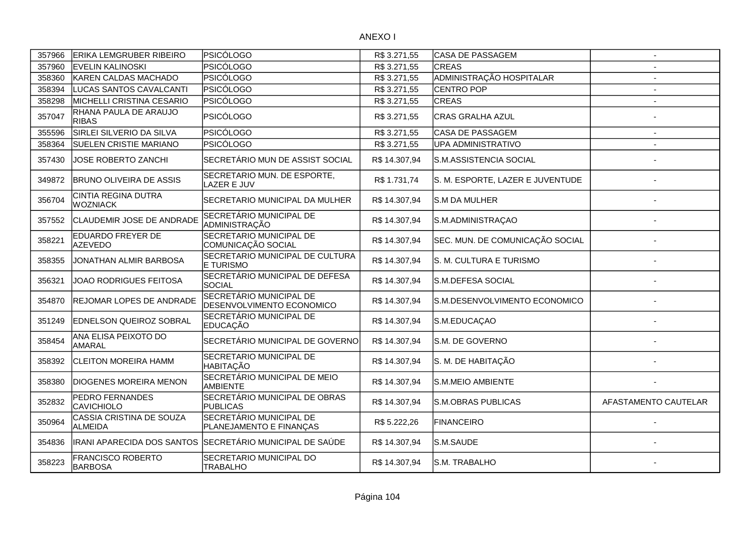ANEXO I

| | | | | | |
|---|---|---|---|---|---|
| 357966 | ERIKA LEMGRUBER RIBEIRO | PSICÓLOGO | R$ 3.271,55 | CASA DE PASSAGEM | - |
| 357960 | EVELIN KALINOSKI | PSICÓLOGO | R$ 3.271,55 | CREAS | - |
| 358360 | KAREN CALDAS MACHADO | PSICÓLOGO | R$ 3.271,55 | ADMINISTRAÇÃO HOSPITALAR | - |
| 358394 | LUCAS SANTOS CAVALCANTI | PSICÓLOGO | R$ 3.271,55 | CENTRO POP | - |
| 358298 | MICHELLI CRISTINA CESARIO | PSICÓLOGO | R$ 3.271,55 | CREAS | - |
| 357047 | RHANA PAULA DE ARAUJO RIBAS | PSICÓLOGO | R$ 3.271,55 | CRAS GRALHA AZUL | - |
| 355596 | SIRLEI SILVERIO DA SILVA | PSICÓLOGO | R$ 3.271,55 | CASA DE PASSAGEM | - |
| 358364 | SUELEN CRISTIE MARIANO | PSICÓLOGO | R$ 3.271,55 | UPA ADMINISTRATIVO | - |
| 357430 | JOSE ROBERTO ZANCHI | SECRETÁRIO MUN DE ASSIST SOCIAL | R$ 14.307,94 | S.M.ASSISTENCIA SOCIAL | - |
| 349872 | BRUNO OLIVEIRA DE ASSIS | SECRETARIO MUN. DE ESPORTE, LAZER E JUV | R$ 1.731,74 | S. M. ESPORTE, LAZER E JUVENTUDE | - |
| 356704 | CINTIA REGINA DUTRA WOZNIACK | SECRETARIO MUNICIPAL DA MULHER | R$ 14.307,94 | S.M DA MULHER | - |
| 357552 | CLAUDEMIR JOSE DE ANDRADE | SECRETÁRIO MUNICIPAL DE ADMINISTRAÇÃO | R$ 14.307,94 | S.M.ADMINISTRAÇAO | - |
| 358221 | EDUARDO FREYER DE AZEVEDO | SECRETARIO MUNICIPAL DE COMUNICAÇÃO SOCIAL | R$ 14.307,94 | SEC. MUN. DE COMUNICAÇÃO SOCIAL | - |
| 358355 | JONATHAN ALMIR BARBOSA | SECRETARIO MUNICIPAL DE CULTURA E TURISMO | R$ 14.307,94 | S. M. CULTURA E TURISMO | - |
| 356321 | JOAO RODRIGUES FEITOSA | SECRETÁRIO MUNICIPAL DE DEFESA SOCIAL | R$ 14.307,94 | S.M.DEFESA SOCIAL | - |
| 354870 | REJOMAR LOPES DE ANDRADE | SECRETÁRIO MUNICIPAL DE DESENVOLVIMENTO ECONOMICO | R$ 14.307,94 | S.M.DESENVOLVIMENTO ECONOMICO | - |
| 351249 | EDNELSON QUEIROZ SOBRAL | SECRETÁRIO MUNICIPAL DE EDUCAÇÃO | R$ 14.307,94 | S.M.EDUCAÇAO | - |
| 358454 | ANA ELISA PEIXOTO DO AMARAL | SECRETÁRIO MUNICIPAL DE GOVERNO | R$ 14.307,94 | S.M. DE GOVERNO | - |
| 358392 | CLEITON MOREIRA HAMM | SECRETARIO MUNICIPAL DE HABITAÇÃO | R$ 14.307,94 | S. M. DE HABITAÇÃO | - |
| 358380 | DIOGENES MOREIRA MENON | SECRETÁRIO MUNICIPAL DE MEIO AMBIENTE | R$ 14.307,94 | S.M.MEIO AMBIENTE | - |
| 352832 | PEDRO FERNANDES CAVICHIOLO | SECRETÁRIO MUNICIPAL DE OBRAS PUBLICAS | R$ 14.307,94 | S.M.OBRAS PUBLICAS | AFASTAMENTO CAUTELAR |
| 350964 | CASSIA CRISTINA DE SOUZA ALMEIDA | SECRETÁRIO MUNICIPAL DE PLANEJAMENTO E FINANÇAS | R$ 5.222,26 | FINANCEIRO | - |
| 354836 | IRANI APARECIDA DOS SANTOS | SECRETÁRIO MUNICIPAL DE SAÚDE | R$ 14.307,94 | S.M.SAUDE | - |
| 358223 | FRANCISCO ROBERTO BARBOSA | SECRETARIO MUNICIPAL DO TRABALHO | R$ 14.307,94 | S.M. TRABALHO | - |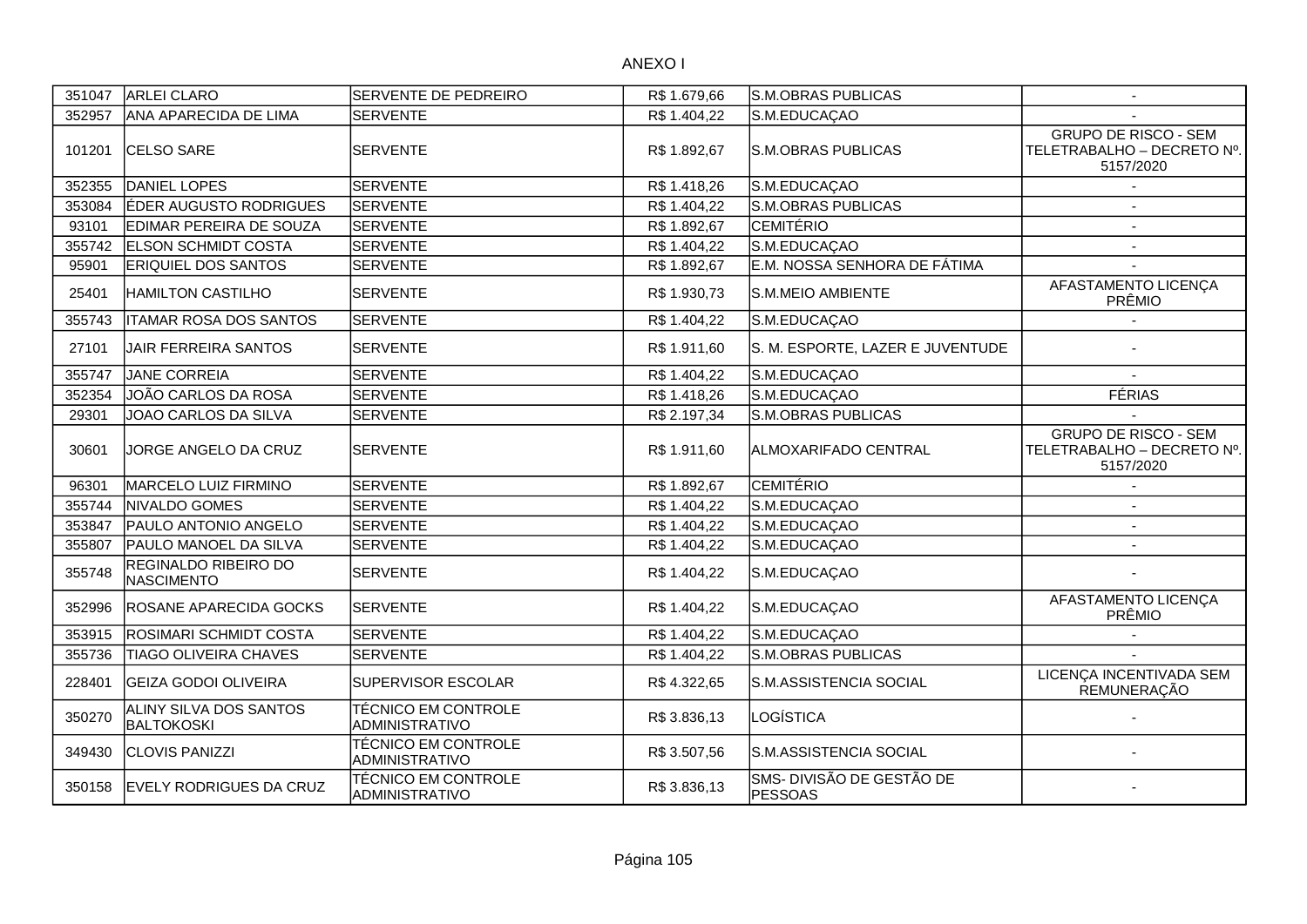ANEXO I

| | | | | | |
|---|---|---|---|---|---|
| 351047 | ARLEI CLARO | SERVENTE DE PEDREIRO | R$ 1.679,66 | S.M.OBRAS PUBLICAS | - |
| 352957 | ANA APARECIDA DE LIMA | SERVENTE | R$ 1.404,22 | S.M.EDUCAÇAO | - |
| 101201 | CELSO SARE | SERVENTE | R$ 1.892,67 | S.M.OBRAS PUBLICAS | GRUPO DE RISCO - SEM TELETRABALHO – DECRETO Nº. 5157/2020 |
| 352355 | DANIEL LOPES | SERVENTE | R$ 1.418,26 | S.M.EDUCAÇAO | - |
| 353084 | ÉDER AUGUSTO RODRIGUES | SERVENTE | R$ 1.404,22 | S.M.OBRAS PUBLICAS | - |
| 93101 | EDIMAR PEREIRA DE SOUZA | SERVENTE | R$ 1.892,67 | CEMITÉRIO | - |
| 355742 | ELSON SCHMIDT COSTA | SERVENTE | R$ 1.404,22 | S.M.EDUCAÇAO | - |
| 95901 | ERIQUIEL DOS SANTOS | SERVENTE | R$ 1.892,67 | E.M. NOSSA SENHORA DE FÁTIMA | - |
| 25401 | HAMILTON CASTILHO | SERVENTE | R$ 1.930,73 | S.M.MEIO AMBIENTE | AFASTAMENTO LICENÇA PRÊMIO |
| 355743 | ITAMAR ROSA DOS SANTOS | SERVENTE | R$ 1.404,22 | S.M.EDUCAÇAO | - |
| 27101 | JAIR FERREIRA SANTOS | SERVENTE | R$ 1.911,60 | S. M. ESPORTE, LAZER E JUVENTUDE | - |
| 355747 | JANE CORREIA | SERVENTE | R$ 1.404,22 | S.M.EDUCAÇAO | - |
| 352354 | JOÃO CARLOS DA ROSA | SERVENTE | R$ 1.418,26 | S.M.EDUCAÇAO | FÉRIAS |
| 29301 | JOAO CARLOS DA SILVA | SERVENTE | R$ 2.197,34 | S.M.OBRAS PUBLICAS | - |
| 30601 | JORGE ANGELO DA CRUZ | SERVENTE | R$ 1.911,60 | ALMOXARIFADO CENTRAL | GRUPO DE RISCO - SEM TELETRABALHO – DECRETO Nº. 5157/2020 |
| 96301 | MARCELO LUIZ FIRMINO | SERVENTE | R$ 1.892,67 | CEMITÉRIO | - |
| 355744 | NIVALDO GOMES | SERVENTE | R$ 1.404,22 | S.M.EDUCAÇAO | - |
| 353847 | PAULO ANTONIO ANGELO | SERVENTE | R$ 1.404,22 | S.M.EDUCAÇAO | - |
| 355807 | PAULO MANOEL DA SILVA | SERVENTE | R$ 1.404,22 | S.M.EDUCAÇAO | - |
| 355748 | REGINALDO RIBEIRO DO NASCIMENTO | SERVENTE | R$ 1.404,22 | S.M.EDUCAÇAO | - |
| 352996 | ROSANE APARECIDA GOCKS | SERVENTE | R$ 1.404,22 | S.M.EDUCAÇAO | AFASTAMENTO LICENÇA PRÊMIO |
| 353915 | ROSIMARI SCHMIDT COSTA | SERVENTE | R$ 1.404,22 | S.M.EDUCAÇAO | - |
| 355736 | TIAGO OLIVEIRA CHAVES | SERVENTE | R$ 1.404,22 | S.M.OBRAS PUBLICAS | - |
| 228401 | GEIZA GODOI OLIVEIRA | SUPERVISOR ESCOLAR | R$ 4.322,65 | S.M.ASSISTENCIA SOCIAL | LICENÇA INCENTIVADA SEM REMUNERAÇÃO |
| 350270 | ALINY SILVA DOS SANTOS BALTOKOSKI | TÉCNICO EM CONTROLE ADMINISTRATIVO | R$ 3.836,13 | LOGÍSTICA | - |
| 349430 | CLOVIS PANIZZI | TÉCNICO EM CONTROLE ADMINISTRATIVO | R$ 3.507,56 | S.M.ASSISTENCIA SOCIAL | - |
| 350158 | EVELY RODRIGUES DA CRUZ | TÉCNICO EM CONTROLE ADMINISTRATIVO | R$ 3.836,13 | SMS- DIVISÃO DE GESTÃO DE PESSOAS | - |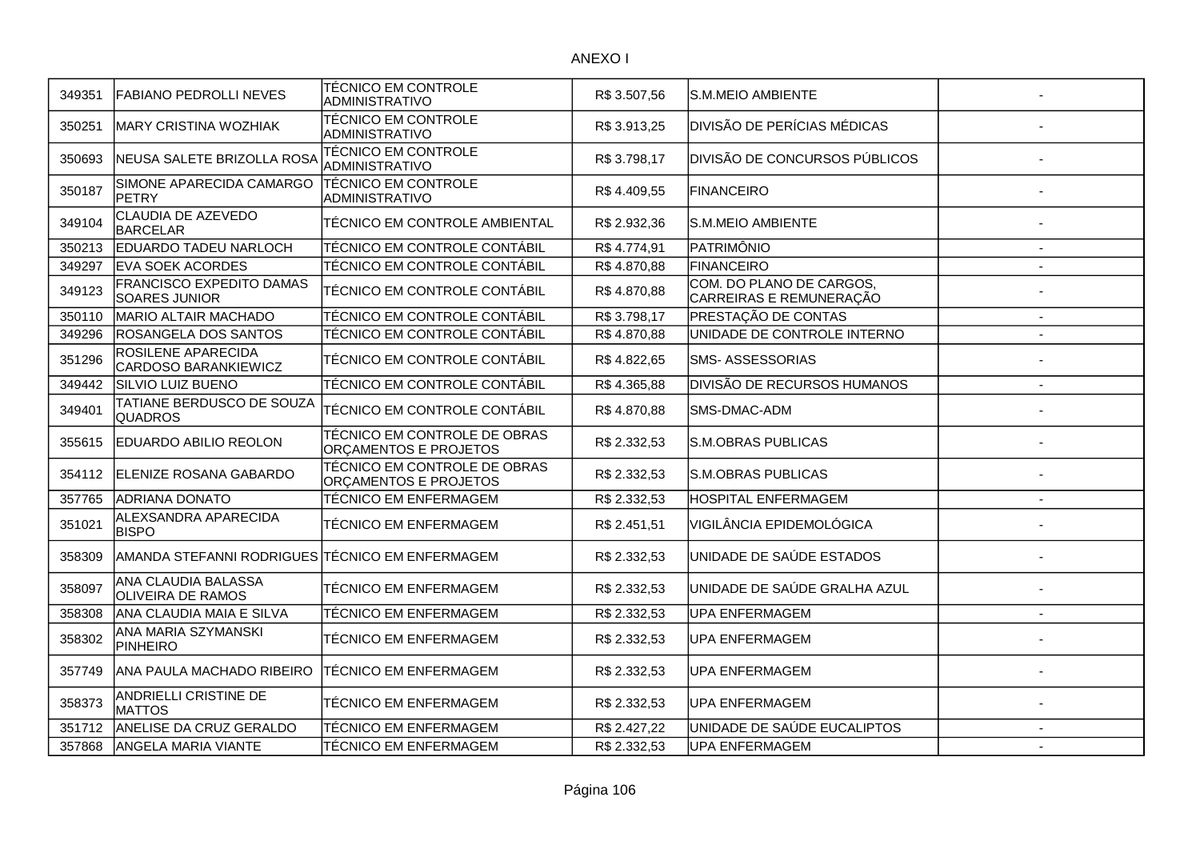ANEXO I

| | | | | | |
|---|---|---|---|---|---|
| 349351 | FABIANO PEDROLLI NEVES | TÉCNICO EM CONTROLE ADMINISTRATIVO | R$ 3.507,56 | S.M.MEIO AMBIENTE | - |
| 350251 | MARY CRISTINA WOZHIAK | TÉCNICO EM CONTROLE ADMINISTRATIVO | R$ 3.913,25 | DIVISÃO DE PERÍCIAS MÉDICAS | - |
| 350693 | NEUSA SALETE BRIZOLLA ROSA | TÉCNICO EM CONTROLE ADMINISTRATIVO | R$ 3.798,17 | DIVISÃO DE CONCURSOS PÚBLICOS | - |
| 350187 | SIMONE APARECIDA CAMARGO PETRY | TÉCNICO EM CONTROLE ADMINISTRATIVO | R$ 4.409,55 | FINANCEIRO | - |
| 349104 | CLAUDIA DE AZEVEDO BARCELAR | TÉCNICO EM CONTROLE AMBIENTAL | R$ 2.932,36 | S.M.MEIO AMBIENTE | - |
| 350213 | EDUARDO TADEU NARLOCH | TÉCNICO EM CONTROLE CONTÁBIL | R$ 4.774,91 | PATRIMÔNIO | - |
| 349297 | EVA SOEK ACORDES | TÉCNICO EM CONTROLE CONTÁBIL | R$ 4.870,88 | FINANCEIRO | - |
| 349123 | FRANCISCO EXPEDITO DAMAS SOARES JUNIOR | TÉCNICO EM CONTROLE CONTÁBIL | R$ 4.870,88 | COM. DO PLANO DE CARGOS, CARREIRAS E REMUNERAÇÃO | - |
| 350110 | MARIO ALTAIR MACHADO | TÉCNICO EM CONTROLE CONTÁBIL | R$ 3.798,17 | PRESTAÇÃO DE CONTAS | - |
| 349296 | ROSANGELA DOS SANTOS | TÉCNICO EM CONTROLE CONTÁBIL | R$ 4.870,88 | UNIDADE DE CONTROLE INTERNO | - |
| 351296 | ROSILENE APARECIDA CARDOSO BARANKIEWICZ | TÉCNICO EM CONTROLE CONTÁBIL | R$ 4.822,65 | SMS- ASSESSORIAS | - |
| 349442 | SILVIO LUIZ BUENO | TÉCNICO EM CONTROLE CONTÁBIL | R$ 4.365,88 | DIVISÃO DE RECURSOS HUMANOS | - |
| 349401 | TATIANE BERDUSCO DE SOUZA QUADROS | TÉCNICO EM CONTROLE CONTÁBIL | R$ 4.870,88 | SMS-DMAC-ADM | - |
| 355615 | EDUARDO ABILIO REOLON | TÉCNICO EM CONTROLE DE OBRAS ORÇAMENTOS E PROJETOS | R$ 2.332,53 | S.M.OBRAS PUBLICAS | - |
| 354112 | ELENIZE ROSANA GABARDO | TÉCNICO EM CONTROLE DE OBRAS ORÇAMENTOS E PROJETOS | R$ 2.332,53 | S.M.OBRAS PUBLICAS | - |
| 357765 | ADRIANA DONATO | TÉCNICO EM ENFERMAGEM | R$ 2.332,53 | HOSPITAL ENFERMAGEM | - |
| 351021 | ALEXSANDRA APARECIDA BISPO | TÉCNICO EM ENFERMAGEM | R$ 2.451,51 | VIGILÂNCIA EPIDEMOLÓGICA | - |
| 358309 | AMANDA STEFANNI RODRIGUES | TÉCNICO EM ENFERMAGEM | R$ 2.332,53 | UNIDADE DE SAÚDE ESTADOS | - |
| 358097 | ANA CLAUDIA BALASSA OLIVEIRA DE RAMOS | TÉCNICO EM ENFERMAGEM | R$ 2.332,53 | UNIDADE DE SAÚDE GRALHA AZUL | - |
| 358308 | ANA CLAUDIA MAIA E SILVA | TÉCNICO EM ENFERMAGEM | R$ 2.332,53 | UPA ENFERMAGEM | - |
| 358302 | ANA MARIA SZYMANSKI PINHEIRO | TÉCNICO EM ENFERMAGEM | R$ 2.332,53 | UPA ENFERMAGEM | - |
| 357749 | ANA PAULA MACHADO RIBEIRO | TÉCNICO EM ENFERMAGEM | R$ 2.332,53 | UPA ENFERMAGEM | - |
| 358373 | ANDRIELLI CRISTINE DE MATTOS | TÉCNICO EM ENFERMAGEM | R$ 2.332,53 | UPA ENFERMAGEM | - |
| 351712 | ANELISE DA CRUZ GERALDO | TÉCNICO EM ENFERMAGEM | R$ 2.427,22 | UNIDADE DE SAÚDE EUCALIPTOS | - |
| 357868 | ANGELA MARIA VIANTE | TÉCNICO EM ENFERMAGEM | R$ 2.332,53 | UPA ENFERMAGEM | - |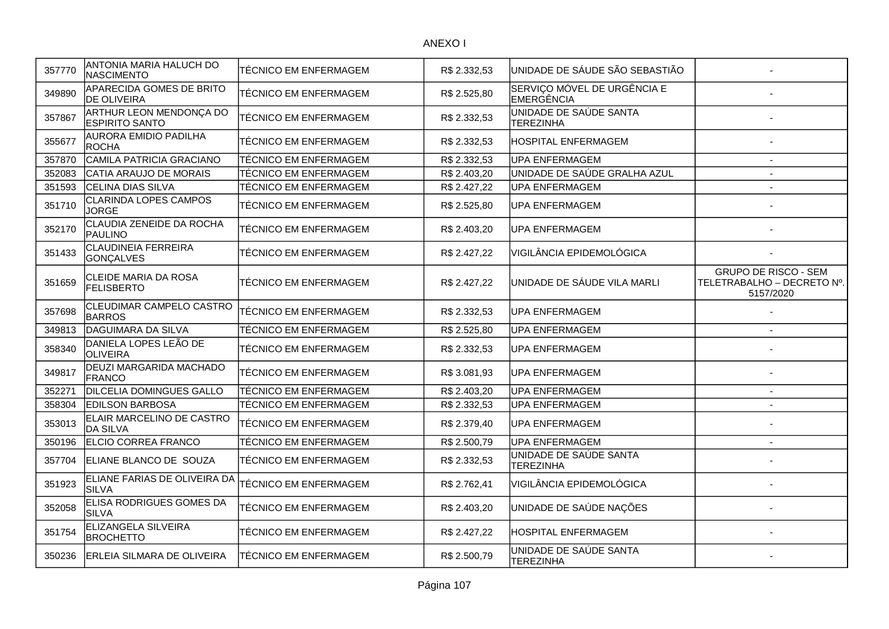ANEXO I

| | | | | | |
|---|---|---|---|---|---|
| 357770 | ANTONIA MARIA HALUCH DO NASCIMENTO | TÉCNICO EM ENFERMAGEM | R$ 2.332,53 | UNIDADE DE SÁUDE SÃO SEBASTIÃO | - |
| 349890 | APARECIDA GOMES DE BRITO DE OLIVEIRA | TÉCNICO EM ENFERMAGEM | R$ 2.525,80 | SERVIÇO MÓVEL DE URGÊNCIA E EMERGÊNCIA | - |
| 357867 | ARTHUR LEON MENDONÇA DO ESPIRITO SANTO | TÉCNICO EM ENFERMAGEM | R$ 2.332,53 | UNIDADE DE SAÚDE SANTA TEREZINHA | - |
| 355677 | AURORA EMIDIO PADILHA ROCHA | TÉCNICO EM ENFERMAGEM | R$ 2.332,53 | HOSPITAL ENFERMAGEM | - |
| 357870 | CAMILA PATRICIA GRACIANO | TÉCNICO EM ENFERMAGEM | R$ 2.332,53 | UPA ENFERMAGEM | - |
| 352083 | CATIA ARAUJO DE MORAIS | TÉCNICO EM ENFERMAGEM | R$ 2.403,20 | UNIDADE DE SAÚDE GRALHA AZUL | - |
| 351593 | CELINA DIAS SILVA | TÉCNICO EM ENFERMAGEM | R$ 2.427,22 | UPA ENFERMAGEM | - |
| 351710 | CLARINDA LOPES CAMPOS JORGE | TÉCNICO EM ENFERMAGEM | R$ 2.525,80 | UPA ENFERMAGEM | - |
| 352170 | CLAUDIA ZENEIDE DA ROCHA PAULINO | TÉCNICO EM ENFERMAGEM | R$ 2.403,20 | UPA ENFERMAGEM | - |
| 351433 | CLAUDINEIA FERREIRA GONÇALVES | TÉCNICO EM ENFERMAGEM | R$ 2.427,22 | VIGILÂNCIA EPIDEMOLÓGICA | - |
| 351659 | CLEIDE MARIA DA ROSA FELISBERTO | TÉCNICO EM ENFERMAGEM | R$ 2.427,22 | UNIDADE DE SÁUDE VILA MARLI | GRUPO DE RISCO - SEM TELETRABALHO – DECRETO Nº. 5157/2020 |
| 357698 | CLEUDIMAR CAMPELO CASTRO BARROS | TÉCNICO EM ENFERMAGEM | R$ 2.332,53 | UPA ENFERMAGEM | - |
| 349813 | DAGUIMARA DA SILVA | TÉCNICO EM ENFERMAGEM | R$ 2.525,80 | UPA ENFERMAGEM | - |
| 358340 | DANIELA LOPES LEÃO DE OLIVEIRA | TÉCNICO EM ENFERMAGEM | R$ 2.332,53 | UPA ENFERMAGEM | - |
| 349817 | DEUZI MARGARIDA MACHADO FRANCO | TÉCNICO EM ENFERMAGEM | R$ 3.081,93 | UPA ENFERMAGEM | - |
| 352271 | DILCELIA DOMINGUES GALLO | TÉCNICO EM ENFERMAGEM | R$ 2.403,20 | UPA ENFERMAGEM | - |
| 358304 | EDILSON BARBOSA | TÉCNICO EM ENFERMAGEM | R$ 2.332,53 | UPA ENFERMAGEM | - |
| 353013 | ELAIR MARCELINO DE CASTRO DA SILVA | TÉCNICO EM ENFERMAGEM | R$ 2.379,40 | UPA ENFERMAGEM | - |
| 350196 | ELCIO CORREA FRANCO | TÉCNICO EM ENFERMAGEM | R$ 2.500,79 | UPA ENFERMAGEM | - |
| 357704 | ELIANE BLANCO DE SOUZA | TÉCNICO EM ENFERMAGEM | R$ 2.332,53 | UNIDADE DE SAÚDE SANTA TEREZINHA | - |
| 351923 | ELIANE FARIAS DE OLIVEIRA DA SILVA | TÉCNICO EM ENFERMAGEM | R$ 2.762,41 | VIGILÂNCIA EPIDEMOLÓGICA | - |
| 352058 | ELISA RODRIGUES GOMES DA SILVA | TÉCNICO EM ENFERMAGEM | R$ 2.403,20 | UNIDADE DE SAÚDE NAÇÕES | - |
| 351754 | ELIZANGELA SILVEIRA BROCHETTO | TÉCNICO EM ENFERMAGEM | R$ 2.427,22 | HOSPITAL ENFERMAGEM | - |
| 350236 | ERLEIA SILMARA DE OLIVEIRA | TÉCNICO EM ENFERMAGEM | R$ 2.500,79 | UNIDADE DE SAÚDE SANTA TEREZINHA | - |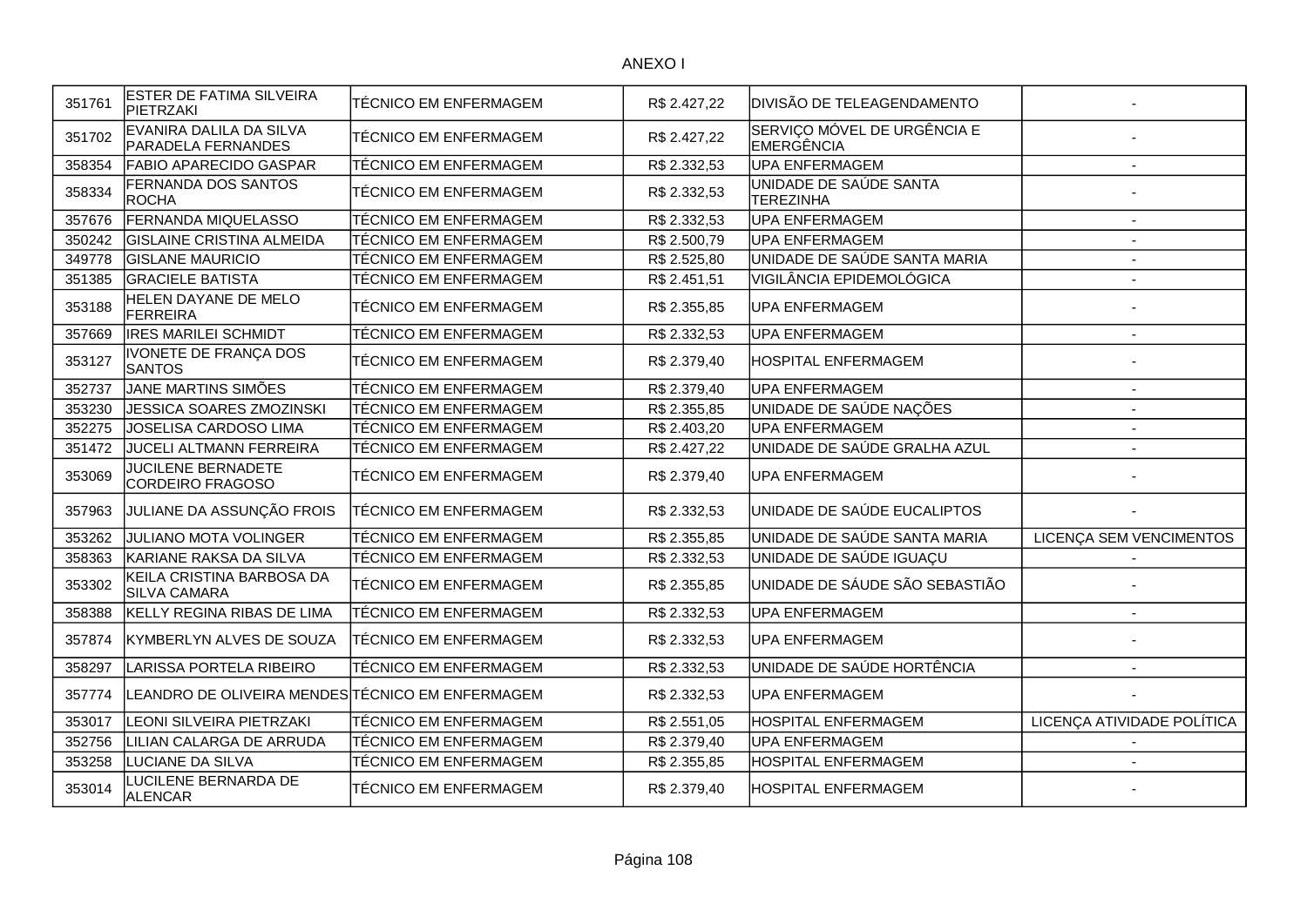ANEXO I

| | | | | | |
|---|---|---|---|---|---|
| 351761 | ESTER DE FATIMA SILVEIRA PIETRZAKI | TÉCNICO EM ENFERMAGEM | R$ 2.427,22 | DIVISÃO DE TELEAGENDAMENTO | - |
| 351702 | EVANIRA DALILA DA SILVA PARADELA FERNANDES | TÉCNICO EM ENFERMAGEM | R$ 2.427,22 | SERVIÇO MÓVEL DE URGÊNCIA E EMERGÊNCIA | - |
| 358354 | FABIO APARECIDO GASPAR | TÉCNICO EM ENFERMAGEM | R$ 2.332,53 | UPA ENFERMAGEM | - |
| 358334 | FERNANDA DOS SANTOS ROCHA | TÉCNICO EM ENFERMAGEM | R$ 2.332,53 | UNIDADE DE SAÚDE SANTA TEREZINHA | - |
| 357676 | FERNANDA MIQUELASSO | TÉCNICO EM ENFERMAGEM | R$ 2.332,53 | UPA ENFERMAGEM | - |
| 350242 | GISLAINE CRISTINA ALMEIDA | TÉCNICO EM ENFERMAGEM | R$ 2.500,79 | UPA ENFERMAGEM | - |
| 349778 | GISLANE MAURICIO | TÉCNICO EM ENFERMAGEM | R$ 2.525,80 | UNIDADE DE SAÚDE SANTA MARIA | - |
| 351385 | GRACIELE BATISTA | TÉCNICO EM ENFERMAGEM | R$ 2.451,51 | VIGILÂNCIA EPIDEMOLÓGICA | - |
| 353188 | HELEN DAYANE DE MELO FERREIRA | TÉCNICO EM ENFERMAGEM | R$ 2.355,85 | UPA ENFERMAGEM | - |
| 357669 | IRES MARILEI SCHMIDT | TÉCNICO EM ENFERMAGEM | R$ 2.332,53 | UPA ENFERMAGEM | - |
| 353127 | IVONETE DE FRANÇA DOS SANTOS | TÉCNICO EM ENFERMAGEM | R$ 2.379,40 | HOSPITAL ENFERMAGEM | - |
| 352737 | JANE MARTINS SIMÕES | TÉCNICO EM ENFERMAGEM | R$ 2.379,40 | UPA ENFERMAGEM | - |
| 353230 | JESSICA SOARES ZMOZINSKI | TÉCNICO EM ENFERMAGEM | R$ 2.355,85 | UNIDADE DE SAÚDE NAÇÕES | - |
| 352275 | JOSELISA CARDOSO LIMA | TÉCNICO EM ENFERMAGEM | R$ 2.403,20 | UPA ENFERMAGEM | - |
| 351472 | JUCELI ALTMANN FERREIRA | TÉCNICO EM ENFERMAGEM | R$ 2.427,22 | UNIDADE DE SAÚDE GRALHA AZUL | - |
| 353069 | JUCILENE BERNADETE CORDEIRO FRAGOSO | TÉCNICO EM ENFERMAGEM | R$ 2.379,40 | UPA ENFERMAGEM | - |
| 357963 | JULIANE DA ASSUNÇÃO FROIS | TÉCNICO EM ENFERMAGEM | R$ 2.332,53 | UNIDADE DE SAÚDE EUCALIPTOS | - |
| 353262 | JULIANO MOTA VOLINGER | TÉCNICO EM ENFERMAGEM | R$ 2.355,85 | UNIDADE DE SAÚDE SANTA MARIA | LICENÇA SEM VENCIMENTOS |
| 358363 | KARIANE RAKSA DA SILVA | TÉCNICO EM ENFERMAGEM | R$ 2.332,53 | UNIDADE DE SAÚDE IGUAÇU | - |
| 353302 | KEILA CRISTINA BARBOSA DA SILVA CAMARA | TÉCNICO EM ENFERMAGEM | R$ 2.355,85 | UNIDADE DE SÁUDE SÃO SEBASTIÃO | - |
| 358388 | KELLY REGINA RIBAS DE LIMA | TÉCNICO EM ENFERMAGEM | R$ 2.332,53 | UPA ENFERMAGEM | - |
| 357874 | KYMBERLYN ALVES DE SOUZA | TÉCNICO EM ENFERMAGEM | R$ 2.332,53 | UPA ENFERMAGEM | - |
| 358297 | LARISSA PORTELA RIBEIRO | TÉCNICO EM ENFERMAGEM | R$ 2.332,53 | UNIDADE DE SAÚDE HORTÊNCIA | - |
| 357774 | LEANDRO DE OLIVEIRA MENDES | TÉCNICO EM ENFERMAGEM | R$ 2.332,53 | UPA ENFERMAGEM | - |
| 353017 | LEONI SILVEIRA PIETRZAKI | TÉCNICO EM ENFERMAGEM | R$ 2.551,05 | HOSPITAL ENFERMAGEM | LICENÇA ATIVIDADE POLÍTICA |
| 352756 | LILIAN CALARGA DE ARRUDA | TÉCNICO EM ENFERMAGEM | R$ 2.379,40 | UPA ENFERMAGEM | - |
| 353258 | LUCIANE DA SILVA | TÉCNICO EM ENFERMAGEM | R$ 2.355,85 | HOSPITAL ENFERMAGEM | - |
| 353014 | LUCILENE BERNARDA DE ALENCAR | TÉCNICO EM ENFERMAGEM | R$ 2.379,40 | HOSPITAL ENFERMAGEM | - |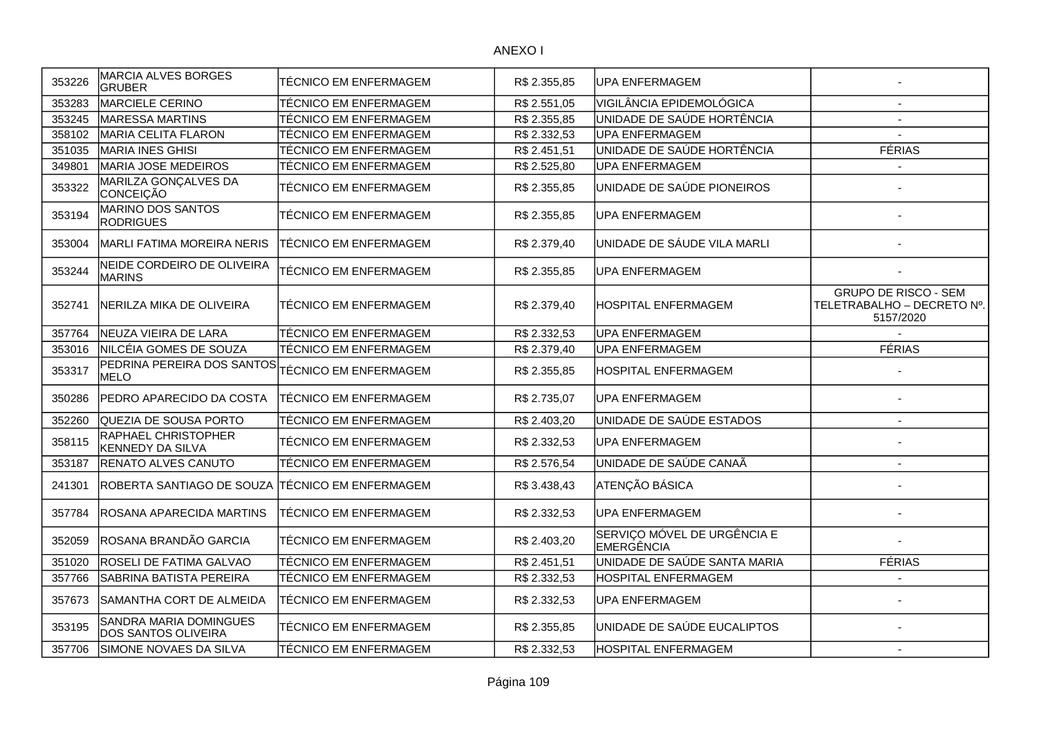ANEXO I

| | | | | | |
|---|---|---|---|---|---|
| 353226 | MARCIA ALVES BORGES GRUBER | TÉCNICO EM ENFERMAGEM | R$ 2.355,85 | UPA ENFERMAGEM | - |
| 353283 | MARCIELE CERINO | TÉCNICO EM ENFERMAGEM | R$ 2.551,05 | VIGILÂNCIA EPIDEMOLÓGICA | - |
| 353245 | MARESSA MARTINS | TÉCNICO EM ENFERMAGEM | R$ 2.355,85 | UNIDADE DE SAÚDE HORTÊNCIA | - |
| 358102 | MARIA CELITA FLARON | TÉCNICO EM ENFERMAGEM | R$ 2.332,53 | UPA ENFERMAGEM | - |
| 351035 | MARIA INES GHISI | TÉCNICO EM ENFERMAGEM | R$ 2.451,51 | UNIDADE DE SAÚDE HORTÊNCIA | FÉRIAS |
| 349801 | MARIA JOSE MEDEIROS | TÉCNICO EM ENFERMAGEM | R$ 2.525,80 | UPA ENFERMAGEM | - |
| 353322 | MARILZA GONÇALVES DA CONCEIÇÃO | TÉCNICO EM ENFERMAGEM | R$ 2.355,85 | UNIDADE DE SAÚDE PIONEIROS | - |
| 353194 | MARINO DOS SANTOS RODRIGUES | TÉCNICO EM ENFERMAGEM | R$ 2.355,85 | UPA ENFERMAGEM | - |
| 353004 | MARLI FATIMA MOREIRA NERIS | TÉCNICO EM ENFERMAGEM | R$ 2.379,40 | UNIDADE DE SÁUDE VILA MARLI | - |
| 353244 | NEIDE CORDEIRO DE OLIVEIRA MARINS | TÉCNICO EM ENFERMAGEM | R$ 2.355,85 | UPA ENFERMAGEM | - |
| 352741 | NERILZA MIKA DE OLIVEIRA | TÉCNICO EM ENFERMAGEM | R$ 2.379,40 | HOSPITAL ENFERMAGEM | GRUPO DE RISCO - SEM TELETRABALHO – DECRETO Nº. 5157/2020 |
| 357764 | NEUZA VIEIRA DE LARA | TÉCNICO EM ENFERMAGEM | R$ 2.332,53 | UPA ENFERMAGEM | - |
| 353016 | NILCÉIA GOMES DE SOUZA | TÉCNICO EM ENFERMAGEM | R$ 2.379,40 | UPA ENFERMAGEM | FÉRIAS |
| 353317 | PEDRINA PEREIRA DOS SANTOS MELO | TÉCNICO EM ENFERMAGEM | R$ 2.355,85 | HOSPITAL ENFERMAGEM | - |
| 350286 | PEDRO APARECIDO DA COSTA | TÉCNICO EM ENFERMAGEM | R$ 2.735,07 | UPA ENFERMAGEM | - |
| 352260 | QUEZIA DE SOUSA PORTO | TÉCNICO EM ENFERMAGEM | R$ 2.403,20 | UNIDADE DE SAÚDE ESTADOS | - |
| 358115 | RAPHAEL CHRISTOPHER KENNEDY DA SILVA | TÉCNICO EM ENFERMAGEM | R$ 2.332,53 | UPA ENFERMAGEM | - |
| 353187 | RENATO ALVES CANUTO | TÉCNICO EM ENFERMAGEM | R$ 2.576,54 | UNIDADE DE SAÚDE CANAÃ | - |
| 241301 | ROBERTA SANTIAGO DE SOUZA | TÉCNICO EM ENFERMAGEM | R$ 3.438,43 | ATENÇÃO BÁSICA | - |
| 357784 | ROSANA APARECIDA MARTINS | TÉCNICO EM ENFERMAGEM | R$ 2.332,53 | UPA ENFERMAGEM | - |
| 352059 | ROSANA BRANDÃO GARCIA | TÉCNICO EM ENFERMAGEM | R$ 2.403,20 | SERVIÇO MÓVEL DE URGÊNCIA E EMERGÊNCIA | - |
| 351020 | ROSELI DE FATIMA GALVAO | TÉCNICO EM ENFERMAGEM | R$ 2.451,51 | UNIDADE DE SAÚDE SANTA MARIA | FÉRIAS |
| 357766 | SABRINA BATISTA PEREIRA | TÉCNICO EM ENFERMAGEM | R$ 2.332,53 | HOSPITAL ENFERMAGEM | - |
| 357673 | SAMANTHA CORT DE ALMEIDA | TÉCNICO EM ENFERMAGEM | R$ 2.332,53 | UPA ENFERMAGEM | - |
| 353195 | SANDRA MARIA DOMINGUES DOS SANTOS OLIVEIRA | TÉCNICO EM ENFERMAGEM | R$ 2.355,85 | UNIDADE DE SAÚDE EUCALIPTOS | - |
| 357706 | SIMONE NOVAES DA SILVA | TÉCNICO EM ENFERMAGEM | R$ 2.332,53 | HOSPITAL ENFERMAGEM | - |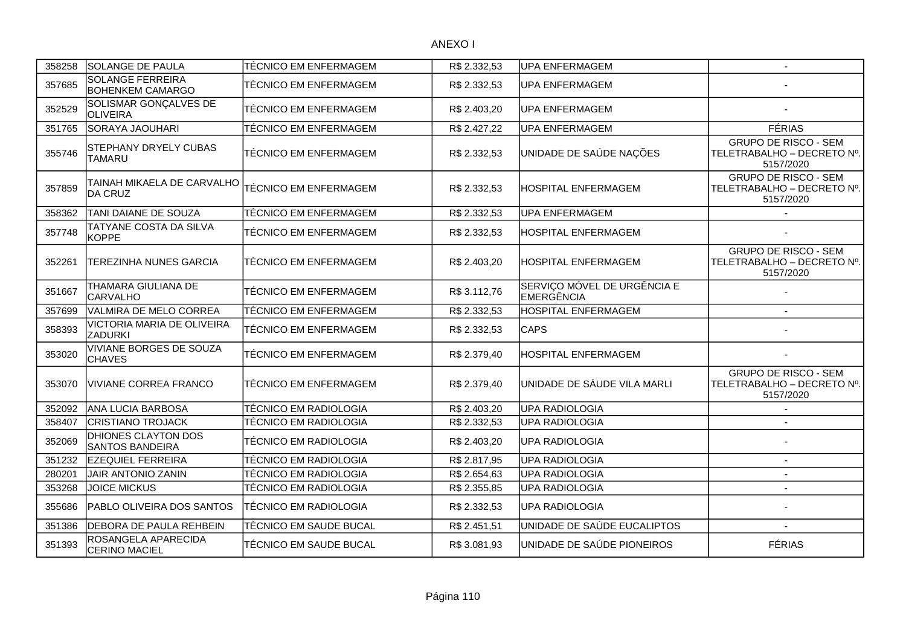ANEXO I

| | | | | | |
|---|---|---|---|---|---|
| 358258 | SOLANGE DE PAULA | TÉCNICO EM ENFERMAGEM | R$ 2.332,53 | UPA ENFERMAGEM | - |
| 357685 | SOLANGE FERREIRA BOHENKEM CAMARGO | TÉCNICO EM ENFERMAGEM | R$ 2.332,53 | UPA ENFERMAGEM | - |
| 352529 | SOLISMAR GONÇALVES DE OLIVEIRA | TÉCNICO EM ENFERMAGEM | R$ 2.403,20 | UPA ENFERMAGEM | - |
| 351765 | SORAYA JAOUHARI | TÉCNICO EM ENFERMAGEM | R$ 2.427,22 | UPA ENFERMAGEM | FÉRIAS |
| 355746 | STEPHANY DRYELY CUBAS TAMARU | TÉCNICO EM ENFERMAGEM | R$ 2.332,53 | UNIDADE DE SAÚDE NAÇÕES | GRUPO DE RISCO - SEM TELETRABALHO – DECRETO Nº. 5157/2020 |
| 357859 | TAINAH MIKAELA DE CARVALHO DA CRUZ | TÉCNICO EM ENFERMAGEM | R$ 2.332,53 | HOSPITAL ENFERMAGEM | GRUPO DE RISCO - SEM TELETRABALHO – DECRETO Nº. 5157/2020 |
| 358362 | TANI DAIANE DE SOUZA | TÉCNICO EM ENFERMAGEM | R$ 2.332,53 | UPA ENFERMAGEM | - |
| 357748 | TATYANE COSTA DA SILVA KOPPE | TÉCNICO EM ENFERMAGEM | R$ 2.332,53 | HOSPITAL ENFERMAGEM | - |
| 352261 | TEREZINHA NUNES GARCIA | TÉCNICO EM ENFERMAGEM | R$ 2.403,20 | HOSPITAL ENFERMAGEM | GRUPO DE RISCO - SEM TELETRABALHO – DECRETO Nº. 5157/2020 |
| 351667 | THAMARA GIULIANA DE CARVALHO | TÉCNICO EM ENFERMAGEM | R$ 3.112,76 | SERVIÇO MÓVEL DE URGÊNCIA E EMERGÊNCIA | - |
| 357699 | VALMIRA DE MELO CORREA | TÉCNICO EM ENFERMAGEM | R$ 2.332,53 | HOSPITAL ENFERMAGEM | - |
| 358393 | VICTORIA MARIA DE OLIVEIRA ZADURKI | TÉCNICO EM ENFERMAGEM | R$ 2.332,53 | CAPS | - |
| 353020 | VIVIANE BORGES DE SOUZA CHAVES | TÉCNICO EM ENFERMAGEM | R$ 2.379,40 | HOSPITAL ENFERMAGEM | - |
| 353070 | VIVIANE CORREA FRANCO | TÉCNICO EM ENFERMAGEM | R$ 2.379,40 | UNIDADE DE SÁUDE VILA MARLI | GRUPO DE RISCO - SEM TELETRABALHO – DECRETO Nº. 5157/2020 |
| 352092 | ANA LUCIA BARBOSA | TÉCNICO EM RADIOLOGIA | R$ 2.403,20 | UPA RADIOLOGIA | - |
| 358407 | CRISTIANO TROJACK | TÉCNICO EM RADIOLOGIA | R$ 2.332,53 | UPA RADIOLOGIA | - |
| 352069 | DHIONES CLAYTON DOS SANTOS BANDEIRA | TÉCNICO EM RADIOLOGIA | R$ 2.403,20 | UPA RADIOLOGIA | - |
| 351232 | EZEQUIEL FERREIRA | TÉCNICO EM RADIOLOGIA | R$ 2.817,95 | UPA RADIOLOGIA | - |
| 280201 | JAIR ANTONIO ZANIN | TÉCNICO EM RADIOLOGIA | R$ 2.654,63 | UPA RADIOLOGIA | - |
| 353268 | JOICE MICKUS | TÉCNICO EM RADIOLOGIA | R$ 2.355,85 | UPA RADIOLOGIA | - |
| 355686 | PABLO OLIVEIRA DOS SANTOS | TÉCNICO EM RADIOLOGIA | R$ 2.332,53 | UPA RADIOLOGIA | - |
| 351386 | DEBORA DE PAULA REHBEIN | TÉCNICO EM SAUDE BUCAL | R$ 2.451,51 | UNIDADE DE SAÚDE EUCALIPTOS | - |
| 351393 | ROSANGELA APARECIDA CERINO MACIEL | TÉCNICO EM SAUDE BUCAL | R$ 3.081,93 | UNIDADE DE SAÚDE PIONEIROS | FÉRIAS |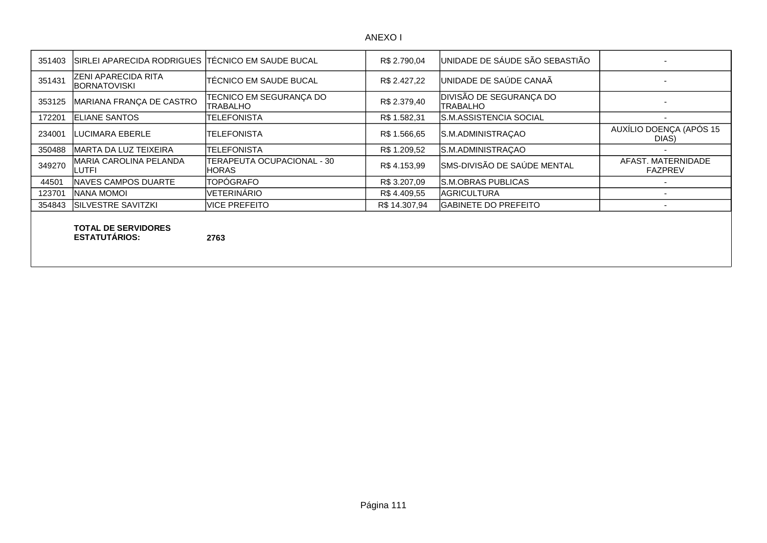ANEXO I

| | | | | | |
|---|---|---|---|---|---|
| 351403 | SIRLEI APARECIDA RODRIGUES | TÉCNICO EM SAUDE BUCAL | R$ 2.790,04 | UNIDADE DE SÁUDE SÃO SEBASTIÃO | - |
| 351431 | ZENI APARECIDA RITA BORNATOVISKI | TÉCNICO EM SAUDE BUCAL | R$ 2.427,22 | UNIDADE DE SAÚDE CANAÃ | - |
| 353125 | MARIANA FRANÇA DE CASTRO | TECNICO EM SEGURANÇA DO TRABALHO | R$ 2.379,40 | DIVISÃO DE SEGURANÇA DO TRABALHO | - |
| 172201 | ELIANE SANTOS | TELEFONISTA | R$ 1.582,31 | S.M.ASSISTENCIA SOCIAL | - |
| 234001 | LUCIMARA EBERLE | TELEFONISTA | R$ 1.566,65 | S.M.ADMINISTRAÇAO | AUXÍLIO DOENÇA (APÓS 15 DIAS) |
| 350488 | MARTA DA LUZ TEIXEIRA | TELEFONISTA | R$ 1.209,52 | S.M.ADMINISTRAÇAO | - |
| 349270 | MARIA CAROLINA PELANDA LUTFI | TERAPEUTA OCUPACIONAL - 30 HORAS | R$ 4.153,99 | SMS-DIVISÃO DE SAÚDE MENTAL | AFAST. MATERNIDADE FAZPREV |
| 44501 | NAVES CAMPOS DUARTE | TOPÓGRAFO | R$ 3.207,09 | S.M.OBRAS PUBLICAS | - |
| 123701 | NANA MOMOI | VETERINÁRIO | R$ 4.409,55 | AGRICULTURA | - |
| 354843 | SILVESTRE SAVITZKI | VICE PREFEITO | R$ 14.307,94 | GABINETE DO PREFEITO | - |

**TOTAL DE SERVIDORES ESTATUTÁRIOS:** **2763**